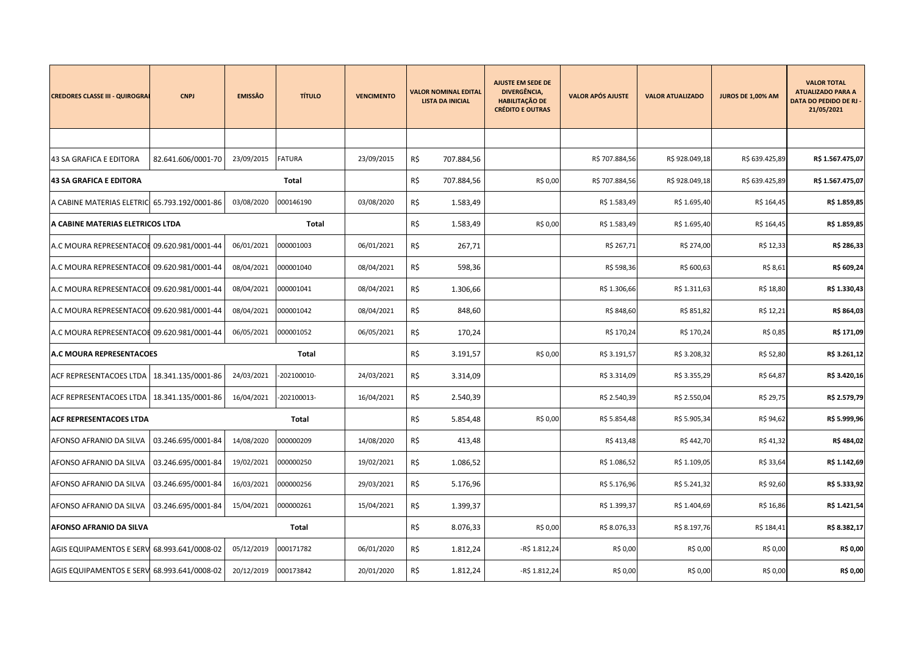| CREDORES CLASSE III - QUIROGRAI | CNPJ | EMISSÃO | TÍTULO | VENCIMENTO | VALOR NOMINAL EDITAL LISTA DA INICIAL | AJUSTE EM SEDE DE DIVERGÊNCIA, HABILITAÇÃO DE CRÉDITO E OUTRAS | VALOR APÓS AJUSTE | VALOR ATUALIZADO | JUROS DE 1,00% AM | VALOR TOTAL ATUALIZADO PARA A DATA DO PEDIDO DE RJ - 21/05/2021 |
|---|---|---|---|---|---|---|---|---|---|---|
| | | | | | | | | | | |
| 43 SA GRAFICA E EDITORA | 82.641.606/0001-70 | 23/09/2015 | FATURA | 23/09/2015 | R$ 707.884,56 | | R$ 707.884,56 | R$ 928.049,18 | R$ 639.425,89 | **R$ 1.567.475,07** |
| **43 SA GRAFICA E EDITORA** | | | **Total** | | R$ 707.884,56 | R$ 0,00 | R$ 707.884,56 | R$ 928.049,18 | R$ 639.425,89 | **R$ 1.567.475,07** |
| A CABINE MATERIAS ELETRIC | 65.793.192/0001-86 | 03/08/2020 | 000146190 | 03/08/2020 | R$ 1.583,49 | | R$ 1.583,49 | R$ 1.695,40 | R$ 164,45 | **R$ 1.859,85** |
| **A CABINE MATERIAS ELETRICOS LTDA** | | | **Total** | | R$ 1.583,49 | R$ 0,00 | R$ 1.583,49 | R$ 1.695,40 | R$ 164,45 | **R$ 1.859,85** |
| A.C MOURA REPRESENTACOE | 09.620.981/0001-44 | 06/01/2021 | 000001003 | 06/01/2021 | R$ 267,71 | | R$ 267,71 | R$ 274,00 | R$ 12,33 | **R$ 286,33** |
| A.C MOURA REPRESENTACOE | 09.620.981/0001-44 | 08/04/2021 | 000001040 | 08/04/2021 | R$ 598,36 | | R$ 598,36 | R$ 600,63 | R$ 8,61 | **R$ 609,24** |
| A.C MOURA REPRESENTACOE | 09.620.981/0001-44 | 08/04/2021 | 000001041 | 08/04/2021 | R$ 1.306,66 | | R$ 1.306,66 | R$ 1.311,63 | R$ 18,80 | **R$ 1.330,43** |
| A.C MOURA REPRESENTACOE | 09.620.981/0001-44 | 08/04/2021 | 000001042 | 08/04/2021 | R$ 848,60 | | R$ 848,60 | R$ 851,82 | R$ 12,21 | **R$ 864,03** |
| A.C MOURA REPRESENTACOE | 09.620.981/0001-44 | 06/05/2021 | 000001052 | 06/05/2021 | R$ 170,24 | | R$ 170,24 | R$ 170,24 | R$ 0,85 | **R$ 171,09** |
| **A.C MOURA REPRESENTACOES** | | | **Total** | | R$ 3.191,57 | R$ 0,00 | R$ 3.191,57 | R$ 3.208,32 | R$ 52,80 | **R$ 3.261,12** |
| ACF REPRESENTACOES LTDA | 18.341.135/0001-86 | 24/03/2021 | -202100010- | 24/03/2021 | R$ 3.314,09 | | R$ 3.314,09 | R$ 3.355,29 | R$ 64,87 | **R$ 3.420,16** |
| ACF REPRESENTACOES LTDA | 18.341.135/0001-86 | 16/04/2021 | -202100013- | 16/04/2021 | R$ 2.540,39 | | R$ 2.540,39 | R$ 2.550,04 | R$ 29,75 | **R$ 2.579,79** |
| **ACF REPRESENTACOES LTDA** | | | **Total** | | R$ 5.854,48 | R$ 0,00 | R$ 5.854,48 | R$ 5.905,34 | R$ 94,62 | **R$ 5.999,96** |
| AFONSO AFRANIO DA SILVA | 03.246.695/0001-84 | 14/08/2020 | 000000209 | 14/08/2020 | R$ 413,48 | | R$ 413,48 | R$ 442,70 | R$ 41,32 | **R$ 484,02** |
| AFONSO AFRANIO DA SILVA | 03.246.695/0001-84 | 19/02/2021 | 000000250 | 19/02/2021 | R$ 1.086,52 | | R$ 1.086,52 | R$ 1.109,05 | R$ 33,64 | **R$ 1.142,69** |
| AFONSO AFRANIO DA SILVA | 03.246.695/0001-84 | 16/03/2021 | 000000256 | 29/03/2021 | R$ 5.176,96 | | R$ 5.176,96 | R$ 5.241,32 | R$ 92,60 | **R$ 5.333,92** |
| AFONSO AFRANIO DA SILVA | 03.246.695/0001-84 | 15/04/2021 | 000000261 | 15/04/2021 | R$ 1.399,37 | | R$ 1.399,37 | R$ 1.404,69 | R$ 16,86 | **R$ 1.421,54** |
| **AFONSO AFRANIO DA SILVA** | | | **Total** | | R$ 8.076,33 | R$ 0,00 | R$ 8.076,33 | R$ 8.197,76 | R$ 184,41 | **R$ 8.382,17** |
| AGIS EQUIPAMENTOS E SERV | 68.993.641/0008-02 | 05/12/2019 | 000171782 | 06/01/2020 | R$ 1.812,24 | -R$ 1.812,24 | R$ 0,00 | R$ 0,00 | R$ 0,00 | **R$ 0,00** |
| AGIS EQUIPAMENTOS E SERV | 68.993.641/0008-02 | 20/12/2019 | 000173842 | 20/01/2020 | R$ 1.812,24 | -R$ 1.812,24 | R$ 0,00 | R$ 0,00 | R$ 0,00 | **R$ 0,00** |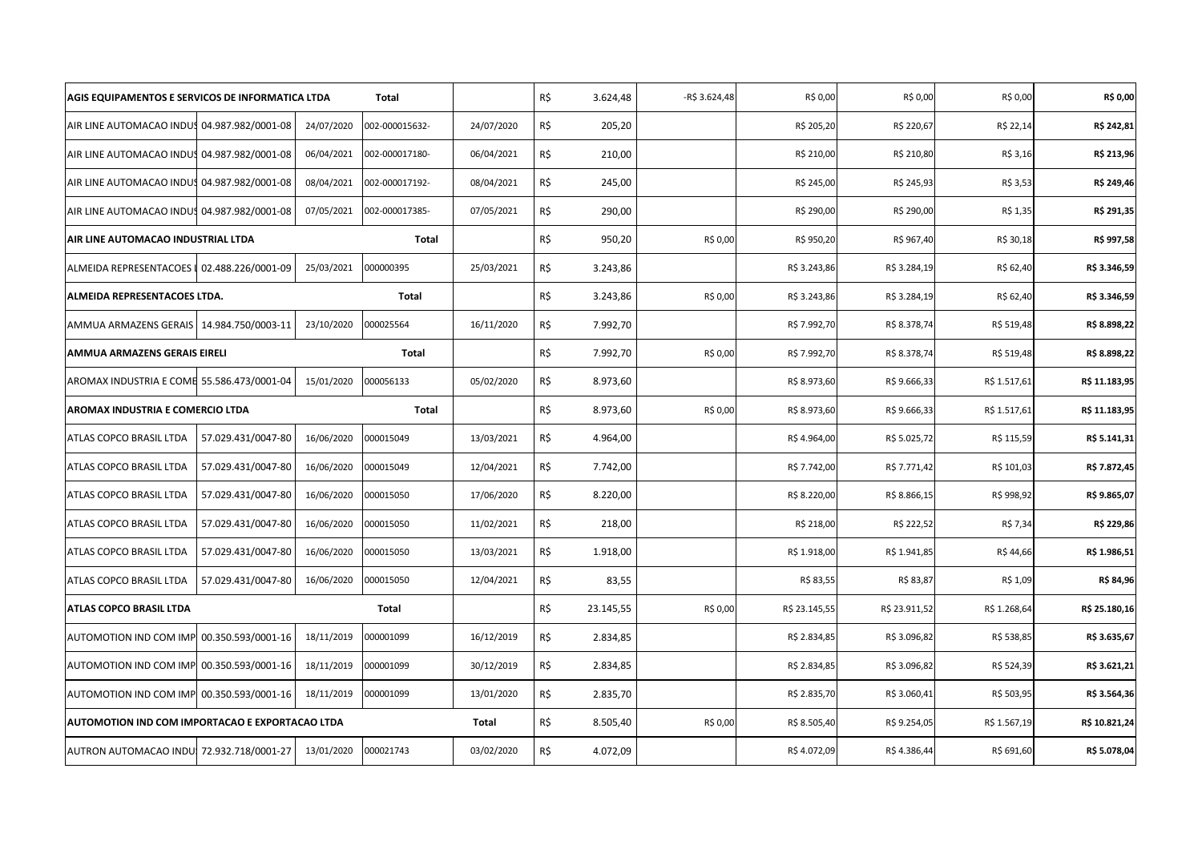| | | | | | | | | | | | |
|---|---|---|---|---|---|---|---|---|---|---|---|
| **AGIS EQUIPAMENTOS E SERVICOS DE INFORMATICA LTDA** | | | **Total** | | R$ | 3.624,48 | -R$ 3.624,48 | R$ 0,00 | R$ 0,00 | R$ 0,00 | **R$ 0,00** |
| AIR LINE AUTOMACAO INDUS | 04.987.982/0001-08 | 24/07/2020 | 002-000015632- | 24/07/2020 | R$ | 205,20 | | R$ 205,20 | R$ 220,67 | R$ 22,14 | **R$ 242,81** |
| AIR LINE AUTOMACAO INDUS | 04.987.982/0001-08 | 06/04/2021 | 002-000017180- | 06/04/2021 | R$ | 210,00 | | R$ 210,00 | R$ 210,80 | R$ 3,16 | **R$ 213,96** |
| AIR LINE AUTOMACAO INDUS | 04.987.982/0001-08 | 08/04/2021 | 002-000017192- | 08/04/2021 | R$ | 245,00 | | R$ 245,00 | R$ 245,93 | R$ 3,53 | **R$ 249,46** |
| AIR LINE AUTOMACAO INDUS | 04.987.982/0001-08 | 07/05/2021 | 002-000017385- | 07/05/2021 | R$ | 290,00 | | R$ 290,00 | R$ 290,00 | R$ 1,35 | **R$ 291,35** |
| **AIR LINE AUTOMACAO INDUSTRIAL LTDA** | | | **Total** | | R$ | 950,20 | R$ 0,00 | R$ 950,20 | R$ 967,40 | R$ 30,18 | **R$ 997,58** |
| ALMEIDA REPRESENTACOES L | 02.488.226/0001-09 | 25/03/2021 | 000000395 | 25/03/2021 | R$ | 3.243,86 | | R$ 3.243,86 | R$ 3.284,19 | R$ 62,40 | **R$ 3.346,59** |
| **ALMEIDA REPRESENTACOES LTDA.** | | | **Total** | | R$ | 3.243,86 | R$ 0,00 | R$ 3.243,86 | R$ 3.284,19 | R$ 62,40 | **R$ 3.346,59** |
| AMMUA ARMAZENS GERAIS | 14.984.750/0003-11 | 23/10/2020 | 000025564 | 16/11/2020 | R$ | 7.992,70 | | R$ 7.992,70 | R$ 8.378,74 | R$ 519,48 | **R$ 8.898,22** |
| **AMMUA ARMAZENS GERAIS EIRELI** | | | **Total** | | R$ | 7.992,70 | R$ 0,00 | R$ 7.992,70 | R$ 8.378,74 | R$ 519,48 | **R$ 8.898,22** |
| AROMAX INDUSTRIA E COME | 55.586.473/0001-04 | 15/01/2020 | 000056133 | 05/02/2020 | R$ | 8.973,60 | | R$ 8.973,60 | R$ 9.666,33 | R$ 1.517,61 | **R$ 11.183,95** |
| **AROMAX INDUSTRIA E COMERCIO LTDA** | | | **Total** | | R$ | 8.973,60 | R$ 0,00 | R$ 8.973,60 | R$ 9.666,33 | R$ 1.517,61 | **R$ 11.183,95** |
| ATLAS COPCO BRASIL LTDA | 57.029.431/0047-80 | 16/06/2020 | 000015049 | 13/03/2021 | R$ | 4.964,00 | | R$ 4.964,00 | R$ 5.025,72 | R$ 115,59 | **R$ 5.141,31** |
| ATLAS COPCO BRASIL LTDA | 57.029.431/0047-80 | 16/06/2020 | 000015049 | 12/04/2021 | R$ | 7.742,00 | | R$ 7.742,00 | R$ 7.771,42 | R$ 101,03 | **R$ 7.872,45** |
| ATLAS COPCO BRASIL LTDA | 57.029.431/0047-80 | 16/06/2020 | 000015050 | 17/06/2020 | R$ | 8.220,00 | | R$ 8.220,00 | R$ 8.866,15 | R$ 998,92 | **R$ 9.865,07** |
| ATLAS COPCO BRASIL LTDA | 57.029.431/0047-80 | 16/06/2020 | 000015050 | 11/02/2021 | R$ | 218,00 | | R$ 218,00 | R$ 222,52 | R$ 7,34 | **R$ 229,86** |
| ATLAS COPCO BRASIL LTDA | 57.029.431/0047-80 | 16/06/2020 | 000015050 | 13/03/2021 | R$ | 1.918,00 | | R$ 1.918,00 | R$ 1.941,85 | R$ 44,66 | **R$ 1.986,51** |
| ATLAS COPCO BRASIL LTDA | 57.029.431/0047-80 | 16/06/2020 | 000015050 | 12/04/2021 | R$ | 83,55 | | R$ 83,55 | R$ 83,87 | R$ 1,09 | **R$ 84,96** |
| **ATLAS COPCO BRASIL LTDA** | | | **Total** | | R$ | 23.145,55 | R$ 0,00 | R$ 23.145,55 | R$ 23.911,52 | R$ 1.268,64 | **R$ 25.180,16** |
| AUTOMOTION IND COM IMP | 00.350.593/0001-16 | 18/11/2019 | 000001099 | 16/12/2019 | R$ | 2.834,85 | | R$ 2.834,85 | R$ 3.096,82 | R$ 538,85 | **R$ 3.635,67** |
| AUTOMOTION IND COM IMP | 00.350.593/0001-16 | 18/11/2019 | 000001099 | 30/12/2019 | R$ | 2.834,85 | | R$ 2.834,85 | R$ 3.096,82 | R$ 524,39 | **R$ 3.621,21** |
| AUTOMOTION IND COM IMP | 00.350.593/0001-16 | 18/11/2019 | 000001099 | 13/01/2020 | R$ | 2.835,70 | | R$ 2.835,70 | R$ 3.060,41 | R$ 503,95 | **R$ 3.564,36** |
| **AUTOMOTION IND COM IMPORTACAO E EXPORTACAO LTDA** | | | | **Total** | R$ | 8.505,40 | R$ 0,00 | R$ 8.505,40 | R$ 9.254,05 | R$ 1.567,19 | **R$ 10.821,24** |
| AUTRON AUTOMACAO INDU | 72.932.718/0001-27 | 13/01/2020 | 000021743 | 03/02/2020 | R$ | 4.072,09 | | R$ 4.072,09 | R$ 4.386,44 | R$ 691,60 | **R$ 5.078,04** |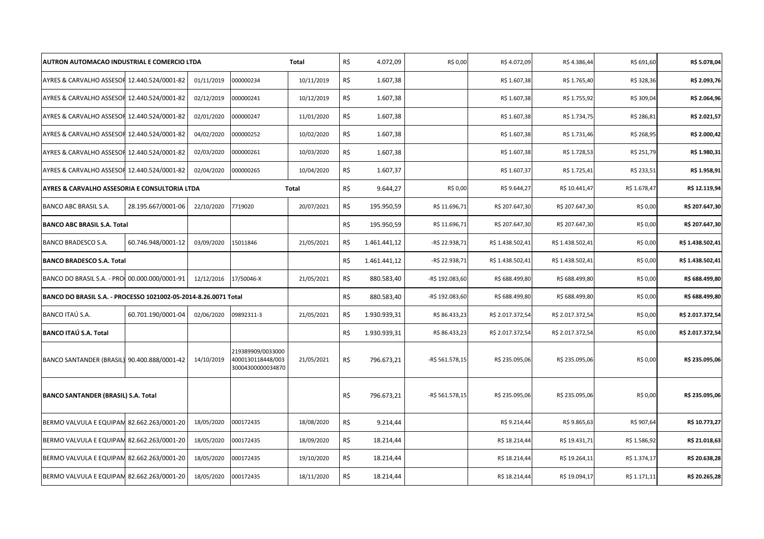| | | | | | | | | | | | |
|---|---|---|---|---|---|---|---|---|---|---|---|
| **AUTRON AUTOMACAO INDUSTRIAL E COMERCIO LTDA** | | | | **Total** | R$ | 4.072,09 | R$ 0,00 | R$ 4.072,09 | R$ 4.386,44 | R$ 691,60 | **R$ 5.078,04** |
| AYRES & CARVALHO ASSESOR | 12.440.524/0001-82 | 01/11/2019 | 000000234 | 10/11/2019 | R$ | 1.607,38 | | R$ 1.607,38 | R$ 1.765,40 | R$ 328,36 | **R$ 2.093,76** |
| AYRES & CARVALHO ASSESOR | 12.440.524/0001-82 | 02/12/2019 | 000000241 | 10/12/2019 | R$ | 1.607,38 | | R$ 1.607,38 | R$ 1.755,92 | R$ 309,04 | **R$ 2.064,96** |
| AYRES & CARVALHO ASSESOR | 12.440.524/0001-82 | 02/01/2020 | 000000247 | 11/01/2020 | R$ | 1.607,38 | | R$ 1.607,38 | R$ 1.734,75 | R$ 286,81 | **R$ 2.021,57** |
| AYRES & CARVALHO ASSESOR | 12.440.524/0001-82 | 04/02/2020 | 000000252 | 10/02/2020 | R$ | 1.607,38 | | R$ 1.607,38 | R$ 1.731,46 | R$ 268,95 | **R$ 2.000,42** |
| AYRES & CARVALHO ASSESOR | 12.440.524/0001-82 | 02/03/2020 | 000000261 | 10/03/2020 | R$ | 1.607,38 | | R$ 1.607,38 | R$ 1.728,53 | R$ 251,79 | **R$ 1.980,31** |
| AYRES & CARVALHO ASSESOR | 12.440.524/0001-82 | 02/04/2020 | 000000265 | 10/04/2020 | R$ | 1.607,37 | | R$ 1.607,37 | R$ 1.725,41 | R$ 233,51 | **R$ 1.958,91** |
| **AYRES & CARVALHO ASSESORIA E CONSULTORIA LTDA** | | | | **Total** | R$ | 9.644,27 | R$ 0,00 | R$ 9.644,27 | R$ 10.441,47 | R$ 1.678,47 | **R$ 12.119,94** |
| BANCO ABC BRASIL S.A. | 28.195.667/0001-06 | 22/10/2020 | 7719020 | 20/07/2021 | R$ | 195.950,59 | R$ 11.696,71 | R$ 207.647,30 | R$ 207.647,30 | R$ 0,00 | **R$ 207.647,30** |
| **BANCO ABC BRASIL S.A. Total** | | | | | R$ | 195.950,59 | R$ 11.696,71 | R$ 207.647,30 | R$ 207.647,30 | R$ 0,00 | **R$ 207.647,30** |
| BANCO BRADESCO S.A. | 60.746.948/0001-12 | 03/09/2020 | 15011846 | 21/05/2021 | R$ | 1.461.441,12 | -R$ 22.938,71 | R$ 1.438.502,41 | R$ 1.438.502,41 | R$ 0,00 | **R$ 1.438.502,41** |
| **BANCO BRADESCO S.A. Total** | | | | | R$ | 1.461.441,12 | -R$ 22.938,71 | R$ 1.438.502,41 | R$ 1.438.502,41 | R$ 0,00 | **R$ 1.438.502,41** |
| BANCO DO BRASIL S.A. - PRO | 00.000.000/0001-91 | 12/12/2016 | 17/50046-X | 21/05/2021 | R$ | 880.583,40 | -R$ 192.083,60 | R$ 688.499,80 | R$ 688.499,80 | R$ 0,00 | **R$ 688.499,80** |
| **BANCO DO BRASIL S.A. - PROCESSO 1021002-05-2014-8.26.0071 Total** | | | | | R$ | 880.583,40 | -R$ 192.083,60 | R$ 688.499,80 | R$ 688.499,80 | R$ 0,00 | **R$ 688.499,80** |
| BANCO ITAÚ S.A. | 60.701.190/0001-04 | 02/06/2020 | 09892311-3 | 21/05/2021 | R$ | 1.930.939,31 | R$ 86.433,23 | R$ 2.017.372,54 | R$ 2.017.372,54 | R$ 0,00 | **R$ 2.017.372,54** |
| **BANCO ITAÚ S.A. Total** | | | | | R$ | 1.930.939,31 | R$ 86.433,23 | R$ 2.017.372,54 | R$ 2.017.372,54 | R$ 0,00 | **R$ 2.017.372,54** |
| BANCO SANTANDER (BRASIL) | 90.400.888/0001-42 | 14/10/2019 | 219389909/0033000 4000130118448/003 30004300000034870 | 21/05/2021 | R$ | 796.673,21 | -R$ 561.578,15 | R$ 235.095,06 | R$ 235.095,06 | R$ 0,00 | **R$ 235.095,06** |
| **BANCO SANTANDER (BRASIL) S.A. Total** | | | | | R$ | 796.673,21 | -R$ 561.578,15 | R$ 235.095,06 | R$ 235.095,06 | R$ 0,00 | **R$ 235.095,06** |
| BERMO VALVULA E EQUIPAM | 82.662.263/0001-20 | 18/05/2020 | 000172435 | 18/08/2020 | R$ | 9.214,44 | | R$ 9.214,44 | R$ 9.865,63 | R$ 907,64 | **R$ 10.773,27** |
| BERMO VALVULA E EQUIPAM | 82.662.263/0001-20 | 18/05/2020 | 000172435 | 18/09/2020 | R$ | 18.214,44 | | R$ 18.214,44 | R$ 19.431,71 | R$ 1.586,92 | **R$ 21.018,63** |
| BERMO VALVULA E EQUIPAM | 82.662.263/0001-20 | 18/05/2020 | 000172435 | 19/10/2020 | R$ | 18.214,44 | | R$ 18.214,44 | R$ 19.264,11 | R$ 1.374,17 | **R$ 20.638,28** |
| BERMO VALVULA E EQUIPAM | 82.662.263/0001-20 | 18/05/2020 | 000172435 | 18/11/2020 | R$ | 18.214,44 | | R$ 18.214,44 | R$ 19.094,17 | R$ 1.171,11 | **R$ 20.265,28** |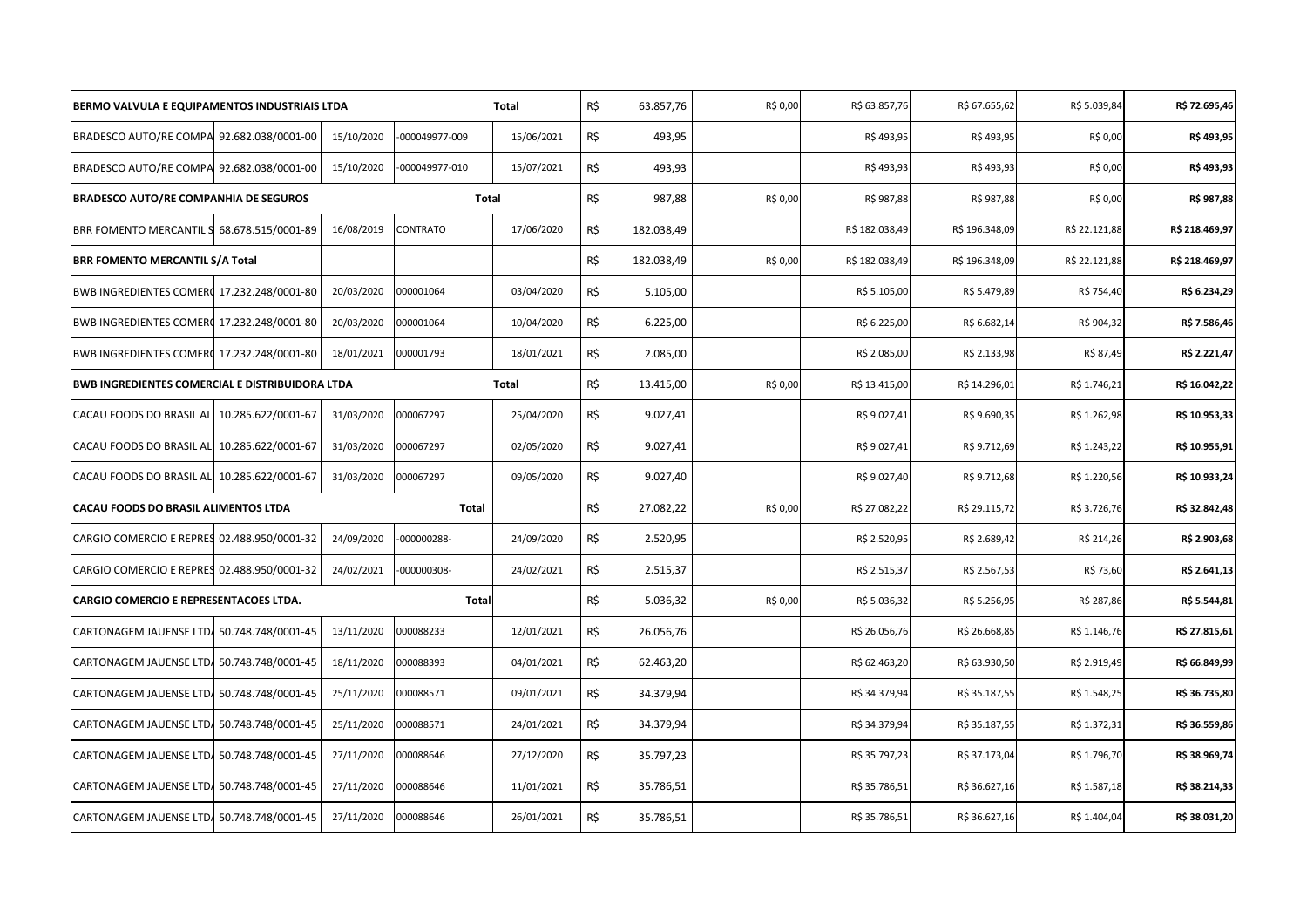| | | | | | | | | | | | |
|---|---|---|---|---|---|---|---|---|---|---|---|
| **BERMO VALVULA E EQUIPAMENTOS INDUSTRIAIS LTDA** | | | | **Total** | R$ | 63.857,76 | R$ 0,00 | R$ 63.857,76 | R$ 67.655,62 | R$ 5.039,84 | **R$ 72.695,46** |
| BRADESCO AUTO/RE COMPA | 92.682.038/0001-00 | 15/10/2020 | -000049977-009 | 15/06/2021 | R$ | 493,95 | | R$ 493,95 | R$ 493,95 | R$ 0,00 | **R$ 493,95** |
| BRADESCO AUTO/RE COMPA | 92.682.038/0001-00 | 15/10/2020 | -000049977-010 | 15/07/2021 | R$ | 493,93 | | R$ 493,93 | R$ 493,93 | R$ 0,00 | **R$ 493,93** |
| **BRADESCO AUTO/RE COMPANHIA DE SEGUROS** | | | **Total** | | R$ | 987,88 | R$ 0,00 | R$ 987,88 | R$ 987,88 | R$ 0,00 | **R$ 987,88** |
| BRR FOMENTO MERCANTIL S | 68.678.515/0001-89 | 16/08/2019 | CONTRATO | 17/06/2020 | R$ | 182.038,49 | | R$ 182.038,49 | R$ 196.348,09 | R$ 22.121,88 | **R$ 218.469,97** |
| **BRR FOMENTO MERCANTIL S/A Total** | | | | | R$ | 182.038,49 | R$ 0,00 | R$ 182.038,49 | R$ 196.348,09 | R$ 22.121,88 | **R$ 218.469,97** |
| BWB INGREDIENTES COMERC | 17.232.248/0001-80 | 20/03/2020 | 000001064 | 03/04/2020 | R$ | 5.105,00 | | R$ 5.105,00 | R$ 5.479,89 | R$ 754,40 | **R$ 6.234,29** |
| BWB INGREDIENTES COMERC | 17.232.248/0001-80 | 20/03/2020 | 000001064 | 10/04/2020 | R$ | 6.225,00 | | R$ 6.225,00 | R$ 6.682,14 | R$ 904,32 | **R$ 7.586,46** |
| BWB INGREDIENTES COMERC | 17.232.248/0001-80 | 18/01/2021 | 000001793 | 18/01/2021 | R$ | 2.085,00 | | R$ 2.085,00 | R$ 2.133,98 | R$ 87,49 | **R$ 2.221,47** |
| **BWB INGREDIENTES COMERCIAL E DISTRIBUIDORA LTDA** | | | | **Total** | R$ | 13.415,00 | R$ 0,00 | R$ 13.415,00 | R$ 14.296,01 | R$ 1.746,21 | **R$ 16.042,22** |
| CACAU FOODS DO BRASIL AL | 10.285.622/0001-67 | 31/03/2020 | 000067297 | 25/04/2020 | R$ | 9.027,41 | | R$ 9.027,41 | R$ 9.690,35 | R$ 1.262,98 | **R$ 10.953,33** |
| CACAU FOODS DO BRASIL AL | 10.285.622/0001-67 | 31/03/2020 | 000067297 | 02/05/2020 | R$ | 9.027,41 | | R$ 9.027,41 | R$ 9.712,69 | R$ 1.243,22 | **R$ 10.955,91** |
| CACAU FOODS DO BRASIL AL | 10.285.622/0001-67 | 31/03/2020 | 000067297 | 09/05/2020 | R$ | 9.027,40 | | R$ 9.027,40 | R$ 9.712,68 | R$ 1.220,56 | **R$ 10.933,24** |
| **CACAU FOODS DO BRASIL ALIMENTOS LTDA** | | | **Total** | | R$ | 27.082,22 | R$ 0,00 | R$ 27.082,22 | R$ 29.115,72 | R$ 3.726,76 | **R$ 32.842,48** |
| CARGIO COMERCIO E REPRES | 02.488.950/0001-32 | 24/09/2020 | -000000288- | 24/09/2020 | R$ | 2.520,95 | | R$ 2.520,95 | R$ 2.689,42 | R$ 214,26 | **R$ 2.903,68** |
| CARGIO COMERCIO E REPRES | 02.488.950/0001-32 | 24/02/2021 | -000000308- | 24/02/2021 | R$ | 2.515,37 | | R$ 2.515,37 | R$ 2.567,53 | R$ 73,60 | **R$ 2.641,13** |
| **CARGIO COMERCIO E REPRESENTACOES LTDA.** | | | **Total** | | R$ | 5.036,32 | R$ 0,00 | R$ 5.036,32 | R$ 5.256,95 | R$ 287,86 | **R$ 5.544,81** |
| CARTONAGEM JAUENSE LTDA | 50.748.748/0001-45 | 13/11/2020 | 000088233 | 12/01/2021 | R$ | 26.056,76 | | R$ 26.056,76 | R$ 26.668,85 | R$ 1.146,76 | **R$ 27.815,61** |
| CARTONAGEM JAUENSE LTDA | 50.748.748/0001-45 | 18/11/2020 | 000088393 | 04/01/2021 | R$ | 62.463,20 | | R$ 62.463,20 | R$ 63.930,50 | R$ 2.919,49 | **R$ 66.849,99** |
| CARTONAGEM JAUENSE LTDA | 50.748.748/0001-45 | 25/11/2020 | 000088571 | 09/01/2021 | R$ | 34.379,94 | | R$ 34.379,94 | R$ 35.187,55 | R$ 1.548,25 | **R$ 36.735,80** |
| CARTONAGEM JAUENSE LTDA | 50.748.748/0001-45 | 25/11/2020 | 000088571 | 24/01/2021 | R$ | 34.379,94 | | R$ 34.379,94 | R$ 35.187,55 | R$ 1.372,31 | **R$ 36.559,86** |
| CARTONAGEM JAUENSE LTDA | 50.748.748/0001-45 | 27/11/2020 | 000088646 | 27/12/2020 | R$ | 35.797,23 | | R$ 35.797,23 | R$ 37.173,04 | R$ 1.796,70 | **R$ 38.969,74** |
| CARTONAGEM JAUENSE LTDA | 50.748.748/0001-45 | 27/11/2020 | 000088646 | 11/01/2021 | R$ | 35.786,51 | | R$ 35.786,51 | R$ 36.627,16 | R$ 1.587,18 | **R$ 38.214,33** |
| CARTONAGEM JAUENSE LTDA | 50.748.748/0001-45 | 27/11/2020 | 000088646 | 26/01/2021 | R$ | 35.786,51 | | R$ 35.786,51 | R$ 36.627,16 | R$ 1.404,04 | **R$ 38.031,20** |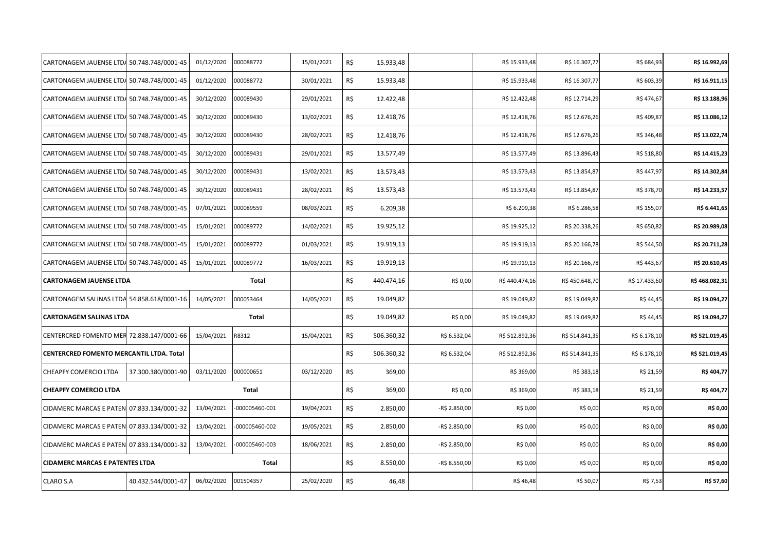| | | | | | | | | | | | |
|---|---|---|---|---|---|---|---|---|---|---|---|
| CARTONAGEM JAUENSE LTDA | 50.748.748/0001-45 | 01/12/2020 | 000088772 | 15/01/2021 | R$ | 15.933,48 | | R$ 15.933,48 | R$ 16.307,77 | R$ 684,93 | **R$ 16.992,69** |
| CARTONAGEM JAUENSE LTDA | 50.748.748/0001-45 | 01/12/2020 | 000088772 | 30/01/2021 | R$ | 15.933,48 | | R$ 15.933,48 | R$ 16.307,77 | R$ 603,39 | **R$ 16.911,15** |
| CARTONAGEM JAUENSE LTDA | 50.748.748/0001-45 | 30/12/2020 | 000089430 | 29/01/2021 | R$ | 12.422,48 | | R$ 12.422,48 | R$ 12.714,29 | R$ 474,67 | **R$ 13.188,96** |
| CARTONAGEM JAUENSE LTDA | 50.748.748/0001-45 | 30/12/2020 | 000089430 | 13/02/2021 | R$ | 12.418,76 | | R$ 12.418,76 | R$ 12.676,26 | R$ 409,87 | **R$ 13.086,12** |
| CARTONAGEM JAUENSE LTDA | 50.748.748/0001-45 | 30/12/2020 | 000089430 | 28/02/2021 | R$ | 12.418,76 | | R$ 12.418,76 | R$ 12.676,26 | R$ 346,48 | **R$ 13.022,74** |
| CARTONAGEM JAUENSE LTDA | 50.748.748/0001-45 | 30/12/2020 | 000089431 | 29/01/2021 | R$ | 13.577,49 | | R$ 13.577,49 | R$ 13.896,43 | R$ 518,80 | **R$ 14.415,23** |
| CARTONAGEM JAUENSE LTDA | 50.748.748/0001-45 | 30/12/2020 | 000089431 | 13/02/2021 | R$ | 13.573,43 | | R$ 13.573,43 | R$ 13.854,87 | R$ 447,97 | **R$ 14.302,84** |
| CARTONAGEM JAUENSE LTDA | 50.748.748/0001-45 | 30/12/2020 | 000089431 | 28/02/2021 | R$ | 13.573,43 | | R$ 13.573,43 | R$ 13.854,87 | R$ 378,70 | **R$ 14.233,57** |
| CARTONAGEM JAUENSE LTDA | 50.748.748/0001-45 | 07/01/2021 | 000089559 | 08/03/2021 | R$ | 6.209,38 | | R$ 6.209,38 | R$ 6.286,58 | R$ 155,07 | **R$ 6.441,65** |
| CARTONAGEM JAUENSE LTDA | 50.748.748/0001-45 | 15/01/2021 | 000089772 | 14/02/2021 | R$ | 19.925,12 | | R$ 19.925,12 | R$ 20.338,26 | R$ 650,82 | **R$ 20.989,08** |
| CARTONAGEM JAUENSE LTDA | 50.748.748/0001-45 | 15/01/2021 | 000089772 | 01/03/2021 | R$ | 19.919,13 | | R$ 19.919,13 | R$ 20.166,78 | R$ 544,50 | **R$ 20.711,28** |
| CARTONAGEM JAUENSE LTDA | 50.748.748/0001-45 | 15/01/2021 | 000089772 | 16/03/2021 | R$ | 19.919,13 | | R$ 19.919,13 | R$ 20.166,78 | R$ 443,67 | **R$ 20.610,45** |
| **CARTONAGEM JAUENSE LTDA** | | | **Total** | | R$ | 440.474,16 | R$ 0,00 | R$ 440.474,16 | R$ 450.648,70 | R$ 17.433,60 | **R$ 468.082,31** |
| CARTONAGEM SALINAS LTDA | 54.858.618/0001-16 | 14/05/2021 | 000053464 | 14/05/2021 | R$ | 19.049,82 | | R$ 19.049,82 | R$ 19.049,82 | R$ 44,45 | **R$ 19.094,27** |
| **CARTONAGEM SALINAS LTDA** | | | **Total** | | R$ | 19.049,82 | R$ 0,00 | R$ 19.049,82 | R$ 19.049,82 | R$ 44,45 | **R$ 19.094,27** |
| CENTERCRED FOMENTO MER | 72.838.147/0001-66 | 15/04/2021 | R8312 | 15/04/2021 | R$ | 506.360,32 | R$ 6.532,04 | R$ 512.892,36 | R$ 514.841,35 | R$ 6.178,10 | **R$ 521.019,45** |
| **CENTERCRED FOMENTO MERCANTIL LTDA. Total** | | | | | R$ | 506.360,32 | R$ 6.532,04 | R$ 512.892,36 | R$ 514.841,35 | R$ 6.178,10 | **R$ 521.019,45** |
| CHEAPFY COMERCIO LTDA | 37.300.380/0001-90 | 03/11/2020 | 000000651 | 03/12/2020 | R$ | 369,00 | | R$ 369,00 | R$ 383,18 | R$ 21,59 | **R$ 404,77** |
| **CHEAPFY COMERCIO LTDA** | | | **Total** | | R$ | 369,00 | R$ 0,00 | R$ 369,00 | R$ 383,18 | R$ 21,59 | **R$ 404,77** |
| CIDAMERC MARCAS E PATEN | 07.833.134/0001-32 | 13/04/2021 | -000005460-001 | 19/04/2021 | R$ | 2.850,00 | -R$ 2.850,00 | R$ 0,00 | R$ 0,00 | R$ 0,00 | **R$ 0,00** |
| CIDAMERC MARCAS E PATEN | 07.833.134/0001-32 | 13/04/2021 | -000005460-002 | 19/05/2021 | R$ | 2.850,00 | -R$ 2.850,00 | R$ 0,00 | R$ 0,00 | R$ 0,00 | **R$ 0,00** |
| CIDAMERC MARCAS E PATEN | 07.833.134/0001-32 | 13/04/2021 | -000005460-003 | 18/06/2021 | R$ | 2.850,00 | -R$ 2.850,00 | R$ 0,00 | R$ 0,00 | R$ 0,00 | **R$ 0,00** |
| **CIDAMERC MARCAS E PATENTES LTDA** | | | **Total** | | R$ | 8.550,00 | -R$ 8.550,00 | R$ 0,00 | R$ 0,00 | R$ 0,00 | **R$ 0,00** |
| CLARO S.A | 40.432.544/0001-47 | 06/02/2020 | 001504357 | 25/02/2020 | R$ | 46,48 | | R$ 46,48 | R$ 50,07 | R$ 7,53 | **R$ 57,60** |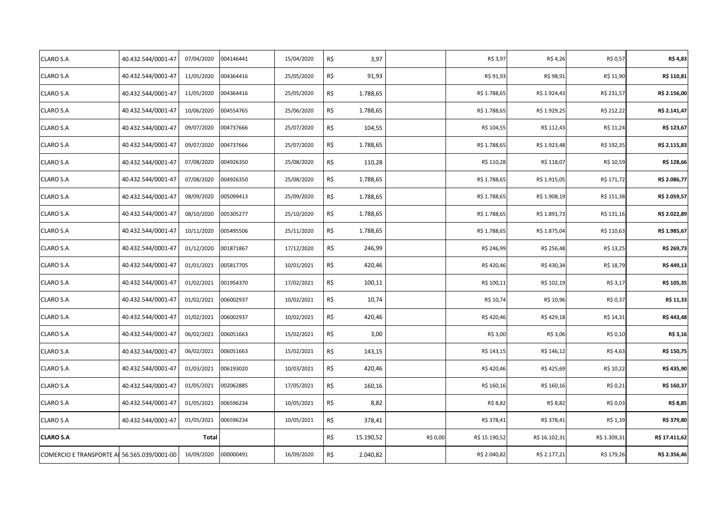| | | | | | | | | | | |
|---|---|---|---|---|---|---|---|---|---|---|
| CLARO S.A | 40.432.544/0001-47 | 07/04/2020 | 004146441 | 15/04/2020 | R$ 3,97 | | R$ 3,97 | R$ 4,26 | R$ 0,57 | **R$ 4,83** |
| CLARO S.A | 40.432.544/0001-47 | 11/05/2020 | 004364416 | 25/05/2020 | R$ 91,93 | | R$ 91,93 | R$ 98,91 | R$ 11,90 | **R$ 110,81** |
| CLARO S.A | 40.432.544/0001-47 | 11/05/2020 | 004364416 | 25/05/2020 | R$ 1.788,65 | | R$ 1.788,65 | R$ 1.924,43 | R$ 231,57 | **R$ 2.156,00** |
| CLARO S.A | 40.432.544/0001-47 | 10/06/2020 | 004554765 | 25/06/2020 | R$ 1.788,65 | | R$ 1.788,65 | R$ 1.929,25 | R$ 212,22 | **R$ 2.141,47** |
| CLARO S.A | 40.432.544/0001-47 | 09/07/2020 | 004737666 | 25/07/2020 | R$ 104,55 | | R$ 104,55 | R$ 112,43 | R$ 11,24 | **R$ 123,67** |
| CLARO S.A | 40.432.544/0001-47 | 09/07/2020 | 004737666 | 25/07/2020 | R$ 1.788,65 | | R$ 1.788,65 | R$ 1.923,48 | R$ 192,35 | **R$ 2.115,83** |
| CLARO S.A | 40.432.544/0001-47 | 07/08/2020 | 004926350 | 25/08/2020 | R$ 110,28 | | R$ 110,28 | R$ 118,07 | R$ 10,59 | **R$ 128,66** |
| CLARO S.A | 40.432.544/0001-47 | 07/08/2020 | 004926350 | 25/08/2020 | R$ 1.788,65 | | R$ 1.788,65 | R$ 1.915,05 | R$ 171,72 | **R$ 2.086,77** |
| CLARO S.A | 40.432.544/0001-47 | 08/09/2020 | 005099413 | 25/09/2020 | R$ 1.788,65 | | R$ 1.788,65 | R$ 1.908,19 | R$ 151,38 | **R$ 2.059,57** |
| CLARO S.A | 40.432.544/0001-47 | 08/10/2020 | 005305277 | 25/10/2020 | R$ 1.788,65 | | R$ 1.788,65 | R$ 1.891,73 | R$ 131,16 | **R$ 2.022,89** |
| CLARO S.A | 40.432.544/0001-47 | 10/11/2020 | 005495506 | 25/11/2020 | R$ 1.788,65 | | R$ 1.788,65 | R$ 1.875,04 | R$ 110,63 | **R$ 1.985,67** |
| CLARO S.A | 40.432.544/0001-47 | 01/12/2020 | 001871867 | 17/12/2020 | R$ 246,99 | | R$ 246,99 | R$ 256,48 | R$ 13,25 | **R$ 269,73** |
| CLARO S.A | 40.432.544/0001-47 | 01/01/2021 | 005817705 | 10/01/2021 | R$ 420,46 | | R$ 420,46 | R$ 430,34 | R$ 18,79 | **R$ 449,13** |
| CLARO S.A | 40.432.544/0001-47 | 01/02/2021 | 001954370 | 17/02/2021 | R$ 100,11 | | R$ 100,11 | R$ 102,19 | R$ 3,17 | **R$ 105,35** |
| CLARO S.A | 40.432.544/0001-47 | 01/02/2021 | 006002937 | 10/02/2021 | R$ 10,74 | | R$ 10,74 | R$ 10,96 | R$ 0,37 | **R$ 11,33** |
| CLARO S.A | 40.432.544/0001-47 | 01/02/2021 | 006002937 | 10/02/2021 | R$ 420,46 | | R$ 420,46 | R$ 429,18 | R$ 14,31 | **R$ 443,48** |
| CLARO S.A | 40.432.544/0001-47 | 06/02/2021 | 006051663 | 15/02/2021 | R$ 3,00 | | R$ 3,00 | R$ 3,06 | R$ 0,10 | **R$ 3,16** |
| CLARO S.A | 40.432.544/0001-47 | 06/02/2021 | 006051663 | 15/02/2021 | R$ 143,15 | | R$ 143,15 | R$ 146,12 | R$ 4,63 | **R$ 150,75** |
| CLARO S.A | 40.432.544/0001-47 | 01/03/2021 | 006193020 | 10/03/2021 | R$ 420,46 | | R$ 420,46 | R$ 425,69 | R$ 10,22 | **R$ 435,90** |
| CLARO S.A | 40.432.544/0001-47 | 01/05/2021 | 002062885 | 17/05/2021 | R$ 160,16 | | R$ 160,16 | R$ 160,16 | R$ 0,21 | **R$ 160,37** |
| CLARO S.A | 40.432.544/0001-47 | 01/05/2021 | 006596234 | 10/05/2021 | R$ 8,82 | | R$ 8,82 | R$ 8,82 | R$ 0,03 | **R$ 8,85** |
| CLARO S.A | 40.432.544/0001-47 | 01/05/2021 | 006596234 | 10/05/2021 | R$ 378,41 | | R$ 378,41 | R$ 378,41 | R$ 1,39 | **R$ 379,80** |
| **CLARO S.A** | | **Total** | | | R$ 15.190,52 | R$ 0,00 | R$ 15.190,52 | R$ 16.102,31 | R$ 1.309,31 | **R$ 17.411,62** |
| COMERCIO E TRANSPORTE A | 56.565.039/0001-00 | 16/09/2020 | 000000491 | 16/09/2020 | R$ 2.040,82 | | R$ 2.040,82 | R$ 2.177,21 | R$ 179,26 | **R$ 2.356,46** |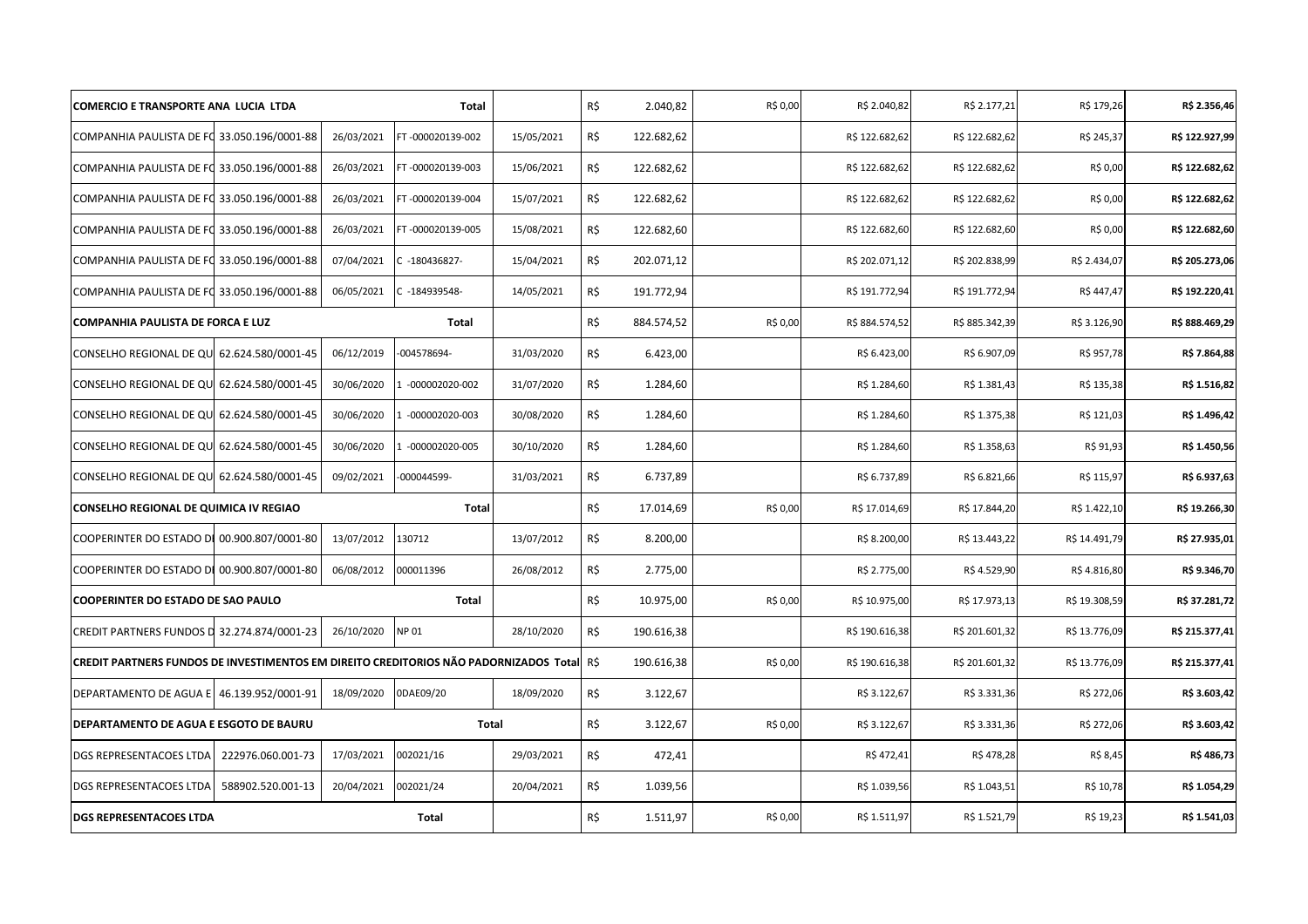| | | | | | | | | | | | |
|---|---|---|---|---|---|---|---|---|---|---|---|
| **COMERCIO E TRANSPORTE ANA LUCIA LTDA** | | | **Total** | | R$ | 2.040,82 | R$ 0,00 | R$ 2.040,82 | R$ 2.177,21 | R$ 179,26 | **R$ 2.356,46** |
| COMPANHIA PAULISTA DE FC | 33.050.196/0001-88 | 26/03/2021 | FT -000020139-002 | 15/05/2021 | R$ | 122.682,62 | | R$ 122.682,62 | R$ 122.682,62 | R$ 245,37 | **R$ 122.927,99** |
| COMPANHIA PAULISTA DE FC | 33.050.196/0001-88 | 26/03/2021 | FT -000020139-003 | 15/06/2021 | R$ | 122.682,62 | | R$ 122.682,62 | R$ 122.682,62 | R$ 0,00 | **R$ 122.682,62** |
| COMPANHIA PAULISTA DE FC | 33.050.196/0001-88 | 26/03/2021 | FT -000020139-004 | 15/07/2021 | R$ | 122.682,62 | | R$ 122.682,62 | R$ 122.682,62 | R$ 0,00 | **R$ 122.682,62** |
| COMPANHIA PAULISTA DE FC | 33.050.196/0001-88 | 26/03/2021 | FT -000020139-005 | 15/08/2021 | R$ | 122.682,60 | | R$ 122.682,60 | R$ 122.682,60 | R$ 0,00 | **R$ 122.682,60** |
| COMPANHIA PAULISTA DE FC | 33.050.196/0001-88 | 07/04/2021 | C -180436827- | 15/04/2021 | R$ | 202.071,12 | | R$ 202.071,12 | R$ 202.838,99 | R$ 2.434,07 | **R$ 205.273,06** |
| COMPANHIA PAULISTA DE FC | 33.050.196/0001-88 | 06/05/2021 | C -184939548- | 14/05/2021 | R$ | 191.772,94 | | R$ 191.772,94 | R$ 191.772,94 | R$ 447,47 | **R$ 192.220,41** |
| **COMPANHIA PAULISTA DE FORCA E LUZ** | | | **Total** | | R$ | 884.574,52 | R$ 0,00 | R$ 884.574,52 | R$ 885.342,39 | R$ 3.126,90 | **R$ 888.469,29** |
| CONSELHO REGIONAL DE QU | 62.624.580/0001-45 | 06/12/2019 | -004578694- | 31/03/2020 | R$ | 6.423,00 | | R$ 6.423,00 | R$ 6.907,09 | R$ 957,78 | **R$ 7.864,88** |
| CONSELHO REGIONAL DE QU | 62.624.580/0001-45 | 30/06/2020 | 1 -000002020-002 | 31/07/2020 | R$ | 1.284,60 | | R$ 1.284,60 | R$ 1.381,43 | R$ 135,38 | **R$ 1.516,82** |
| CONSELHO REGIONAL DE QU | 62.624.580/0001-45 | 30/06/2020 | 1 -000002020-003 | 30/08/2020 | R$ | 1.284,60 | | R$ 1.284,60 | R$ 1.375,38 | R$ 121,03 | **R$ 1.496,42** |
| CONSELHO REGIONAL DE QU | 62.624.580/0001-45 | 30/06/2020 | 1 -000002020-005 | 30/10/2020 | R$ | 1.284,60 | | R$ 1.284,60 | R$ 1.358,63 | R$ 91,93 | **R$ 1.450,56** |
| CONSELHO REGIONAL DE QU | 62.624.580/0001-45 | 09/02/2021 | -000044599- | 31/03/2021 | R$ | 6.737,89 | | R$ 6.737,89 | R$ 6.821,66 | R$ 115,97 | **R$ 6.937,63** |
| **CONSELHO REGIONAL DE QUIMICA IV REGIAO** | | | **Total** | | R$ | 17.014,69 | R$ 0,00 | R$ 17.014,69 | R$ 17.844,20 | R$ 1.422,10 | **R$ 19.266,30** |
| COOPERINTER DO ESTADO DI | 00.900.807/0001-80 | 13/07/2012 | 130712 | 13/07/2012 | R$ | 8.200,00 | | R$ 8.200,00 | R$ 13.443,22 | R$ 14.491,79 | **R$ 27.935,01** |
| COOPERINTER DO ESTADO DI | 00.900.807/0001-80 | 06/08/2012 | 000011396 | 26/08/2012 | R$ | 2.775,00 | | R$ 2.775,00 | R$ 4.529,90 | R$ 4.816,80 | **R$ 9.346,70** |
| **COOPERINTER DO ESTADO DE SAO PAULO** | | | **Total** | | R$ | 10.975,00 | R$ 0,00 | R$ 10.975,00 | R$ 17.973,13 | R$ 19.308,59 | **R$ 37.281,72** |
| CREDIT PARTNERS FUNDOS D | 32.274.874/0001-23 | 26/10/2020 | NP 01 | 28/10/2020 | R$ | 190.616,38 | | R$ 190.616,38 | R$ 201.601,32 | R$ 13.776,09 | **R$ 215.377,41** |
| **CREDIT PARTNERS FUNDOS DE INVESTIMENTOS EM DIREITO CREDITORIOS NÃO PADORNIZADOS Total** | | | | | R$ | 190.616,38 | R$ 0,00 | R$ 190.616,38 | R$ 201.601,32 | R$ 13.776,09 | **R$ 215.377,41** |
| DEPARTAMENTO DE AGUA E | 46.139.952/0001-91 | 18/09/2020 | 0DAE09/20 | 18/09/2020 | R$ | 3.122,67 | | R$ 3.122,67 | R$ 3.331,36 | R$ 272,06 | **R$ 3.603,42** |
| **DEPARTAMENTO DE AGUA E ESGOTO DE BAURU** | | | **Total** | | R$ | 3.122,67 | R$ 0,00 | R$ 3.122,67 | R$ 3.331,36 | R$ 272,06 | **R$ 3.603,42** |
| DGS REPRESENTACOES LTDA | 222976.060.001-73 | 17/03/2021 | 002021/16 | 29/03/2021 | R$ | 472,41 | | R$ 472,41 | R$ 478,28 | R$ 8,45 | **R$ 486,73** |
| DGS REPRESENTACOES LTDA | 588902.520.001-13 | 20/04/2021 | 002021/24 | 20/04/2021 | R$ | 1.039,56 | | R$ 1.039,56 | R$ 1.043,51 | R$ 10,78 | **R$ 1.054,29** |
| **DGS REPRESENTACOES LTDA** | | | **Total** | | R$ | 1.511,97 | R$ 0,00 | R$ 1.511,97 | R$ 1.521,79 | R$ 19,23 | **R$ 1.541,03** |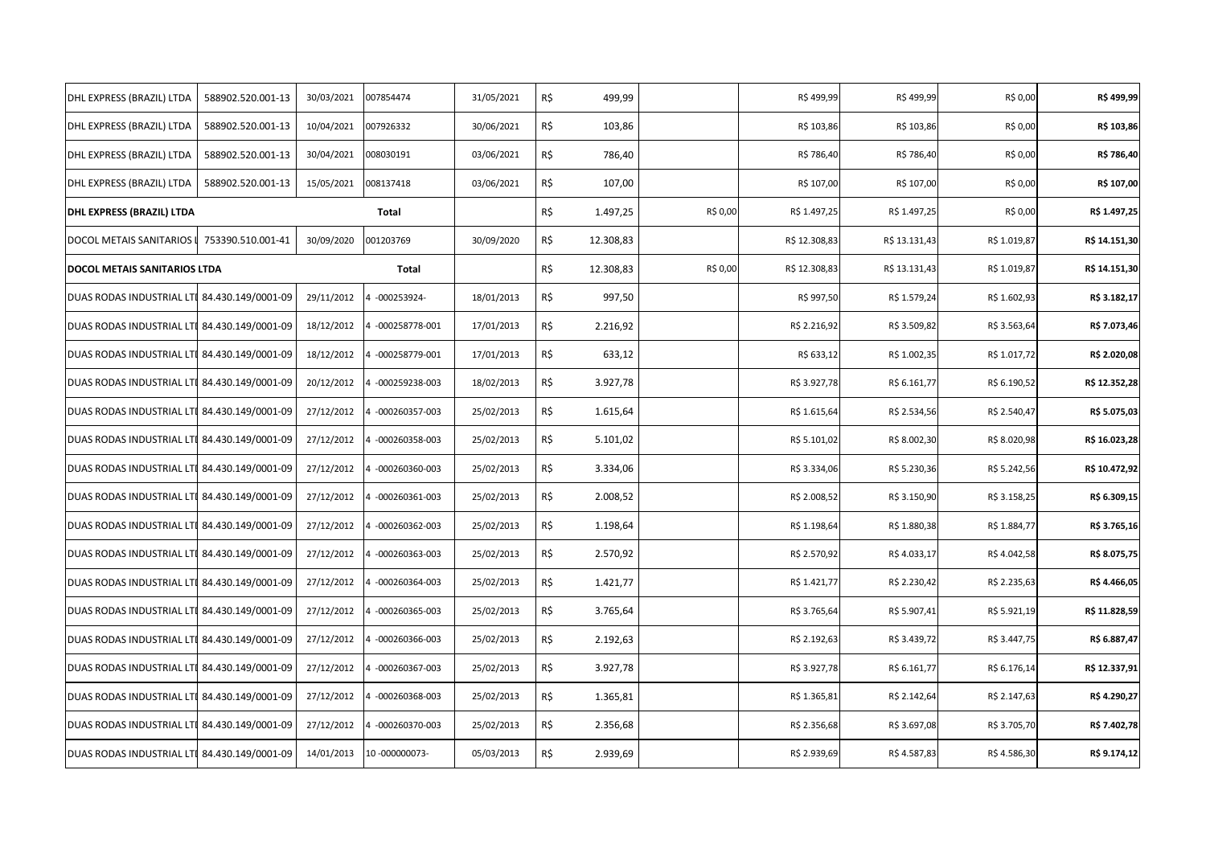| | | | | | | | | | | | |
|---|---|---|---|---|---|---|---|---|---|---|---|
| DHL EXPRESS (BRAZIL) LTDA | 588902.520.001-13 | 30/03/2021 | 007854474 | 31/05/2021 | R$ | 499,99 | | R$ 499,99 | R$ 499,99 | R$ 0,00 | **R$ 499,99** |
| DHL EXPRESS (BRAZIL) LTDA | 588902.520.001-13 | 10/04/2021 | 007926332 | 30/06/2021 | R$ | 103,86 | | R$ 103,86 | R$ 103,86 | R$ 0,00 | **R$ 103,86** |
| DHL EXPRESS (BRAZIL) LTDA | 588902.520.001-13 | 30/04/2021 | 008030191 | 03/06/2021 | R$ | 786,40 | | R$ 786,40 | R$ 786,40 | R$ 0,00 | **R$ 786,40** |
| DHL EXPRESS (BRAZIL) LTDA | 588902.520.001-13 | 15/05/2021 | 008137418 | 03/06/2021 | R$ | 107,00 | | R$ 107,00 | R$ 107,00 | R$ 0,00 | **R$ 107,00** |
| **DHL EXPRESS (BRAZIL) LTDA** | | | **Total** | | R$ | 1.497,25 | R$ 0,00 | R$ 1.497,25 | R$ 1.497,25 | R$ 0,00 | **R$ 1.497,25** |
| DOCOL METAIS SANITARIOS L | 753390.510.001-41 | 30/09/2020 | 001203769 | 30/09/2020 | R$ | 12.308,83 | | R$ 12.308,83 | R$ 13.131,43 | R$ 1.019,87 | **R$ 14.151,30** |
| **DOCOL METAIS SANITARIOS LTDA** | | | **Total** | | R$ | 12.308,83 | R$ 0,00 | R$ 12.308,83 | R$ 13.131,43 | R$ 1.019,87 | **R$ 14.151,30** |
| DUAS RODAS INDUSTRIAL LTI | 84.430.149/0001-09 | 29/11/2012 | 4 -000253924- | 18/01/2013 | R$ | 997,50 | | R$ 997,50 | R$ 1.579,24 | R$ 1.602,93 | **R$ 3.182,17** |
| DUAS RODAS INDUSTRIAL LTI | 84.430.149/0001-09 | 18/12/2012 | 4 -000258778-001 | 17/01/2013 | R$ | 2.216,92 | | R$ 2.216,92 | R$ 3.509,82 | R$ 3.563,64 | **R$ 7.073,46** |
| DUAS RODAS INDUSTRIAL LTI | 84.430.149/0001-09 | 18/12/2012 | 4 -000258779-001 | 17/01/2013 | R$ | 633,12 | | R$ 633,12 | R$ 1.002,35 | R$ 1.017,72 | **R$ 2.020,08** |
| DUAS RODAS INDUSTRIAL LTI | 84.430.149/0001-09 | 20/12/2012 | 4 -000259238-003 | 18/02/2013 | R$ | 3.927,78 | | R$ 3.927,78 | R$ 6.161,77 | R$ 6.190,52 | **R$ 12.352,28** |
| DUAS RODAS INDUSTRIAL LTI | 84.430.149/0001-09 | 27/12/2012 | 4 -000260357-003 | 25/02/2013 | R$ | 1.615,64 | | R$ 1.615,64 | R$ 2.534,56 | R$ 2.540,47 | **R$ 5.075,03** |
| DUAS RODAS INDUSTRIAL LTI | 84.430.149/0001-09 | 27/12/2012 | 4 -000260358-003 | 25/02/2013 | R$ | 5.101,02 | | R$ 5.101,02 | R$ 8.002,30 | R$ 8.020,98 | **R$ 16.023,28** |
| DUAS RODAS INDUSTRIAL LTI | 84.430.149/0001-09 | 27/12/2012 | 4 -000260360-003 | 25/02/2013 | R$ | 3.334,06 | | R$ 3.334,06 | R$ 5.230,36 | R$ 5.242,56 | **R$ 10.472,92** |
| DUAS RODAS INDUSTRIAL LTI | 84.430.149/0001-09 | 27/12/2012 | 4 -000260361-003 | 25/02/2013 | R$ | 2.008,52 | | R$ 2.008,52 | R$ 3.150,90 | R$ 3.158,25 | **R$ 6.309,15** |
| DUAS RODAS INDUSTRIAL LTI | 84.430.149/0001-09 | 27/12/2012 | 4 -000260362-003 | 25/02/2013 | R$ | 1.198,64 | | R$ 1.198,64 | R$ 1.880,38 | R$ 1.884,77 | **R$ 3.765,16** |
| DUAS RODAS INDUSTRIAL LTI | 84.430.149/0001-09 | 27/12/2012 | 4 -000260363-003 | 25/02/2013 | R$ | 2.570,92 | | R$ 2.570,92 | R$ 4.033,17 | R$ 4.042,58 | **R$ 8.075,75** |
| DUAS RODAS INDUSTRIAL LTI | 84.430.149/0001-09 | 27/12/2012 | 4 -000260364-003 | 25/02/2013 | R$ | 1.421,77 | | R$ 1.421,77 | R$ 2.230,42 | R$ 2.235,63 | **R$ 4.466,05** |
| DUAS RODAS INDUSTRIAL LTI | 84.430.149/0001-09 | 27/12/2012 | 4 -000260365-003 | 25/02/2013 | R$ | 3.765,64 | | R$ 3.765,64 | R$ 5.907,41 | R$ 5.921,19 | **R$ 11.828,59** |
| DUAS RODAS INDUSTRIAL LTI | 84.430.149/0001-09 | 27/12/2012 | 4 -000260366-003 | 25/02/2013 | R$ | 2.192,63 | | R$ 2.192,63 | R$ 3.439,72 | R$ 3.447,75 | **R$ 6.887,47** |
| DUAS RODAS INDUSTRIAL LTI | 84.430.149/0001-09 | 27/12/2012 | 4 -000260367-003 | 25/02/2013 | R$ | 3.927,78 | | R$ 3.927,78 | R$ 6.161,77 | R$ 6.176,14 | **R$ 12.337,91** |
| DUAS RODAS INDUSTRIAL LTI | 84.430.149/0001-09 | 27/12/2012 | 4 -000260368-003 | 25/02/2013 | R$ | 1.365,81 | | R$ 1.365,81 | R$ 2.142,64 | R$ 2.147,63 | **R$ 4.290,27** |
| DUAS RODAS INDUSTRIAL LTI | 84.430.149/0001-09 | 27/12/2012 | 4 -000260370-003 | 25/02/2013 | R$ | 2.356,68 | | R$ 2.356,68 | R$ 3.697,08 | R$ 3.705,70 | **R$ 7.402,78** |
| DUAS RODAS INDUSTRIAL LTI | 84.430.149/0001-09 | 14/01/2013 | 10 -000000073- | 05/03/2013 | R$ | 2.939,69 | | R$ 2.939,69 | R$ 4.587,83 | R$ 4.586,30 | **R$ 9.174,12** |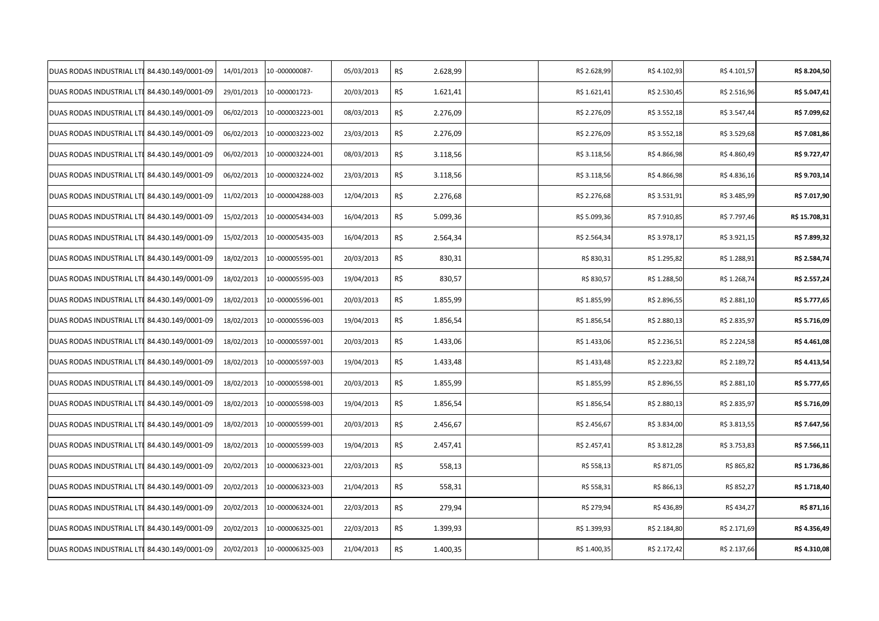| | | | | | | | | | | | |
|---|---|---|---|---|---|---|---|---|---|---|---|
| DUAS RODAS INDUSTRIAL LTI | 84.430.149/0001-09 | 14/01/2013 | 10 -000000087- | 05/03/2013 | R$ | 2.628,99 | | R$ 2.628,99 | R$ 4.102,93 | R$ 4.101,57 | **R$ 8.204,50** |
| DUAS RODAS INDUSTRIAL LTI | 84.430.149/0001-09 | 29/01/2013 | 10 -000001723- | 20/03/2013 | R$ | 1.621,41 | | R$ 1.621,41 | R$ 2.530,45 | R$ 2.516,96 | **R$ 5.047,41** |
| DUAS RODAS INDUSTRIAL LTI | 84.430.149/0001-09 | 06/02/2013 | 10 -000003223-001 | 08/03/2013 | R$ | 2.276,09 | | R$ 2.276,09 | R$ 3.552,18 | R$ 3.547,44 | **R$ 7.099,62** |
| DUAS RODAS INDUSTRIAL LTI | 84.430.149/0001-09 | 06/02/2013 | 10 -000003223-002 | 23/03/2013 | R$ | 2.276,09 | | R$ 2.276,09 | R$ 3.552,18 | R$ 3.529,68 | **R$ 7.081,86** |
| DUAS RODAS INDUSTRIAL LTI | 84.430.149/0001-09 | 06/02/2013 | 10 -000003224-001 | 08/03/2013 | R$ | 3.118,56 | | R$ 3.118,56 | R$ 4.866,98 | R$ 4.860,49 | **R$ 9.727,47** |
| DUAS RODAS INDUSTRIAL LTI | 84.430.149/0001-09 | 06/02/2013 | 10 -000003224-002 | 23/03/2013 | R$ | 3.118,56 | | R$ 3.118,56 | R$ 4.866,98 | R$ 4.836,16 | **R$ 9.703,14** |
| DUAS RODAS INDUSTRIAL LTI | 84.430.149/0001-09 | 11/02/2013 | 10 -000004288-003 | 12/04/2013 | R$ | 2.276,68 | | R$ 2.276,68 | R$ 3.531,91 | R$ 3.485,99 | **R$ 7.017,90** |
| DUAS RODAS INDUSTRIAL LTI | 84.430.149/0001-09 | 15/02/2013 | 10 -000005434-003 | 16/04/2013 | R$ | 5.099,36 | | R$ 5.099,36 | R$ 7.910,85 | R$ 7.797,46 | **R$ 15.708,31** |
| DUAS RODAS INDUSTRIAL LTI | 84.430.149/0001-09 | 15/02/2013 | 10 -000005435-003 | 16/04/2013 | R$ | 2.564,34 | | R$ 2.564,34 | R$ 3.978,17 | R$ 3.921,15 | **R$ 7.899,32** |
| DUAS RODAS INDUSTRIAL LTI | 84.430.149/0001-09 | 18/02/2013 | 10 -000005595-001 | 20/03/2013 | R$ | 830,31 | | R$ 830,31 | R$ 1.295,82 | R$ 1.288,91 | **R$ 2.584,74** |
| DUAS RODAS INDUSTRIAL LTI | 84.430.149/0001-09 | 18/02/2013 | 10 -000005595-003 | 19/04/2013 | R$ | 830,57 | | R$ 830,57 | R$ 1.288,50 | R$ 1.268,74 | **R$ 2.557,24** |
| DUAS RODAS INDUSTRIAL LTI | 84.430.149/0001-09 | 18/02/2013 | 10 -000005596-001 | 20/03/2013 | R$ | 1.855,99 | | R$ 1.855,99 | R$ 2.896,55 | R$ 2.881,10 | **R$ 5.777,65** |
| DUAS RODAS INDUSTRIAL LTI | 84.430.149/0001-09 | 18/02/2013 | 10 -000005596-003 | 19/04/2013 | R$ | 1.856,54 | | R$ 1.856,54 | R$ 2.880,13 | R$ 2.835,97 | **R$ 5.716,09** |
| DUAS RODAS INDUSTRIAL LTI | 84.430.149/0001-09 | 18/02/2013 | 10 -000005597-001 | 20/03/2013 | R$ | 1.433,06 | | R$ 1.433,06 | R$ 2.236,51 | R$ 2.224,58 | **R$ 4.461,08** |
| DUAS RODAS INDUSTRIAL LTI | 84.430.149/0001-09 | 18/02/2013 | 10 -000005597-003 | 19/04/2013 | R$ | 1.433,48 | | R$ 1.433,48 | R$ 2.223,82 | R$ 2.189,72 | **R$ 4.413,54** |
| DUAS RODAS INDUSTRIAL LTI | 84.430.149/0001-09 | 18/02/2013 | 10 -000005598-001 | 20/03/2013 | R$ | 1.855,99 | | R$ 1.855,99 | R$ 2.896,55 | R$ 2.881,10 | **R$ 5.777,65** |
| DUAS RODAS INDUSTRIAL LTI | 84.430.149/0001-09 | 18/02/2013 | 10 -000005598-003 | 19/04/2013 | R$ | 1.856,54 | | R$ 1.856,54 | R$ 2.880,13 | R$ 2.835,97 | **R$ 5.716,09** |
| DUAS RODAS INDUSTRIAL LTI | 84.430.149/0001-09 | 18/02/2013 | 10 -000005599-001 | 20/03/2013 | R$ | 2.456,67 | | R$ 2.456,67 | R$ 3.834,00 | R$ 3.813,55 | **R$ 7.647,56** |
| DUAS RODAS INDUSTRIAL LTI | 84.430.149/0001-09 | 18/02/2013 | 10 -000005599-003 | 19/04/2013 | R$ | 2.457,41 | | R$ 2.457,41 | R$ 3.812,28 | R$ 3.753,83 | **R$ 7.566,11** |
| DUAS RODAS INDUSTRIAL LTI | 84.430.149/0001-09 | 20/02/2013 | 10 -000006323-001 | 22/03/2013 | R$ | 558,13 | | R$ 558,13 | R$ 871,05 | R$ 865,82 | **R$ 1.736,86** |
| DUAS RODAS INDUSTRIAL LTI | 84.430.149/0001-09 | 20/02/2013 | 10 -000006323-003 | 21/04/2013 | R$ | 558,31 | | R$ 558,31 | R$ 866,13 | R$ 852,27 | **R$ 1.718,40** |
| DUAS RODAS INDUSTRIAL LTI | 84.430.149/0001-09 | 20/02/2013 | 10 -000006324-001 | 22/03/2013 | R$ | 279,94 | | R$ 279,94 | R$ 436,89 | R$ 434,27 | **R$ 871,16** |
| DUAS RODAS INDUSTRIAL LTI | 84.430.149/0001-09 | 20/02/2013 | 10 -000006325-001 | 22/03/2013 | R$ | 1.399,93 | | R$ 1.399,93 | R$ 2.184,80 | R$ 2.171,69 | **R$ 4.356,49** |
| DUAS RODAS INDUSTRIAL LTI | 84.430.149/0001-09 | 20/02/2013 | 10 -000006325-003 | 21/04/2013 | R$ | 1.400,35 | | R$ 1.400,35 | R$ 2.172,42 | R$ 2.137,66 | **R$ 4.310,08** |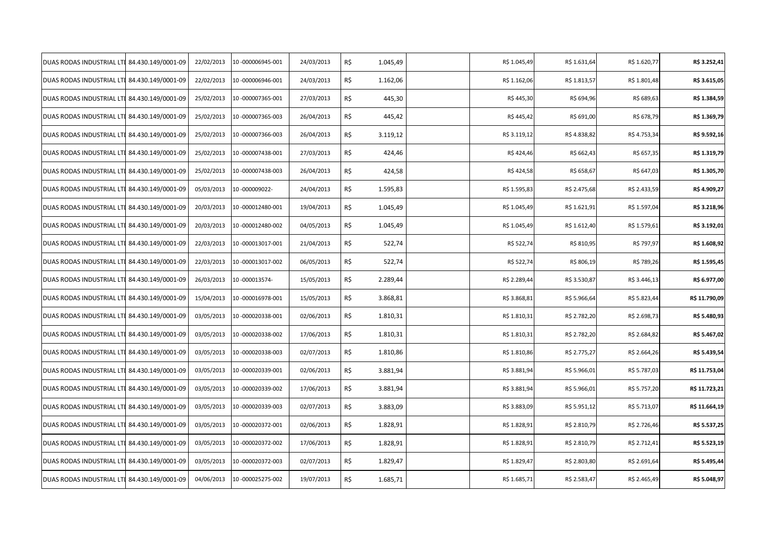| | | | | | | | | | | | |
|---|---|---|---|---|---|---|---|---|---|---|---|
| DUAS RODAS INDUSTRIAL LTI | 84.430.149/0001-09 | 22/02/2013 | 10 -000006945-001 | 24/03/2013 | R$ | 1.045,49 | | R$ 1.045,49 | R$ 1.631,64 | R$ 1.620,77 | **R$ 3.252,41** |
| DUAS RODAS INDUSTRIAL LTI | 84.430.149/0001-09 | 22/02/2013 | 10 -000006946-001 | 24/03/2013 | R$ | 1.162,06 | | R$ 1.162,06 | R$ 1.813,57 | R$ 1.801,48 | **R$ 3.615,05** |
| DUAS RODAS INDUSTRIAL LTI | 84.430.149/0001-09 | 25/02/2013 | 10 -000007365-001 | 27/03/2013 | R$ | 445,30 | | R$ 445,30 | R$ 694,96 | R$ 689,63 | **R$ 1.384,59** |
| DUAS RODAS INDUSTRIAL LTI | 84.430.149/0001-09 | 25/02/2013 | 10 -000007365-003 | 26/04/2013 | R$ | 445,42 | | R$ 445,42 | R$ 691,00 | R$ 678,79 | **R$ 1.369,79** |
| DUAS RODAS INDUSTRIAL LTI | 84.430.149/0001-09 | 25/02/2013 | 10 -000007366-003 | 26/04/2013 | R$ | 3.119,12 | | R$ 3.119,12 | R$ 4.838,82 | R$ 4.753,34 | **R$ 9.592,16** |
| DUAS RODAS INDUSTRIAL LTI | 84.430.149/0001-09 | 25/02/2013 | 10 -000007438-001 | 27/03/2013 | R$ | 424,46 | | R$ 424,46 | R$ 662,43 | R$ 657,35 | **R$ 1.319,79** |
| DUAS RODAS INDUSTRIAL LTI | 84.430.149/0001-09 | 25/02/2013 | 10 -000007438-003 | 26/04/2013 | R$ | 424,58 | | R$ 424,58 | R$ 658,67 | R$ 647,03 | **R$ 1.305,70** |
| DUAS RODAS INDUSTRIAL LTI | 84.430.149/0001-09 | 05/03/2013 | 10 -000009022- | 24/04/2013 | R$ | 1.595,83 | | R$ 1.595,83 | R$ 2.475,68 | R$ 2.433,59 | **R$ 4.909,27** |
| DUAS RODAS INDUSTRIAL LTI | 84.430.149/0001-09 | 20/03/2013 | 10 -000012480-001 | 19/04/2013 | R$ | 1.045,49 | | R$ 1.045,49 | R$ 1.621,91 | R$ 1.597,04 | **R$ 3.218,96** |
| DUAS RODAS INDUSTRIAL LTI | 84.430.149/0001-09 | 20/03/2013 | 10 -000012480-002 | 04/05/2013 | R$ | 1.045,49 | | R$ 1.045,49 | R$ 1.612,40 | R$ 1.579,61 | **R$ 3.192,01** |
| DUAS RODAS INDUSTRIAL LTI | 84.430.149/0001-09 | 22/03/2013 | 10 -000013017-001 | 21/04/2013 | R$ | 522,74 | | R$ 522,74 | R$ 810,95 | R$ 797,97 | **R$ 1.608,92** |
| DUAS RODAS INDUSTRIAL LTI | 84.430.149/0001-09 | 22/03/2013 | 10 -000013017-002 | 06/05/2013 | R$ | 522,74 | | R$ 522,74 | R$ 806,19 | R$ 789,26 | **R$ 1.595,45** |
| DUAS RODAS INDUSTRIAL LTI | 84.430.149/0001-09 | 26/03/2013 | 10 -000013574- | 15/05/2013 | R$ | 2.289,44 | | R$ 2.289,44 | R$ 3.530,87 | R$ 3.446,13 | **R$ 6.977,00** |
| DUAS RODAS INDUSTRIAL LTI | 84.430.149/0001-09 | 15/04/2013 | 10 -000016978-001 | 15/05/2013 | R$ | 3.868,81 | | R$ 3.868,81 | R$ 5.966,64 | R$ 5.823,44 | **R$ 11.790,09** |
| DUAS RODAS INDUSTRIAL LTI | 84.430.149/0001-09 | 03/05/2013 | 10 -000020338-001 | 02/06/2013 | R$ | 1.810,31 | | R$ 1.810,31 | R$ 2.782,20 | R$ 2.698,73 | **R$ 5.480,93** |
| DUAS RODAS INDUSTRIAL LTI | 84.430.149/0001-09 | 03/05/2013 | 10 -000020338-002 | 17/06/2013 | R$ | 1.810,31 | | R$ 1.810,31 | R$ 2.782,20 | R$ 2.684,82 | **R$ 5.467,02** |
| DUAS RODAS INDUSTRIAL LTI | 84.430.149/0001-09 | 03/05/2013 | 10 -000020338-003 | 02/07/2013 | R$ | 1.810,86 | | R$ 1.810,86 | R$ 2.775,27 | R$ 2.664,26 | **R$ 5.439,54** |
| DUAS RODAS INDUSTRIAL LTI | 84.430.149/0001-09 | 03/05/2013 | 10 -000020339-001 | 02/06/2013 | R$ | 3.881,94 | | R$ 3.881,94 | R$ 5.966,01 | R$ 5.787,03 | **R$ 11.753,04** |
| DUAS RODAS INDUSTRIAL LTI | 84.430.149/0001-09 | 03/05/2013 | 10 -000020339-002 | 17/06/2013 | R$ | 3.881,94 | | R$ 3.881,94 | R$ 5.966,01 | R$ 5.757,20 | **R$ 11.723,21** |
| DUAS RODAS INDUSTRIAL LTI | 84.430.149/0001-09 | 03/05/2013 | 10 -000020339-003 | 02/07/2013 | R$ | 3.883,09 | | R$ 3.883,09 | R$ 5.951,12 | R$ 5.713,07 | **R$ 11.664,19** |
| DUAS RODAS INDUSTRIAL LTI | 84.430.149/0001-09 | 03/05/2013 | 10 -000020372-001 | 02/06/2013 | R$ | 1.828,91 | | R$ 1.828,91 | R$ 2.810,79 | R$ 2.726,46 | **R$ 5.537,25** |
| DUAS RODAS INDUSTRIAL LTI | 84.430.149/0001-09 | 03/05/2013 | 10 -000020372-002 | 17/06/2013 | R$ | 1.828,91 | | R$ 1.828,91 | R$ 2.810,79 | R$ 2.712,41 | **R$ 5.523,19** |
| DUAS RODAS INDUSTRIAL LTI | 84.430.149/0001-09 | 03/05/2013 | 10 -000020372-003 | 02/07/2013 | R$ | 1.829,47 | | R$ 1.829,47 | R$ 2.803,80 | R$ 2.691,64 | **R$ 5.495,44** |
| DUAS RODAS INDUSTRIAL LTI | 84.430.149/0001-09 | 04/06/2013 | 10 -000025275-002 | 19/07/2013 | R$ | 1.685,71 | | R$ 1.685,71 | R$ 2.583,47 | R$ 2.465,49 | **R$ 5.048,97** |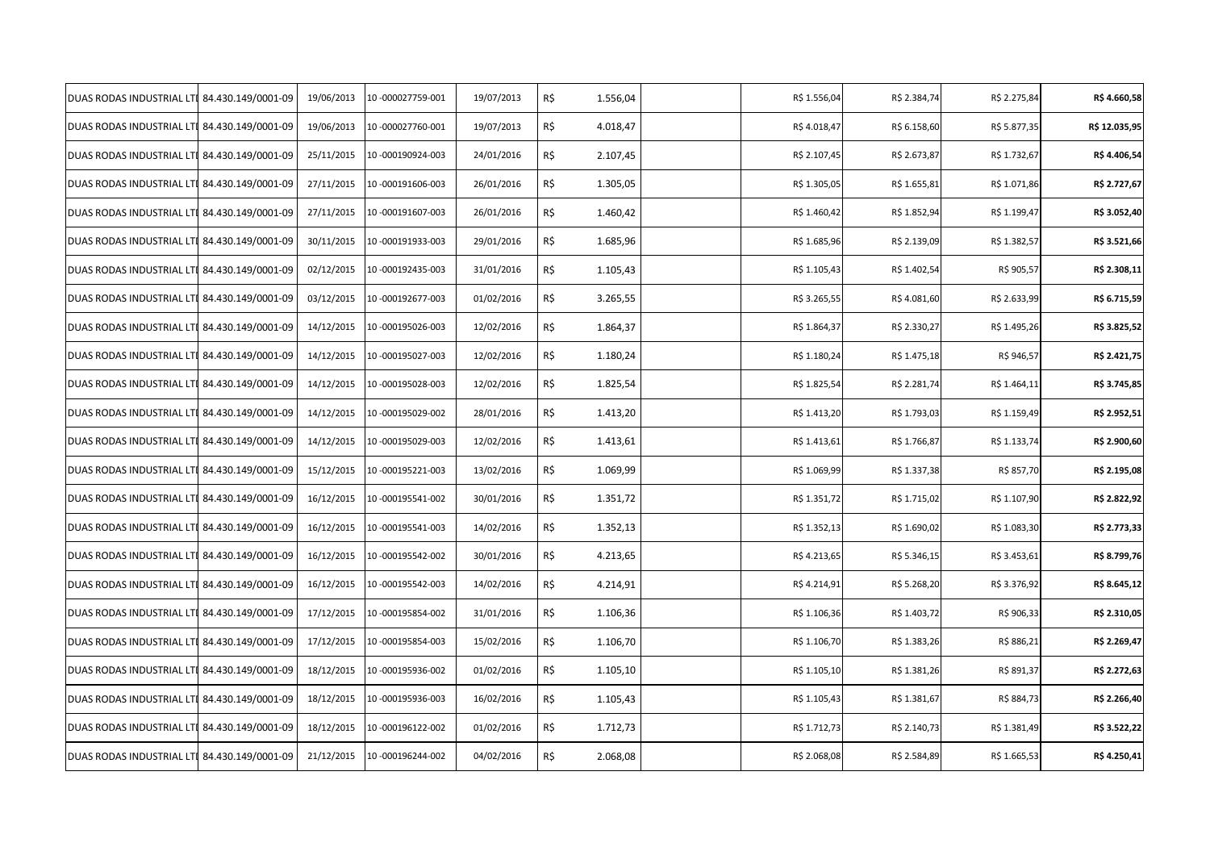| | | | | | | | | | | | |
|---|---|---|---|---|---|---|---|---|---|---|---|
| DUAS RODAS INDUSTRIAL LTI | 84.430.149/0001-09 | 19/06/2013 | 10 -000027759-001 | 19/07/2013 | R$ | 1.556,04 | | R$ 1.556,04 | R$ 2.384,74 | R$ 2.275,84 | **R$ 4.660,58** |
| DUAS RODAS INDUSTRIAL LTI | 84.430.149/0001-09 | 19/06/2013 | 10 -000027760-001 | 19/07/2013 | R$ | 4.018,47 | | R$ 4.018,47 | R$ 6.158,60 | R$ 5.877,35 | **R$ 12.035,95** |
| DUAS RODAS INDUSTRIAL LTI | 84.430.149/0001-09 | 25/11/2015 | 10 -000190924-003 | 24/01/2016 | R$ | 2.107,45 | | R$ 2.107,45 | R$ 2.673,87 | R$ 1.732,67 | **R$ 4.406,54** |
| DUAS RODAS INDUSTRIAL LTI | 84.430.149/0001-09 | 27/11/2015 | 10 -000191606-003 | 26/01/2016 | R$ | 1.305,05 | | R$ 1.305,05 | R$ 1.655,81 | R$ 1.071,86 | **R$ 2.727,67** |
| DUAS RODAS INDUSTRIAL LTI | 84.430.149/0001-09 | 27/11/2015 | 10 -000191607-003 | 26/01/2016 | R$ | 1.460,42 | | R$ 1.460,42 | R$ 1.852,94 | R$ 1.199,47 | **R$ 3.052,40** |
| DUAS RODAS INDUSTRIAL LTI | 84.430.149/0001-09 | 30/11/2015 | 10 -000191933-003 | 29/01/2016 | R$ | 1.685,96 | | R$ 1.685,96 | R$ 2.139,09 | R$ 1.382,57 | **R$ 3.521,66** |
| DUAS RODAS INDUSTRIAL LTI | 84.430.149/0001-09 | 02/12/2015 | 10 -000192435-003 | 31/01/2016 | R$ | 1.105,43 | | R$ 1.105,43 | R$ 1.402,54 | R$ 905,57 | **R$ 2.308,11** |
| DUAS RODAS INDUSTRIAL LTI | 84.430.149/0001-09 | 03/12/2015 | 10 -000192677-003 | 01/02/2016 | R$ | 3.265,55 | | R$ 3.265,55 | R$ 4.081,60 | R$ 2.633,99 | **R$ 6.715,59** |
| DUAS RODAS INDUSTRIAL LTI | 84.430.149/0001-09 | 14/12/2015 | 10 -000195026-003 | 12/02/2016 | R$ | 1.864,37 | | R$ 1.864,37 | R$ 2.330,27 | R$ 1.495,26 | **R$ 3.825,52** |
| DUAS RODAS INDUSTRIAL LTI | 84.430.149/0001-09 | 14/12/2015 | 10 -000195027-003 | 12/02/2016 | R$ | 1.180,24 | | R$ 1.180,24 | R$ 1.475,18 | R$ 946,57 | **R$ 2.421,75** |
| DUAS RODAS INDUSTRIAL LTI | 84.430.149/0001-09 | 14/12/2015 | 10 -000195028-003 | 12/02/2016 | R$ | 1.825,54 | | R$ 1.825,54 | R$ 2.281,74 | R$ 1.464,11 | **R$ 3.745,85** |
| DUAS RODAS INDUSTRIAL LTI | 84.430.149/0001-09 | 14/12/2015 | 10 -000195029-002 | 28/01/2016 | R$ | 1.413,20 | | R$ 1.413,20 | R$ 1.793,03 | R$ 1.159,49 | **R$ 2.952,51** |
| DUAS RODAS INDUSTRIAL LTI | 84.430.149/0001-09 | 14/12/2015 | 10 -000195029-003 | 12/02/2016 | R$ | 1.413,61 | | R$ 1.413,61 | R$ 1.766,87 | R$ 1.133,74 | **R$ 2.900,60** |
| DUAS RODAS INDUSTRIAL LTI | 84.430.149/0001-09 | 15/12/2015 | 10 -000195221-003 | 13/02/2016 | R$ | 1.069,99 | | R$ 1.069,99 | R$ 1.337,38 | R$ 857,70 | **R$ 2.195,08** |
| DUAS RODAS INDUSTRIAL LTI | 84.430.149/0001-09 | 16/12/2015 | 10 -000195541-002 | 30/01/2016 | R$ | 1.351,72 | | R$ 1.351,72 | R$ 1.715,02 | R$ 1.107,90 | **R$ 2.822,92** |
| DUAS RODAS INDUSTRIAL LTI | 84.430.149/0001-09 | 16/12/2015 | 10 -000195541-003 | 14/02/2016 | R$ | 1.352,13 | | R$ 1.352,13 | R$ 1.690,02 | R$ 1.083,30 | **R$ 2.773,33** |
| DUAS RODAS INDUSTRIAL LTI | 84.430.149/0001-09 | 16/12/2015 | 10 -000195542-002 | 30/01/2016 | R$ | 4.213,65 | | R$ 4.213,65 | R$ 5.346,15 | R$ 3.453,61 | **R$ 8.799,76** |
| DUAS RODAS INDUSTRIAL LTI | 84.430.149/0001-09 | 16/12/2015 | 10 -000195542-003 | 14/02/2016 | R$ | 4.214,91 | | R$ 4.214,91 | R$ 5.268,20 | R$ 3.376,92 | **R$ 8.645,12** |
| DUAS RODAS INDUSTRIAL LTI | 84.430.149/0001-09 | 17/12/2015 | 10 -000195854-002 | 31/01/2016 | R$ | 1.106,36 | | R$ 1.106,36 | R$ 1.403,72 | R$ 906,33 | **R$ 2.310,05** |
| DUAS RODAS INDUSTRIAL LTI | 84.430.149/0001-09 | 17/12/2015 | 10 -000195854-003 | 15/02/2016 | R$ | 1.106,70 | | R$ 1.106,70 | R$ 1.383,26 | R$ 886,21 | **R$ 2.269,47** |
| DUAS RODAS INDUSTRIAL LTI | 84.430.149/0001-09 | 18/12/2015 | 10 -000195936-002 | 01/02/2016 | R$ | 1.105,10 | | R$ 1.105,10 | R$ 1.381,26 | R$ 891,37 | **R$ 2.272,63** |
| DUAS RODAS INDUSTRIAL LTI | 84.430.149/0001-09 | 18/12/2015 | 10 -000195936-003 | 16/02/2016 | R$ | 1.105,43 | | R$ 1.105,43 | R$ 1.381,67 | R$ 884,73 | **R$ 2.266,40** |
| DUAS RODAS INDUSTRIAL LTI | 84.430.149/0001-09 | 18/12/2015 | 10 -000196122-002 | 01/02/2016 | R$ | 1.712,73 | | R$ 1.712,73 | R$ 2.140,73 | R$ 1.381,49 | **R$ 3.522,22** |
| DUAS RODAS INDUSTRIAL LTI | 84.430.149/0001-09 | 21/12/2015 | 10 -000196244-002 | 04/02/2016 | R$ | 2.068,08 | | R$ 2.068,08 | R$ 2.584,89 | R$ 1.665,53 | **R$ 4.250,41** |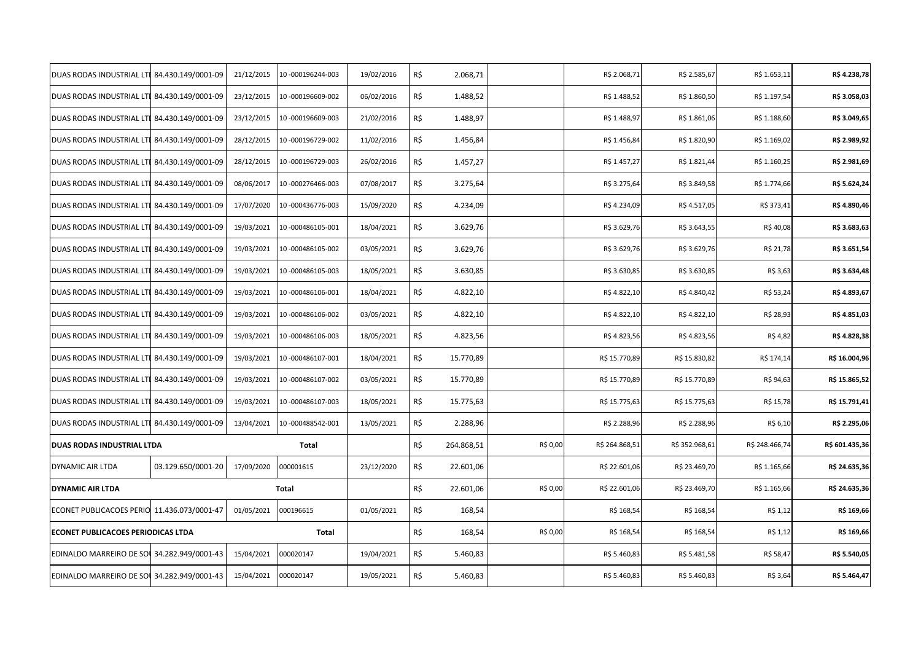| | | | | | | | | | | | |
|---|---|---|---|---|---|---|---|---|---|---|---|
| DUAS RODAS INDUSTRIAL LTI | 84.430.149/0001-09 | 21/12/2015 | 10 -000196244-003 | 19/02/2016 | R$ | 2.068,71 | | R$ 2.068,71 | R$ 2.585,67 | R$ 1.653,11 | **R$ 4.238,78** |
| DUAS RODAS INDUSTRIAL LTI | 84.430.149/0001-09 | 23/12/2015 | 10 -000196609-002 | 06/02/2016 | R$ | 1.488,52 | | R$ 1.488,52 | R$ 1.860,50 | R$ 1.197,54 | **R$ 3.058,03** |
| DUAS RODAS INDUSTRIAL LTI | 84.430.149/0001-09 | 23/12/2015 | 10 -000196609-003 | 21/02/2016 | R$ | 1.488,97 | | R$ 1.488,97 | R$ 1.861,06 | R$ 1.188,60 | **R$ 3.049,65** |
| DUAS RODAS INDUSTRIAL LTI | 84.430.149/0001-09 | 28/12/2015 | 10 -000196729-002 | 11/02/2016 | R$ | 1.456,84 | | R$ 1.456,84 | R$ 1.820,90 | R$ 1.169,02 | **R$ 2.989,92** |
| DUAS RODAS INDUSTRIAL LTI | 84.430.149/0001-09 | 28/12/2015 | 10 -000196729-003 | 26/02/2016 | R$ | 1.457,27 | | R$ 1.457,27 | R$ 1.821,44 | R$ 1.160,25 | **R$ 2.981,69** |
| DUAS RODAS INDUSTRIAL LTI | 84.430.149/0001-09 | 08/06/2017 | 10 -000276466-003 | 07/08/2017 | R$ | 3.275,64 | | R$ 3.275,64 | R$ 3.849,58 | R$ 1.774,66 | **R$ 5.624,24** |
| DUAS RODAS INDUSTRIAL LTI | 84.430.149/0001-09 | 17/07/2020 | 10 -000436776-003 | 15/09/2020 | R$ | 4.234,09 | | R$ 4.234,09 | R$ 4.517,05 | R$ 373,41 | **R$ 4.890,46** |
| DUAS RODAS INDUSTRIAL LTI | 84.430.149/0001-09 | 19/03/2021 | 10 -000486105-001 | 18/04/2021 | R$ | 3.629,76 | | R$ 3.629,76 | R$ 3.643,55 | R$ 40,08 | **R$ 3.683,63** |
| DUAS RODAS INDUSTRIAL LTI | 84.430.149/0001-09 | 19/03/2021 | 10 -000486105-002 | 03/05/2021 | R$ | 3.629,76 | | R$ 3.629,76 | R$ 3.629,76 | R$ 21,78 | **R$ 3.651,54** |
| DUAS RODAS INDUSTRIAL LTI | 84.430.149/0001-09 | 19/03/2021 | 10 -000486105-003 | 18/05/2021 | R$ | 3.630,85 | | R$ 3.630,85 | R$ 3.630,85 | R$ 3,63 | **R$ 3.634,48** |
| DUAS RODAS INDUSTRIAL LTI | 84.430.149/0001-09 | 19/03/2021 | 10 -000486106-001 | 18/04/2021 | R$ | 4.822,10 | | R$ 4.822,10 | R$ 4.840,42 | R$ 53,24 | **R$ 4.893,67** |
| DUAS RODAS INDUSTRIAL LTI | 84.430.149/0001-09 | 19/03/2021 | 10 -000486106-002 | 03/05/2021 | R$ | 4.822,10 | | R$ 4.822,10 | R$ 4.822,10 | R$ 28,93 | **R$ 4.851,03** |
| DUAS RODAS INDUSTRIAL LTI | 84.430.149/0001-09 | 19/03/2021 | 10 -000486106-003 | 18/05/2021 | R$ | 4.823,56 | | R$ 4.823,56 | R$ 4.823,56 | R$ 4,82 | **R$ 4.828,38** |
| DUAS RODAS INDUSTRIAL LTI | 84.430.149/0001-09 | 19/03/2021 | 10 -000486107-001 | 18/04/2021 | R$ | 15.770,89 | | R$ 15.770,89 | R$ 15.830,82 | R$ 174,14 | **R$ 16.004,96** |
| DUAS RODAS INDUSTRIAL LTI | 84.430.149/0001-09 | 19/03/2021 | 10 -000486107-002 | 03/05/2021 | R$ | 15.770,89 | | R$ 15.770,89 | R$ 15.770,89 | R$ 94,63 | **R$ 15.865,52** |
| DUAS RODAS INDUSTRIAL LTI | 84.430.149/0001-09 | 19/03/2021 | 10 -000486107-003 | 18/05/2021 | R$ | 15.775,63 | | R$ 15.775,63 | R$ 15.775,63 | R$ 15,78 | **R$ 15.791,41** |
| DUAS RODAS INDUSTRIAL LTI | 84.430.149/0001-09 | 13/04/2021 | 10 -000488542-001 | 13/05/2021 | R$ | 2.288,96 | | R$ 2.288,96 | R$ 2.288,96 | R$ 6,10 | **R$ 2.295,06** |
| **DUAS RODAS INDUSTRIAL LTDA** | | | **Total** | | R$ | 264.868,51 | R$ 0,00 | R$ 264.868,51 | R$ 352.968,61 | R$ 248.466,74 | **R$ 601.435,36** |
| DYNAMIC AIR LTDA | 03.129.650/0001-20 | 17/09/2020 | 000001615 | 23/12/2020 | R$ | 22.601,06 | | R$ 22.601,06 | R$ 23.469,70 | R$ 1.165,66 | **R$ 24.635,36** |
| **DYNAMIC AIR LTDA** | | | **Total** | | R$ | 22.601,06 | R$ 0,00 | R$ 22.601,06 | R$ 23.469,70 | R$ 1.165,66 | **R$ 24.635,36** |
| ECONET PUBLICACOES PERIO | 11.436.073/0001-47 | 01/05/2021 | 000196615 | 01/05/2021 | R$ | 168,54 | | R$ 168,54 | R$ 168,54 | R$ 1,12 | **R$ 169,66** |
| **ECONET PUBLICACOES PERIODICAS LTDA** | | | **Total** | | R$ | 168,54 | R$ 0,00 | R$ 168,54 | R$ 168,54 | R$ 1,12 | **R$ 169,66** |
| EDINALDO MARREIRO DE SOI | 34.282.949/0001-43 | 15/04/2021 | 000020147 | 19/04/2021 | R$ | 5.460,83 | | R$ 5.460,83 | R$ 5.481,58 | R$ 58,47 | **R$ 5.540,05** |
| EDINALDO MARREIRO DE SOI | 34.282.949/0001-43 | 15/04/2021 | 000020147 | 19/05/2021 | R$ | 5.460,83 | | R$ 5.460,83 | R$ 5.460,83 | R$ 3,64 | **R$ 5.464,47** |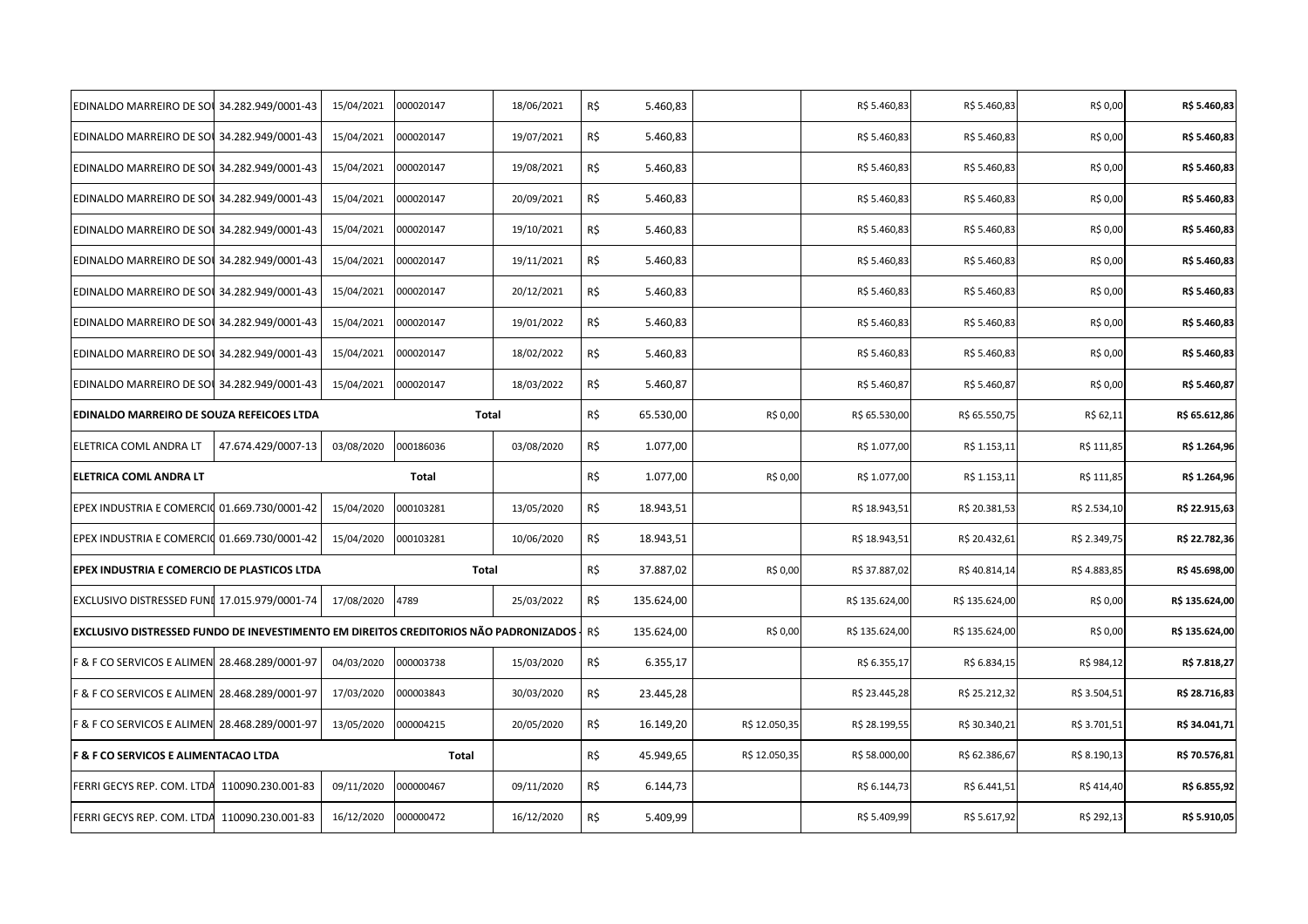| | | | | | | | | | | | |
|---|---|---|---|---|---|---|---|---|---|---|---|
| EDINALDO MARREIRO DE SOU | 34.282.949/0001-43 | 15/04/2021 | 000020147 | 18/06/2021 | R$ | 5.460,83 | | R$ 5.460,83 | R$ 5.460,83 | R$ 0,00 | **R$ 5.460,83** |
| EDINALDO MARREIRO DE SOU | 34.282.949/0001-43 | 15/04/2021 | 000020147 | 19/07/2021 | R$ | 5.460,83 | | R$ 5.460,83 | R$ 5.460,83 | R$ 0,00 | **R$ 5.460,83** |
| EDINALDO MARREIRO DE SOU | 34.282.949/0001-43 | 15/04/2021 | 000020147 | 19/08/2021 | R$ | 5.460,83 | | R$ 5.460,83 | R$ 5.460,83 | R$ 0,00 | **R$ 5.460,83** |
| EDINALDO MARREIRO DE SOU | 34.282.949/0001-43 | 15/04/2021 | 000020147 | 20/09/2021 | R$ | 5.460,83 | | R$ 5.460,83 | R$ 5.460,83 | R$ 0,00 | **R$ 5.460,83** |
| EDINALDO MARREIRO DE SOU | 34.282.949/0001-43 | 15/04/2021 | 000020147 | 19/10/2021 | R$ | 5.460,83 | | R$ 5.460,83 | R$ 5.460,83 | R$ 0,00 | **R$ 5.460,83** |
| EDINALDO MARREIRO DE SOU | 34.282.949/0001-43 | 15/04/2021 | 000020147 | 19/11/2021 | R$ | 5.460,83 | | R$ 5.460,83 | R$ 5.460,83 | R$ 0,00 | **R$ 5.460,83** |
| EDINALDO MARREIRO DE SOU | 34.282.949/0001-43 | 15/04/2021 | 000020147 | 20/12/2021 | R$ | 5.460,83 | | R$ 5.460,83 | R$ 5.460,83 | R$ 0,00 | **R$ 5.460,83** |
| EDINALDO MARREIRO DE SOU | 34.282.949/0001-43 | 15/04/2021 | 000020147 | 19/01/2022 | R$ | 5.460,83 | | R$ 5.460,83 | R$ 5.460,83 | R$ 0,00 | **R$ 5.460,83** |
| EDINALDO MARREIRO DE SOU | 34.282.949/0001-43 | 15/04/2021 | 000020147 | 18/02/2022 | R$ | 5.460,83 | | R$ 5.460,83 | R$ 5.460,83 | R$ 0,00 | **R$ 5.460,83** |
| EDINALDO MARREIRO DE SOU | 34.282.949/0001-43 | 15/04/2021 | 000020147 | 18/03/2022 | R$ | 5.460,87 | | R$ 5.460,87 | R$ 5.460,87 | R$ 0,00 | **R$ 5.460,87** |
| **EDINALDO MARREIRO DE SOUZA REFEICOES LTDA** | | | **Total** | | R$ | 65.530,00 | R$ 0,00 | R$ 65.530,00 | R$ 65.550,75 | R$ 62,11 | **R$ 65.612,86** |
| ELETRICA COML ANDRA LT | 47.674.429/0007-13 | 03/08/2020 | 000186036 | 03/08/2020 | R$ | 1.077,00 | | R$ 1.077,00 | R$ 1.153,11 | R$ 111,85 | **R$ 1.264,96** |
| **ELETRICA COML ANDRA LT** | | | **Total** | | R$ | 1.077,00 | R$ 0,00 | R$ 1.077,00 | R$ 1.153,11 | R$ 111,85 | **R$ 1.264,96** |
| EPEX INDUSTRIA E COMERCIO | 01.669.730/0001-42 | 15/04/2020 | 000103281 | 13/05/2020 | R$ | 18.943,51 | | R$ 18.943,51 | R$ 20.381,53 | R$ 2.534,10 | **R$ 22.915,63** |
| EPEX INDUSTRIA E COMERCIO | 01.669.730/0001-42 | 15/04/2020 | 000103281 | 10/06/2020 | R$ | 18.943,51 | | R$ 18.943,51 | R$ 20.432,61 | R$ 2.349,75 | **R$ 22.782,36** |
| **EPEX INDUSTRIA E COMERCIO DE PLASTICOS LTDA** | | | **Total** | | R$ | 37.887,02 | R$ 0,00 | R$ 37.887,02 | R$ 40.814,14 | R$ 4.883,85 | **R$ 45.698,00** |
| EXCLUSIVO DISTRESSED FUND | 17.015.979/0001-74 | 17/08/2020 | 4789 | 25/03/2022 | R$ | 135.624,00 | | R$ 135.624,00 | R$ 135.624,00 | R$ 0,00 | **R$ 135.624,00** |
| **EXCLUSIVO DISTRESSED FUNDO DE INEVESTIMENTO EM DIREITOS CREDITORIOS NÃO PADRONIZADOS -** | | | | | R$ | 135.624,00 | R$ 0,00 | R$ 135.624,00 | R$ 135.624,00 | R$ 0,00 | **R$ 135.624,00** |
| F & F CO SERVICOS E ALIMEN | 28.468.289/0001-97 | 04/03/2020 | 000003738 | 15/03/2020 | R$ | 6.355,17 | | R$ 6.355,17 | R$ 6.834,15 | R$ 984,12 | **R$ 7.818,27** |
| F & F CO SERVICOS E ALIMEN | 28.468.289/0001-97 | 17/03/2020 | 000003843 | 30/03/2020 | R$ | 23.445,28 | | R$ 23.445,28 | R$ 25.212,32 | R$ 3.504,51 | **R$ 28.716,83** |
| F & F CO SERVICOS E ALIMEN | 28.468.289/0001-97 | 13/05/2020 | 000004215 | 20/05/2020 | R$ | 16.149,20 | R$ 12.050,35 | R$ 28.199,55 | R$ 30.340,21 | R$ 3.701,51 | **R$ 34.041,71** |
| **F & F CO SERVICOS E ALIMENTACAO LTDA** | | | **Total** | | R$ | 45.949,65 | R$ 12.050,35 | R$ 58.000,00 | R$ 62.386,67 | R$ 8.190,13 | **R$ 70.576,81** |
| FERRI GECYS REP. COM. LTDA | 110090.230.001-83 | 09/11/2020 | 000000467 | 09/11/2020 | R$ | 6.144,73 | | R$ 6.144,73 | R$ 6.441,51 | R$ 414,40 | **R$ 6.855,92** |
| FERRI GECYS REP. COM. LTDA | 110090.230.001-83 | 16/12/2020 | 000000472 | 16/12/2020 | R$ | 5.409,99 | | R$ 5.409,99 | R$ 5.617,92 | R$ 292,13 | **R$ 5.910,05** |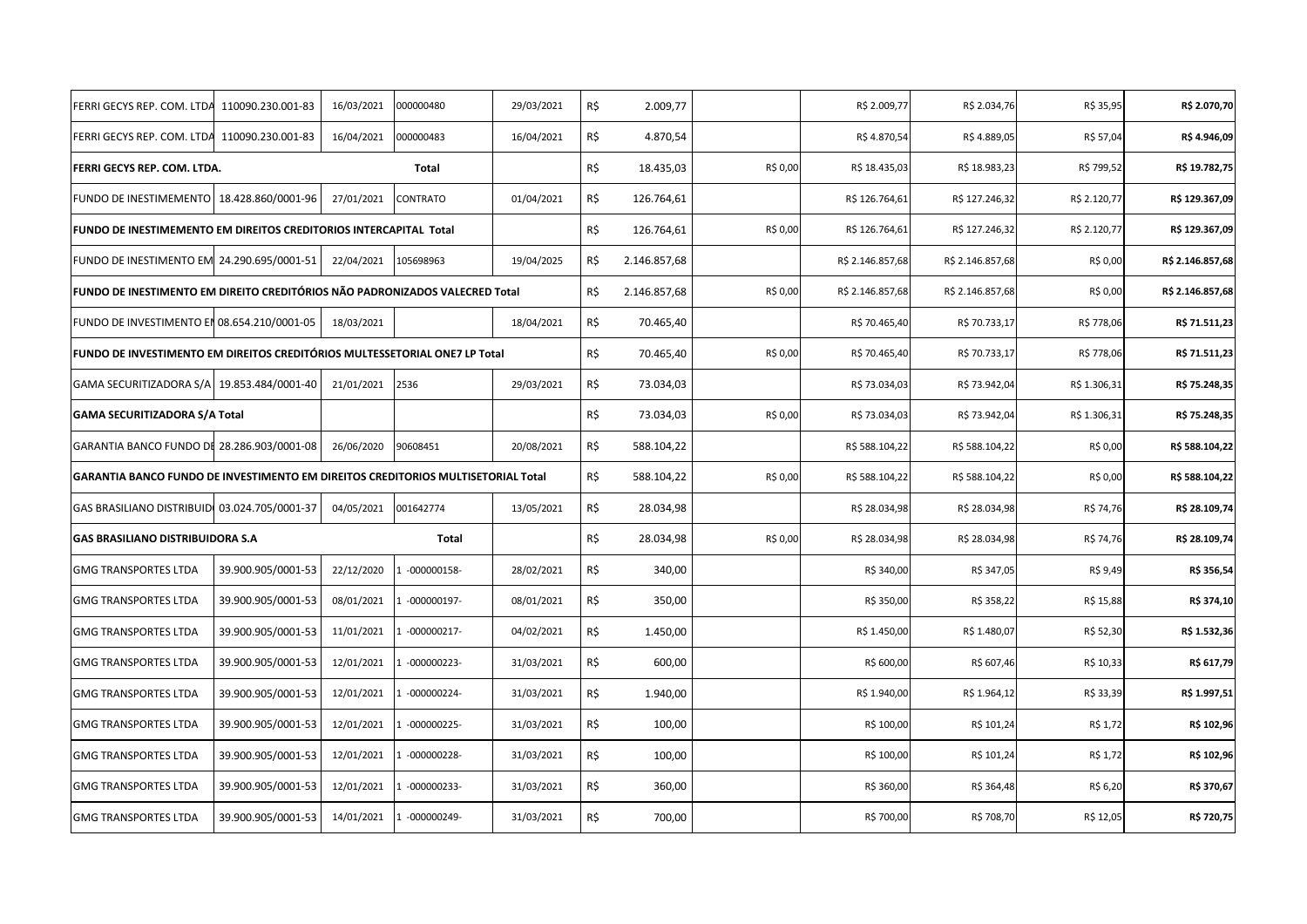| | | | | | | | | | | | |
|---|---|---|---|---|---|---|---|---|---|---|---|
| FERRI GECYS REP. COM. LTDA | 110090.230.001-83 | 16/03/2021 | 000000480 | 29/03/2021 | R$ | 2.009,77 | | R$ 2.009,77 | R$ 2.034,76 | R$ 35,95 | **R$ 2.070,70** |
| FERRI GECYS REP. COM. LTDA | 110090.230.001-83 | 16/04/2021 | 000000483 | 16/04/2021 | R$ | 4.870,54 | | R$ 4.870,54 | R$ 4.889,05 | R$ 57,04 | **R$ 4.946,09** |
| **FERRI GECYS REP. COM. LTDA.** | | | **Total** | | R$ | 18.435,03 | R$ 0,00 | R$ 18.435,03 | R$ 18.983,23 | R$ 799,52 | **R$ 19.782,75** |
| FUNDO DE INESTIMEMENTO | 18.428.860/0001-96 | 27/01/2021 | CONTRATO | 01/04/2021 | R$ | 126.764,61 | | R$ 126.764,61 | R$ 127.246,32 | R$ 2.120,77 | **R$ 129.367,09** |
| **FUNDO DE INESTIMEMENTO EM DIREITOS CREDITORIOS INTERCAPITAL Total** | | | | | R$ | 126.764,61 | R$ 0,00 | R$ 126.764,61 | R$ 127.246,32 | R$ 2.120,77 | **R$ 129.367,09** |
| FUNDO DE INESTIMENTO EM | 24.290.695/0001-51 | 22/04/2021 | 105698963 | 19/04/2025 | R$ | 2.146.857,68 | | R$ 2.146.857,68 | R$ 2.146.857,68 | R$ 0,00 | **R$ 2.146.857,68** |
| **FUNDO DE INESTIMENTO EM DIREITO CREDITÓRIOS NÃO PADRONIZADOS VALECRED Total** | | | | | R$ | 2.146.857,68 | R$ 0,00 | R$ 2.146.857,68 | R$ 2.146.857,68 | R$ 0,00 | **R$ 2.146.857,68** |
| FUNDO DE INVESTIMENTO EM | 08.654.210/0001-05 | 18/03/2021 | | 18/04/2021 | R$ | 70.465,40 | | R$ 70.465,40 | R$ 70.733,17 | R$ 778,06 | **R$ 71.511,23** |
| **FUNDO DE INVESTIMENTO EM DIREITOS CREDITÓRIOS MULTESSETORIAL ONE7 LP Total** | | | | | R$ | 70.465,40 | R$ 0,00 | R$ 70.465,40 | R$ 70.733,17 | R$ 778,06 | **R$ 71.511,23** |
| GAMA SECURITIZADORA S/A | 19.853.484/0001-40 | 21/01/2021 | 2536 | 29/03/2021 | R$ | 73.034,03 | | R$ 73.034,03 | R$ 73.942,04 | R$ 1.306,31 | **R$ 75.248,35** |
| **GAMA SECURITIZADORA S/A Total** | | | | | R$ | 73.034,03 | R$ 0,00 | R$ 73.034,03 | R$ 73.942,04 | R$ 1.306,31 | **R$ 75.248,35** |
| GARANTIA BANCO FUNDO DE | 28.286.903/0001-08 | 26/06/2020 | 90608451 | 20/08/2021 | R$ | 588.104,22 | | R$ 588.104,22 | R$ 588.104,22 | R$ 0,00 | **R$ 588.104,22** |
| **GARANTIA BANCO FUNDO DE INVESTIMENTO EM DIREITOS CREDITORIOS MULTISETORIAL Total** | | | | | R$ | 588.104,22 | R$ 0,00 | R$ 588.104,22 | R$ 588.104,22 | R$ 0,00 | **R$ 588.104,22** |
| GAS BRASILIANO DISTRIBUID | 03.024.705/0001-37 | 04/05/2021 | 001642774 | 13/05/2021 | R$ | 28.034,98 | | R$ 28.034,98 | R$ 28.034,98 | R$ 74,76 | **R$ 28.109,74** |
| **GAS BRASILIANO DISTRIBUIDORA S.A** | | | **Total** | | R$ | 28.034,98 | R$ 0,00 | R$ 28.034,98 | R$ 28.034,98 | R$ 74,76 | **R$ 28.109,74** |
| GMG TRANSPORTES LTDA | 39.900.905/0001-53 | 22/12/2020 | 1 -000000158- | 28/02/2021 | R$ | 340,00 | | R$ 340,00 | R$ 347,05 | R$ 9,49 | **R$ 356,54** |
| GMG TRANSPORTES LTDA | 39.900.905/0001-53 | 08/01/2021 | 1 -000000197- | 08/01/2021 | R$ | 350,00 | | R$ 350,00 | R$ 358,22 | R$ 15,88 | **R$ 374,10** |
| GMG TRANSPORTES LTDA | 39.900.905/0001-53 | 11/01/2021 | 1 -000000217- | 04/02/2021 | R$ | 1.450,00 | | R$ 1.450,00 | R$ 1.480,07 | R$ 52,30 | **R$ 1.532,36** |
| GMG TRANSPORTES LTDA | 39.900.905/0001-53 | 12/01/2021 | 1 -000000223- | 31/03/2021 | R$ | 600,00 | | R$ 600,00 | R$ 607,46 | R$ 10,33 | **R$ 617,79** |
| GMG TRANSPORTES LTDA | 39.900.905/0001-53 | 12/01/2021 | 1 -000000224- | 31/03/2021 | R$ | 1.940,00 | | R$ 1.940,00 | R$ 1.964,12 | R$ 33,39 | **R$ 1.997,51** |
| GMG TRANSPORTES LTDA | 39.900.905/0001-53 | 12/01/2021 | 1 -000000225- | 31/03/2021 | R$ | 100,00 | | R$ 100,00 | R$ 101,24 | R$ 1,72 | **R$ 102,96** |
| GMG TRANSPORTES LTDA | 39.900.905/0001-53 | 12/01/2021 | 1 -000000228- | 31/03/2021 | R$ | 100,00 | | R$ 100,00 | R$ 101,24 | R$ 1,72 | **R$ 102,96** |
| GMG TRANSPORTES LTDA | 39.900.905/0001-53 | 12/01/2021 | 1 -000000233- | 31/03/2021 | R$ | 360,00 | | R$ 360,00 | R$ 364,48 | R$ 6,20 | **R$ 370,67** |
| GMG TRANSPORTES LTDA | 39.900.905/0001-53 | 14/01/2021 | 1 -000000249- | 31/03/2021 | R$ | 700,00 | | R$ 700,00 | R$ 708,70 | R$ 12,05 | **R$ 720,75** |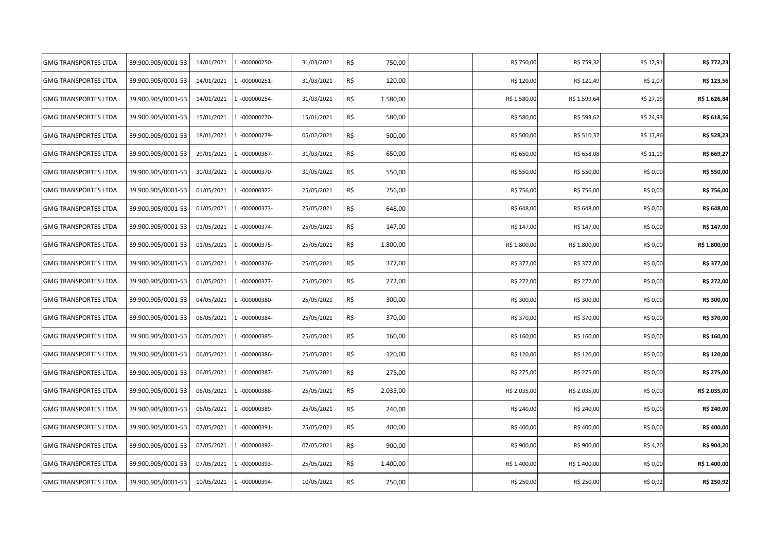| | | | | | | | | | | |
|---|---|---|---|---|---|---|---|---|---|---|
| GMG TRANSPORTES LTDA | 39.900.905/0001-53 | 14/01/2021 | 1 -000000250- | 31/03/2021 | R$ 750,00 | | R$ 750,00 | R$ 759,32 | R$ 12,91 | **R$ 772,23** |
| GMG TRANSPORTES LTDA | 39.900.905/0001-53 | 14/01/2021 | 1 -000000251- | 31/03/2021 | R$ 120,00 | | R$ 120,00 | R$ 121,49 | R$ 2,07 | **R$ 123,56** |
| GMG TRANSPORTES LTDA | 39.900.905/0001-53 | 14/01/2021 | 1 -000000254- | 31/03/2021 | R$ 1.580,00 | | R$ 1.580,00 | R$ 1.599,64 | R$ 27,19 | **R$ 1.626,84** |
| GMG TRANSPORTES LTDA | 39.900.905/0001-53 | 15/01/2021 | 1 -000000270- | 15/01/2021 | R$ 580,00 | | R$ 580,00 | R$ 593,62 | R$ 24,93 | **R$ 618,56** |
| GMG TRANSPORTES LTDA | 39.900.905/0001-53 | 18/01/2021 | 1 -000000279- | 05/02/2021 | R$ 500,00 | | R$ 500,00 | R$ 510,37 | R$ 17,86 | **R$ 528,23** |
| GMG TRANSPORTES LTDA | 39.900.905/0001-53 | 29/01/2021 | 1 -000000367- | 31/03/2021 | R$ 650,00 | | R$ 650,00 | R$ 658,08 | R$ 11,19 | **R$ 669,27** |
| GMG TRANSPORTES LTDA | 39.900.905/0001-53 | 30/03/2021 | 1 -000000370- | 31/05/2021 | R$ 550,00 | | R$ 550,00 | R$ 550,00 | R$ 0,00 | **R$ 550,00** |
| GMG TRANSPORTES LTDA | 39.900.905/0001-53 | 01/05/2021 | 1 -000000372- | 25/05/2021 | R$ 756,00 | | R$ 756,00 | R$ 756,00 | R$ 0,00 | **R$ 756,00** |
| GMG TRANSPORTES LTDA | 39.900.905/0001-53 | 01/05/2021 | 1 -000000373- | 25/05/2021 | R$ 648,00 | | R$ 648,00 | R$ 648,00 | R$ 0,00 | **R$ 648,00** |
| GMG TRANSPORTES LTDA | 39.900.905/0001-53 | 01/05/2021 | 1 -000000374- | 25/05/2021 | R$ 147,00 | | R$ 147,00 | R$ 147,00 | R$ 0,00 | **R$ 147,00** |
| GMG TRANSPORTES LTDA | 39.900.905/0001-53 | 01/05/2021 | 1 -000000375- | 25/05/2021 | R$ 1.800,00 | | R$ 1.800,00 | R$ 1.800,00 | R$ 0,00 | **R$ 1.800,00** |
| GMG TRANSPORTES LTDA | 39.900.905/0001-53 | 01/05/2021 | 1 -000000376- | 25/05/2021 | R$ 377,00 | | R$ 377,00 | R$ 377,00 | R$ 0,00 | **R$ 377,00** |
| GMG TRANSPORTES LTDA | 39.900.905/0001-53 | 01/05/2021 | 1 -000000377- | 25/05/2021 | R$ 272,00 | | R$ 272,00 | R$ 272,00 | R$ 0,00 | **R$ 272,00** |
| GMG TRANSPORTES LTDA | 39.900.905/0001-53 | 04/05/2021 | 1 -000000380- | 25/05/2021 | R$ 300,00 | | R$ 300,00 | R$ 300,00 | R$ 0,00 | **R$ 300,00** |
| GMG TRANSPORTES LTDA | 39.900.905/0001-53 | 06/05/2021 | 1 -000000384- | 25/05/2021 | R$ 370,00 | | R$ 370,00 | R$ 370,00 | R$ 0,00 | **R$ 370,00** |
| GMG TRANSPORTES LTDA | 39.900.905/0001-53 | 06/05/2021 | 1 -000000385- | 25/05/2021 | R$ 160,00 | | R$ 160,00 | R$ 160,00 | R$ 0,00 | **R$ 160,00** |
| GMG TRANSPORTES LTDA | 39.900.905/0001-53 | 06/05/2021 | 1 -000000386- | 25/05/2021 | R$ 120,00 | | R$ 120,00 | R$ 120,00 | R$ 0,00 | **R$ 120,00** |
| GMG TRANSPORTES LTDA | 39.900.905/0001-53 | 06/05/2021 | 1 -000000387- | 25/05/2021 | R$ 275,00 | | R$ 275,00 | R$ 275,00 | R$ 0,00 | **R$ 275,00** |
| GMG TRANSPORTES LTDA | 39.900.905/0001-53 | 06/05/2021 | 1 -000000388- | 25/05/2021 | R$ 2.035,00 | | R$ 2.035,00 | R$ 2.035,00 | R$ 0,00 | **R$ 2.035,00** |
| GMG TRANSPORTES LTDA | 39.900.905/0001-53 | 06/05/2021 | 1 -000000389- | 25/05/2021 | R$ 240,00 | | R$ 240,00 | R$ 240,00 | R$ 0,00 | **R$ 240,00** |
| GMG TRANSPORTES LTDA | 39.900.905/0001-53 | 07/05/2021 | 1 -000000391- | 25/05/2021 | R$ 400,00 | | R$ 400,00 | R$ 400,00 | R$ 0,00 | **R$ 400,00** |
| GMG TRANSPORTES LTDA | 39.900.905/0001-53 | 07/05/2021 | 1 -000000392- | 07/05/2021 | R$ 900,00 | | R$ 900,00 | R$ 900,00 | R$ 4,20 | **R$ 904,20** |
| GMG TRANSPORTES LTDA | 39.900.905/0001-53 | 07/05/2021 | 1 -000000393- | 25/05/2021 | R$ 1.400,00 | | R$ 1.400,00 | R$ 1.400,00 | R$ 0,00 | **R$ 1.400,00** |
| GMG TRANSPORTES LTDA | 39.900.905/0001-53 | 10/05/2021 | 1 -000000394- | 10/05/2021 | R$ 250,00 | | R$ 250,00 | R$ 250,00 | R$ 0,92 | **R$ 250,92** |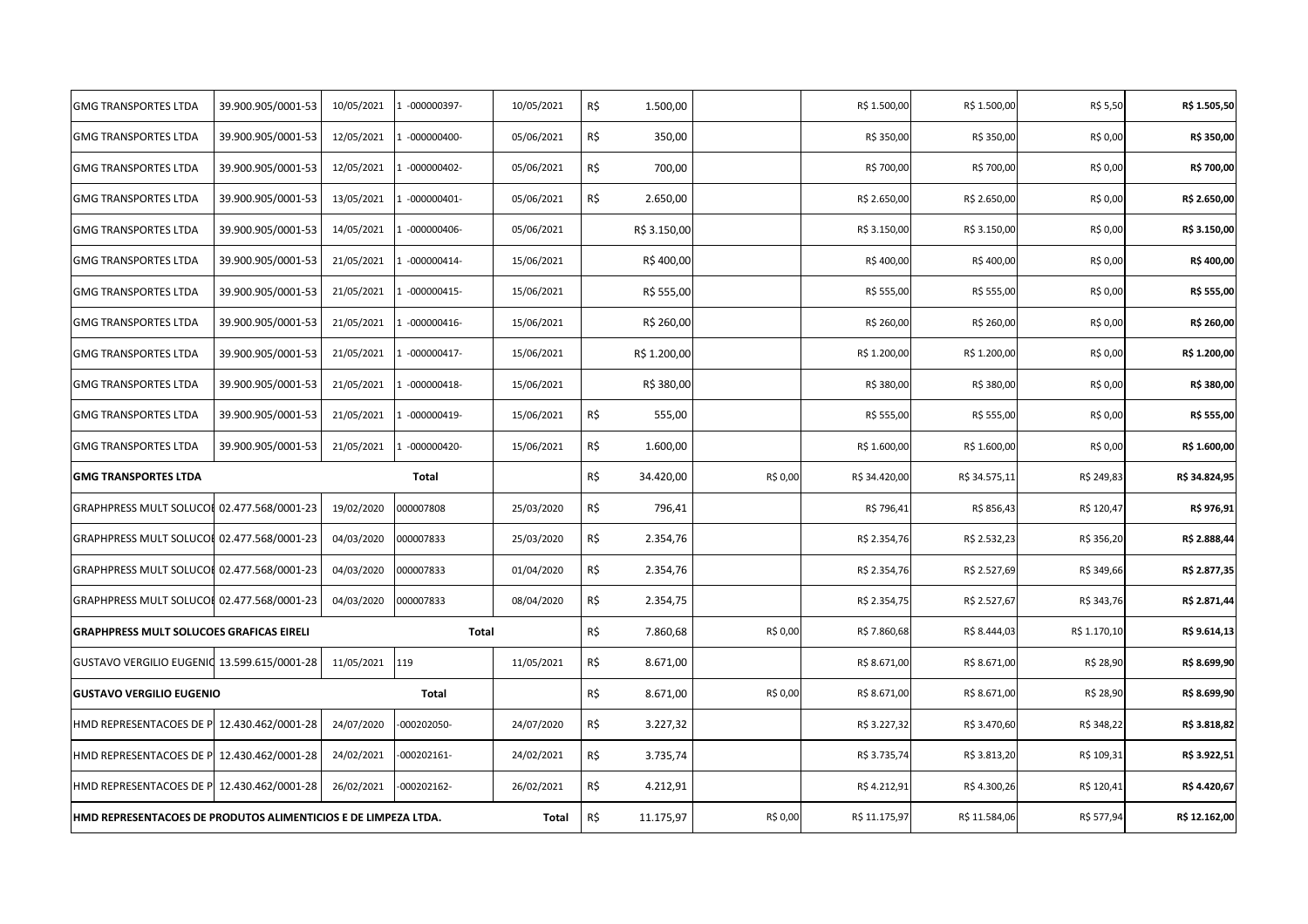| | | | | | | | | | | |
|---|---|---|---|---|---|---|---|---|---|---|
| GMG TRANSPORTES LTDA | 39.900.905/0001-53 | 10/05/2021 | 1 -000000397- | 10/05/2021 | R$ 1.500,00 | | R$ 1.500,00 | R$ 1.500,00 | R$ 5,50 | **R$ 1.505,50** |
| GMG TRANSPORTES LTDA | 39.900.905/0001-53 | 12/05/2021 | 1 -000000400- | 05/06/2021 | R$ 350,00 | | R$ 350,00 | R$ 350,00 | R$ 0,00 | **R$ 350,00** |
| GMG TRANSPORTES LTDA | 39.900.905/0001-53 | 12/05/2021 | 1 -000000402- | 05/06/2021 | R$ 700,00 | | R$ 700,00 | R$ 700,00 | R$ 0,00 | **R$ 700,00** |
| GMG TRANSPORTES LTDA | 39.900.905/0001-53 | 13/05/2021 | 1 -000000401- | 05/06/2021 | R$ 2.650,00 | | R$ 2.650,00 | R$ 2.650,00 | R$ 0,00 | **R$ 2.650,00** |
| GMG TRANSPORTES LTDA | 39.900.905/0001-53 | 14/05/2021 | 1 -000000406- | 05/06/2021 | R$ 3.150,00 | | R$ 3.150,00 | R$ 3.150,00 | R$ 0,00 | **R$ 3.150,00** |
| GMG TRANSPORTES LTDA | 39.900.905/0001-53 | 21/05/2021 | 1 -000000414- | 15/06/2021 | R$ 400,00 | | R$ 400,00 | R$ 400,00 | R$ 0,00 | **R$ 400,00** |
| GMG TRANSPORTES LTDA | 39.900.905/0001-53 | 21/05/2021 | 1 -000000415- | 15/06/2021 | R$ 555,00 | | R$ 555,00 | R$ 555,00 | R$ 0,00 | **R$ 555,00** |
| GMG TRANSPORTES LTDA | 39.900.905/0001-53 | 21/05/2021 | 1 -000000416- | 15/06/2021 | R$ 260,00 | | R$ 260,00 | R$ 260,00 | R$ 0,00 | **R$ 260,00** |
| GMG TRANSPORTES LTDA | 39.900.905/0001-53 | 21/05/2021 | 1 -000000417- | 15/06/2021 | R$ 1.200,00 | | R$ 1.200,00 | R$ 1.200,00 | R$ 0,00 | **R$ 1.200,00** |
| GMG TRANSPORTES LTDA | 39.900.905/0001-53 | 21/05/2021 | 1 -000000418- | 15/06/2021 | R$ 380,00 | | R$ 380,00 | R$ 380,00 | R$ 0,00 | **R$ 380,00** |
| GMG TRANSPORTES LTDA | 39.900.905/0001-53 | 21/05/2021 | 1 -000000419- | 15/06/2021 | R$ 555,00 | | R$ 555,00 | R$ 555,00 | R$ 0,00 | **R$ 555,00** |
| GMG TRANSPORTES LTDA | 39.900.905/0001-53 | 21/05/2021 | 1 -000000420- | 15/06/2021 | R$ 1.600,00 | | R$ 1.600,00 | R$ 1.600,00 | R$ 0,00 | **R$ 1.600,00** |
| **GMG TRANSPORTES LTDA** | | | **Total** | | R$ 34.420,00 | R$ 0,00 | R$ 34.420,00 | R$ 34.575,11 | R$ 249,83 | **R$ 34.824,95** |
| GRAPHPRESS MULT SOLUCOE | 02.477.568/0001-23 | 19/02/2020 | 000007808 | 25/03/2020 | R$ 796,41 | | R$ 796,41 | R$ 856,43 | R$ 120,47 | **R$ 976,91** |
| GRAPHPRESS MULT SOLUCOE | 02.477.568/0001-23 | 04/03/2020 | 000007833 | 25/03/2020 | R$ 2.354,76 | | R$ 2.354,76 | R$ 2.532,23 | R$ 356,20 | **R$ 2.888,44** |
| GRAPHPRESS MULT SOLUCOE | 02.477.568/0001-23 | 04/03/2020 | 000007833 | 01/04/2020 | R$ 2.354,76 | | R$ 2.354,76 | R$ 2.527,69 | R$ 349,66 | **R$ 2.877,35** |
| GRAPHPRESS MULT SOLUCOE | 02.477.568/0001-23 | 04/03/2020 | 000007833 | 08/04/2020 | R$ 2.354,75 | | R$ 2.354,75 | R$ 2.527,67 | R$ 343,76 | **R$ 2.871,44** |
| **GRAPHPRESS MULT SOLUCOES GRAFICAS EIRELI** | | | **Total** | | R$ 7.860,68 | R$ 0,00 | R$ 7.860,68 | R$ 8.444,03 | R$ 1.170,10 | **R$ 9.614,13** |
| GUSTAVO VERGILIO EUGENIO | 13.599.615/0001-28 | 11/05/2021 | 119 | 11/05/2021 | R$ 8.671,00 | | R$ 8.671,00 | R$ 8.671,00 | R$ 28,90 | **R$ 8.699,90** |
| **GUSTAVO VERGILIO EUGENIO** | | | **Total** | | R$ 8.671,00 | R$ 0,00 | R$ 8.671,00 | R$ 8.671,00 | R$ 28,90 | **R$ 8.699,90** |
| HMD REPRESENTACOES DE P | 12.430.462/0001-28 | 24/07/2020 | -000202050- | 24/07/2020 | R$ 3.227,32 | | R$ 3.227,32 | R$ 3.470,60 | R$ 348,22 | **R$ 3.818,82** |
| HMD REPRESENTACOES DE P | 12.430.462/0001-28 | 24/02/2021 | -000202161- | 24/02/2021 | R$ 3.735,74 | | R$ 3.735,74 | R$ 3.813,20 | R$ 109,31 | **R$ 3.922,51** |
| HMD REPRESENTACOES DE P | 12.430.462/0001-28 | 26/02/2021 | -000202162- | 26/02/2021 | R$ 4.212,91 | | R$ 4.212,91 | R$ 4.300,26 | R$ 120,41 | **R$ 4.420,67** |
| **HMD REPRESENTACOES DE PRODUTOS ALIMENTICIOS E DE LIMPEZA LTDA.** | | | | **Total** | R$ 11.175,97 | R$ 0,00 | R$ 11.175,97 | R$ 11.584,06 | R$ 577,94 | **R$ 12.162,00** |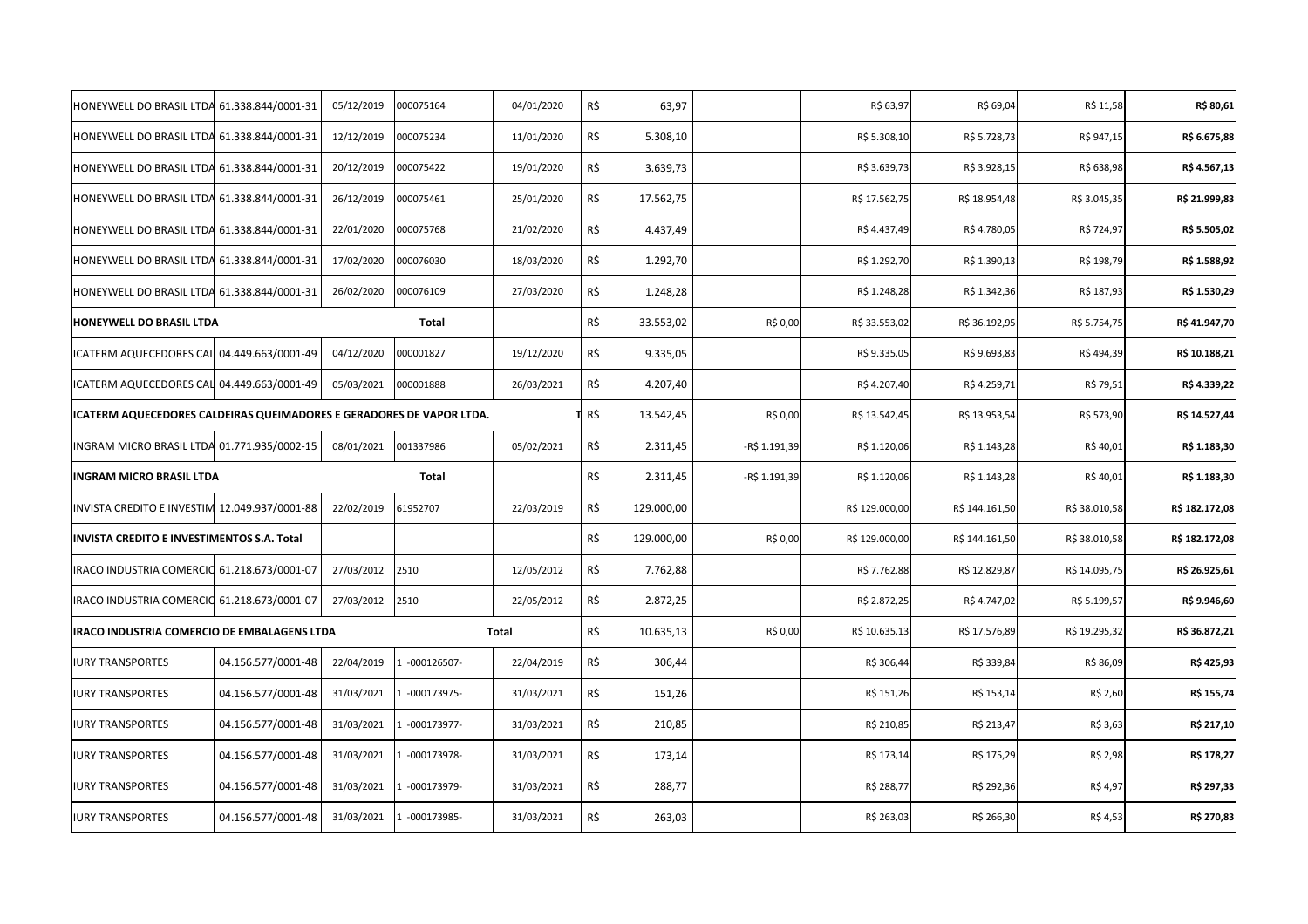| | | | | | | | | | | | |
|---|---|---|---|---|---|---|---|---|---|---|---|
| HONEYWELL DO BRASIL LTDA | 61.338.844/0001-31 | 05/12/2019 | 000075164 | 04/01/2020 | R$ | 63,97 | | R$ 63,97 | R$ 69,04 | R$ 11,58 | **R$ 80,61** |
| HONEYWELL DO BRASIL LTDA | 61.338.844/0001-31 | 12/12/2019 | 000075234 | 11/01/2020 | R$ | 5.308,10 | | R$ 5.308,10 | R$ 5.728,73 | R$ 947,15 | **R$ 6.675,88** |
| HONEYWELL DO BRASIL LTDA | 61.338.844/0001-31 | 20/12/2019 | 000075422 | 19/01/2020 | R$ | 3.639,73 | | R$ 3.639,73 | R$ 3.928,15 | R$ 638,98 | **R$ 4.567,13** |
| HONEYWELL DO BRASIL LTDA | 61.338.844/0001-31 | 26/12/2019 | 000075461 | 25/01/2020 | R$ | 17.562,75 | | R$ 17.562,75 | R$ 18.954,48 | R$ 3.045,35 | **R$ 21.999,83** |
| HONEYWELL DO BRASIL LTDA | 61.338.844/0001-31 | 22/01/2020 | 000075768 | 21/02/2020 | R$ | 4.437,49 | | R$ 4.437,49 | R$ 4.780,05 | R$ 724,97 | **R$ 5.505,02** |
| HONEYWELL DO BRASIL LTDA | 61.338.844/0001-31 | 17/02/2020 | 000076030 | 18/03/2020 | R$ | 1.292,70 | | R$ 1.292,70 | R$ 1.390,13 | R$ 198,79 | **R$ 1.588,92** |
| HONEYWELL DO BRASIL LTDA | 61.338.844/0001-31 | 26/02/2020 | 000076109 | 27/03/2020 | R$ | 1.248,28 | | R$ 1.248,28 | R$ 1.342,36 | R$ 187,93 | **R$ 1.530,29** |
| **HONEYWELL DO BRASIL LTDA** | | | **Total** | | R$ | 33.553,02 | R$ 0,00 | R$ 33.553,02 | R$ 36.192,95 | R$ 5.754,75 | **R$ 41.947,70** |
| ICATERM AQUECEDORES CAL | 04.449.663/0001-49 | 04/12/2020 | 000001827 | 19/12/2020 | R$ | 9.335,05 | | R$ 9.335,05 | R$ 9.693,83 | R$ 494,39 | **R$ 10.188,21** |
| ICATERM AQUECEDORES CAL | 04.449.663/0001-49 | 05/03/2021 | 000001888 | 26/03/2021 | R$ | 4.207,40 | | R$ 4.207,40 | R$ 4.259,71 | R$ 79,51 | **R$ 4.339,22** |
| **ICATERM AQUECEDORES CALDEIRAS QUEIMADORES E GERADORES DE VAPOR LTDA.** | | | | T | R$ | 13.542,45 | R$ 0,00 | R$ 13.542,45 | R$ 13.953,54 | R$ 573,90 | **R$ 14.527,44** |
| INGRAM MICRO BRASIL LTDA | 01.771.935/0002-15 | 08/01/2021 | 001337986 | 05/02/2021 | R$ | 2.311,45 | -R$ 1.191,39 | R$ 1.120,06 | R$ 1.143,28 | R$ 40,01 | **R$ 1.183,30** |
| **INGRAM MICRO BRASIL LTDA** | | | **Total** | | R$ | 2.311,45 | -R$ 1.191,39 | R$ 1.120,06 | R$ 1.143,28 | R$ 40,01 | **R$ 1.183,30** |
| INVISTA CREDITO E INVESTIM | 12.049.937/0001-88 | 22/02/2019 | 61952707 | 22/03/2019 | R$ | 129.000,00 | | R$ 129.000,00 | R$ 144.161,50 | R$ 38.010,58 | **R$ 182.172,08** |
| **INVISTA CREDITO E INVESTIMENTOS S.A. Total** | | | | | R$ | 129.000,00 | R$ 0,00 | R$ 129.000,00 | R$ 144.161,50 | R$ 38.010,58 | **R$ 182.172,08** |
| IRACO INDUSTRIA COMERCIO | 61.218.673/0001-07 | 27/03/2012 | 2510 | 12/05/2012 | R$ | 7.762,88 | | R$ 7.762,88 | R$ 12.829,87 | R$ 14.095,75 | **R$ 26.925,61** |
| IRACO INDUSTRIA COMERCIO | 61.218.673/0001-07 | 27/03/2012 | 2510 | 22/05/2012 | R$ | 2.872,25 | | R$ 2.872,25 | R$ 4.747,02 | R$ 5.199,57 | **R$ 9.946,60** |
| **IRACO INDUSTRIA COMERCIO DE EMBALAGENS LTDA** | | | | **Total** | R$ | 10.635,13 | R$ 0,00 | R$ 10.635,13 | R$ 17.576,89 | R$ 19.295,32 | **R$ 36.872,21** |
| IURY TRANSPORTES | 04.156.577/0001-48 | 22/04/2019 | 1 -000126507- | 22/04/2019 | R$ | 306,44 | | R$ 306,44 | R$ 339,84 | R$ 86,09 | **R$ 425,93** |
| IURY TRANSPORTES | 04.156.577/0001-48 | 31/03/2021 | 1 -000173975- | 31/03/2021 | R$ | 151,26 | | R$ 151,26 | R$ 153,14 | R$ 2,60 | **R$ 155,74** |
| IURY TRANSPORTES | 04.156.577/0001-48 | 31/03/2021 | 1 -000173977- | 31/03/2021 | R$ | 210,85 | | R$ 210,85 | R$ 213,47 | R$ 3,63 | **R$ 217,10** |
| IURY TRANSPORTES | 04.156.577/0001-48 | 31/03/2021 | 1 -000173978- | 31/03/2021 | R$ | 173,14 | | R$ 173,14 | R$ 175,29 | R$ 2,98 | **R$ 178,27** |
| IURY TRANSPORTES | 04.156.577/0001-48 | 31/03/2021 | 1 -000173979- | 31/03/2021 | R$ | 288,77 | | R$ 288,77 | R$ 292,36 | R$ 4,97 | **R$ 297,33** |
| IURY TRANSPORTES | 04.156.577/0001-48 | 31/03/2021 | 1 -000173985- | 31/03/2021 | R$ | 263,03 | | R$ 263,03 | R$ 266,30 | R$ 4,53 | **R$ 270,83** |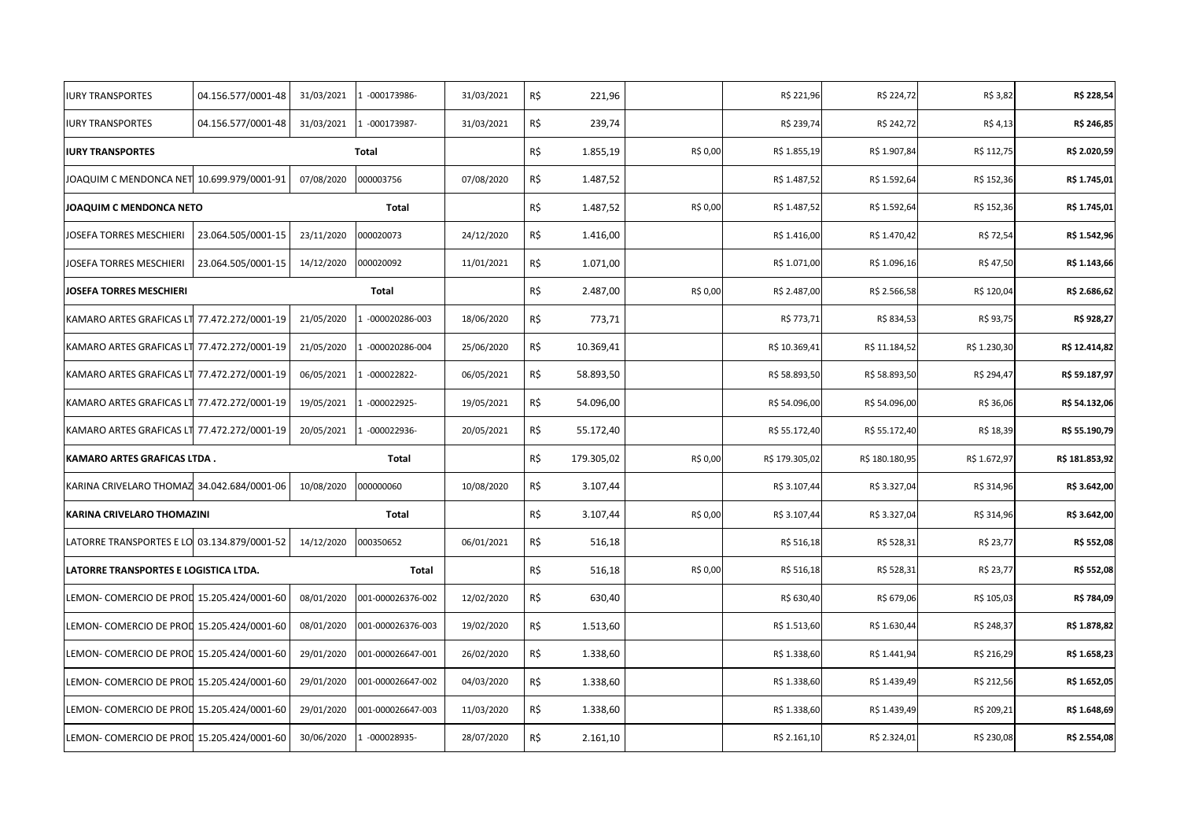| | | | | | | | | | | | |
|---|---|---|---|---|---|---|---|---|---|---|---|
| IURY TRANSPORTES | 04.156.577/0001-48 | 31/03/2021 | 1 -000173986- | 31/03/2021 | R$ | 221,96 | | R$ 221,96 | R$ 224,72 | R$ 3,82 | **R$ 228,54** |
| IURY TRANSPORTES | 04.156.577/0001-48 | 31/03/2021 | 1 -000173987- | 31/03/2021 | R$ | 239,74 | | R$ 239,74 | R$ 242,72 | R$ 4,13 | **R$ 246,85** |
| **IURY TRANSPORTES** | | | **Total** | | R$ | 1.855,19 | R$ 0,00 | R$ 1.855,19 | R$ 1.907,84 | R$ 112,75 | **R$ 2.020,59** |
| JOAQUIM C MENDONCA NET | 10.699.979/0001-91 | 07/08/2020 | 000003756 | 07/08/2020 | R$ | 1.487,52 | | R$ 1.487,52 | R$ 1.592,64 | R$ 152,36 | **R$ 1.745,01** |
| **JOAQUIM C MENDONCA NETO** | | | **Total** | | R$ | 1.487,52 | R$ 0,00 | R$ 1.487,52 | R$ 1.592,64 | R$ 152,36 | **R$ 1.745,01** |
| JOSEFA TORRES MESCHIERI | 23.064.505/0001-15 | 23/11/2020 | 000020073 | 24/12/2020 | R$ | 1.416,00 | | R$ 1.416,00 | R$ 1.470,42 | R$ 72,54 | **R$ 1.542,96** |
| JOSEFA TORRES MESCHIERI | 23.064.505/0001-15 | 14/12/2020 | 000020092 | 11/01/2021 | R$ | 1.071,00 | | R$ 1.071,00 | R$ 1.096,16 | R$ 47,50 | **R$ 1.143,66** |
| **JOSEFA TORRES MESCHIERI** | | | **Total** | | R$ | 2.487,00 | R$ 0,00 | R$ 2.487,00 | R$ 2.566,58 | R$ 120,04 | **R$ 2.686,62** |
| KAMARO ARTES GRAFICAS LT | 77.472.272/0001-19 | 21/05/2020 | 1 -000020286-003 | 18/06/2020 | R$ | 773,71 | | R$ 773,71 | R$ 834,53 | R$ 93,75 | **R$ 928,27** |
| KAMARO ARTES GRAFICAS LT | 77.472.272/0001-19 | 21/05/2020 | 1 -000020286-004 | 25/06/2020 | R$ | 10.369,41 | | R$ 10.369,41 | R$ 11.184,52 | R$ 1.230,30 | **R$ 12.414,82** |
| KAMARO ARTES GRAFICAS LT | 77.472.272/0001-19 | 06/05/2021 | 1 -000022822- | 06/05/2021 | R$ | 58.893,50 | | R$ 58.893,50 | R$ 58.893,50 | R$ 294,47 | **R$ 59.187,97** |
| KAMARO ARTES GRAFICAS LT | 77.472.272/0001-19 | 19/05/2021 | 1 -000022925- | 19/05/2021 | R$ | 54.096,00 | | R$ 54.096,00 | R$ 54.096,00 | R$ 36,06 | **R$ 54.132,06** |
| KAMARO ARTES GRAFICAS LT | 77.472.272/0001-19 | 20/05/2021 | 1 -000022936- | 20/05/2021 | R$ | 55.172,40 | | R$ 55.172,40 | R$ 55.172,40 | R$ 18,39 | **R$ 55.190,79** |
| **KAMARO ARTES GRAFICAS LTDA .** | | | **Total** | | R$ | 179.305,02 | R$ 0,00 | R$ 179.305,02 | R$ 180.180,95 | R$ 1.672,97 | **R$ 181.853,92** |
| KARINA CRIVELARO THOMAZ | 34.042.684/0001-06 | 10/08/2020 | 000000060 | 10/08/2020 | R$ | 3.107,44 | | R$ 3.107,44 | R$ 3.327,04 | R$ 314,96 | **R$ 3.642,00** |
| **KARINA CRIVELARO THOMAZINI** | | | **Total** | | R$ | 3.107,44 | R$ 0,00 | R$ 3.107,44 | R$ 3.327,04 | R$ 314,96 | **R$ 3.642,00** |
| LATORRE TRANSPORTES E LO | 03.134.879/0001-52 | 14/12/2020 | 000350652 | 06/01/2021 | R$ | 516,18 | | R$ 516,18 | R$ 528,31 | R$ 23,77 | **R$ 552,08** |
| **LATORRE TRANSPORTES E LOGISTICA LTDA.** | | | **Total** | | R$ | 516,18 | R$ 0,00 | R$ 516,18 | R$ 528,31 | R$ 23,77 | **R$ 552,08** |
| LEMON- COMERCIO DE PROD | 15.205.424/0001-60 | 08/01/2020 | 001-000026376-002 | 12/02/2020 | R$ | 630,40 | | R$ 630,40 | R$ 679,06 | R$ 105,03 | **R$ 784,09** |
| LEMON- COMERCIO DE PROD | 15.205.424/0001-60 | 08/01/2020 | 001-000026376-003 | 19/02/2020 | R$ | 1.513,60 | | R$ 1.513,60 | R$ 1.630,44 | R$ 248,37 | **R$ 1.878,82** |
| LEMON- COMERCIO DE PROD | 15.205.424/0001-60 | 29/01/2020 | 001-000026647-001 | 26/02/2020 | R$ | 1.338,60 | | R$ 1.338,60 | R$ 1.441,94 | R$ 216,29 | **R$ 1.658,23** |
| LEMON- COMERCIO DE PROD | 15.205.424/0001-60 | 29/01/2020 | 001-000026647-002 | 04/03/2020 | R$ | 1.338,60 | | R$ 1.338,60 | R$ 1.439,49 | R$ 212,56 | **R$ 1.652,05** |
| LEMON- COMERCIO DE PROD | 15.205.424/0001-60 | 29/01/2020 | 001-000026647-003 | 11/03/2020 | R$ | 1.338,60 | | R$ 1.338,60 | R$ 1.439,49 | R$ 209,21 | **R$ 1.648,69** |
| LEMON- COMERCIO DE PROD | 15.205.424/0001-60 | 30/06/2020 | 1 -000028935- | 28/07/2020 | R$ | 2.161,10 | | R$ 2.161,10 | R$ 2.324,01 | R$ 230,08 | **R$ 2.554,08** |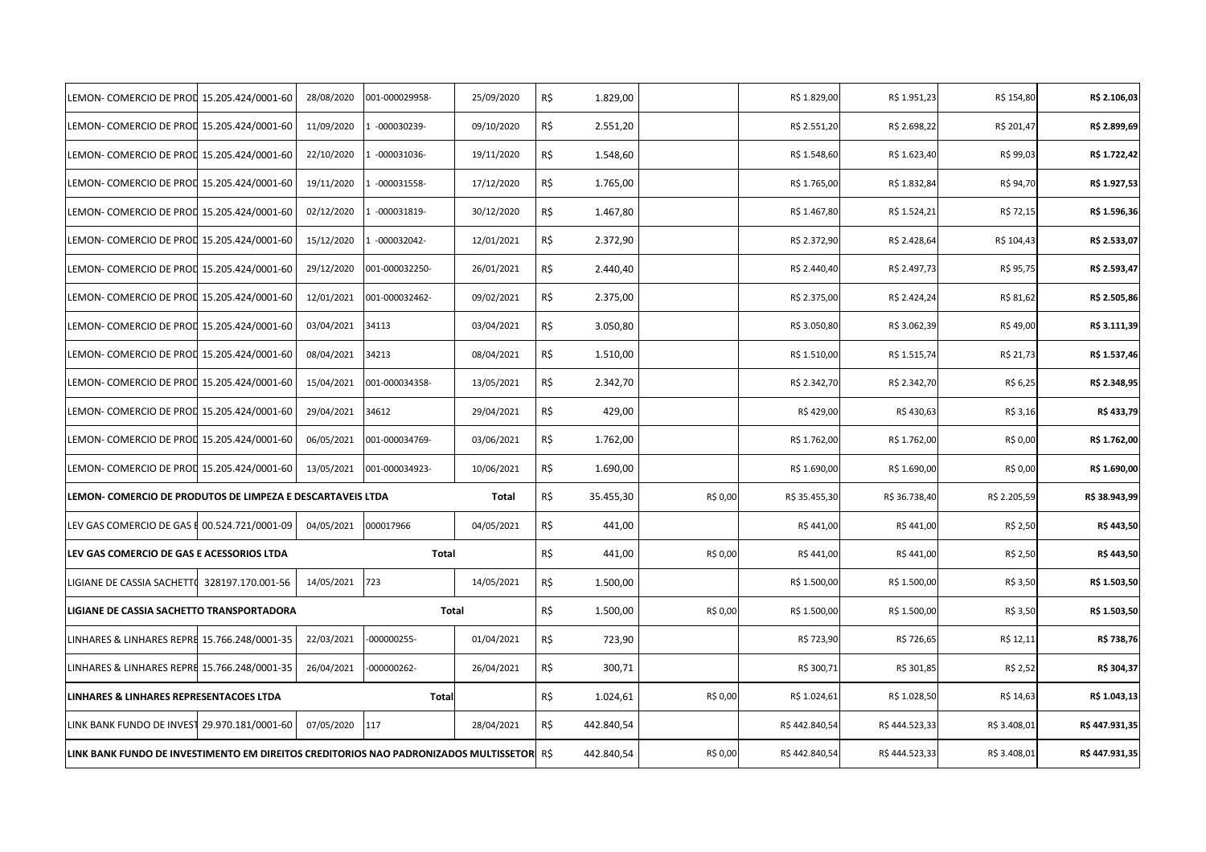| | | | | | | | | | | | |
|---|---|---|---|---|---|---|---|---|---|---|---|
| LEMON- COMERCIO DE PROD | 15.205.424/0001-60 | 28/08/2020 | 001-000029958- | 25/09/2020 | R$ | 1.829,00 | | R$ 1.829,00 | R$ 1.951,23 | R$ 154,80 | **R$ 2.106,03** |
| LEMON- COMERCIO DE PROD | 15.205.424/0001-60 | 11/09/2020 | 1 -000030239- | 09/10/2020 | R$ | 2.551,20 | | R$ 2.551,20 | R$ 2.698,22 | R$ 201,47 | **R$ 2.899,69** |
| LEMON- COMERCIO DE PROD | 15.205.424/0001-60 | 22/10/2020 | 1 -000031036- | 19/11/2020 | R$ | 1.548,60 | | R$ 1.548,60 | R$ 1.623,40 | R$ 99,03 | **R$ 1.722,42** |
| LEMON- COMERCIO DE PROD | 15.205.424/0001-60 | 19/11/2020 | 1 -000031558- | 17/12/2020 | R$ | 1.765,00 | | R$ 1.765,00 | R$ 1.832,84 | R$ 94,70 | **R$ 1.927,53** |
| LEMON- COMERCIO DE PROD | 15.205.424/0001-60 | 02/12/2020 | 1 -000031819- | 30/12/2020 | R$ | 1.467,80 | | R$ 1.467,80 | R$ 1.524,21 | R$ 72,15 | **R$ 1.596,36** |
| LEMON- COMERCIO DE PROD | 15.205.424/0001-60 | 15/12/2020 | 1 -000032042- | 12/01/2021 | R$ | 2.372,90 | | R$ 2.372,90 | R$ 2.428,64 | R$ 104,43 | **R$ 2.533,07** |
| LEMON- COMERCIO DE PROD | 15.205.424/0001-60 | 29/12/2020 | 001-000032250- | 26/01/2021 | R$ | 2.440,40 | | R$ 2.440,40 | R$ 2.497,73 | R$ 95,75 | **R$ 2.593,47** |
| LEMON- COMERCIO DE PROD | 15.205.424/0001-60 | 12/01/2021 | 001-000032462- | 09/02/2021 | R$ | 2.375,00 | | R$ 2.375,00 | R$ 2.424,24 | R$ 81,62 | **R$ 2.505,86** |
| LEMON- COMERCIO DE PROD | 15.205.424/0001-60 | 03/04/2021 | 34113 | 03/04/2021 | R$ | 3.050,80 | | R$ 3.050,80 | R$ 3.062,39 | R$ 49,00 | **R$ 3.111,39** |
| LEMON- COMERCIO DE PROD | 15.205.424/0001-60 | 08/04/2021 | 34213 | 08/04/2021 | R$ | 1.510,00 | | R$ 1.510,00 | R$ 1.515,74 | R$ 21,73 | **R$ 1.537,46** |
| LEMON- COMERCIO DE PROD | 15.205.424/0001-60 | 15/04/2021 | 001-000034358- | 13/05/2021 | R$ | 2.342,70 | | R$ 2.342,70 | R$ 2.342,70 | R$ 6,25 | **R$ 2.348,95** |
| LEMON- COMERCIO DE PROD | 15.205.424/0001-60 | 29/04/2021 | 34612 | 29/04/2021 | R$ | 429,00 | | R$ 429,00 | R$ 430,63 | R$ 3,16 | **R$ 433,79** |
| LEMON- COMERCIO DE PROD | 15.205.424/0001-60 | 06/05/2021 | 001-000034769- | 03/06/2021 | R$ | 1.762,00 | | R$ 1.762,00 | R$ 1.762,00 | R$ 0,00 | **R$ 1.762,00** |
| LEMON- COMERCIO DE PROD | 15.205.424/0001-60 | 13/05/2021 | 001-000034923- | 10/06/2021 | R$ | 1.690,00 | | R$ 1.690,00 | R$ 1.690,00 | R$ 0,00 | **R$ 1.690,00** |
| **LEMON- COMERCIO DE PRODUTOS DE LIMPEZA E DESCARTAVEIS LTDA** | | | | **Total** | R$ | 35.455,30 | R$ 0,00 | R$ 35.455,30 | R$ 36.738,40 | R$ 2.205,59 | **R$ 38.943,99** |
| LEV GAS COMERCIO DE GAS E | 00.524.721/0001-09 | 04/05/2021 | 000017966 | 04/05/2021 | R$ | 441,00 | | R$ 441,00 | R$ 441,00 | R$ 2,50 | **R$ 443,50** |
| **LEV GAS COMERCIO DE GAS E ACESSORIOS LTDA** | | | **Total** | | R$ | 441,00 | R$ 0,00 | R$ 441,00 | R$ 441,00 | R$ 2,50 | **R$ 443,50** |
| LIGIANE DE CASSIA SACHETTO | 328197.170.001-56 | 14/05/2021 | 723 | 14/05/2021 | R$ | 1.500,00 | | R$ 1.500,00 | R$ 1.500,00 | R$ 3,50 | **R$ 1.503,50** |
| **LIGIANE DE CASSIA SACHETTO TRANSPORTADORA** | | | **Total** | | R$ | 1.500,00 | R$ 0,00 | R$ 1.500,00 | R$ 1.500,00 | R$ 3,50 | **R$ 1.503,50** |
| LINHARES & LINHARES REPRE | 15.766.248/0001-35 | 22/03/2021 | -000000255- | 01/04/2021 | R$ | 723,90 | | R$ 723,90 | R$ 726,65 | R$ 12,11 | **R$ 738,76** |
| LINHARES & LINHARES REPRE | 15.766.248/0001-35 | 26/04/2021 | -000000262- | 26/04/2021 | R$ | 300,71 | | R$ 300,71 | R$ 301,85 | R$ 2,52 | **R$ 304,37** |
| **LINHARES & LINHARES REPRESENTACOES LTDA** | | | **Total** | | R$ | 1.024,61 | R$ 0,00 | R$ 1.024,61 | R$ 1.028,50 | R$ 14,63 | **R$ 1.043,13** |
| LINK BANK FUNDO DE INVEST | 29.970.181/0001-60 | 07/05/2020 | 117 | 28/04/2021 | R$ | 442.840,54 | | R$ 442.840,54 | R$ 444.523,33 | R$ 3.408,01 | **R$ 447.931,35** |
| **LINK BANK FUNDO DE INVESTIMENTO EM DIREITOS CREDITORIOS NAO PADRONIZADOS MULTISSETOR** | | | | | R$ | 442.840,54 | R$ 0,00 | R$ 442.840,54 | R$ 444.523,33 | R$ 3.408,01 | **R$ 447.931,35** |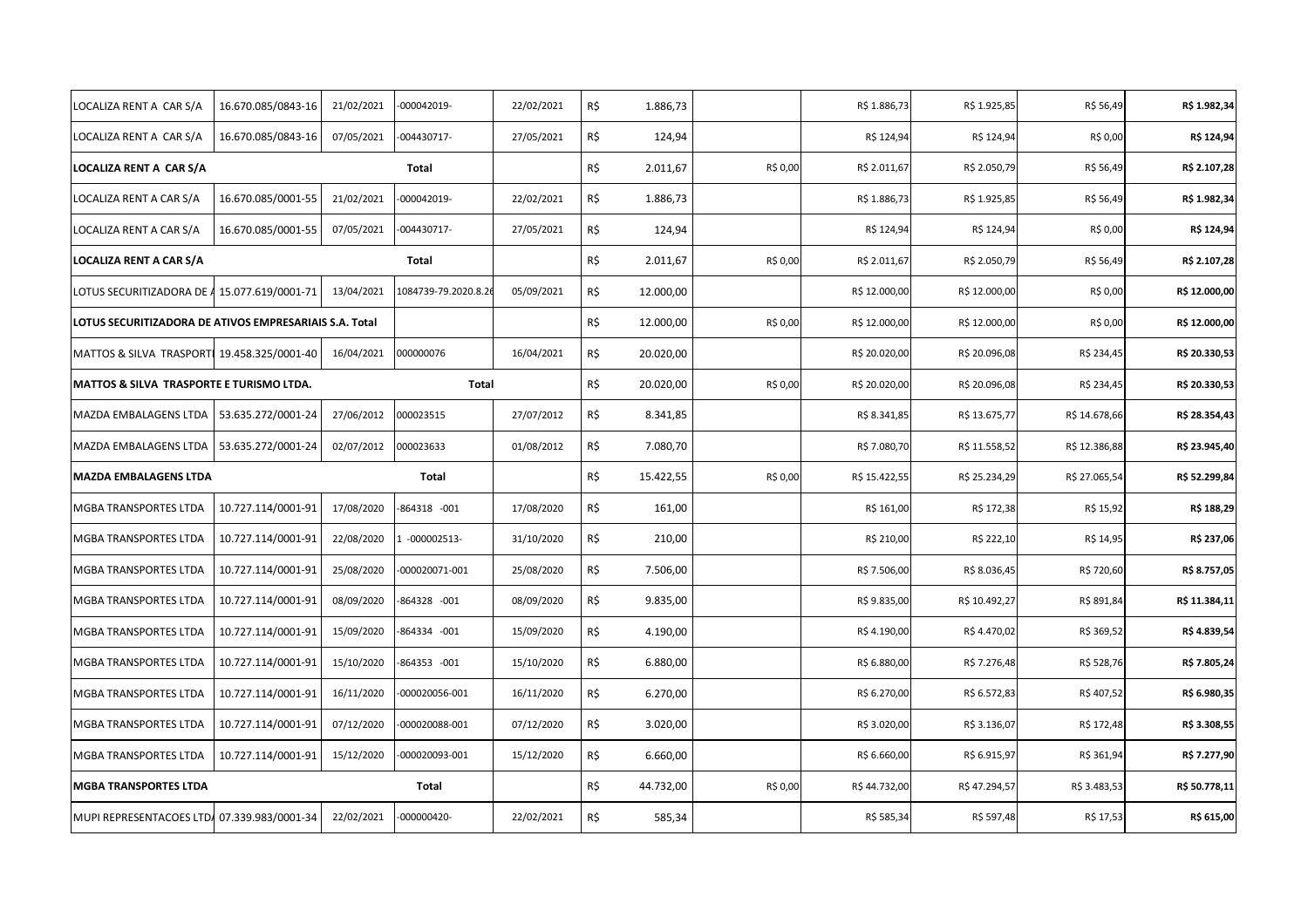| | | | | | | | | | | | |
|---|---|---|---|---|---|---|---|---|---|---|---|
| LOCALIZA RENT A CAR S/A | 16.670.085/0843-16 | 21/02/2021 | -000042019- | 22/02/2021 | R$ | 1.886,73 | | R$ 1.886,73 | R$ 1.925,85 | R$ 56,49 | R$ 1.982,34 |
| LOCALIZA RENT A CAR S/A | 16.670.085/0843-16 | 07/05/2021 | -004430717- | 27/05/2021 | R$ | 124,94 | | R$ 124,94 | R$ 124,94 | R$ 0,00 | R$ 124,94 |
| **LOCALIZA RENT A CAR S/A** | | | **Total** | | R$ | 2.011,67 | R$ 0,00 | R$ 2.011,67 | R$ 2.050,79 | R$ 56,49 | **R$ 2.107,28** |
| LOCALIZA RENT A CAR S/A | 16.670.085/0001-55 | 21/02/2021 | -000042019- | 22/02/2021 | R$ | 1.886,73 | | R$ 1.886,73 | R$ 1.925,85 | R$ 56,49 | R$ 1.982,34 |
| LOCALIZA RENT A CAR S/A | 16.670.085/0001-55 | 07/05/2021 | -004430717- | 27/05/2021 | R$ | 124,94 | | R$ 124,94 | R$ 124,94 | R$ 0,00 | R$ 124,94 |
| **LOCALIZA RENT A CAR S/A** | | | **Total** | | R$ | 2.011,67 | R$ 0,00 | R$ 2.011,67 | R$ 2.050,79 | R$ 56,49 | **R$ 2.107,28** |
| LOTUS SECURITIZADORA DE A | 15.077.619/0001-71 | 13/04/2021 | 1084739-79.2020.8.26 | 05/09/2021 | R$ | 12.000,00 | | R$ 12.000,00 | R$ 12.000,00 | R$ 0,00 | R$ 12.000,00 |
| **LOTUS SECURITIZADORA DE ATIVOS EMPRESARIAIS S.A. Total** | | | | | R$ | 12.000,00 | R$ 0,00 | R$ 12.000,00 | R$ 12.000,00 | R$ 0,00 | **R$ 12.000,00** |
| MATTOS & SILVA TRASPORTI | 19.458.325/0001-40 | 16/04/2021 | 000000076 | 16/04/2021 | R$ | 20.020,00 | | R$ 20.020,00 | R$ 20.096,08 | R$ 234,45 | R$ 20.330,53 |
| **MATTOS & SILVA TRASPORTE E TURISMO LTDA.** | | | **Total** | | R$ | 20.020,00 | R$ 0,00 | R$ 20.020,00 | R$ 20.096,08 | R$ 234,45 | **R$ 20.330,53** |
| MAZDA EMBALAGENS LTDA | 53.635.272/0001-24 | 27/06/2012 | 000023515 | 27/07/2012 | R$ | 8.341,85 | | R$ 8.341,85 | R$ 13.675,77 | R$ 14.678,66 | R$ 28.354,43 |
| MAZDA EMBALAGENS LTDA | 53.635.272/0001-24 | 02/07/2012 | 000023633 | 01/08/2012 | R$ | 7.080,70 | | R$ 7.080,70 | R$ 11.558,52 | R$ 12.386,88 | R$ 23.945,40 |
| **MAZDA EMBALAGENS LTDA** | | | **Total** | | R$ | 15.422,55 | R$ 0,00 | R$ 15.422,55 | R$ 25.234,29 | R$ 27.065,54 | **R$ 52.299,84** |
| MGBA TRANSPORTES LTDA | 10.727.114/0001-91 | 17/08/2020 | -864318 -001 | 17/08/2020 | R$ | 161,00 | | R$ 161,00 | R$ 172,38 | R$ 15,92 | R$ 188,29 |
| MGBA TRANSPORTES LTDA | 10.727.114/0001-91 | 22/08/2020 | 1 -000002513- | 31/10/2020 | R$ | 210,00 | | R$ 210,00 | R$ 222,10 | R$ 14,95 | R$ 237,06 |
| MGBA TRANSPORTES LTDA | 10.727.114/0001-91 | 25/08/2020 | -000020071-001 | 25/08/2020 | R$ | 7.506,00 | | R$ 7.506,00 | R$ 8.036,45 | R$ 720,60 | R$ 8.757,05 |
| MGBA TRANSPORTES LTDA | 10.727.114/0001-91 | 08/09/2020 | -864328 -001 | 08/09/2020 | R$ | 9.835,00 | | R$ 9.835,00 | R$ 10.492,27 | R$ 891,84 | R$ 11.384,11 |
| MGBA TRANSPORTES LTDA | 10.727.114/0001-91 | 15/09/2020 | -864334 -001 | 15/09/2020 | R$ | 4.190,00 | | R$ 4.190,00 | R$ 4.470,02 | R$ 369,52 | R$ 4.839,54 |
| MGBA TRANSPORTES LTDA | 10.727.114/0001-91 | 15/10/2020 | -864353 -001 | 15/10/2020 | R$ | 6.880,00 | | R$ 6.880,00 | R$ 7.276,48 | R$ 528,76 | R$ 7.805,24 |
| MGBA TRANSPORTES LTDA | 10.727.114/0001-91 | 16/11/2020 | -000020056-001 | 16/11/2020 | R$ | 6.270,00 | | R$ 6.270,00 | R$ 6.572,83 | R$ 407,52 | R$ 6.980,35 |
| MGBA TRANSPORTES LTDA | 10.727.114/0001-91 | 07/12/2020 | -000020088-001 | 07/12/2020 | R$ | 3.020,00 | | R$ 3.020,00 | R$ 3.136,07 | R$ 172,48 | R$ 3.308,55 |
| MGBA TRANSPORTES LTDA | 10.727.114/0001-91 | 15/12/2020 | -000020093-001 | 15/12/2020 | R$ | 6.660,00 | | R$ 6.660,00 | R$ 6.915,97 | R$ 361,94 | R$ 7.277,90 |
| **MGBA TRANSPORTES LTDA** | | | **Total** | | R$ | 44.732,00 | R$ 0,00 | R$ 44.732,00 | R$ 47.294,57 | R$ 3.483,53 | **R$ 50.778,11** |
| MUPI REPRESENTACOES LTDA | 07.339.983/0001-34 | 22/02/2021 | -000000420- | 22/02/2021 | R$ | 585,34 | | R$ 585,34 | R$ 597,48 | R$ 17,53 | R$ 615,00 |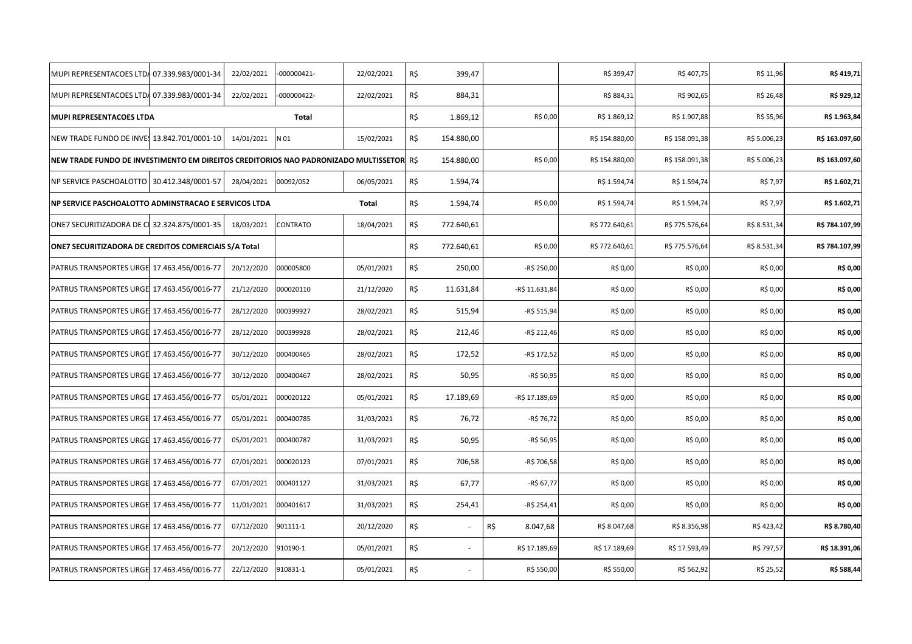| | | | | | | | | | | | |
|---|---|---|---|---|---|---|---|---|---|---|---|
| MUPI REPRESENTACOES LTDA | 07.339.983/0001-34 | 22/02/2021 | -000000421- | 22/02/2021 | R$ | 399,47 | | R$ 399,47 | R$ 407,75 | R$ 11,96 | **R$ 419,71** |
| MUPI REPRESENTACOES LTDA | 07.339.983/0001-34 | 22/02/2021 | -000000422- | 22/02/2021 | R$ | 884,31 | | R$ 884,31 | R$ 902,65 | R$ 26,48 | **R$ 929,12** |
| **MUPI REPRESENTACOES LTDA** | | | **Total** | | R$ | 1.869,12 | R$ 0,00 | R$ 1.869,12 | R$ 1.907,88 | R$ 55,96 | **R$ 1.963,84** |
| NEW TRADE FUNDO DE INVES | 13.842.701/0001-10 | 14/01/2021 | N 01 | 15/02/2021 | R$ | 154.880,00 | | R$ 154.880,00 | R$ 158.091,38 | R$ 5.006,23 | **R$ 163.097,60** |
| **NEW TRADE FUNDO DE INVESTIMENTO EM DIREITOS CREDITORIOS NAO PADRONIZADO MULTISSETOR** | | | | | R$ | 154.880,00 | R$ 0,00 | R$ 154.880,00 | R$ 158.091,38 | R$ 5.006,23 | **R$ 163.097,60** |
| NP SERVICE PASCHOALOTTO | 30.412.348/0001-57 | 28/04/2021 | 00092/052 | 06/05/2021 | R$ | 1.594,74 | | R$ 1.594,74 | R$ 1.594,74 | R$ 7,97 | **R$ 1.602,71** |
| **NP SERVICE PASCHOALOTTO ADMINSTRACAO E SERVICOS LTDA** | | | | **Total** | R$ | 1.594,74 | R$ 0,00 | R$ 1.594,74 | R$ 1.594,74 | R$ 7,97 | **R$ 1.602,71** |
| ONE7 SECURITIZADORA DE C | 32.324.875/0001-35 | 18/03/2021 | CONTRATO | 18/04/2021 | R$ | 772.640,61 | | R$ 772.640,61 | R$ 775.576,64 | R$ 8.531,34 | **R$ 784.107,99** |
| **ONE7 SECURITIZADORA DE CREDITOS COMERCIAIS S/A Total** | | | | | R$ | 772.640,61 | R$ 0,00 | R$ 772.640,61 | R$ 775.576,64 | R$ 8.531,34 | **R$ 784.107,99** |
| PATRUS TRANSPORTES URGE | 17.463.456/0016-77 | 20/12/2020 | 000005800 | 05/01/2021 | R$ | 250,00 | -R$ 250,00 | R$ 0,00 | R$ 0,00 | R$ 0,00 | **R$ 0,00** |
| PATRUS TRANSPORTES URGE | 17.463.456/0016-77 | 21/12/2020 | 000020110 | 21/12/2020 | R$ | 11.631,84 | -R$ 11.631,84 | R$ 0,00 | R$ 0,00 | R$ 0,00 | **R$ 0,00** |
| PATRUS TRANSPORTES URGE | 17.463.456/0016-77 | 28/12/2020 | 000399927 | 28/02/2021 | R$ | 515,94 | -R$ 515,94 | R$ 0,00 | R$ 0,00 | R$ 0,00 | **R$ 0,00** |
| PATRUS TRANSPORTES URGE | 17.463.456/0016-77 | 28/12/2020 | 000399928 | 28/02/2021 | R$ | 212,46 | -R$ 212,46 | R$ 0,00 | R$ 0,00 | R$ 0,00 | **R$ 0,00** |
| PATRUS TRANSPORTES URGE | 17.463.456/0016-77 | 30/12/2020 | 000400465 | 28/02/2021 | R$ | 172,52 | -R$ 172,52 | R$ 0,00 | R$ 0,00 | R$ 0,00 | **R$ 0,00** |
| PATRUS TRANSPORTES URGE | 17.463.456/0016-77 | 30/12/2020 | 000400467 | 28/02/2021 | R$ | 50,95 | -R$ 50,95 | R$ 0,00 | R$ 0,00 | R$ 0,00 | **R$ 0,00** |
| PATRUS TRANSPORTES URGE | 17.463.456/0016-77 | 05/01/2021 | 000020122 | 05/01/2021 | R$ | 17.189,69 | -R$ 17.189,69 | R$ 0,00 | R$ 0,00 | R$ 0,00 | **R$ 0,00** |
| PATRUS TRANSPORTES URGE | 17.463.456/0016-77 | 05/01/2021 | 000400785 | 31/03/2021 | R$ | 76,72 | -R$ 76,72 | R$ 0,00 | R$ 0,00 | R$ 0,00 | **R$ 0,00** |
| PATRUS TRANSPORTES URGE | 17.463.456/0016-77 | 05/01/2021 | 000400787 | 31/03/2021 | R$ | 50,95 | -R$ 50,95 | R$ 0,00 | R$ 0,00 | R$ 0,00 | **R$ 0,00** |
| PATRUS TRANSPORTES URGE | 17.463.456/0016-77 | 07/01/2021 | 000020123 | 07/01/2021 | R$ | 706,58 | -R$ 706,58 | R$ 0,00 | R$ 0,00 | R$ 0,00 | **R$ 0,00** |
| PATRUS TRANSPORTES URGE | 17.463.456/0016-77 | 07/01/2021 | 000401127 | 31/03/2021 | R$ | 67,77 | -R$ 67,77 | R$ 0,00 | R$ 0,00 | R$ 0,00 | **R$ 0,00** |
| PATRUS TRANSPORTES URGE | 17.463.456/0016-77 | 11/01/2021 | 000401617 | 31/03/2021 | R$ | 254,41 | -R$ 254,41 | R$ 0,00 | R$ 0,00 | R$ 0,00 | **R$ 0,00** |
| PATRUS TRANSPORTES URGE | 17.463.456/0016-77 | 07/12/2020 | 901111-1 | 20/12/2020 | R$ | - | R$ 8.047,68 | R$ 8.047,68 | R$ 8.356,98 | R$ 423,42 | **R$ 8.780,40** |
| PATRUS TRANSPORTES URGE | 17.463.456/0016-77 | 20/12/2020 | 910190-1 | 05/01/2021 | R$ | - | R$ 17.189,69 | R$ 17.189,69 | R$ 17.593,49 | R$ 797,57 | **R$ 18.391,06** |
| PATRUS TRANSPORTES URGE | 17.463.456/0016-77 | 22/12/2020 | 910831-1 | 05/01/2021 | R$ | - | R$ 550,00 | R$ 550,00 | R$ 562,92 | R$ 25,52 | **R$ 588,44** |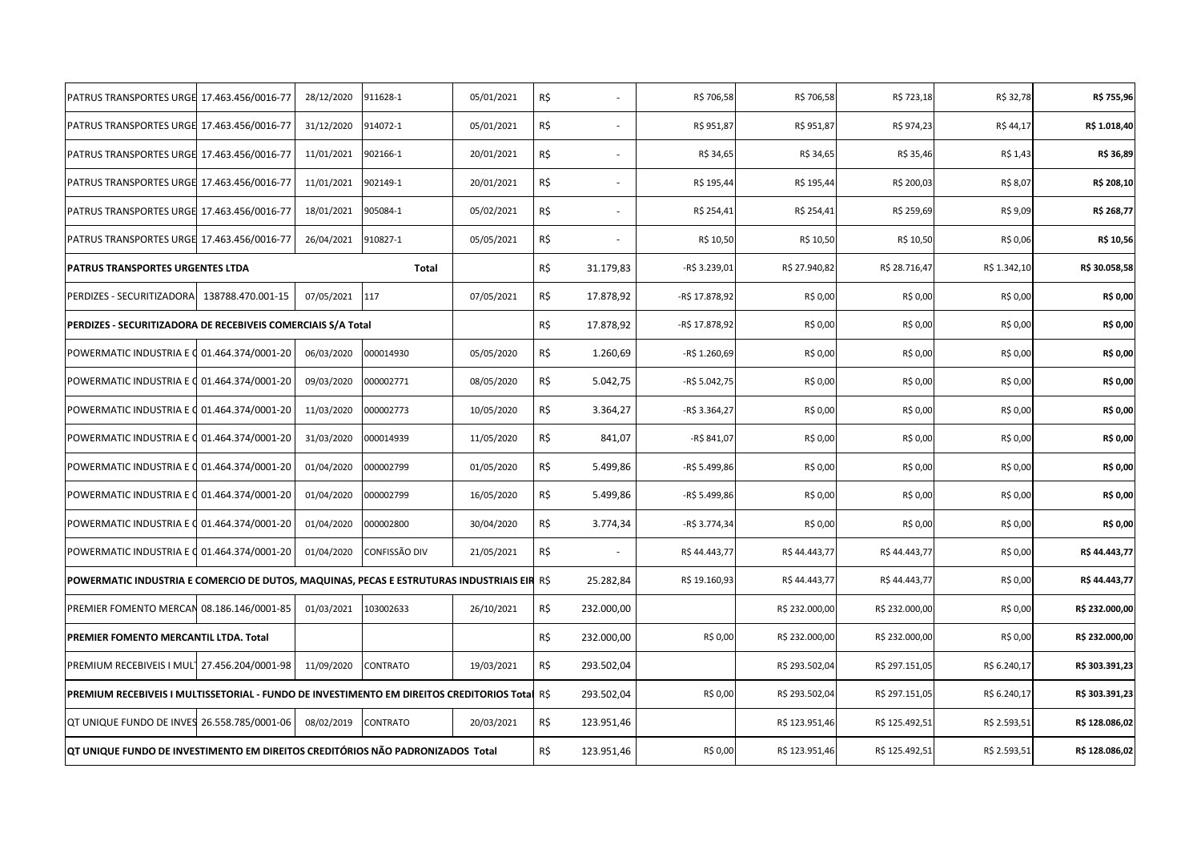| | | | | | | | | | | | |
|---|---|---|---|---|---|---|---|---|---|---|---|
| PATRUS TRANSPORTES URGE | 17.463.456/0016-77 | 28/12/2020 | 911628-1 | 05/01/2021 | R$ | - | R$ 706,58 | R$ 706,58 | R$ 723,18 | R$ 32,78 | **R$ 755,96** |
| PATRUS TRANSPORTES URGE | 17.463.456/0016-77 | 31/12/2020 | 914072-1 | 05/01/2021 | R$ | - | R$ 951,87 | R$ 951,87 | R$ 974,23 | R$ 44,17 | **R$ 1.018,40** |
| PATRUS TRANSPORTES URGE | 17.463.456/0016-77 | 11/01/2021 | 902166-1 | 20/01/2021 | R$ | - | R$ 34,65 | R$ 34,65 | R$ 35,46 | R$ 1,43 | **R$ 36,89** |
| PATRUS TRANSPORTES URGE | 17.463.456/0016-77 | 11/01/2021 | 902149-1 | 20/01/2021 | R$ | - | R$ 195,44 | R$ 195,44 | R$ 200,03 | R$ 8,07 | **R$ 208,10** |
| PATRUS TRANSPORTES URGE | 17.463.456/0016-77 | 18/01/2021 | 905084-1 | 05/02/2021 | R$ | - | R$ 254,41 | R$ 254,41 | R$ 259,69 | R$ 9,09 | **R$ 268,77** |
| PATRUS TRANSPORTES URGE | 17.463.456/0016-77 | 26/04/2021 | 910827-1 | 05/05/2021 | R$ | - | R$ 10,50 | R$ 10,50 | R$ 10,50 | R$ 0,06 | **R$ 10,56** |
| **PATRUS TRANSPORTES URGENTES LTDA** | | | **Total** | | R$ | 31.179,83 | -R$ 3.239,01 | R$ 27.940,82 | R$ 28.716,47 | R$ 1.342,10 | **R$ 30.058,58** |
| PERDIZES - SECURITIZADORA | 138788.470.001-15 | 07/05/2021 | 117 | 07/05/2021 | R$ | 17.878,92 | -R$ 17.878,92 | R$ 0,00 | R$ 0,00 | R$ 0,00 | **R$ 0,00** |
| **PERDIZES - SECURITIZADORA DE RECEBIVEIS COMERCIAIS S/A Total** | | | | | R$ | 17.878,92 | -R$ 17.878,92 | R$ 0,00 | R$ 0,00 | R$ 0,00 | **R$ 0,00** |
| POWERMATIC INDUSTRIA E C | 01.464.374/0001-20 | 06/03/2020 | 000014930 | 05/05/2020 | R$ | 1.260,69 | -R$ 1.260,69 | R$ 0,00 | R$ 0,00 | R$ 0,00 | **R$ 0,00** |
| POWERMATIC INDUSTRIA E C | 01.464.374/0001-20 | 09/03/2020 | 000002771 | 08/05/2020 | R$ | 5.042,75 | -R$ 5.042,75 | R$ 0,00 | R$ 0,00 | R$ 0,00 | **R$ 0,00** |
| POWERMATIC INDUSTRIA E C | 01.464.374/0001-20 | 11/03/2020 | 000002773 | 10/05/2020 | R$ | 3.364,27 | -R$ 3.364,27 | R$ 0,00 | R$ 0,00 | R$ 0,00 | **R$ 0,00** |
| POWERMATIC INDUSTRIA E C | 01.464.374/0001-20 | 31/03/2020 | 000014939 | 11/05/2020 | R$ | 841,07 | -R$ 841,07 | R$ 0,00 | R$ 0,00 | R$ 0,00 | **R$ 0,00** |
| POWERMATIC INDUSTRIA E C | 01.464.374/0001-20 | 01/04/2020 | 000002799 | 01/05/2020 | R$ | 5.499,86 | -R$ 5.499,86 | R$ 0,00 | R$ 0,00 | R$ 0,00 | **R$ 0,00** |
| POWERMATIC INDUSTRIA E C | 01.464.374/0001-20 | 01/04/2020 | 000002799 | 16/05/2020 | R$ | 5.499,86 | -R$ 5.499,86 | R$ 0,00 | R$ 0,00 | R$ 0,00 | **R$ 0,00** |
| POWERMATIC INDUSTRIA E C | 01.464.374/0001-20 | 01/04/2020 | 000002800 | 30/04/2020 | R$ | 3.774,34 | -R$ 3.774,34 | R$ 0,00 | R$ 0,00 | R$ 0,00 | **R$ 0,00** |
| POWERMATIC INDUSTRIA E C | 01.464.374/0001-20 | 01/04/2020 | CONFISSÃO DIV | 21/05/2021 | R$ | - | R$ 44.443,77 | R$ 44.443,77 | R$ 44.443,77 | R$ 0,00 | **R$ 44.443,77** |
| **POWERMATIC INDUSTRIA E COMERCIO DE DUTOS, MAQUINAS, PECAS E ESTRUTURAS INDUSTRIAIS EIR** | | | | | R$ | 25.282,84 | R$ 19.160,93 | R$ 44.443,77 | R$ 44.443,77 | R$ 0,00 | **R$ 44.443,77** |
| PREMIER FOMENTO MERCAN | 08.186.146/0001-85 | 01/03/2021 | 103002633 | 26/10/2021 | R$ | 232.000,00 | | R$ 232.000,00 | R$ 232.000,00 | R$ 0,00 | **R$ 232.000,00** |
| **PREMIER FOMENTO MERCANTIL LTDA. Total** | | | | | R$ | 232.000,00 | R$ 0,00 | R$ 232.000,00 | R$ 232.000,00 | R$ 0,00 | **R$ 232.000,00** |
| PREMIUM RECEBIVEIS I MULT | 27.456.204/0001-98 | 11/09/2020 | CONTRATO | 19/03/2021 | R$ | 293.502,04 | | R$ 293.502,04 | R$ 297.151,05 | R$ 6.240,17 | **R$ 303.391,23** |
| **PREMIUM RECEBIVEIS I MULTISSETORIAL - FUNDO DE INVESTIMENTO EM DIREITOS CREDITORIOS Total** | | | | | R$ | 293.502,04 | R$ 0,00 | R$ 293.502,04 | R$ 297.151,05 | R$ 6.240,17 | **R$ 303.391,23** |
| QT UNIQUE FUNDO DE INVES | 26.558.785/0001-06 | 08/02/2019 | CONTRATO | 20/03/2021 | R$ | 123.951,46 | | R$ 123.951,46 | R$ 125.492,51 | R$ 2.593,51 | **R$ 128.086,02** |
| **QT UNIQUE FUNDO DE INVESTIMENTO EM DIREITOS CREDITÓRIOS NÃO PADRONIZADOS Total** | | | | | R$ | 123.951,46 | R$ 0,00 | R$ 123.951,46 | R$ 125.492,51 | R$ 2.593,51 | **R$ 128.086,02** |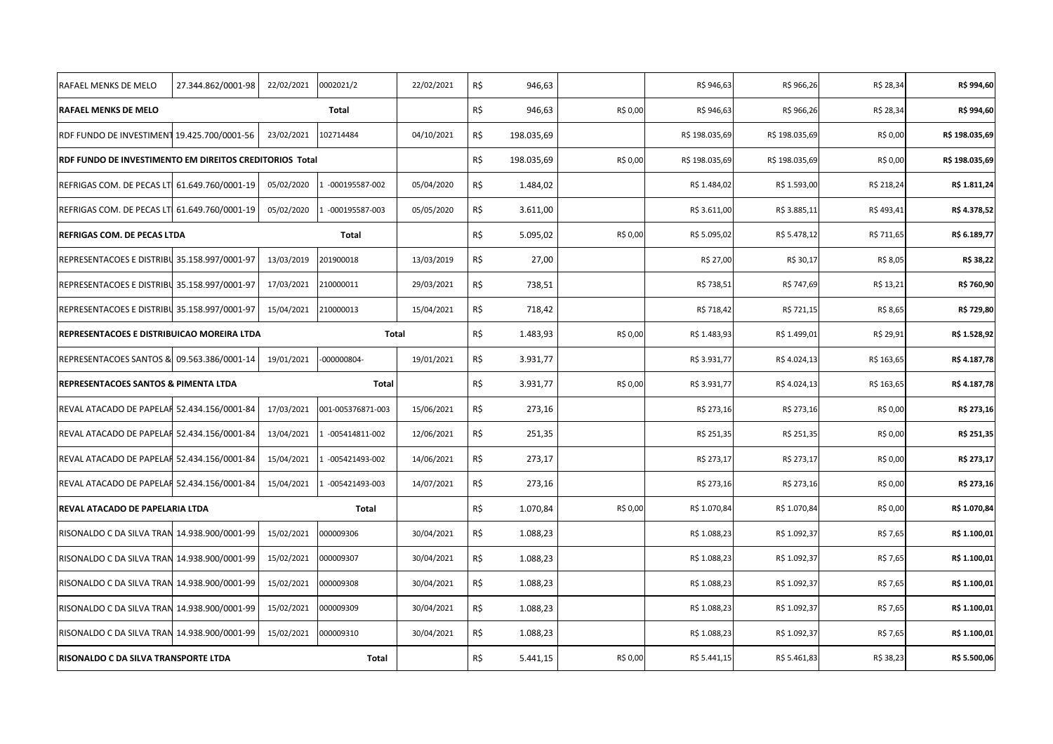| | | | | | | | | | | | |
|---|---|---|---|---|---|---|---|---|---|---|---|
| RAFAEL MENKS DE MELO | 27.344.862/0001-98 | 22/02/2021 | 0002021/2 | 22/02/2021 | R$ | 946,63 | | R$ 946,63 | R$ 966,26 | R$ 28,34 | **R$ 994,60** |
| **RAFAEL MENKS DE MELO** | | | **Total** | | R$ | 946,63 | R$ 0,00 | R$ 946,63 | R$ 966,26 | R$ 28,34 | **R$ 994,60** |
| RDF FUNDO DE INVESTIMENT | 19.425.700/0001-56 | 23/02/2021 | 102714484 | 04/10/2021 | R$ | 198.035,69 | | R$ 198.035,69 | R$ 198.035,69 | R$ 0,00 | **R$ 198.035,69** |
| **RDF FUNDO DE INVESTIMENTO EM DIREITOS CREDITORIOS Total** | | | | | R$ | 198.035,69 | R$ 0,00 | R$ 198.035,69 | R$ 198.035,69 | R$ 0,00 | **R$ 198.035,69** |
| REFRIGAS COM. DE PECAS LT | 61.649.760/0001-19 | 05/02/2020 | 1 -000195587-002 | 05/04/2020 | R$ | 1.484,02 | | R$ 1.484,02 | R$ 1.593,00 | R$ 218,24 | **R$ 1.811,24** |
| REFRIGAS COM. DE PECAS LT | 61.649.760/0001-19 | 05/02/2020 | 1 -000195587-003 | 05/05/2020 | R$ | 3.611,00 | | R$ 3.611,00 | R$ 3.885,11 | R$ 493,41 | **R$ 4.378,52** |
| **REFRIGAS COM. DE PECAS LTDA** | | | **Total** | | R$ | 5.095,02 | R$ 0,00 | R$ 5.095,02 | R$ 5.478,12 | R$ 711,65 | **R$ 6.189,77** |
| REPRESENTACOES E DISTRIBU | 35.158.997/0001-97 | 13/03/2019 | 201900018 | 13/03/2019 | R$ | 27,00 | | R$ 27,00 | R$ 30,17 | R$ 8,05 | **R$ 38,22** |
| REPRESENTACOES E DISTRIBU | 35.158.997/0001-97 | 17/03/2021 | 210000011 | 29/03/2021 | R$ | 738,51 | | R$ 738,51 | R$ 747,69 | R$ 13,21 | **R$ 760,90** |
| REPRESENTACOES E DISTRIBU | 35.158.997/0001-97 | 15/04/2021 | 210000013 | 15/04/2021 | R$ | 718,42 | | R$ 718,42 | R$ 721,15 | R$ 8,65 | **R$ 729,80** |
| **REPRESENTACOES E DISTRIBUICAO MOREIRA LTDA** | | | **Total** | | R$ | 1.483,93 | R$ 0,00 | R$ 1.483,93 | R$ 1.499,01 | R$ 29,91 | **R$ 1.528,92** |
| REPRESENTACOES SANTOS & | 09.563.386/0001-14 | 19/01/2021 | -000000804- | 19/01/2021 | R$ | 3.931,77 | | R$ 3.931,77 | R$ 4.024,13 | R$ 163,65 | **R$ 4.187,78** |
| **REPRESENTACOES SANTOS & PIMENTA LTDA** | | | **Total** | | R$ | 3.931,77 | R$ 0,00 | R$ 3.931,77 | R$ 4.024,13 | R$ 163,65 | **R$ 4.187,78** |
| REVAL ATACADO DE PAPELAR | 52.434.156/0001-84 | 17/03/2021 | 001-005376871-003 | 15/06/2021 | R$ | 273,16 | | R$ 273,16 | R$ 273,16 | R$ 0,00 | **R$ 273,16** |
| REVAL ATACADO DE PAPELAR | 52.434.156/0001-84 | 13/04/2021 | 1 -005414811-002 | 12/06/2021 | R$ | 251,35 | | R$ 251,35 | R$ 251,35 | R$ 0,00 | **R$ 251,35** |
| REVAL ATACADO DE PAPELAR | 52.434.156/0001-84 | 15/04/2021 | 1 -005421493-002 | 14/06/2021 | R$ | 273,17 | | R$ 273,17 | R$ 273,17 | R$ 0,00 | **R$ 273,17** |
| REVAL ATACADO DE PAPELAR | 52.434.156/0001-84 | 15/04/2021 | 1 -005421493-003 | 14/07/2021 | R$ | 273,16 | | R$ 273,16 | R$ 273,16 | R$ 0,00 | **R$ 273,16** |
| **REVAL ATACADO DE PAPELARIA LTDA** | | | **Total** | | R$ | 1.070,84 | R$ 0,00 | R$ 1.070,84 | R$ 1.070,84 | R$ 0,00 | **R$ 1.070,84** |
| RISONALDO C DA SILVA TRAN | 14.938.900/0001-99 | 15/02/2021 | 000009306 | 30/04/2021 | R$ | 1.088,23 | | R$ 1.088,23 | R$ 1.092,37 | R$ 7,65 | **R$ 1.100,01** |
| RISONALDO C DA SILVA TRAN | 14.938.900/0001-99 | 15/02/2021 | 000009307 | 30/04/2021 | R$ | 1.088,23 | | R$ 1.088,23 | R$ 1.092,37 | R$ 7,65 | **R$ 1.100,01** |
| RISONALDO C DA SILVA TRAN | 14.938.900/0001-99 | 15/02/2021 | 000009308 | 30/04/2021 | R$ | 1.088,23 | | R$ 1.088,23 | R$ 1.092,37 | R$ 7,65 | **R$ 1.100,01** |
| RISONALDO C DA SILVA TRAN | 14.938.900/0001-99 | 15/02/2021 | 000009309 | 30/04/2021 | R$ | 1.088,23 | | R$ 1.088,23 | R$ 1.092,37 | R$ 7,65 | **R$ 1.100,01** |
| RISONALDO C DA SILVA TRAN | 14.938.900/0001-99 | 15/02/2021 | 000009310 | 30/04/2021 | R$ | 1.088,23 | | R$ 1.088,23 | R$ 1.092,37 | R$ 7,65 | **R$ 1.100,01** |
| **RISONALDO C DA SILVA TRANSPORTE LTDA** | | | **Total** | | R$ | 5.441,15 | R$ 0,00 | R$ 5.441,15 | R$ 5.461,83 | R$ 38,23 | **R$ 5.500,06** |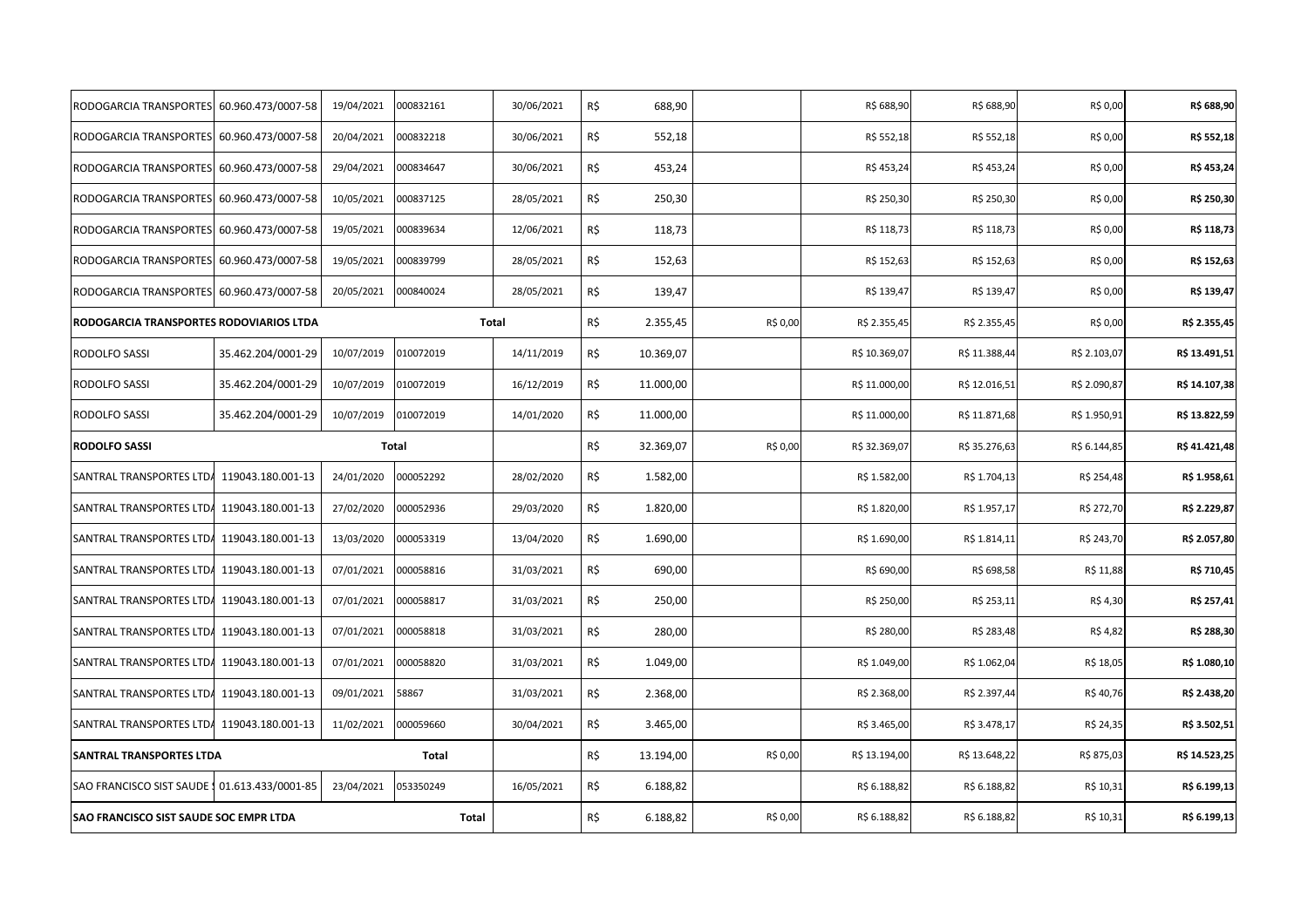| | | | | | | | | | | | |
|---|---|---|---|---|---|---|---|---|---|---|---|
| RODOGARCIA TRANSPORTES | 60.960.473/0007-58 | 19/04/2021 | 000832161 | 30/06/2021 | R$ | 688,90 | | R$ 688,90 | R$ 688,90 | R$ 0,00 | **R$ 688,90** |
| RODOGARCIA TRANSPORTES | 60.960.473/0007-58 | 20/04/2021 | 000832218 | 30/06/2021 | R$ | 552,18 | | R$ 552,18 | R$ 552,18 | R$ 0,00 | **R$ 552,18** |
| RODOGARCIA TRANSPORTES | 60.960.473/0007-58 | 29/04/2021 | 000834647 | 30/06/2021 | R$ | 453,24 | | R$ 453,24 | R$ 453,24 | R$ 0,00 | **R$ 453,24** |
| RODOGARCIA TRANSPORTES | 60.960.473/0007-58 | 10/05/2021 | 000837125 | 28/05/2021 | R$ | 250,30 | | R$ 250,30 | R$ 250,30 | R$ 0,00 | **R$ 250,30** |
| RODOGARCIA TRANSPORTES | 60.960.473/0007-58 | 19/05/2021 | 000839634 | 12/06/2021 | R$ | 118,73 | | R$ 118,73 | R$ 118,73 | R$ 0,00 | **R$ 118,73** |
| RODOGARCIA TRANSPORTES | 60.960.473/0007-58 | 19/05/2021 | 000839799 | 28/05/2021 | R$ | 152,63 | | R$ 152,63 | R$ 152,63 | R$ 0,00 | **R$ 152,63** |
| RODOGARCIA TRANSPORTES | 60.960.473/0007-58 | 20/05/2021 | 000840024 | 28/05/2021 | R$ | 139,47 | | R$ 139,47 | R$ 139,47 | R$ 0,00 | **R$ 139,47** |
| **RODOGARCIA TRANSPORTES RODOVIARIOS LTDA** | | | | **Total** | R$ | 2.355,45 | R$ 0,00 | R$ 2.355,45 | R$ 2.355,45 | R$ 0,00 | **R$ 2.355,45** |
| RODOLFO SASSI | 35.462.204/0001-29 | 10/07/2019 | 010072019 | 14/11/2019 | R$ | 10.369,07 | | R$ 10.369,07 | R$ 11.388,44 | R$ 2.103,07 | **R$ 13.491,51** |
| RODOLFO SASSI | 35.462.204/0001-29 | 10/07/2019 | 010072019 | 16/12/2019 | R$ | 11.000,00 | | R$ 11.000,00 | R$ 12.016,51 | R$ 2.090,87 | **R$ 14.107,38** |
| RODOLFO SASSI | 35.462.204/0001-29 | 10/07/2019 | 010072019 | 14/01/2020 | R$ | 11.000,00 | | R$ 11.000,00 | R$ 11.871,68 | R$ 1.950,91 | **R$ 13.822,59** |
| **RODOLFO SASSI** | | | **Total** | | R$ | 32.369,07 | R$ 0,00 | R$ 32.369,07 | R$ 35.276,63 | R$ 6.144,85 | **R$ 41.421,48** |
| SANTRAL TRANSPORTES LTDA | 119043.180.001-13 | 24/01/2020 | 000052292 | 28/02/2020 | R$ | 1.582,00 | | R$ 1.582,00 | R$ 1.704,13 | R$ 254,48 | **R$ 1.958,61** |
| SANTRAL TRANSPORTES LTDA | 119043.180.001-13 | 27/02/2020 | 000052936 | 29/03/2020 | R$ | 1.820,00 | | R$ 1.820,00 | R$ 1.957,17 | R$ 272,70 | **R$ 2.229,87** |
| SANTRAL TRANSPORTES LTDA | 119043.180.001-13 | 13/03/2020 | 000053319 | 13/04/2020 | R$ | 1.690,00 | | R$ 1.690,00 | R$ 1.814,11 | R$ 243,70 | **R$ 2.057,80** |
| SANTRAL TRANSPORTES LTDA | 119043.180.001-13 | 07/01/2021 | 000058816 | 31/03/2021 | R$ | 690,00 | | R$ 690,00 | R$ 698,58 | R$ 11,88 | **R$ 710,45** |
| SANTRAL TRANSPORTES LTDA | 119043.180.001-13 | 07/01/2021 | 000058817 | 31/03/2021 | R$ | 250,00 | | R$ 250,00 | R$ 253,11 | R$ 4,30 | **R$ 257,41** |
| SANTRAL TRANSPORTES LTDA | 119043.180.001-13 | 07/01/2021 | 000058818 | 31/03/2021 | R$ | 280,00 | | R$ 280,00 | R$ 283,48 | R$ 4,82 | **R$ 288,30** |
| SANTRAL TRANSPORTES LTDA | 119043.180.001-13 | 07/01/2021 | 000058820 | 31/03/2021 | R$ | 1.049,00 | | R$ 1.049,00 | R$ 1.062,04 | R$ 18,05 | **R$ 1.080,10** |
| SANTRAL TRANSPORTES LTDA | 119043.180.001-13 | 09/01/2021 | 58867 | 31/03/2021 | R$ | 2.368,00 | | R$ 2.368,00 | R$ 2.397,44 | R$ 40,76 | **R$ 2.438,20** |
| SANTRAL TRANSPORTES LTDA | 119043.180.001-13 | 11/02/2021 | 000059660 | 30/04/2021 | R$ | 3.465,00 | | R$ 3.465,00 | R$ 3.478,17 | R$ 24,35 | **R$ 3.502,51** |
| **SANTRAL TRANSPORTES LTDA** | | | **Total** | | R$ | 13.194,00 | R$ 0,00 | R$ 13.194,00 | R$ 13.648,22 | R$ 875,03 | **R$ 14.523,25** |
| SAO FRANCISCO SIST SAUDE S | 01.613.433/0001-85 | 23/04/2021 | 053350249 | 16/05/2021 | R$ | 6.188,82 | | R$ 6.188,82 | R$ 6.188,82 | R$ 10,31 | **R$ 6.199,13** |
| **SAO FRANCISCO SIST SAUDE SOC EMPR LTDA** | | | **Total** | | R$ | 6.188,82 | R$ 0,00 | R$ 6.188,82 | R$ 6.188,82 | R$ 10,31 | **R$ 6.199,13** |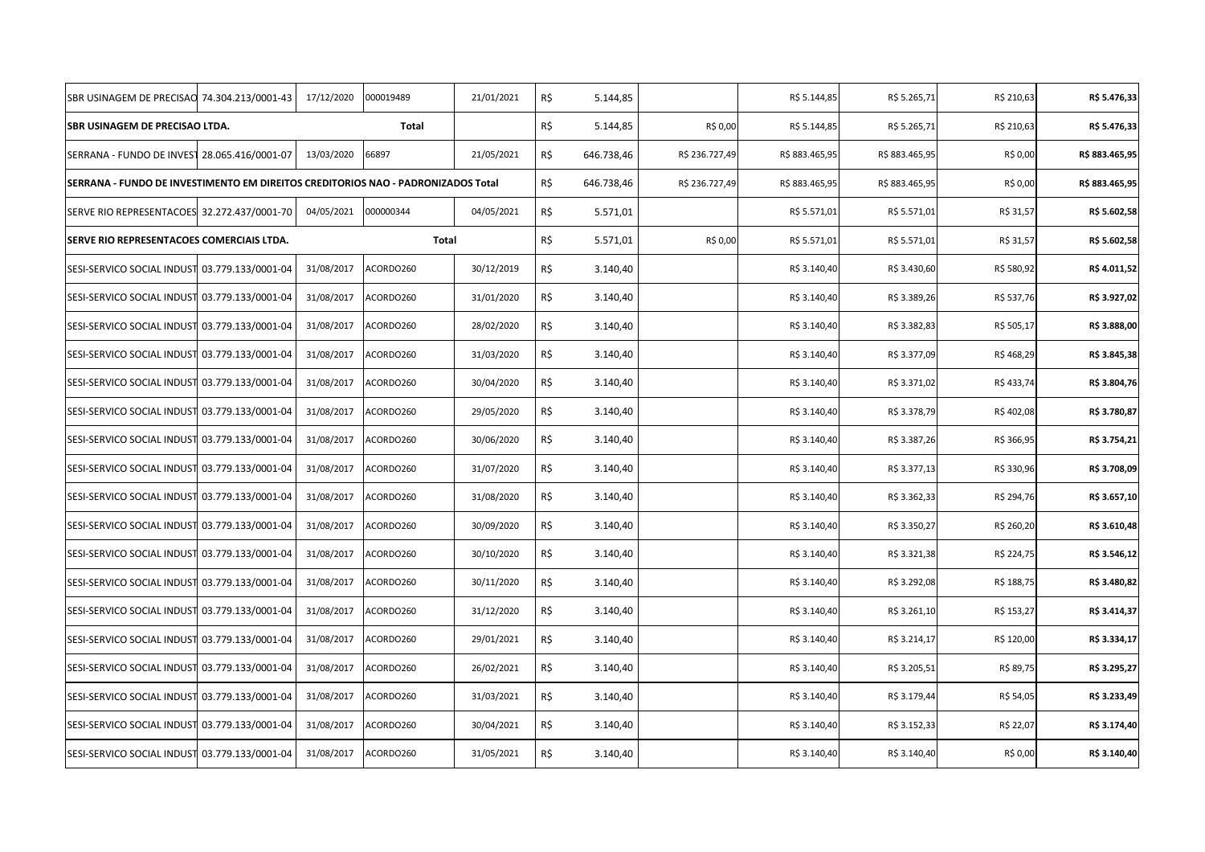| | | | | | | | | | | | |
|---|---|---|---|---|---|---|---|---|---|---|---|
| SBR USINAGEM DE PRECISAO | 74.304.213/0001-43 | 17/12/2020 | 000019489 | 21/01/2021 | R$ | 5.144,85 | | R$ 5.144,85 | R$ 5.265,71 | R$ 210,63 | **R$ 5.476,33** |
| **SBR USINAGEM DE PRECISAO LTDA.** | | | **Total** | | R$ | 5.144,85 | R$ 0,00 | R$ 5.144,85 | R$ 5.265,71 | R$ 210,63 | **R$ 5.476,33** |
| SERRANA - FUNDO DE INVEST | 28.065.416/0001-07 | 13/03/2020 | 66897 | 21/05/2021 | R$ | 646.738,46 | R$ 236.727,49 | R$ 883.465,95 | R$ 883.465,95 | R$ 0,00 | **R$ 883.465,95** |
| **SERRANA - FUNDO DE INVESTIMENTO EM DIREITOS CREDITORIOS NAO - PADRONIZADOS Total** | | | | | R$ | 646.738,46 | R$ 236.727,49 | R$ 883.465,95 | R$ 883.465,95 | R$ 0,00 | **R$ 883.465,95** |
| SERVE RIO REPRESENTACOES | 32.272.437/0001-70 | 04/05/2021 | 000000344 | 04/05/2021 | R$ | 5.571,01 | | R$ 5.571,01 | R$ 5.571,01 | R$ 31,57 | **R$ 5.602,58** |
| **SERVE RIO REPRESENTACOES COMERCIAIS LTDA.** | | | **Total** | | R$ | 5.571,01 | R$ 0,00 | R$ 5.571,01 | R$ 5.571,01 | R$ 31,57 | **R$ 5.602,58** |
| SESI-SERVICO SOCIAL INDUST | 03.779.133/0001-04 | 31/08/2017 | ACORDO260 | 30/12/2019 | R$ | 3.140,40 | | R$ 3.140,40 | R$ 3.430,60 | R$ 580,92 | **R$ 4.011,52** |
| SESI-SERVICO SOCIAL INDUST | 03.779.133/0001-04 | 31/08/2017 | ACORDO260 | 31/01/2020 | R$ | 3.140,40 | | R$ 3.140,40 | R$ 3.389,26 | R$ 537,76 | **R$ 3.927,02** |
| SESI-SERVICO SOCIAL INDUST | 03.779.133/0001-04 | 31/08/2017 | ACORDO260 | 28/02/2020 | R$ | 3.140,40 | | R$ 3.140,40 | R$ 3.382,83 | R$ 505,17 | **R$ 3.888,00** |
| SESI-SERVICO SOCIAL INDUST | 03.779.133/0001-04 | 31/08/2017 | ACORDO260 | 31/03/2020 | R$ | 3.140,40 | | R$ 3.140,40 | R$ 3.377,09 | R$ 468,29 | **R$ 3.845,38** |
| SESI-SERVICO SOCIAL INDUST | 03.779.133/0001-04 | 31/08/2017 | ACORDO260 | 30/04/2020 | R$ | 3.140,40 | | R$ 3.140,40 | R$ 3.371,02 | R$ 433,74 | **R$ 3.804,76** |
| SESI-SERVICO SOCIAL INDUST | 03.779.133/0001-04 | 31/08/2017 | ACORDO260 | 29/05/2020 | R$ | 3.140,40 | | R$ 3.140,40 | R$ 3.378,79 | R$ 402,08 | **R$ 3.780,87** |
| SESI-SERVICO SOCIAL INDUST | 03.779.133/0001-04 | 31/08/2017 | ACORDO260 | 30/06/2020 | R$ | 3.140,40 | | R$ 3.140,40 | R$ 3.387,26 | R$ 366,95 | **R$ 3.754,21** |
| SESI-SERVICO SOCIAL INDUST | 03.779.133/0001-04 | 31/08/2017 | ACORDO260 | 31/07/2020 | R$ | 3.140,40 | | R$ 3.140,40 | R$ 3.377,13 | R$ 330,96 | **R$ 3.708,09** |
| SESI-SERVICO SOCIAL INDUST | 03.779.133/0001-04 | 31/08/2017 | ACORDO260 | 31/08/2020 | R$ | 3.140,40 | | R$ 3.140,40 | R$ 3.362,33 | R$ 294,76 | **R$ 3.657,10** |
| SESI-SERVICO SOCIAL INDUST | 03.779.133/0001-04 | 31/08/2017 | ACORDO260 | 30/09/2020 | R$ | 3.140,40 | | R$ 3.140,40 | R$ 3.350,27 | R$ 260,20 | **R$ 3.610,48** |
| SESI-SERVICO SOCIAL INDUST | 03.779.133/0001-04 | 31/08/2017 | ACORDO260 | 30/10/2020 | R$ | 3.140,40 | | R$ 3.140,40 | R$ 3.321,38 | R$ 224,75 | **R$ 3.546,12** |
| SESI-SERVICO SOCIAL INDUST | 03.779.133/0001-04 | 31/08/2017 | ACORDO260 | 30/11/2020 | R$ | 3.140,40 | | R$ 3.140,40 | R$ 3.292,08 | R$ 188,75 | **R$ 3.480,82** |
| SESI-SERVICO SOCIAL INDUST | 03.779.133/0001-04 | 31/08/2017 | ACORDO260 | 31/12/2020 | R$ | 3.140,40 | | R$ 3.140,40 | R$ 3.261,10 | R$ 153,27 | **R$ 3.414,37** |
| SESI-SERVICO SOCIAL INDUST | 03.779.133/0001-04 | 31/08/2017 | ACORDO260 | 29/01/2021 | R$ | 3.140,40 | | R$ 3.140,40 | R$ 3.214,17 | R$ 120,00 | **R$ 3.334,17** |
| SESI-SERVICO SOCIAL INDUST | 03.779.133/0001-04 | 31/08/2017 | ACORDO260 | 26/02/2021 | R$ | 3.140,40 | | R$ 3.140,40 | R$ 3.205,51 | R$ 89,75 | **R$ 3.295,27** |
| SESI-SERVICO SOCIAL INDUST | 03.779.133/0001-04 | 31/08/2017 | ACORDO260 | 31/03/2021 | R$ | 3.140,40 | | R$ 3.140,40 | R$ 3.179,44 | R$ 54,05 | **R$ 3.233,49** |
| SESI-SERVICO SOCIAL INDUST | 03.779.133/0001-04 | 31/08/2017 | ACORDO260 | 30/04/2021 | R$ | 3.140,40 | | R$ 3.140,40 | R$ 3.152,33 | R$ 22,07 | **R$ 3.174,40** |
| SESI-SERVICO SOCIAL INDUST | 03.779.133/0001-04 | 31/08/2017 | ACORDO260 | 31/05/2021 | R$ | 3.140,40 | | R$ 3.140,40 | R$ 3.140,40 | R$ 0,00 | **R$ 3.140,40** |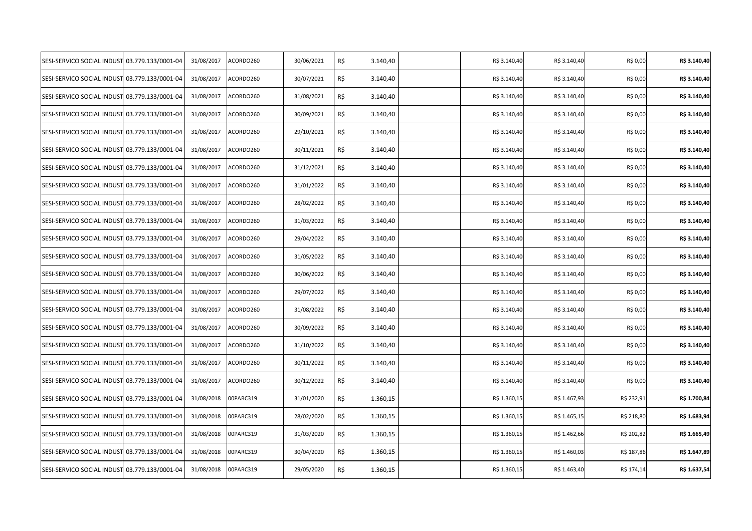| | | | | | | | | | | | |
|---|---|---|---|---|---|---|---|---|---|---|---|
| SESI-SERVICO SOCIAL INDUST | 03.779.133/0001-04 | 31/08/2017 | ACORDO260 | 30/06/2021 | R$ | 3.140,40 | | R$ 3.140,40 | R$ 3.140,40 | R$ 0,00 | **R$ 3.140,40** |
| SESI-SERVICO SOCIAL INDUST | 03.779.133/0001-04 | 31/08/2017 | ACORDO260 | 30/07/2021 | R$ | 3.140,40 | | R$ 3.140,40 | R$ 3.140,40 | R$ 0,00 | **R$ 3.140,40** |
| SESI-SERVICO SOCIAL INDUST | 03.779.133/0001-04 | 31/08/2017 | ACORDO260 | 31/08/2021 | R$ | 3.140,40 | | R$ 3.140,40 | R$ 3.140,40 | R$ 0,00 | **R$ 3.140,40** |
| SESI-SERVICO SOCIAL INDUST | 03.779.133/0001-04 | 31/08/2017 | ACORDO260 | 30/09/2021 | R$ | 3.140,40 | | R$ 3.140,40 | R$ 3.140,40 | R$ 0,00 | **R$ 3.140,40** |
| SESI-SERVICO SOCIAL INDUST | 03.779.133/0001-04 | 31/08/2017 | ACORDO260 | 29/10/2021 | R$ | 3.140,40 | | R$ 3.140,40 | R$ 3.140,40 | R$ 0,00 | **R$ 3.140,40** |
| SESI-SERVICO SOCIAL INDUST | 03.779.133/0001-04 | 31/08/2017 | ACORDO260 | 30/11/2021 | R$ | 3.140,40 | | R$ 3.140,40 | R$ 3.140,40 | R$ 0,00 | **R$ 3.140,40** |
| SESI-SERVICO SOCIAL INDUST | 03.779.133/0001-04 | 31/08/2017 | ACORDO260 | 31/12/2021 | R$ | 3.140,40 | | R$ 3.140,40 | R$ 3.140,40 | R$ 0,00 | **R$ 3.140,40** |
| SESI-SERVICO SOCIAL INDUST | 03.779.133/0001-04 | 31/08/2017 | ACORDO260 | 31/01/2022 | R$ | 3.140,40 | | R$ 3.140,40 | R$ 3.140,40 | R$ 0,00 | **R$ 3.140,40** |
| SESI-SERVICO SOCIAL INDUST | 03.779.133/0001-04 | 31/08/2017 | ACORDO260 | 28/02/2022 | R$ | 3.140,40 | | R$ 3.140,40 | R$ 3.140,40 | R$ 0,00 | **R$ 3.140,40** |
| SESI-SERVICO SOCIAL INDUST | 03.779.133/0001-04 | 31/08/2017 | ACORDO260 | 31/03/2022 | R$ | 3.140,40 | | R$ 3.140,40 | R$ 3.140,40 | R$ 0,00 | **R$ 3.140,40** |
| SESI-SERVICO SOCIAL INDUST | 03.779.133/0001-04 | 31/08/2017 | ACORDO260 | 29/04/2022 | R$ | 3.140,40 | | R$ 3.140,40 | R$ 3.140,40 | R$ 0,00 | **R$ 3.140,40** |
| SESI-SERVICO SOCIAL INDUST | 03.779.133/0001-04 | 31/08/2017 | ACORDO260 | 31/05/2022 | R$ | 3.140,40 | | R$ 3.140,40 | R$ 3.140,40 | R$ 0,00 | **R$ 3.140,40** |
| SESI-SERVICO SOCIAL INDUST | 03.779.133/0001-04 | 31/08/2017 | ACORDO260 | 30/06/2022 | R$ | 3.140,40 | | R$ 3.140,40 | R$ 3.140,40 | R$ 0,00 | **R$ 3.140,40** |
| SESI-SERVICO SOCIAL INDUST | 03.779.133/0001-04 | 31/08/2017 | ACORDO260 | 29/07/2022 | R$ | 3.140,40 | | R$ 3.140,40 | R$ 3.140,40 | R$ 0,00 | **R$ 3.140,40** |
| SESI-SERVICO SOCIAL INDUST | 03.779.133/0001-04 | 31/08/2017 | ACORDO260 | 31/08/2022 | R$ | 3.140,40 | | R$ 3.140,40 | R$ 3.140,40 | R$ 0,00 | **R$ 3.140,40** |
| SESI-SERVICO SOCIAL INDUST | 03.779.133/0001-04 | 31/08/2017 | ACORDO260 | 30/09/2022 | R$ | 3.140,40 | | R$ 3.140,40 | R$ 3.140,40 | R$ 0,00 | **R$ 3.140,40** |
| SESI-SERVICO SOCIAL INDUST | 03.779.133/0001-04 | 31/08/2017 | ACORDO260 | 31/10/2022 | R$ | 3.140,40 | | R$ 3.140,40 | R$ 3.140,40 | R$ 0,00 | **R$ 3.140,40** |
| SESI-SERVICO SOCIAL INDUST | 03.779.133/0001-04 | 31/08/2017 | ACORDO260 | 30/11/2022 | R$ | 3.140,40 | | R$ 3.140,40 | R$ 3.140,40 | R$ 0,00 | **R$ 3.140,40** |
| SESI-SERVICO SOCIAL INDUST | 03.779.133/0001-04 | 31/08/2017 | ACORDO260 | 30/12/2022 | R$ | 3.140,40 | | R$ 3.140,40 | R$ 3.140,40 | R$ 0,00 | **R$ 3.140,40** |
| SESI-SERVICO SOCIAL INDUST | 03.779.133/0001-04 | 31/08/2018 | 00PARC319 | 31/01/2020 | R$ | 1.360,15 | | R$ 1.360,15 | R$ 1.467,93 | R$ 232,91 | **R$ 1.700,84** |
| SESI-SERVICO SOCIAL INDUST | 03.779.133/0001-04 | 31/08/2018 | 00PARC319 | 28/02/2020 | R$ | 1.360,15 | | R$ 1.360,15 | R$ 1.465,15 | R$ 218,80 | **R$ 1.683,94** |
| SESI-SERVICO SOCIAL INDUST | 03.779.133/0001-04 | 31/08/2018 | 00PARC319 | 31/03/2020 | R$ | 1.360,15 | | R$ 1.360,15 | R$ 1.462,66 | R$ 202,82 | **R$ 1.665,49** |
| SESI-SERVICO SOCIAL INDUST | 03.779.133/0001-04 | 31/08/2018 | 00PARC319 | 30/04/2020 | R$ | 1.360,15 | | R$ 1.360,15 | R$ 1.460,03 | R$ 187,86 | **R$ 1.647,89** |
| SESI-SERVICO SOCIAL INDUST | 03.779.133/0001-04 | 31/08/2018 | 00PARC319 | 29/05/2020 | R$ | 1.360,15 | | R$ 1.360,15 | R$ 1.463,40 | R$ 174,14 | **R$ 1.637,54** |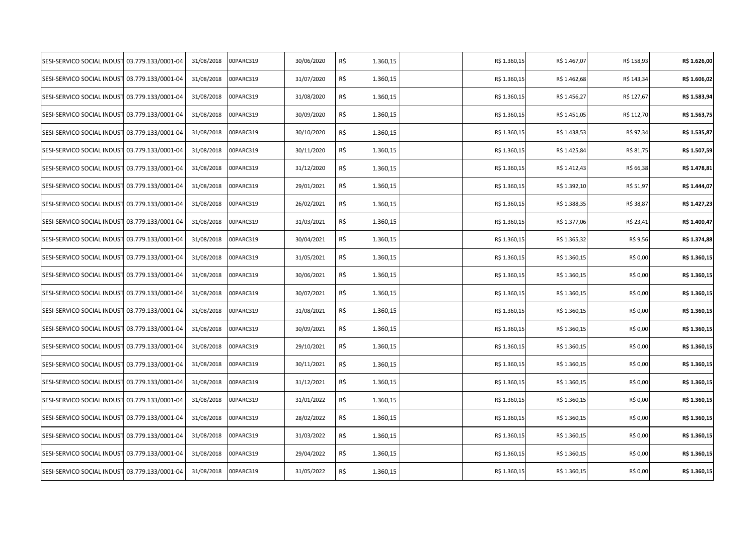| | | | | | | | | | | | |
|---|---|---|---|---|---|---|---|---|---|---|---|
| SESI-SERVICO SOCIAL INDUST | 03.779.133/0001-04 | 31/08/2018 | 00PARC319 | 30/06/2020 | R$ | 1.360,15 | | R$ 1.360,15 | R$ 1.467,07 | R$ 158,93 | **R$ 1.626,00** |
| SESI-SERVICO SOCIAL INDUST | 03.779.133/0001-04 | 31/08/2018 | 00PARC319 | 31/07/2020 | R$ | 1.360,15 | | R$ 1.360,15 | R$ 1.462,68 | R$ 143,34 | **R$ 1.606,02** |
| SESI-SERVICO SOCIAL INDUST | 03.779.133/0001-04 | 31/08/2018 | 00PARC319 | 31/08/2020 | R$ | 1.360,15 | | R$ 1.360,15 | R$ 1.456,27 | R$ 127,67 | **R$ 1.583,94** |
| SESI-SERVICO SOCIAL INDUST | 03.779.133/0001-04 | 31/08/2018 | 00PARC319 | 30/09/2020 | R$ | 1.360,15 | | R$ 1.360,15 | R$ 1.451,05 | R$ 112,70 | **R$ 1.563,75** |
| SESI-SERVICO SOCIAL INDUST | 03.779.133/0001-04 | 31/08/2018 | 00PARC319 | 30/10/2020 | R$ | 1.360,15 | | R$ 1.360,15 | R$ 1.438,53 | R$ 97,34 | **R$ 1.535,87** |
| SESI-SERVICO SOCIAL INDUST | 03.779.133/0001-04 | 31/08/2018 | 00PARC319 | 30/11/2020 | R$ | 1.360,15 | | R$ 1.360,15 | R$ 1.425,84 | R$ 81,75 | **R$ 1.507,59** |
| SESI-SERVICO SOCIAL INDUST | 03.779.133/0001-04 | 31/08/2018 | 00PARC319 | 31/12/2020 | R$ | 1.360,15 | | R$ 1.360,15 | R$ 1.412,43 | R$ 66,38 | **R$ 1.478,81** |
| SESI-SERVICO SOCIAL INDUST | 03.779.133/0001-04 | 31/08/2018 | 00PARC319 | 29/01/2021 | R$ | 1.360,15 | | R$ 1.360,15 | R$ 1.392,10 | R$ 51,97 | **R$ 1.444,07** |
| SESI-SERVICO SOCIAL INDUST | 03.779.133/0001-04 | 31/08/2018 | 00PARC319 | 26/02/2021 | R$ | 1.360,15 | | R$ 1.360,15 | R$ 1.388,35 | R$ 38,87 | **R$ 1.427,23** |
| SESI-SERVICO SOCIAL INDUST | 03.779.133/0001-04 | 31/08/2018 | 00PARC319 | 31/03/2021 | R$ | 1.360,15 | | R$ 1.360,15 | R$ 1.377,06 | R$ 23,41 | **R$ 1.400,47** |
| SESI-SERVICO SOCIAL INDUST | 03.779.133/0001-04 | 31/08/2018 | 00PARC319 | 30/04/2021 | R$ | 1.360,15 | | R$ 1.360,15 | R$ 1.365,32 | R$ 9,56 | **R$ 1.374,88** |
| SESI-SERVICO SOCIAL INDUST | 03.779.133/0001-04 | 31/08/2018 | 00PARC319 | 31/05/2021 | R$ | 1.360,15 | | R$ 1.360,15 | R$ 1.360,15 | R$ 0,00 | **R$ 1.360,15** |
| SESI-SERVICO SOCIAL INDUST | 03.779.133/0001-04 | 31/08/2018 | 00PARC319 | 30/06/2021 | R$ | 1.360,15 | | R$ 1.360,15 | R$ 1.360,15 | R$ 0,00 | **R$ 1.360,15** |
| SESI-SERVICO SOCIAL INDUST | 03.779.133/0001-04 | 31/08/2018 | 00PARC319 | 30/07/2021 | R$ | 1.360,15 | | R$ 1.360,15 | R$ 1.360,15 | R$ 0,00 | **R$ 1.360,15** |
| SESI-SERVICO SOCIAL INDUST | 03.779.133/0001-04 | 31/08/2018 | 00PARC319 | 31/08/2021 | R$ | 1.360,15 | | R$ 1.360,15 | R$ 1.360,15 | R$ 0,00 | **R$ 1.360,15** |
| SESI-SERVICO SOCIAL INDUST | 03.779.133/0001-04 | 31/08/2018 | 00PARC319 | 30/09/2021 | R$ | 1.360,15 | | R$ 1.360,15 | R$ 1.360,15 | R$ 0,00 | **R$ 1.360,15** |
| SESI-SERVICO SOCIAL INDUST | 03.779.133/0001-04 | 31/08/2018 | 00PARC319 | 29/10/2021 | R$ | 1.360,15 | | R$ 1.360,15 | R$ 1.360,15 | R$ 0,00 | **R$ 1.360,15** |
| SESI-SERVICO SOCIAL INDUST | 03.779.133/0001-04 | 31/08/2018 | 00PARC319 | 30/11/2021 | R$ | 1.360,15 | | R$ 1.360,15 | R$ 1.360,15 | R$ 0,00 | **R$ 1.360,15** |
| SESI-SERVICO SOCIAL INDUST | 03.779.133/0001-04 | 31/08/2018 | 00PARC319 | 31/12/2021 | R$ | 1.360,15 | | R$ 1.360,15 | R$ 1.360,15 | R$ 0,00 | **R$ 1.360,15** |
| SESI-SERVICO SOCIAL INDUST | 03.779.133/0001-04 | 31/08/2018 | 00PARC319 | 31/01/2022 | R$ | 1.360,15 | | R$ 1.360,15 | R$ 1.360,15 | R$ 0,00 | **R$ 1.360,15** |
| SESI-SERVICO SOCIAL INDUST | 03.779.133/0001-04 | 31/08/2018 | 00PARC319 | 28/02/2022 | R$ | 1.360,15 | | R$ 1.360,15 | R$ 1.360,15 | R$ 0,00 | **R$ 1.360,15** |
| SESI-SERVICO SOCIAL INDUST | 03.779.133/0001-04 | 31/08/2018 | 00PARC319 | 31/03/2022 | R$ | 1.360,15 | | R$ 1.360,15 | R$ 1.360,15 | R$ 0,00 | **R$ 1.360,15** |
| SESI-SERVICO SOCIAL INDUST | 03.779.133/0001-04 | 31/08/2018 | 00PARC319 | 29/04/2022 | R$ | 1.360,15 | | R$ 1.360,15 | R$ 1.360,15 | R$ 0,00 | **R$ 1.360,15** |
| SESI-SERVICO SOCIAL INDUST | 03.779.133/0001-04 | 31/08/2018 | 00PARC319 | 31/05/2022 | R$ | 1.360,15 | | R$ 1.360,15 | R$ 1.360,15 | R$ 0,00 | **R$ 1.360,15** |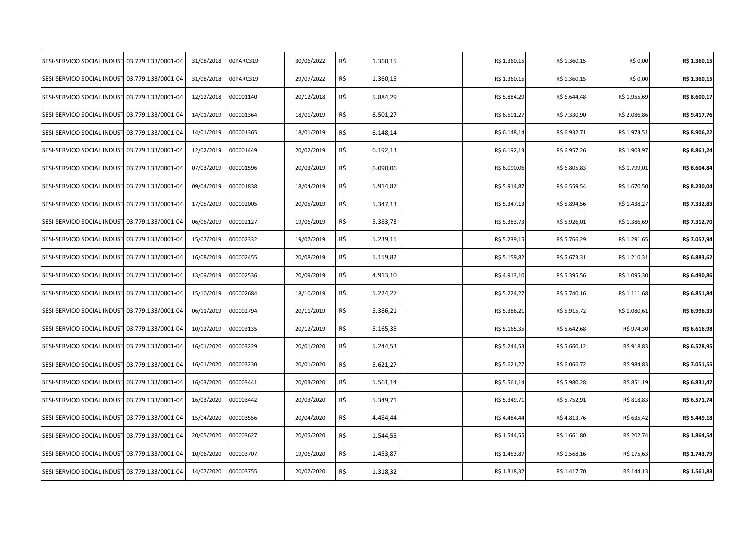| | | | | | | | | | | | |
|---|---|---|---|---|---|---|---|---|---|---|---|
| SESI-SERVICO SOCIAL INDUST | 03.779.133/0001-04 | 31/08/2018 | 00PARC319 | 30/06/2022 | R$ | 1.360,15 | | R$ 1.360,15 | R$ 1.360,15 | R$ 0,00 | **R$ 1.360,15** |
| SESI-SERVICO SOCIAL INDUST | 03.779.133/0001-04 | 31/08/2018 | 00PARC319 | 29/07/2022 | R$ | 1.360,15 | | R$ 1.360,15 | R$ 1.360,15 | R$ 0,00 | **R$ 1.360,15** |
| SESI-SERVICO SOCIAL INDUST | 03.779.133/0001-04 | 12/12/2018 | 000001140 | 20/12/2018 | R$ | 5.884,29 | | R$ 5.884,29 | R$ 6.644,48 | R$ 1.955,69 | **R$ 8.600,17** |
| SESI-SERVICO SOCIAL INDUST | 03.779.133/0001-04 | 14/01/2019 | 000001364 | 18/01/2019 | R$ | 6.501,27 | | R$ 6.501,27 | R$ 7.330,90 | R$ 2.086,86 | **R$ 9.417,76** |
| SESI-SERVICO SOCIAL INDUST | 03.779.133/0001-04 | 14/01/2019 | 000001365 | 18/01/2019 | R$ | 6.148,14 | | R$ 6.148,14 | R$ 6.932,71 | R$ 1.973,51 | **R$ 8.906,22** |
| SESI-SERVICO SOCIAL INDUST | 03.779.133/0001-04 | 12/02/2019 | 000001449 | 20/02/2019 | R$ | 6.192,13 | | R$ 6.192,13 | R$ 6.957,26 | R$ 1.903,97 | **R$ 8.861,24** |
| SESI-SERVICO SOCIAL INDUST | 03.779.133/0001-04 | 07/03/2019 | 000001596 | 20/03/2019 | R$ | 6.090,06 | | R$ 6.090,06 | R$ 6.805,83 | R$ 1.799,01 | **R$ 8.604,84** |
| SESI-SERVICO SOCIAL INDUST | 03.779.133/0001-04 | 09/04/2019 | 000001838 | 18/04/2019 | R$ | 5.914,87 | | R$ 5.914,87 | R$ 6.559,54 | R$ 1.670,50 | **R$ 8.230,04** |
| SESI-SERVICO SOCIAL INDUST | 03.779.133/0001-04 | 17/05/2019 | 000002005 | 20/05/2019 | R$ | 5.347,13 | | R$ 5.347,13 | R$ 5.894,56 | R$ 1.438,27 | **R$ 7.332,83** |
| SESI-SERVICO SOCIAL INDUST | 03.779.133/0001-04 | 06/06/2019 | 000002127 | 19/06/2019 | R$ | 5.383,73 | | R$ 5.383,73 | R$ 5.926,01 | R$ 1.386,69 | **R$ 7.312,70** |
| SESI-SERVICO SOCIAL INDUST | 03.779.133/0001-04 | 15/07/2019 | 000002332 | 19/07/2019 | R$ | 5.239,15 | | R$ 5.239,15 | R$ 5.766,29 | R$ 1.291,65 | **R$ 7.057,94** |
| SESI-SERVICO SOCIAL INDUST | 03.779.133/0001-04 | 16/08/2019 | 000002455 | 20/08/2019 | R$ | 5.159,82 | | R$ 5.159,82 | R$ 5.673,31 | R$ 1.210,31 | **R$ 6.883,62** |
| SESI-SERVICO SOCIAL INDUST | 03.779.133/0001-04 | 13/09/2019 | 000002536 | 20/09/2019 | R$ | 4.913,10 | | R$ 4.913,10 | R$ 5.395,56 | R$ 1.095,30 | **R$ 6.490,86** |
| SESI-SERVICO SOCIAL INDUST | 03.779.133/0001-04 | 15/10/2019 | 000002684 | 18/10/2019 | R$ | 5.224,27 | | R$ 5.224,27 | R$ 5.740,16 | R$ 1.111,68 | **R$ 6.851,84** |
| SESI-SERVICO SOCIAL INDUST | 03.779.133/0001-04 | 06/11/2019 | 000002794 | 20/11/2019 | R$ | 5.386,21 | | R$ 5.386,21 | R$ 5.915,72 | R$ 1.080,61 | **R$ 6.996,33** |
| SESI-SERVICO SOCIAL INDUST | 03.779.133/0001-04 | 10/12/2019 | 000003135 | 20/12/2019 | R$ | 5.165,35 | | R$ 5.165,35 | R$ 5.642,68 | R$ 974,30 | **R$ 6.616,98** |
| SESI-SERVICO SOCIAL INDUST | 03.779.133/0001-04 | 16/01/2020 | 000003229 | 20/01/2020 | R$ | 5.244,53 | | R$ 5.244,53 | R$ 5.660,12 | R$ 918,83 | **R$ 6.578,95** |
| SESI-SERVICO SOCIAL INDUST | 03.779.133/0001-04 | 16/01/2020 | 000003230 | 20/01/2020 | R$ | 5.621,27 | | R$ 5.621,27 | R$ 6.066,72 | R$ 984,83 | **R$ 7.051,55** |
| SESI-SERVICO SOCIAL INDUST | 03.779.133/0001-04 | 16/03/2020 | 000003441 | 20/03/2020 | R$ | 5.561,14 | | R$ 5.561,14 | R$ 5.980,28 | R$ 851,19 | **R$ 6.831,47** |
| SESI-SERVICO SOCIAL INDUST | 03.779.133/0001-04 | 16/03/2020 | 000003442 | 20/03/2020 | R$ | 5.349,71 | | R$ 5.349,71 | R$ 5.752,91 | R$ 818,83 | **R$ 6.571,74** |
| SESI-SERVICO SOCIAL INDUST | 03.779.133/0001-04 | 15/04/2020 | 000003556 | 20/04/2020 | R$ | 4.484,44 | | R$ 4.484,44 | R$ 4.813,76 | R$ 635,42 | **R$ 5.449,18** |
| SESI-SERVICO SOCIAL INDUST | 03.779.133/0001-04 | 20/05/2020 | 000003627 | 20/05/2020 | R$ | 1.544,55 | | R$ 1.544,55 | R$ 1.661,80 | R$ 202,74 | **R$ 1.864,54** |
| SESI-SERVICO SOCIAL INDUST | 03.779.133/0001-04 | 10/06/2020 | 000003707 | 19/06/2020 | R$ | 1.453,87 | | R$ 1.453,87 | R$ 1.568,16 | R$ 175,63 | **R$ 1.743,79** |
| SESI-SERVICO SOCIAL INDUST | 03.779.133/0001-04 | 14/07/2020 | 000003755 | 20/07/2020 | R$ | 1.318,32 | | R$ 1.318,32 | R$ 1.417,70 | R$ 144,13 | **R$ 1.561,83** |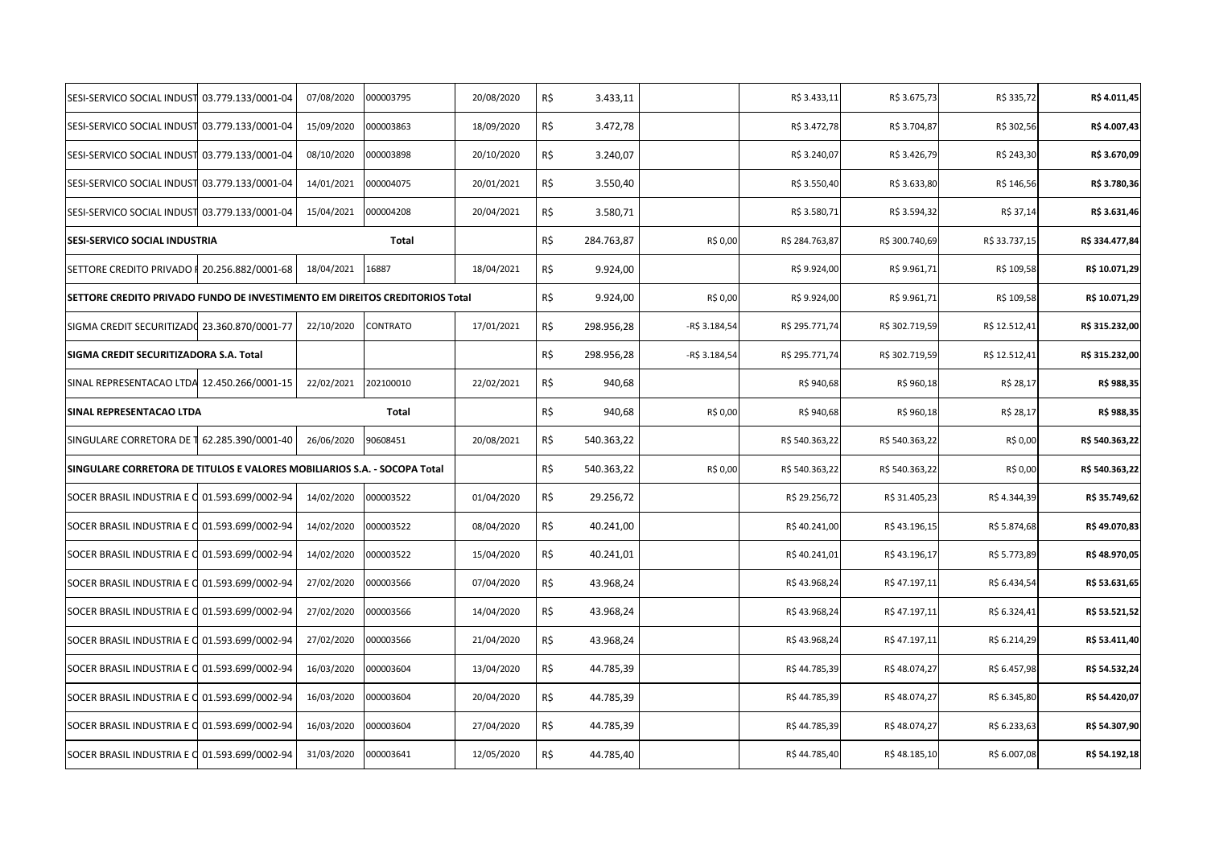| | | | | | | | | | | | |
|---|---|---|---|---|---|---|---|---|---|---|---|
| SESI-SERVICO SOCIAL INDUST | 03.779.133/0001-04 | 07/08/2020 | 000003795 | 20/08/2020 | R$ | 3.433,11 | | R$ 3.433,11 | R$ 3.675,73 | R$ 335,72 | **R$ 4.011,45** |
| SESI-SERVICO SOCIAL INDUST | 03.779.133/0001-04 | 15/09/2020 | 000003863 | 18/09/2020 | R$ | 3.472,78 | | R$ 3.472,78 | R$ 3.704,87 | R$ 302,56 | **R$ 4.007,43** |
| SESI-SERVICO SOCIAL INDUST | 03.779.133/0001-04 | 08/10/2020 | 000003898 | 20/10/2020 | R$ | 3.240,07 | | R$ 3.240,07 | R$ 3.426,79 | R$ 243,30 | **R$ 3.670,09** |
| SESI-SERVICO SOCIAL INDUST | 03.779.133/0001-04 | 14/01/2021 | 000004075 | 20/01/2021 | R$ | 3.550,40 | | R$ 3.550,40 | R$ 3.633,80 | R$ 146,56 | **R$ 3.780,36** |
| SESI-SERVICO SOCIAL INDUST | 03.779.133/0001-04 | 15/04/2021 | 000004208 | 20/04/2021 | R$ | 3.580,71 | | R$ 3.580,71 | R$ 3.594,32 | R$ 37,14 | **R$ 3.631,46** |
| **SESI-SERVICO SOCIAL INDUSTRIA** | | | **Total** | | R$ | 284.763,87 | R$ 0,00 | R$ 284.763,87 | R$ 300.740,69 | R$ 33.737,15 | **R$ 334.477,84** |
| SETTORE CREDITO PRIVADO F | 20.256.882/0001-68 | 18/04/2021 | 16887 | 18/04/2021 | R$ | 9.924,00 | | R$ 9.924,00 | R$ 9.961,71 | R$ 109,58 | **R$ 10.071,29** |
| **SETTORE CREDITO PRIVADO FUNDO DE INVESTIMENTO EM DIREITOS CREDITORIOS Total** | | | | | R$ | 9.924,00 | R$ 0,00 | R$ 9.924,00 | R$ 9.961,71 | R$ 109,58 | **R$ 10.071,29** |
| SIGMA CREDIT SECURITIZADO | 23.360.870/0001-77 | 22/10/2020 | CONTRATO | 17/01/2021 | R$ | 298.956,28 | -R$ 3.184,54 | R$ 295.771,74 | R$ 302.719,59 | R$ 12.512,41 | **R$ 315.232,00** |
| **SIGMA CREDIT SECURITIZADORA S.A. Total** | | | | | R$ | 298.956,28 | -R$ 3.184,54 | R$ 295.771,74 | R$ 302.719,59 | R$ 12.512,41 | **R$ 315.232,00** |
| SINAL REPRESENTACAO LTDA | 12.450.266/0001-15 | 22/02/2021 | 202100010 | 22/02/2021 | R$ | 940,68 | | R$ 940,68 | R$ 960,18 | R$ 28,17 | **R$ 988,35** |
| **SINAL REPRESENTACAO LTDA** | | | **Total** | | R$ | 940,68 | R$ 0,00 | R$ 940,68 | R$ 960,18 | R$ 28,17 | **R$ 988,35** |
| SINGULARE CORRETORA DE T | 62.285.390/0001-40 | 26/06/2020 | 90608451 | 20/08/2021 | R$ | 540.363,22 | | R$ 540.363,22 | R$ 540.363,22 | R$ 0,00 | **R$ 540.363,22** |
| **SINGULARE CORRETORA DE TITULOS E VALORES MOBILIARIOS S.A. - SOCOPA Total** | | | | | R$ | 540.363,22 | R$ 0,00 | R$ 540.363,22 | R$ 540.363,22 | R$ 0,00 | **R$ 540.363,22** |
| SOCER BRASIL INDUSTRIA E C | 01.593.699/0002-94 | 14/02/2020 | 000003522 | 01/04/2020 | R$ | 29.256,72 | | R$ 29.256,72 | R$ 31.405,23 | R$ 4.344,39 | **R$ 35.749,62** |
| SOCER BRASIL INDUSTRIA E C | 01.593.699/0002-94 | 14/02/2020 | 000003522 | 08/04/2020 | R$ | 40.241,00 | | R$ 40.241,00 | R$ 43.196,15 | R$ 5.874,68 | **R$ 49.070,83** |
| SOCER BRASIL INDUSTRIA E C | 01.593.699/0002-94 | 14/02/2020 | 000003522 | 15/04/2020 | R$ | 40.241,01 | | R$ 40.241,01 | R$ 43.196,17 | R$ 5.773,89 | **R$ 48.970,05** |
| SOCER BRASIL INDUSTRIA E C | 01.593.699/0002-94 | 27/02/2020 | 000003566 | 07/04/2020 | R$ | 43.968,24 | | R$ 43.968,24 | R$ 47.197,11 | R$ 6.434,54 | **R$ 53.631,65** |
| SOCER BRASIL INDUSTRIA E C | 01.593.699/0002-94 | 27/02/2020 | 000003566 | 14/04/2020 | R$ | 43.968,24 | | R$ 43.968,24 | R$ 47.197,11 | R$ 6.324,41 | **R$ 53.521,52** |
| SOCER BRASIL INDUSTRIA E C | 01.593.699/0002-94 | 27/02/2020 | 000003566 | 21/04/2020 | R$ | 43.968,24 | | R$ 43.968,24 | R$ 47.197,11 | R$ 6.214,29 | **R$ 53.411,40** |
| SOCER BRASIL INDUSTRIA E C | 01.593.699/0002-94 | 16/03/2020 | 000003604 | 13/04/2020 | R$ | 44.785,39 | | R$ 44.785,39 | R$ 48.074,27 | R$ 6.457,98 | **R$ 54.532,24** |
| SOCER BRASIL INDUSTRIA E C | 01.593.699/0002-94 | 16/03/2020 | 000003604 | 20/04/2020 | R$ | 44.785,39 | | R$ 44.785,39 | R$ 48.074,27 | R$ 6.345,80 | **R$ 54.420,07** |
| SOCER BRASIL INDUSTRIA E C | 01.593.699/0002-94 | 16/03/2020 | 000003604 | 27/04/2020 | R$ | 44.785,39 | | R$ 44.785,39 | R$ 48.074,27 | R$ 6.233,63 | **R$ 54.307,90** |
| SOCER BRASIL INDUSTRIA E C | 01.593.699/0002-94 | 31/03/2020 | 000003641 | 12/05/2020 | R$ | 44.785,40 | | R$ 44.785,40 | R$ 48.185,10 | R$ 6.007,08 | **R$ 54.192,18** |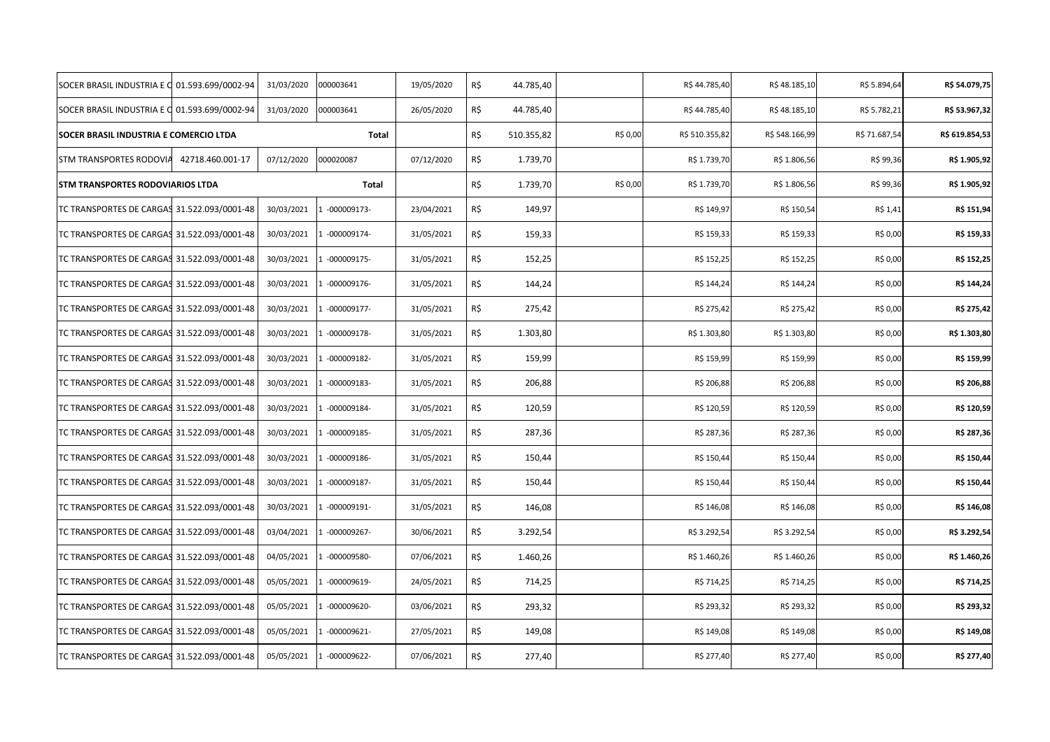| | | | | | | | | | | | |
|---|---|---|---|---|---|---|---|---|---|---|---|
| SOCER BRASIL INDUSTRIA E C | 01.593.699/0002-94 | 31/03/2020 | 000003641 | 19/05/2020 | R$ | 44.785,40 | | R$ 44.785,40 | R$ 48.185,10 | R$ 5.894,64 | **R$ 54.079,75** |
| SOCER BRASIL INDUSTRIA E C | 01.593.699/0002-94 | 31/03/2020 | 000003641 | 26/05/2020 | R$ | 44.785,40 | | R$ 44.785,40 | R$ 48.185,10 | R$ 5.782,21 | **R$ 53.967,32** |
| **SOCER BRASIL INDUSTRIA E COMERCIO LTDA** | | | **Total** | | R$ | 510.355,82 | R$ 0,00 | R$ 510.355,82 | R$ 548.166,99 | R$ 71.687,54 | **R$ 619.854,53** |
| STM TRANSPORTES RODOVIA | 42718.460.001-17 | 07/12/2020 | 000020087 | 07/12/2020 | R$ | 1.739,70 | | R$ 1.739,70 | R$ 1.806,56 | R$ 99,36 | **R$ 1.905,92** |
| **STM TRANSPORTES RODOVIARIOS LTDA** | | | **Total** | | R$ | 1.739,70 | R$ 0,00 | R$ 1.739,70 | R$ 1.806,56 | R$ 99,36 | **R$ 1.905,92** |
| TC TRANSPORTES DE CARGAS | 31.522.093/0001-48 | 30/03/2021 | 1 -000009173- | 23/04/2021 | R$ | 149,97 | | R$ 149,97 | R$ 150,54 | R$ 1,41 | **R$ 151,94** |
| TC TRANSPORTES DE CARGAS | 31.522.093/0001-48 | 30/03/2021 | 1 -000009174- | 31/05/2021 | R$ | 159,33 | | R$ 159,33 | R$ 159,33 | R$ 0,00 | **R$ 159,33** |
| TC TRANSPORTES DE CARGAS | 31.522.093/0001-48 | 30/03/2021 | 1 -000009175- | 31/05/2021 | R$ | 152,25 | | R$ 152,25 | R$ 152,25 | R$ 0,00 | **R$ 152,25** |
| TC TRANSPORTES DE CARGAS | 31.522.093/0001-48 | 30/03/2021 | 1 -000009176- | 31/05/2021 | R$ | 144,24 | | R$ 144,24 | R$ 144,24 | R$ 0,00 | **R$ 144,24** |
| TC TRANSPORTES DE CARGAS | 31.522.093/0001-48 | 30/03/2021 | 1 -000009177- | 31/05/2021 | R$ | 275,42 | | R$ 275,42 | R$ 275,42 | R$ 0,00 | **R$ 275,42** |
| TC TRANSPORTES DE CARGAS | 31.522.093/0001-48 | 30/03/2021 | 1 -000009178- | 31/05/2021 | R$ | 1.303,80 | | R$ 1.303,80 | R$ 1.303,80 | R$ 0,00 | **R$ 1.303,80** |
| TC TRANSPORTES DE CARGAS | 31.522.093/0001-48 | 30/03/2021 | 1 -000009182- | 31/05/2021 | R$ | 159,99 | | R$ 159,99 | R$ 159,99 | R$ 0,00 | **R$ 159,99** |
| TC TRANSPORTES DE CARGAS | 31.522.093/0001-48 | 30/03/2021 | 1 -000009183- | 31/05/2021 | R$ | 206,88 | | R$ 206,88 | R$ 206,88 | R$ 0,00 | **R$ 206,88** |
| TC TRANSPORTES DE CARGAS | 31.522.093/0001-48 | 30/03/2021 | 1 -000009184- | 31/05/2021 | R$ | 120,59 | | R$ 120,59 | R$ 120,59 | R$ 0,00 | **R$ 120,59** |
| TC TRANSPORTES DE CARGAS | 31.522.093/0001-48 | 30/03/2021 | 1 -000009185- | 31/05/2021 | R$ | 287,36 | | R$ 287,36 | R$ 287,36 | R$ 0,00 | **R$ 287,36** |
| TC TRANSPORTES DE CARGAS | 31.522.093/0001-48 | 30/03/2021 | 1 -000009186- | 31/05/2021 | R$ | 150,44 | | R$ 150,44 | R$ 150,44 | R$ 0,00 | **R$ 150,44** |
| TC TRANSPORTES DE CARGAS | 31.522.093/0001-48 | 30/03/2021 | 1 -000009187- | 31/05/2021 | R$ | 150,44 | | R$ 150,44 | R$ 150,44 | R$ 0,00 | **R$ 150,44** |
| TC TRANSPORTES DE CARGAS | 31.522.093/0001-48 | 30/03/2021 | 1 -000009191- | 31/05/2021 | R$ | 146,08 | | R$ 146,08 | R$ 146,08 | R$ 0,00 | **R$ 146,08** |
| TC TRANSPORTES DE CARGAS | 31.522.093/0001-48 | 03/04/2021 | 1 -000009267- | 30/06/2021 | R$ | 3.292,54 | | R$ 3.292,54 | R$ 3.292,54 | R$ 0,00 | **R$ 3.292,54** |
| TC TRANSPORTES DE CARGAS | 31.522.093/0001-48 | 04/05/2021 | 1 -000009580- | 07/06/2021 | R$ | 1.460,26 | | R$ 1.460,26 | R$ 1.460,26 | R$ 0,00 | **R$ 1.460,26** |
| TC TRANSPORTES DE CARGAS | 31.522.093/0001-48 | 05/05/2021 | 1 -000009619- | 24/05/2021 | R$ | 714,25 | | R$ 714,25 | R$ 714,25 | R$ 0,00 | **R$ 714,25** |
| TC TRANSPORTES DE CARGAS | 31.522.093/0001-48 | 05/05/2021 | 1 -000009620- | 03/06/2021 | R$ | 293,32 | | R$ 293,32 | R$ 293,32 | R$ 0,00 | **R$ 293,32** |
| TC TRANSPORTES DE CARGAS | 31.522.093/0001-48 | 05/05/2021 | 1 -000009621- | 27/05/2021 | R$ | 149,08 | | R$ 149,08 | R$ 149,08 | R$ 0,00 | **R$ 149,08** |
| TC TRANSPORTES DE CARGAS | 31.522.093/0001-48 | 05/05/2021 | 1 -000009622- | 07/06/2021 | R$ | 277,40 | | R$ 277,40 | R$ 277,40 | R$ 0,00 | **R$ 277,40** |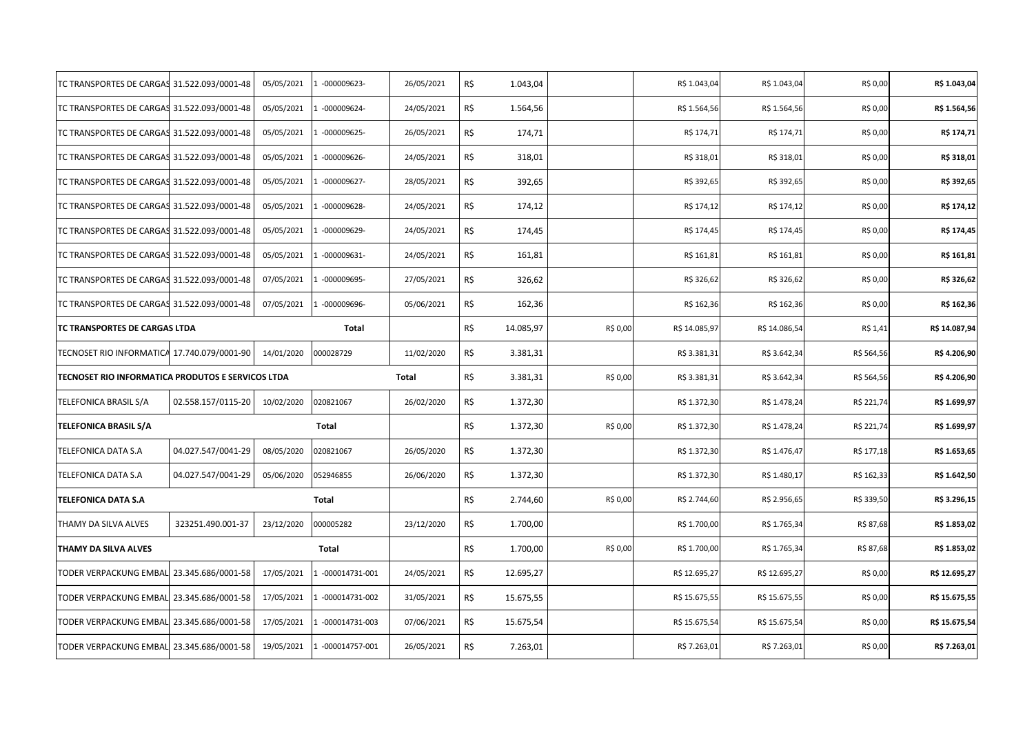| | | | | | | | | | | | |
|---|---|---|---|---|---|---|---|---|---|---|---|
| TC TRANSPORTES DE CARGAS | 31.522.093/0001-48 | 05/05/2021 | 1 -000009623- | 26/05/2021 | R$ | 1.043,04 | | R$ 1.043,04 | R$ 1.043,04 | R$ 0,00 | **R$ 1.043,04** |
| TC TRANSPORTES DE CARGAS | 31.522.093/0001-48 | 05/05/2021 | 1 -000009624- | 24/05/2021 | R$ | 1.564,56 | | R$ 1.564,56 | R$ 1.564,56 | R$ 0,00 | **R$ 1.564,56** |
| TC TRANSPORTES DE CARGAS | 31.522.093/0001-48 | 05/05/2021 | 1 -000009625- | 26/05/2021 | R$ | 174,71 | | R$ 174,71 | R$ 174,71 | R$ 0,00 | **R$ 174,71** |
| TC TRANSPORTES DE CARGAS | 31.522.093/0001-48 | 05/05/2021 | 1 -000009626- | 24/05/2021 | R$ | 318,01 | | R$ 318,01 | R$ 318,01 | R$ 0,00 | **R$ 318,01** |
| TC TRANSPORTES DE CARGAS | 31.522.093/0001-48 | 05/05/2021 | 1 -000009627- | 28/05/2021 | R$ | 392,65 | | R$ 392,65 | R$ 392,65 | R$ 0,00 | **R$ 392,65** |
| TC TRANSPORTES DE CARGAS | 31.522.093/0001-48 | 05/05/2021 | 1 -000009628- | 24/05/2021 | R$ | 174,12 | | R$ 174,12 | R$ 174,12 | R$ 0,00 | **R$ 174,12** |
| TC TRANSPORTES DE CARGAS | 31.522.093/0001-48 | 05/05/2021 | 1 -000009629- | 24/05/2021 | R$ | 174,45 | | R$ 174,45 | R$ 174,45 | R$ 0,00 | **R$ 174,45** |
| TC TRANSPORTES DE CARGAS | 31.522.093/0001-48 | 05/05/2021 | 1 -000009631- | 24/05/2021 | R$ | 161,81 | | R$ 161,81 | R$ 161,81 | R$ 0,00 | **R$ 161,81** |
| TC TRANSPORTES DE CARGAS | 31.522.093/0001-48 | 07/05/2021 | 1 -000009695- | 27/05/2021 | R$ | 326,62 | | R$ 326,62 | R$ 326,62 | R$ 0,00 | **R$ 326,62** |
| TC TRANSPORTES DE CARGAS | 31.522.093/0001-48 | 07/05/2021 | 1 -000009696- | 05/06/2021 | R$ | 162,36 | | R$ 162,36 | R$ 162,36 | R$ 0,00 | **R$ 162,36** |
| **TC TRANSPORTES DE CARGAS LTDA** | | | **Total** | | R$ | 14.085,97 | R$ 0,00 | R$ 14.085,97 | R$ 14.086,54 | R$ 1,41 | **R$ 14.087,94** |
| TECNOSET RIO INFORMATICA | 17.740.079/0001-90 | 14/01/2020 | 000028729 | 11/02/2020 | R$ | 3.381,31 | | R$ 3.381,31 | R$ 3.642,34 | R$ 564,56 | **R$ 4.206,90** |
| **TECNOSET RIO INFORMATICA PRODUTOS E SERVICOS LTDA** | | | | **Total** | R$ | 3.381,31 | R$ 0,00 | R$ 3.381,31 | R$ 3.642,34 | R$ 564,56 | **R$ 4.206,90** |
| TELEFONICA BRASIL S/A | 02.558.157/0115-20 | 10/02/2020 | 020821067 | 26/02/2020 | R$ | 1.372,30 | | R$ 1.372,30 | R$ 1.478,24 | R$ 221,74 | **R$ 1.699,97** |
| **TELEFONICA BRASIL S/A** | | | **Total** | | R$ | 1.372,30 | R$ 0,00 | R$ 1.372,30 | R$ 1.478,24 | R$ 221,74 | **R$ 1.699,97** |
| TELEFONICA DATA S.A | 04.027.547/0041-29 | 08/05/2020 | 020821067 | 26/05/2020 | R$ | 1.372,30 | | R$ 1.372,30 | R$ 1.476,47 | R$ 177,18 | **R$ 1.653,65** |
| TELEFONICA DATA S.A | 04.027.547/0041-29 | 05/06/2020 | 052946855 | 26/06/2020 | R$ | 1.372,30 | | R$ 1.372,30 | R$ 1.480,17 | R$ 162,33 | **R$ 1.642,50** |
| **TELEFONICA DATA S.A** | | | **Total** | | R$ | 2.744,60 | R$ 0,00 | R$ 2.744,60 | R$ 2.956,65 | R$ 339,50 | **R$ 3.296,15** |
| THAMY DA SILVA ALVES | 323251.490.001-37 | 23/12/2020 | 000005282 | 23/12/2020 | R$ | 1.700,00 | | R$ 1.700,00 | R$ 1.765,34 | R$ 87,68 | **R$ 1.853,02** |
| **THAMY DA SILVA ALVES** | | | **Total** | | R$ | 1.700,00 | R$ 0,00 | R$ 1.700,00 | R$ 1.765,34 | R$ 87,68 | **R$ 1.853,02** |
| TODER VERPACKUNG EMBAL | 23.345.686/0001-58 | 17/05/2021 | 1 -000014731-001 | 24/05/2021 | R$ | 12.695,27 | | R$ 12.695,27 | R$ 12.695,27 | R$ 0,00 | **R$ 12.695,27** |
| TODER VERPACKUNG EMBAL | 23.345.686/0001-58 | 17/05/2021 | 1 -000014731-002 | 31/05/2021 | R$ | 15.675,55 | | R$ 15.675,55 | R$ 15.675,55 | R$ 0,00 | **R$ 15.675,55** |
| TODER VERPACKUNG EMBAL | 23.345.686/0001-58 | 17/05/2021 | 1 -000014731-003 | 07/06/2021 | R$ | 15.675,54 | | R$ 15.675,54 | R$ 15.675,54 | R$ 0,00 | **R$ 15.675,54** |
| TODER VERPACKUNG EMBAL | 23.345.686/0001-58 | 19/05/2021 | 1 -000014757-001 | 26/05/2021 | R$ | 7.263,01 | | R$ 7.263,01 | R$ 7.263,01 | R$ 0,00 | **R$ 7.263,01** |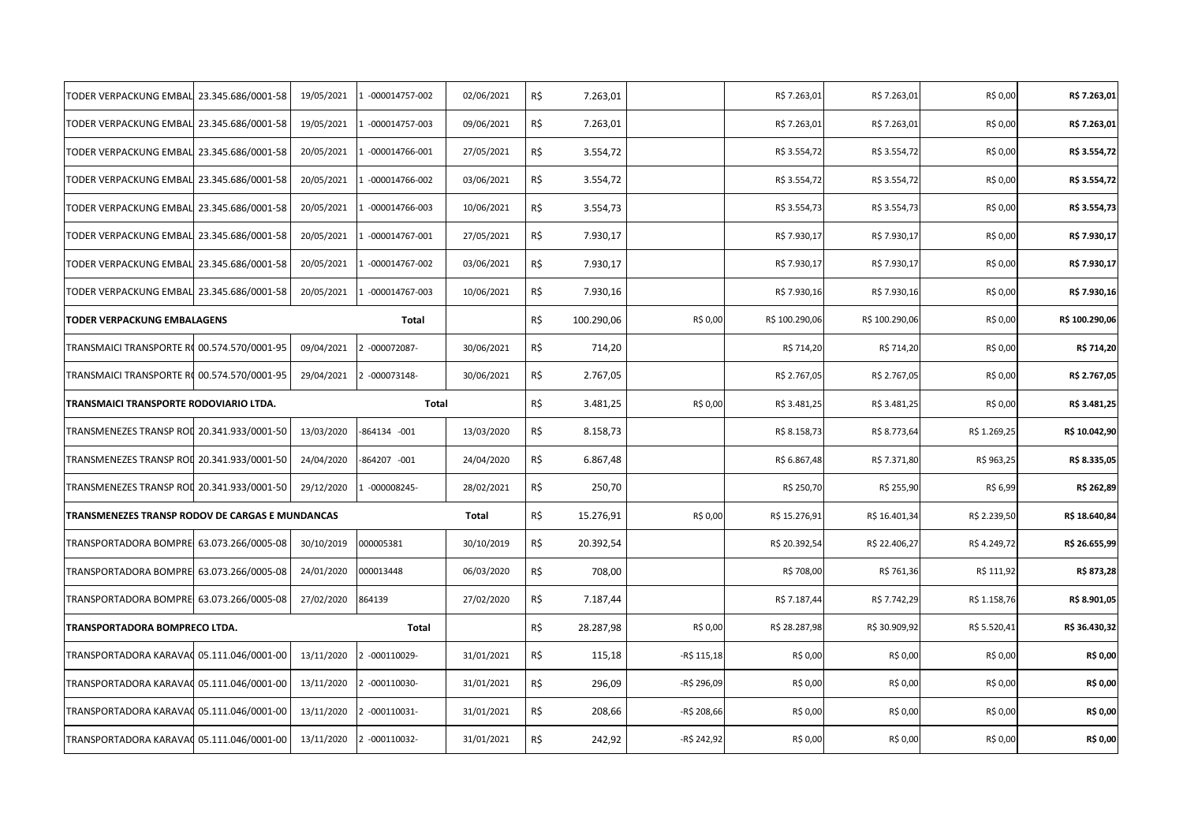| | | | | | | | | | | | |
|---|---|---|---|---|---|---|---|---|---|---|---|
| TODER VERPACKUNG EMBAL | 23.345.686/0001-58 | 19/05/2021 | 1 -000014757-002 | 02/06/2021 | R$ | 7.263,01 | | R$ 7.263,01 | R$ 7.263,01 | R$ 0,00 | **R$ 7.263,01** |
| TODER VERPACKUNG EMBAL | 23.345.686/0001-58 | 19/05/2021 | 1 -000014757-003 | 09/06/2021 | R$ | 7.263,01 | | R$ 7.263,01 | R$ 7.263,01 | R$ 0,00 | **R$ 7.263,01** |
| TODER VERPACKUNG EMBAL | 23.345.686/0001-58 | 20/05/2021 | 1 -000014766-001 | 27/05/2021 | R$ | 3.554,72 | | R$ 3.554,72 | R$ 3.554,72 | R$ 0,00 | **R$ 3.554,72** |
| TODER VERPACKUNG EMBAL | 23.345.686/0001-58 | 20/05/2021 | 1 -000014766-002 | 03/06/2021 | R$ | 3.554,72 | | R$ 3.554,72 | R$ 3.554,72 | R$ 0,00 | **R$ 3.554,72** |
| TODER VERPACKUNG EMBAL | 23.345.686/0001-58 | 20/05/2021 | 1 -000014766-003 | 10/06/2021 | R$ | 3.554,73 | | R$ 3.554,73 | R$ 3.554,73 | R$ 0,00 | **R$ 3.554,73** |
| TODER VERPACKUNG EMBAL | 23.345.686/0001-58 | 20/05/2021 | 1 -000014767-001 | 27/05/2021 | R$ | 7.930,17 | | R$ 7.930,17 | R$ 7.930,17 | R$ 0,00 | **R$ 7.930,17** |
| TODER VERPACKUNG EMBAL | 23.345.686/0001-58 | 20/05/2021 | 1 -000014767-002 | 03/06/2021 | R$ | 7.930,17 | | R$ 7.930,17 | R$ 7.930,17 | R$ 0,00 | **R$ 7.930,17** |
| TODER VERPACKUNG EMBAL | 23.345.686/0001-58 | 20/05/2021 | 1 -000014767-003 | 10/06/2021 | R$ | 7.930,16 | | R$ 7.930,16 | R$ 7.930,16 | R$ 0,00 | **R$ 7.930,16** |
| **TODER VERPACKUNG EMBALAGENS** | | | **Total** | | R$ | 100.290,06 | R$ 0,00 | R$ 100.290,06 | R$ 100.290,06 | R$ 0,00 | **R$ 100.290,06** |
| TRANSMAICI TRANSPORTE R | 00.574.570/0001-95 | 09/04/2021 | 2 -000072087- | 30/06/2021 | R$ | 714,20 | | R$ 714,20 | R$ 714,20 | R$ 0,00 | **R$ 714,20** |
| TRANSMAICI TRANSPORTE R | 00.574.570/0001-95 | 29/04/2021 | 2 -000073148- | 30/06/2021 | R$ | 2.767,05 | | R$ 2.767,05 | R$ 2.767,05 | R$ 0,00 | **R$ 2.767,05** |
| **TRANSMAICI TRANSPORTE RODOVIARIO LTDA.** | | | **Total** | | R$ | 3.481,25 | R$ 0,00 | R$ 3.481,25 | R$ 3.481,25 | R$ 0,00 | **R$ 3.481,25** |
| TRANSMENEZES TRANSP ROD | 20.341.933/0001-50 | 13/03/2020 | -864134 -001 | 13/03/2020 | R$ | 8.158,73 | | R$ 8.158,73 | R$ 8.773,64 | R$ 1.269,25 | **R$ 10.042,90** |
| TRANSMENEZES TRANSP ROD | 20.341.933/0001-50 | 24/04/2020 | -864207 -001 | 24/04/2020 | R$ | 6.867,48 | | R$ 6.867,48 | R$ 7.371,80 | R$ 963,25 | **R$ 8.335,05** |
| TRANSMENEZES TRANSP ROD | 20.341.933/0001-50 | 29/12/2020 | 1 -000008245- | 28/02/2021 | R$ | 250,70 | | R$ 250,70 | R$ 255,90 | R$ 6,99 | **R$ 262,89** |
| **TRANSMENEZES TRANSP RODOV DE CARGAS E MUNDANCAS** | | | | **Total** | R$ | 15.276,91 | R$ 0,00 | R$ 15.276,91 | R$ 16.401,34 | R$ 2.239,50 | **R$ 18.640,84** |
| TRANSPORTADORA BOMPRE | 63.073.266/0005-08 | 30/10/2019 | 000005381 | 30/10/2019 | R$ | 20.392,54 | | R$ 20.392,54 | R$ 22.406,27 | R$ 4.249,72 | **R$ 26.655,99** |
| TRANSPORTADORA BOMPRE | 63.073.266/0005-08 | 24/01/2020 | 000013448 | 06/03/2020 | R$ | 708,00 | | R$ 708,00 | R$ 761,36 | R$ 111,92 | **R$ 873,28** |
| TRANSPORTADORA BOMPRE | 63.073.266/0005-08 | 27/02/2020 | 864139 | 27/02/2020 | R$ | 7.187,44 | | R$ 7.187,44 | R$ 7.742,29 | R$ 1.158,76 | **R$ 8.901,05** |
| **TRANSPORTADORA BOMPRECO LTDA.** | | | **Total** | | R$ | 28.287,98 | R$ 0,00 | R$ 28.287,98 | R$ 30.909,92 | R$ 5.520,41 | **R$ 36.430,32** |
| TRANSPORTADORA KARAVA | 05.111.046/0001-00 | 13/11/2020 | 2 -000110029- | 31/01/2021 | R$ | 115,18 | -R$ 115,18 | R$ 0,00 | R$ 0,00 | R$ 0,00 | **R$ 0,00** |
| TRANSPORTADORA KARAVA | 05.111.046/0001-00 | 13/11/2020 | 2 -000110030- | 31/01/2021 | R$ | 296,09 | -R$ 296,09 | R$ 0,00 | R$ 0,00 | R$ 0,00 | **R$ 0,00** |
| TRANSPORTADORA KARAVA | 05.111.046/0001-00 | 13/11/2020 | 2 -000110031- | 31/01/2021 | R$ | 208,66 | -R$ 208,66 | R$ 0,00 | R$ 0,00 | R$ 0,00 | **R$ 0,00** |
| TRANSPORTADORA KARAVA | 05.111.046/0001-00 | 13/11/2020 | 2 -000110032- | 31/01/2021 | R$ | 242,92 | -R$ 242,92 | R$ 0,00 | R$ 0,00 | R$ 0,00 | **R$ 0,00** |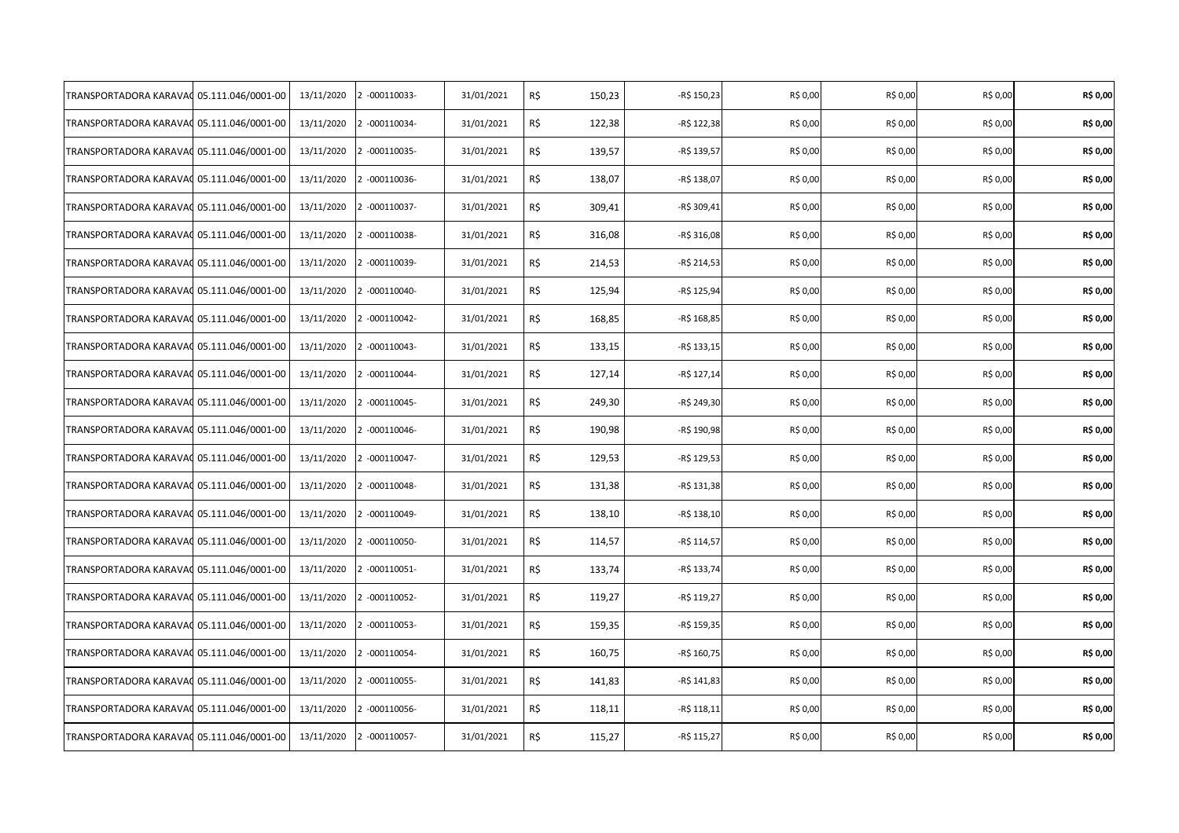| | | | | | | | | | | | |
|---|---|---|---|---|---|---|---|---|---|---|---|
| TRANSPORTADORA KARAVA( | 05.111.046/0001-00 | 13/11/2020 | 2 -000110033- | 31/01/2021 | R$ | 150,23 | -R$ 150,23 | R$ 0,00 | R$ 0,00 | R$ 0,00 | **R$ 0,00** |
| TRANSPORTADORA KARAVA( | 05.111.046/0001-00 | 13/11/2020 | 2 -000110034- | 31/01/2021 | R$ | 122,38 | -R$ 122,38 | R$ 0,00 | R$ 0,00 | R$ 0,00 | **R$ 0,00** |
| TRANSPORTADORA KARAVA( | 05.111.046/0001-00 | 13/11/2020 | 2 -000110035- | 31/01/2021 | R$ | 139,57 | -R$ 139,57 | R$ 0,00 | R$ 0,00 | R$ 0,00 | **R$ 0,00** |
| TRANSPORTADORA KARAVA( | 05.111.046/0001-00 | 13/11/2020 | 2 -000110036- | 31/01/2021 | R$ | 138,07 | -R$ 138,07 | R$ 0,00 | R$ 0,00 | R$ 0,00 | **R$ 0,00** |
| TRANSPORTADORA KARAVA( | 05.111.046/0001-00 | 13/11/2020 | 2 -000110037- | 31/01/2021 | R$ | 309,41 | -R$ 309,41 | R$ 0,00 | R$ 0,00 | R$ 0,00 | **R$ 0,00** |
| TRANSPORTADORA KARAVA( | 05.111.046/0001-00 | 13/11/2020 | 2 -000110038- | 31/01/2021 | R$ | 316,08 | -R$ 316,08 | R$ 0,00 | R$ 0,00 | R$ 0,00 | **R$ 0,00** |
| TRANSPORTADORA KARAVA( | 05.111.046/0001-00 | 13/11/2020 | 2 -000110039- | 31/01/2021 | R$ | 214,53 | -R$ 214,53 | R$ 0,00 | R$ 0,00 | R$ 0,00 | **R$ 0,00** |
| TRANSPORTADORA KARAVA( | 05.111.046/0001-00 | 13/11/2020 | 2 -000110040- | 31/01/2021 | R$ | 125,94 | -R$ 125,94 | R$ 0,00 | R$ 0,00 | R$ 0,00 | **R$ 0,00** |
| TRANSPORTADORA KARAVA( | 05.111.046/0001-00 | 13/11/2020 | 2 -000110042- | 31/01/2021 | R$ | 168,85 | -R$ 168,85 | R$ 0,00 | R$ 0,00 | R$ 0,00 | **R$ 0,00** |
| TRANSPORTADORA KARAVA( | 05.111.046/0001-00 | 13/11/2020 | 2 -000110043- | 31/01/2021 | R$ | 133,15 | -R$ 133,15 | R$ 0,00 | R$ 0,00 | R$ 0,00 | **R$ 0,00** |
| TRANSPORTADORA KARAVA( | 05.111.046/0001-00 | 13/11/2020 | 2 -000110044- | 31/01/2021 | R$ | 127,14 | -R$ 127,14 | R$ 0,00 | R$ 0,00 | R$ 0,00 | **R$ 0,00** |
| TRANSPORTADORA KARAVA( | 05.111.046/0001-00 | 13/11/2020 | 2 -000110045- | 31/01/2021 | R$ | 249,30 | -R$ 249,30 | R$ 0,00 | R$ 0,00 | R$ 0,00 | **R$ 0,00** |
| TRANSPORTADORA KARAVA( | 05.111.046/0001-00 | 13/11/2020 | 2 -000110046- | 31/01/2021 | R$ | 190,98 | -R$ 190,98 | R$ 0,00 | R$ 0,00 | R$ 0,00 | **R$ 0,00** |
| TRANSPORTADORA KARAVA( | 05.111.046/0001-00 | 13/11/2020 | 2 -000110047- | 31/01/2021 | R$ | 129,53 | -R$ 129,53 | R$ 0,00 | R$ 0,00 | R$ 0,00 | **R$ 0,00** |
| TRANSPORTADORA KARAVA( | 05.111.046/0001-00 | 13/11/2020 | 2 -000110048- | 31/01/2021 | R$ | 131,38 | -R$ 131,38 | R$ 0,00 | R$ 0,00 | R$ 0,00 | **R$ 0,00** |
| TRANSPORTADORA KARAVA( | 05.111.046/0001-00 | 13/11/2020 | 2 -000110049- | 31/01/2021 | R$ | 138,10 | -R$ 138,10 | R$ 0,00 | R$ 0,00 | R$ 0,00 | **R$ 0,00** |
| TRANSPORTADORA KARAVA( | 05.111.046/0001-00 | 13/11/2020 | 2 -000110050- | 31/01/2021 | R$ | 114,57 | -R$ 114,57 | R$ 0,00 | R$ 0,00 | R$ 0,00 | **R$ 0,00** |
| TRANSPORTADORA KARAVA( | 05.111.046/0001-00 | 13/11/2020 | 2 -000110051- | 31/01/2021 | R$ | 133,74 | -R$ 133,74 | R$ 0,00 | R$ 0,00 | R$ 0,00 | **R$ 0,00** |
| TRANSPORTADORA KARAVA( | 05.111.046/0001-00 | 13/11/2020 | 2 -000110052- | 31/01/2021 | R$ | 119,27 | -R$ 119,27 | R$ 0,00 | R$ 0,00 | R$ 0,00 | **R$ 0,00** |
| TRANSPORTADORA KARAVA( | 05.111.046/0001-00 | 13/11/2020 | 2 -000110053- | 31/01/2021 | R$ | 159,35 | -R$ 159,35 | R$ 0,00 | R$ 0,00 | R$ 0,00 | **R$ 0,00** |
| TRANSPORTADORA KARAVA( | 05.111.046/0001-00 | 13/11/2020 | 2 -000110054- | 31/01/2021 | R$ | 160,75 | -R$ 160,75 | R$ 0,00 | R$ 0,00 | R$ 0,00 | **R$ 0,00** |
| TRANSPORTADORA KARAVA( | 05.111.046/0001-00 | 13/11/2020 | 2 -000110055- | 31/01/2021 | R$ | 141,83 | -R$ 141,83 | R$ 0,00 | R$ 0,00 | R$ 0,00 | **R$ 0,00** |
| TRANSPORTADORA KARAVA( | 05.111.046/0001-00 | 13/11/2020 | 2 -000110056- | 31/01/2021 | R$ | 118,11 | -R$ 118,11 | R$ 0,00 | R$ 0,00 | R$ 0,00 | **R$ 0,00** |
| TRANSPORTADORA KARAVA( | 05.111.046/0001-00 | 13/11/2020 | 2 -000110057- | 31/01/2021 | R$ | 115,27 | -R$ 115,27 | R$ 0,00 | R$ 0,00 | R$ 0,00 | **R$ 0,00** |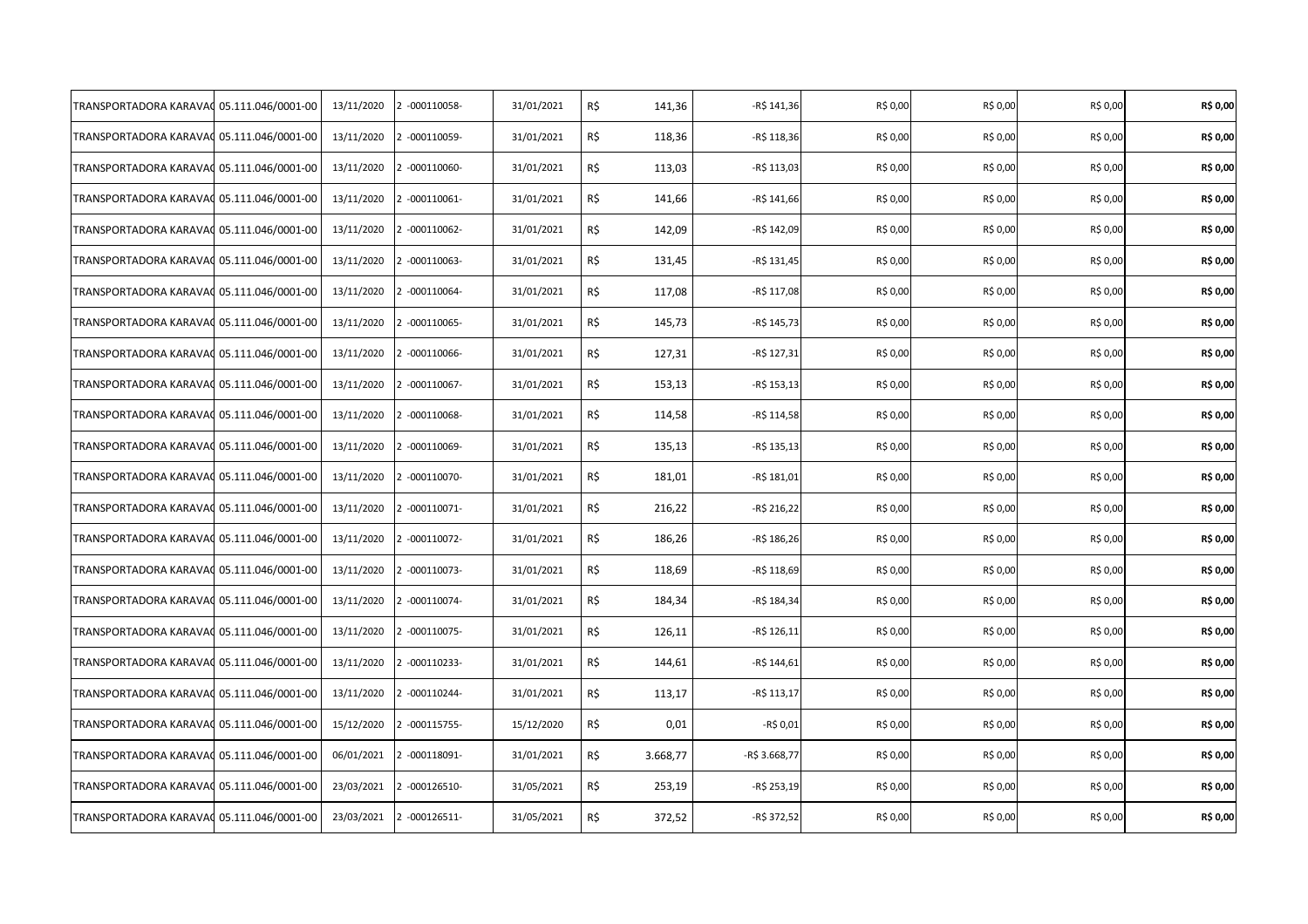| | | | | | | | | | | |
|---|---|---|---|---|---|---|---|---|---|---|
| TRANSPORTADORA KARAVA( | 05.111.046/0001-00 | 13/11/2020 | 2 -000110058- | 31/01/2021 | R$ 141,36 | -R$ 141,36 | R$ 0,00 | R$ 0,00 | R$ 0,00 | **R$ 0,00** |
| TRANSPORTADORA KARAVA( | 05.111.046/0001-00 | 13/11/2020 | 2 -000110059- | 31/01/2021 | R$ 118,36 | -R$ 118,36 | R$ 0,00 | R$ 0,00 | R$ 0,00 | **R$ 0,00** |
| TRANSPORTADORA KARAVA( | 05.111.046/0001-00 | 13/11/2020 | 2 -000110060- | 31/01/2021 | R$ 113,03 | -R$ 113,03 | R$ 0,00 | R$ 0,00 | R$ 0,00 | **R$ 0,00** |
| TRANSPORTADORA KARAVA( | 05.111.046/0001-00 | 13/11/2020 | 2 -000110061- | 31/01/2021 | R$ 141,66 | -R$ 141,66 | R$ 0,00 | R$ 0,00 | R$ 0,00 | **R$ 0,00** |
| TRANSPORTADORA KARAVA( | 05.111.046/0001-00 | 13/11/2020 | 2 -000110062- | 31/01/2021 | R$ 142,09 | -R$ 142,09 | R$ 0,00 | R$ 0,00 | R$ 0,00 | **R$ 0,00** |
| TRANSPORTADORA KARAVA( | 05.111.046/0001-00 | 13/11/2020 | 2 -000110063- | 31/01/2021 | R$ 131,45 | -R$ 131,45 | R$ 0,00 | R$ 0,00 | R$ 0,00 | **R$ 0,00** |
| TRANSPORTADORA KARAVA( | 05.111.046/0001-00 | 13/11/2020 | 2 -000110064- | 31/01/2021 | R$ 117,08 | -R$ 117,08 | R$ 0,00 | R$ 0,00 | R$ 0,00 | **R$ 0,00** |
| TRANSPORTADORA KARAVA( | 05.111.046/0001-00 | 13/11/2020 | 2 -000110065- | 31/01/2021 | R$ 145,73 | -R$ 145,73 | R$ 0,00 | R$ 0,00 | R$ 0,00 | **R$ 0,00** |
| TRANSPORTADORA KARAVA( | 05.111.046/0001-00 | 13/11/2020 | 2 -000110066- | 31/01/2021 | R$ 127,31 | -R$ 127,31 | R$ 0,00 | R$ 0,00 | R$ 0,00 | **R$ 0,00** |
| TRANSPORTADORA KARAVA( | 05.111.046/0001-00 | 13/11/2020 | 2 -000110067- | 31/01/2021 | R$ 153,13 | -R$ 153,13 | R$ 0,00 | R$ 0,00 | R$ 0,00 | **R$ 0,00** |
| TRANSPORTADORA KARAVA( | 05.111.046/0001-00 | 13/11/2020 | 2 -000110068- | 31/01/2021 | R$ 114,58 | -R$ 114,58 | R$ 0,00 | R$ 0,00 | R$ 0,00 | **R$ 0,00** |
| TRANSPORTADORA KARAVA( | 05.111.046/0001-00 | 13/11/2020 | 2 -000110069- | 31/01/2021 | R$ 135,13 | -R$ 135,13 | R$ 0,00 | R$ 0,00 | R$ 0,00 | **R$ 0,00** |
| TRANSPORTADORA KARAVA( | 05.111.046/0001-00 | 13/11/2020 | 2 -000110070- | 31/01/2021 | R$ 181,01 | -R$ 181,01 | R$ 0,00 | R$ 0,00 | R$ 0,00 | **R$ 0,00** |
| TRANSPORTADORA KARAVA( | 05.111.046/0001-00 | 13/11/2020 | 2 -000110071- | 31/01/2021 | R$ 216,22 | -R$ 216,22 | R$ 0,00 | R$ 0,00 | R$ 0,00 | **R$ 0,00** |
| TRANSPORTADORA KARAVA( | 05.111.046/0001-00 | 13/11/2020 | 2 -000110072- | 31/01/2021 | R$ 186,26 | -R$ 186,26 | R$ 0,00 | R$ 0,00 | R$ 0,00 | **R$ 0,00** |
| TRANSPORTADORA KARAVA( | 05.111.046/0001-00 | 13/11/2020 | 2 -000110073- | 31/01/2021 | R$ 118,69 | -R$ 118,69 | R$ 0,00 | R$ 0,00 | R$ 0,00 | **R$ 0,00** |
| TRANSPORTADORA KARAVA( | 05.111.046/0001-00 | 13/11/2020 | 2 -000110074- | 31/01/2021 | R$ 184,34 | -R$ 184,34 | R$ 0,00 | R$ 0,00 | R$ 0,00 | **R$ 0,00** |
| TRANSPORTADORA KARAVA( | 05.111.046/0001-00 | 13/11/2020 | 2 -000110075- | 31/01/2021 | R$ 126,11 | -R$ 126,11 | R$ 0,00 | R$ 0,00 | R$ 0,00 | **R$ 0,00** |
| TRANSPORTADORA KARAVA( | 05.111.046/0001-00 | 13/11/2020 | 2 -000110233- | 31/01/2021 | R$ 144,61 | -R$ 144,61 | R$ 0,00 | R$ 0,00 | R$ 0,00 | **R$ 0,00** |
| TRANSPORTADORA KARAVA( | 05.111.046/0001-00 | 13/11/2020 | 2 -000110244- | 31/01/2021 | R$ 113,17 | -R$ 113,17 | R$ 0,00 | R$ 0,00 | R$ 0,00 | **R$ 0,00** |
| TRANSPORTADORA KARAVA( | 05.111.046/0001-00 | 15/12/2020 | 2 -000115755- | 15/12/2020 | R$ 0,01 | -R$ 0,01 | R$ 0,00 | R$ 0,00 | R$ 0,00 | **R$ 0,00** |
| TRANSPORTADORA KARAVA( | 05.111.046/0001-00 | 06/01/2021 | 2 -000118091- | 31/01/2021 | R$ 3.668,77 | -R$ 3.668,77 | R$ 0,00 | R$ 0,00 | R$ 0,00 | **R$ 0,00** |
| TRANSPORTADORA KARAVA( | 05.111.046/0001-00 | 23/03/2021 | 2 -000126510- | 31/05/2021 | R$ 253,19 | -R$ 253,19 | R$ 0,00 | R$ 0,00 | R$ 0,00 | **R$ 0,00** |
| TRANSPORTADORA KARAVA( | 05.111.046/0001-00 | 23/03/2021 | 2 -000126511- | 31/05/2021 | R$ 372,52 | -R$ 372,52 | R$ 0,00 | R$ 0,00 | R$ 0,00 | **R$ 0,00** |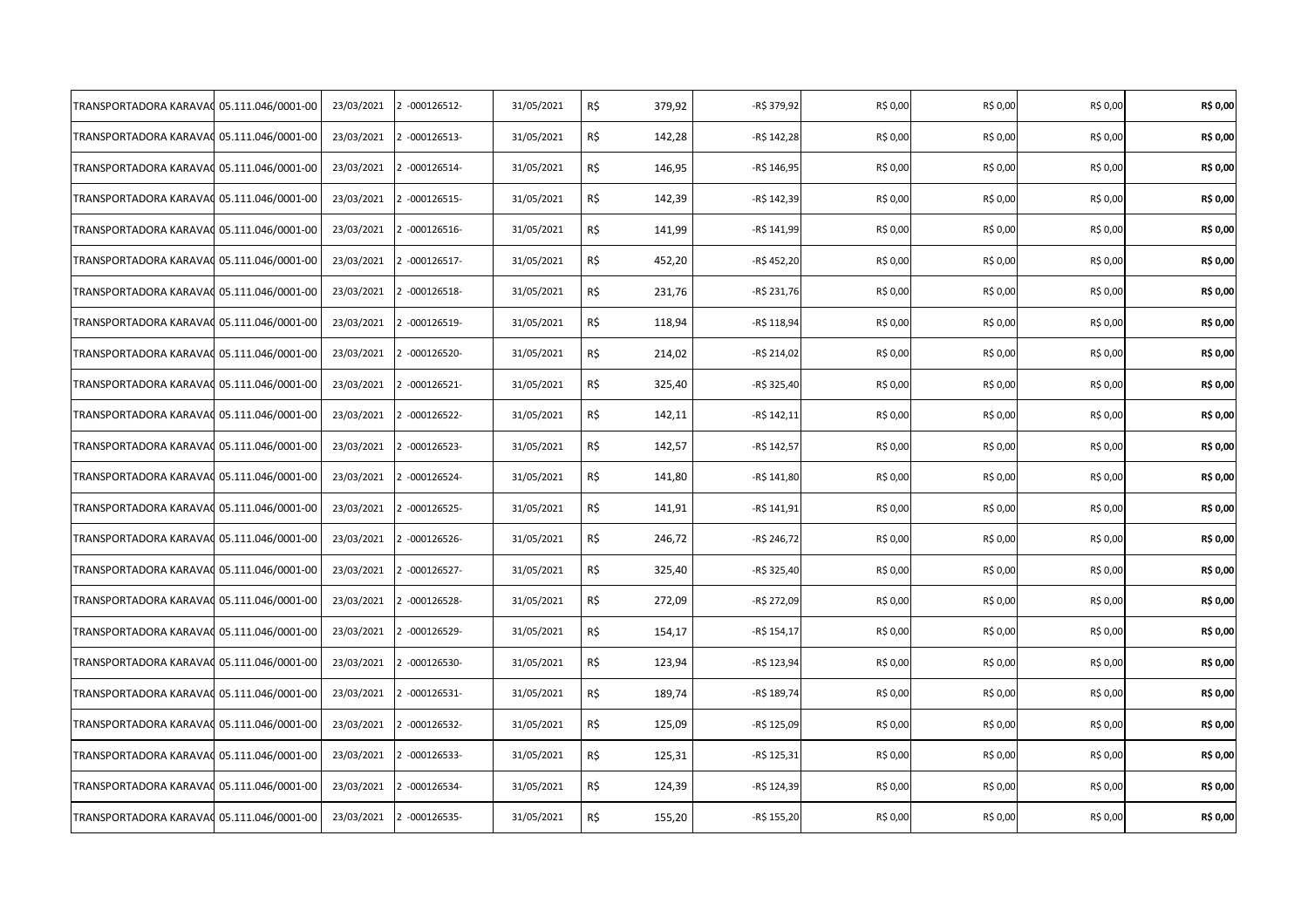| | | | | | | | | | | |
|---|---|---|---|---|---|---|---|---|---|---|
| TRANSPORTADORA KARAVA( | 05.111.046/0001-00 | 23/03/2021 | 2 -000126512- | 31/05/2021 | R$ | 379,92 | -R$ 379,92 | R$ 0,00 | R$ 0,00 | R$ 0,00 | **R$ 0,00** |
| TRANSPORTADORA KARAVA( | 05.111.046/0001-00 | 23/03/2021 | 2 -000126513- | 31/05/2021 | R$ | 142,28 | -R$ 142,28 | R$ 0,00 | R$ 0,00 | R$ 0,00 | **R$ 0,00** |
| TRANSPORTADORA KARAVA( | 05.111.046/0001-00 | 23/03/2021 | 2 -000126514- | 31/05/2021 | R$ | 146,95 | -R$ 146,95 | R$ 0,00 | R$ 0,00 | R$ 0,00 | **R$ 0,00** |
| TRANSPORTADORA KARAVA( | 05.111.046/0001-00 | 23/03/2021 | 2 -000126515- | 31/05/2021 | R$ | 142,39 | -R$ 142,39 | R$ 0,00 | R$ 0,00 | R$ 0,00 | **R$ 0,00** |
| TRANSPORTADORA KARAVA( | 05.111.046/0001-00 | 23/03/2021 | 2 -000126516- | 31/05/2021 | R$ | 141,99 | -R$ 141,99 | R$ 0,00 | R$ 0,00 | R$ 0,00 | **R$ 0,00** |
| TRANSPORTADORA KARAVA( | 05.111.046/0001-00 | 23/03/2021 | 2 -000126517- | 31/05/2021 | R$ | 452,20 | -R$ 452,20 | R$ 0,00 | R$ 0,00 | R$ 0,00 | **R$ 0,00** |
| TRANSPORTADORA KARAVA( | 05.111.046/0001-00 | 23/03/2021 | 2 -000126518- | 31/05/2021 | R$ | 231,76 | -R$ 231,76 | R$ 0,00 | R$ 0,00 | R$ 0,00 | **R$ 0,00** |
| TRANSPORTADORA KARAVA( | 05.111.046/0001-00 | 23/03/2021 | 2 -000126519- | 31/05/2021 | R$ | 118,94 | -R$ 118,94 | R$ 0,00 | R$ 0,00 | R$ 0,00 | **R$ 0,00** |
| TRANSPORTADORA KARAVA( | 05.111.046/0001-00 | 23/03/2021 | 2 -000126520- | 31/05/2021 | R$ | 214,02 | -R$ 214,02 | R$ 0,00 | R$ 0,00 | R$ 0,00 | **R$ 0,00** |
| TRANSPORTADORA KARAVA( | 05.111.046/0001-00 | 23/03/2021 | 2 -000126521- | 31/05/2021 | R$ | 325,40 | -R$ 325,40 | R$ 0,00 | R$ 0,00 | R$ 0,00 | **R$ 0,00** |
| TRANSPORTADORA KARAVA( | 05.111.046/0001-00 | 23/03/2021 | 2 -000126522- | 31/05/2021 | R$ | 142,11 | -R$ 142,11 | R$ 0,00 | R$ 0,00 | R$ 0,00 | **R$ 0,00** |
| TRANSPORTADORA KARAVA( | 05.111.046/0001-00 | 23/03/2021 | 2 -000126523- | 31/05/2021 | R$ | 142,57 | -R$ 142,57 | R$ 0,00 | R$ 0,00 | R$ 0,00 | **R$ 0,00** |
| TRANSPORTADORA KARAVA( | 05.111.046/0001-00 | 23/03/2021 | 2 -000126524- | 31/05/2021 | R$ | 141,80 | -R$ 141,80 | R$ 0,00 | R$ 0,00 | R$ 0,00 | **R$ 0,00** |
| TRANSPORTADORA KARAVA( | 05.111.046/0001-00 | 23/03/2021 | 2 -000126525- | 31/05/2021 | R$ | 141,91 | -R$ 141,91 | R$ 0,00 | R$ 0,00 | R$ 0,00 | **R$ 0,00** |
| TRANSPORTADORA KARAVA( | 05.111.046/0001-00 | 23/03/2021 | 2 -000126526- | 31/05/2021 | R$ | 246,72 | -R$ 246,72 | R$ 0,00 | R$ 0,00 | R$ 0,00 | **R$ 0,00** |
| TRANSPORTADORA KARAVA( | 05.111.046/0001-00 | 23/03/2021 | 2 -000126527- | 31/05/2021 | R$ | 325,40 | -R$ 325,40 | R$ 0,00 | R$ 0,00 | R$ 0,00 | **R$ 0,00** |
| TRANSPORTADORA KARAVA( | 05.111.046/0001-00 | 23/03/2021 | 2 -000126528- | 31/05/2021 | R$ | 272,09 | -R$ 272,09 | R$ 0,00 | R$ 0,00 | R$ 0,00 | **R$ 0,00** |
| TRANSPORTADORA KARAVA( | 05.111.046/0001-00 | 23/03/2021 | 2 -000126529- | 31/05/2021 | R$ | 154,17 | -R$ 154,17 | R$ 0,00 | R$ 0,00 | R$ 0,00 | **R$ 0,00** |
| TRANSPORTADORA KARAVA( | 05.111.046/0001-00 | 23/03/2021 | 2 -000126530- | 31/05/2021 | R$ | 123,94 | -R$ 123,94 | R$ 0,00 | R$ 0,00 | R$ 0,00 | **R$ 0,00** |
| TRANSPORTADORA KARAVA( | 05.111.046/0001-00 | 23/03/2021 | 2 -000126531- | 31/05/2021 | R$ | 189,74 | -R$ 189,74 | R$ 0,00 | R$ 0,00 | R$ 0,00 | **R$ 0,00** |
| TRANSPORTADORA KARAVA( | 05.111.046/0001-00 | 23/03/2021 | 2 -000126532- | 31/05/2021 | R$ | 125,09 | -R$ 125,09 | R$ 0,00 | R$ 0,00 | R$ 0,00 | **R$ 0,00** |
| TRANSPORTADORA KARAVA( | 05.111.046/0001-00 | 23/03/2021 | 2 -000126533- | 31/05/2021 | R$ | 125,31 | -R$ 125,31 | R$ 0,00 | R$ 0,00 | R$ 0,00 | **R$ 0,00** |
| TRANSPORTADORA KARAVA( | 05.111.046/0001-00 | 23/03/2021 | 2 -000126534- | 31/05/2021 | R$ | 124,39 | -R$ 124,39 | R$ 0,00 | R$ 0,00 | R$ 0,00 | **R$ 0,00** |
| TRANSPORTADORA KARAVA( | 05.111.046/0001-00 | 23/03/2021 | 2 -000126535- | 31/05/2021 | R$ | 155,20 | -R$ 155,20 | R$ 0,00 | R$ 0,00 | R$ 0,00 | **R$ 0,00** |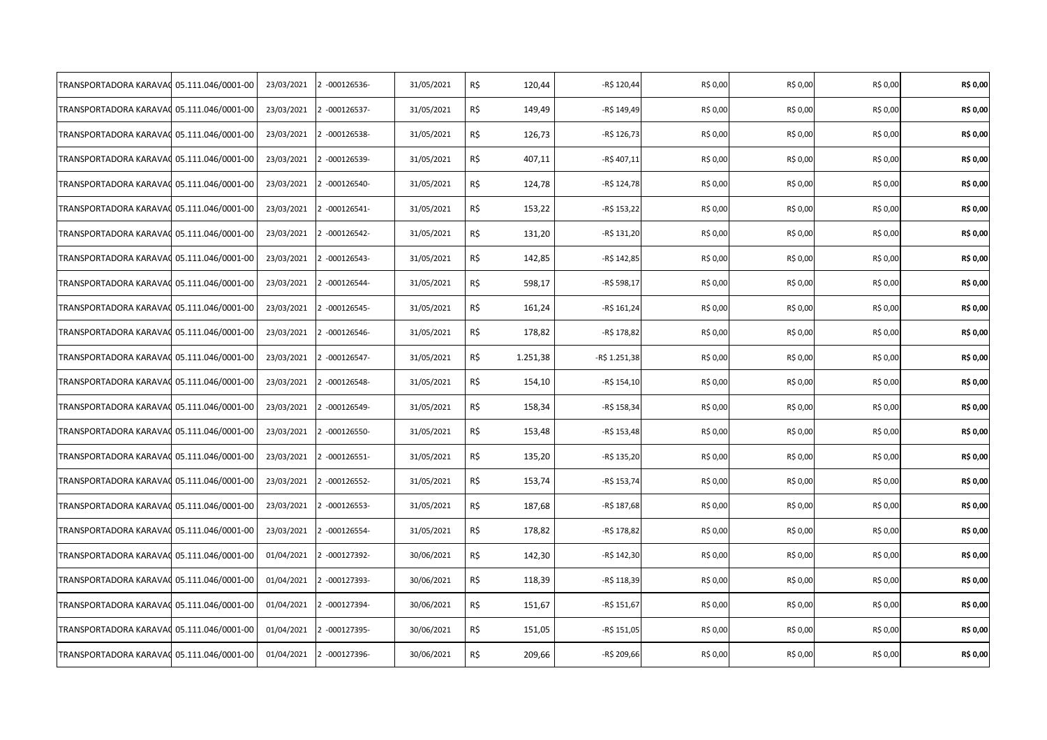| | | | | | | | | | | |
|---|---|---|---|---|---|---|---|---|---|---|
| TRANSPORTADORA KARAVA( | 05.111.046/0001-00 | 23/03/2021 | 2 -000126536- | 31/05/2021 | R$ 120,44 | -R$ 120,44 | R$ 0,00 | R$ 0,00 | R$ 0,00 | **R$ 0,00** |
| TRANSPORTADORA KARAVA( | 05.111.046/0001-00 | 23/03/2021 | 2 -000126537- | 31/05/2021 | R$ 149,49 | -R$ 149,49 | R$ 0,00 | R$ 0,00 | R$ 0,00 | **R$ 0,00** |
| TRANSPORTADORA KARAVA( | 05.111.046/0001-00 | 23/03/2021 | 2 -000126538- | 31/05/2021 | R$ 126,73 | -R$ 126,73 | R$ 0,00 | R$ 0,00 | R$ 0,00 | **R$ 0,00** |
| TRANSPORTADORA KARAVA( | 05.111.046/0001-00 | 23/03/2021 | 2 -000126539- | 31/05/2021 | R$ 407,11 | -R$ 407,11 | R$ 0,00 | R$ 0,00 | R$ 0,00 | **R$ 0,00** |
| TRANSPORTADORA KARAVA( | 05.111.046/0001-00 | 23/03/2021 | 2 -000126540- | 31/05/2021 | R$ 124,78 | -R$ 124,78 | R$ 0,00 | R$ 0,00 | R$ 0,00 | **R$ 0,00** |
| TRANSPORTADORA KARAVA( | 05.111.046/0001-00 | 23/03/2021 | 2 -000126541- | 31/05/2021 | R$ 153,22 | -R$ 153,22 | R$ 0,00 | R$ 0,00 | R$ 0,00 | **R$ 0,00** |
| TRANSPORTADORA KARAVA( | 05.111.046/0001-00 | 23/03/2021 | 2 -000126542- | 31/05/2021 | R$ 131,20 | -R$ 131,20 | R$ 0,00 | R$ 0,00 | R$ 0,00 | **R$ 0,00** |
| TRANSPORTADORA KARAVA( | 05.111.046/0001-00 | 23/03/2021 | 2 -000126543- | 31/05/2021 | R$ 142,85 | -R$ 142,85 | R$ 0,00 | R$ 0,00 | R$ 0,00 | **R$ 0,00** |
| TRANSPORTADORA KARAVA( | 05.111.046/0001-00 | 23/03/2021 | 2 -000126544- | 31/05/2021 | R$ 598,17 | -R$ 598,17 | R$ 0,00 | R$ 0,00 | R$ 0,00 | **R$ 0,00** |
| TRANSPORTADORA KARAVA( | 05.111.046/0001-00 | 23/03/2021 | 2 -000126545- | 31/05/2021 | R$ 161,24 | -R$ 161,24 | R$ 0,00 | R$ 0,00 | R$ 0,00 | **R$ 0,00** |
| TRANSPORTADORA KARAVA( | 05.111.046/0001-00 | 23/03/2021 | 2 -000126546- | 31/05/2021 | R$ 178,82 | -R$ 178,82 | R$ 0,00 | R$ 0,00 | R$ 0,00 | **R$ 0,00** |
| TRANSPORTADORA KARAVA( | 05.111.046/0001-00 | 23/03/2021 | 2 -000126547- | 31/05/2021 | R$ 1.251,38 | -R$ 1.251,38 | R$ 0,00 | R$ 0,00 | R$ 0,00 | **R$ 0,00** |
| TRANSPORTADORA KARAVA( | 05.111.046/0001-00 | 23/03/2021 | 2 -000126548- | 31/05/2021 | R$ 154,10 | -R$ 154,10 | R$ 0,00 | R$ 0,00 | R$ 0,00 | **R$ 0,00** |
| TRANSPORTADORA KARAVA( | 05.111.046/0001-00 | 23/03/2021 | 2 -000126549- | 31/05/2021 | R$ 158,34 | -R$ 158,34 | R$ 0,00 | R$ 0,00 | R$ 0,00 | **R$ 0,00** |
| TRANSPORTADORA KARAVA( | 05.111.046/0001-00 | 23/03/2021 | 2 -000126550- | 31/05/2021 | R$ 153,48 | -R$ 153,48 | R$ 0,00 | R$ 0,00 | R$ 0,00 | **R$ 0,00** |
| TRANSPORTADORA KARAVA( | 05.111.046/0001-00 | 23/03/2021 | 2 -000126551- | 31/05/2021 | R$ 135,20 | -R$ 135,20 | R$ 0,00 | R$ 0,00 | R$ 0,00 | **R$ 0,00** |
| TRANSPORTADORA KARAVA( | 05.111.046/0001-00 | 23/03/2021 | 2 -000126552- | 31/05/2021 | R$ 153,74 | -R$ 153,74 | R$ 0,00 | R$ 0,00 | R$ 0,00 | **R$ 0,00** |
| TRANSPORTADORA KARAVA( | 05.111.046/0001-00 | 23/03/2021 | 2 -000126553- | 31/05/2021 | R$ 187,68 | -R$ 187,68 | R$ 0,00 | R$ 0,00 | R$ 0,00 | **R$ 0,00** |
| TRANSPORTADORA KARAVA( | 05.111.046/0001-00 | 23/03/2021 | 2 -000126554- | 31/05/2021 | R$ 178,82 | -R$ 178,82 | R$ 0,00 | R$ 0,00 | R$ 0,00 | **R$ 0,00** |
| TRANSPORTADORA KARAVA( | 05.111.046/0001-00 | 01/04/2021 | 2 -000127392- | 30/06/2021 | R$ 142,30 | -R$ 142,30 | R$ 0,00 | R$ 0,00 | R$ 0,00 | **R$ 0,00** |
| TRANSPORTADORA KARAVA( | 05.111.046/0001-00 | 01/04/2021 | 2 -000127393- | 30/06/2021 | R$ 118,39 | -R$ 118,39 | R$ 0,00 | R$ 0,00 | R$ 0,00 | **R$ 0,00** |
| TRANSPORTADORA KARAVA( | 05.111.046/0001-00 | 01/04/2021 | 2 -000127394- | 30/06/2021 | R$ 151,67 | -R$ 151,67 | R$ 0,00 | R$ 0,00 | R$ 0,00 | **R$ 0,00** |
| TRANSPORTADORA KARAVA( | 05.111.046/0001-00 | 01/04/2021 | 2 -000127395- | 30/06/2021 | R$ 151,05 | -R$ 151,05 | R$ 0,00 | R$ 0,00 | R$ 0,00 | **R$ 0,00** |
| TRANSPORTADORA KARAVA( | 05.111.046/0001-00 | 01/04/2021 | 2 -000127396- | 30/06/2021 | R$ 209,66 | -R$ 209,66 | R$ 0,00 | R$ 0,00 | R$ 0,00 | **R$ 0,00** |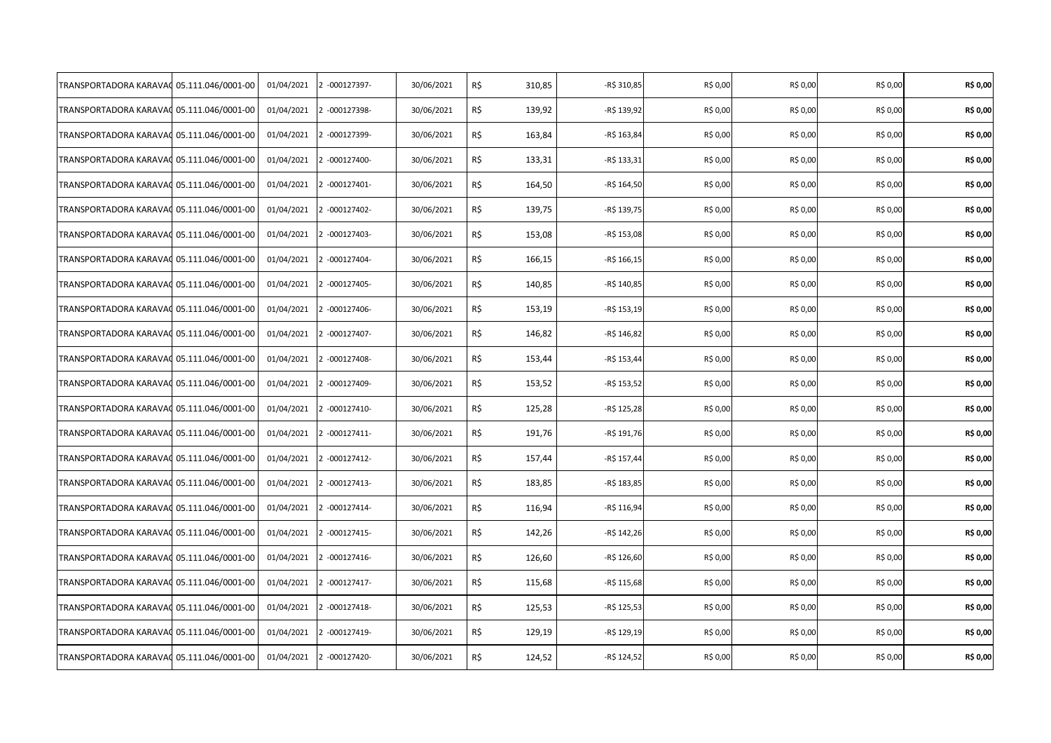| | | | | | | | | | | |
|---|---|---|---|---|---|---|---|---|---|---|
| TRANSPORTADORA KARAVA( | 05.111.046/0001-00 | 01/04/2021 | 2 -000127397- | 30/06/2021 | R$ | 310,85 | -R$ 310,85 | R$ 0,00 | R$ 0,00 | R$ 0,00 | **R$ 0,00** |
| TRANSPORTADORA KARAVA( | 05.111.046/0001-00 | 01/04/2021 | 2 -000127398- | 30/06/2021 | R$ | 139,92 | -R$ 139,92 | R$ 0,00 | R$ 0,00 | R$ 0,00 | **R$ 0,00** |
| TRANSPORTADORA KARAVA( | 05.111.046/0001-00 | 01/04/2021 | 2 -000127399- | 30/06/2021 | R$ | 163,84 | -R$ 163,84 | R$ 0,00 | R$ 0,00 | R$ 0,00 | **R$ 0,00** |
| TRANSPORTADORA KARAVA( | 05.111.046/0001-00 | 01/04/2021 | 2 -000127400- | 30/06/2021 | R$ | 133,31 | -R$ 133,31 | R$ 0,00 | R$ 0,00 | R$ 0,00 | **R$ 0,00** |
| TRANSPORTADORA KARAVA( | 05.111.046/0001-00 | 01/04/2021 | 2 -000127401- | 30/06/2021 | R$ | 164,50 | -R$ 164,50 | R$ 0,00 | R$ 0,00 | R$ 0,00 | **R$ 0,00** |
| TRANSPORTADORA KARAVA( | 05.111.046/0001-00 | 01/04/2021 | 2 -000127402- | 30/06/2021 | R$ | 139,75 | -R$ 139,75 | R$ 0,00 | R$ 0,00 | R$ 0,00 | **R$ 0,00** |
| TRANSPORTADORA KARAVA( | 05.111.046/0001-00 | 01/04/2021 | 2 -000127403- | 30/06/2021 | R$ | 153,08 | -R$ 153,08 | R$ 0,00 | R$ 0,00 | R$ 0,00 | **R$ 0,00** |
| TRANSPORTADORA KARAVA( | 05.111.046/0001-00 | 01/04/2021 | 2 -000127404- | 30/06/2021 | R$ | 166,15 | -R$ 166,15 | R$ 0,00 | R$ 0,00 | R$ 0,00 | **R$ 0,00** |
| TRANSPORTADORA KARAVA( | 05.111.046/0001-00 | 01/04/2021 | 2 -000127405- | 30/06/2021 | R$ | 140,85 | -R$ 140,85 | R$ 0,00 | R$ 0,00 | R$ 0,00 | **R$ 0,00** |
| TRANSPORTADORA KARAVA( | 05.111.046/0001-00 | 01/04/2021 | 2 -000127406- | 30/06/2021 | R$ | 153,19 | -R$ 153,19 | R$ 0,00 | R$ 0,00 | R$ 0,00 | **R$ 0,00** |
| TRANSPORTADORA KARAVA( | 05.111.046/0001-00 | 01/04/2021 | 2 -000127407- | 30/06/2021 | R$ | 146,82 | -R$ 146,82 | R$ 0,00 | R$ 0,00 | R$ 0,00 | **R$ 0,00** |
| TRANSPORTADORA KARAVA( | 05.111.046/0001-00 | 01/04/2021 | 2 -000127408- | 30/06/2021 | R$ | 153,44 | -R$ 153,44 | R$ 0,00 | R$ 0,00 | R$ 0,00 | **R$ 0,00** |
| TRANSPORTADORA KARAVA( | 05.111.046/0001-00 | 01/04/2021 | 2 -000127409- | 30/06/2021 | R$ | 153,52 | -R$ 153,52 | R$ 0,00 | R$ 0,00 | R$ 0,00 | **R$ 0,00** |
| TRANSPORTADORA KARAVA( | 05.111.046/0001-00 | 01/04/2021 | 2 -000127410- | 30/06/2021 | R$ | 125,28 | -R$ 125,28 | R$ 0,00 | R$ 0,00 | R$ 0,00 | **R$ 0,00** |
| TRANSPORTADORA KARAVA( | 05.111.046/0001-00 | 01/04/2021 | 2 -000127411- | 30/06/2021 | R$ | 191,76 | -R$ 191,76 | R$ 0,00 | R$ 0,00 | R$ 0,00 | **R$ 0,00** |
| TRANSPORTADORA KARAVA( | 05.111.046/0001-00 | 01/04/2021 | 2 -000127412- | 30/06/2021 | R$ | 157,44 | -R$ 157,44 | R$ 0,00 | R$ 0,00 | R$ 0,00 | **R$ 0,00** |
| TRANSPORTADORA KARAVA( | 05.111.046/0001-00 | 01/04/2021 | 2 -000127413- | 30/06/2021 | R$ | 183,85 | -R$ 183,85 | R$ 0,00 | R$ 0,00 | R$ 0,00 | **R$ 0,00** |
| TRANSPORTADORA KARAVA( | 05.111.046/0001-00 | 01/04/2021 | 2 -000127414- | 30/06/2021 | R$ | 116,94 | -R$ 116,94 | R$ 0,00 | R$ 0,00 | R$ 0,00 | **R$ 0,00** |
| TRANSPORTADORA KARAVA( | 05.111.046/0001-00 | 01/04/2021 | 2 -000127415- | 30/06/2021 | R$ | 142,26 | -R$ 142,26 | R$ 0,00 | R$ 0,00 | R$ 0,00 | **R$ 0,00** |
| TRANSPORTADORA KARAVA( | 05.111.046/0001-00 | 01/04/2021 | 2 -000127416- | 30/06/2021 | R$ | 126,60 | -R$ 126,60 | R$ 0,00 | R$ 0,00 | R$ 0,00 | **R$ 0,00** |
| TRANSPORTADORA KARAVA( | 05.111.046/0001-00 | 01/04/2021 | 2 -000127417- | 30/06/2021 | R$ | 115,68 | -R$ 115,68 | R$ 0,00 | R$ 0,00 | R$ 0,00 | **R$ 0,00** |
| TRANSPORTADORA KARAVA( | 05.111.046/0001-00 | 01/04/2021 | 2 -000127418- | 30/06/2021 | R$ | 125,53 | -R$ 125,53 | R$ 0,00 | R$ 0,00 | R$ 0,00 | **R$ 0,00** |
| TRANSPORTADORA KARAVA( | 05.111.046/0001-00 | 01/04/2021 | 2 -000127419- | 30/06/2021 | R$ | 129,19 | -R$ 129,19 | R$ 0,00 | R$ 0,00 | R$ 0,00 | **R$ 0,00** |
| TRANSPORTADORA KARAVA( | 05.111.046/0001-00 | 01/04/2021 | 2 -000127420- | 30/06/2021 | R$ | 124,52 | -R$ 124,52 | R$ 0,00 | R$ 0,00 | R$ 0,00 | **R$ 0,00** |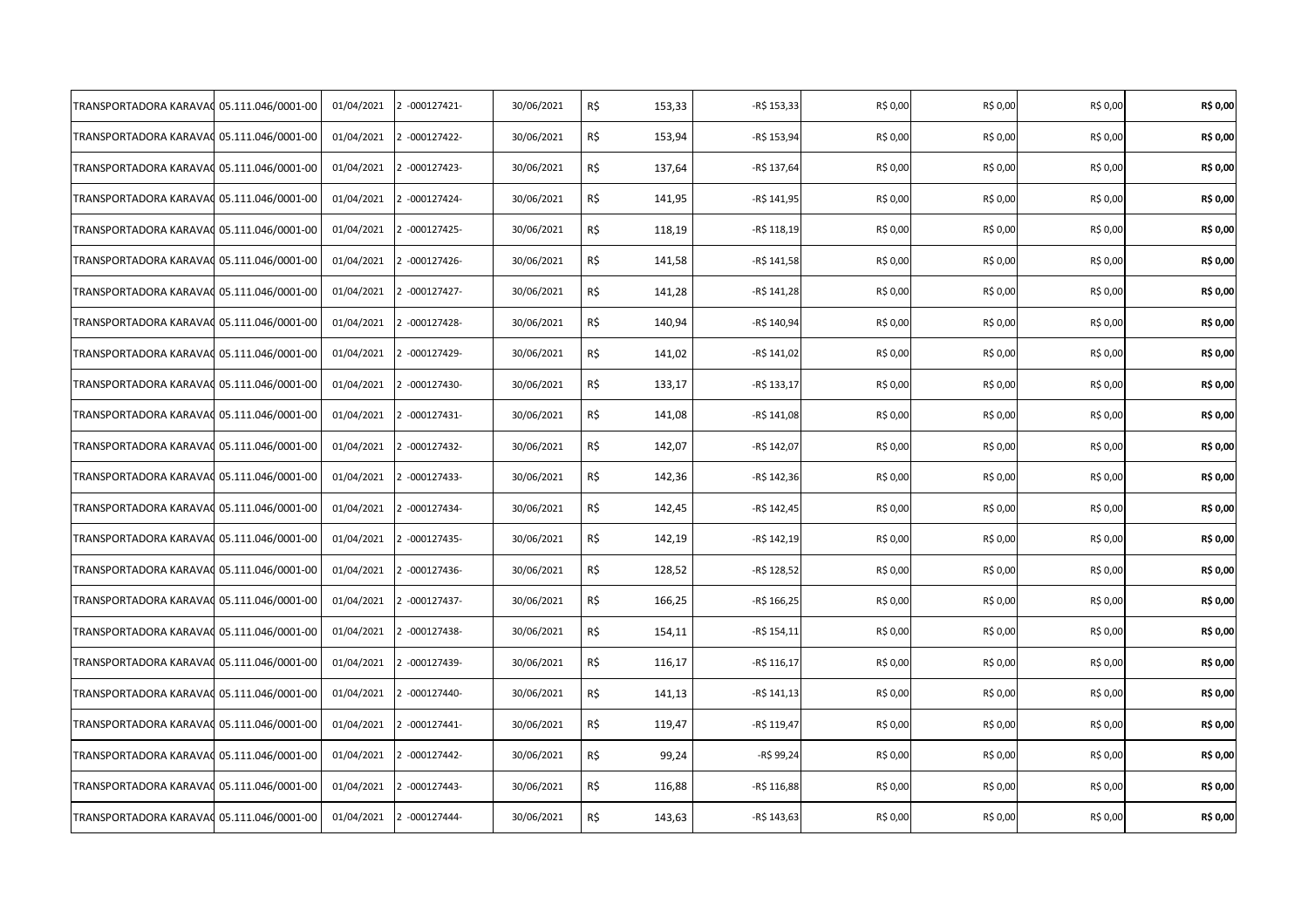| | | | | | | | | | | |
|---|---|---|---|---|---|---|---|---|---|---|
| TRANSPORTADORA KARAVAQ | 05.111.046/0001-00 | 01/04/2021 | 2 -000127421- | 30/06/2021 | R$ | 153,33 | -R$ 153,33 | R$ 0,00 | R$ 0,00 | R$ 0,00 | **R$ 0,00** |
| TRANSPORTADORA KARAVAQ | 05.111.046/0001-00 | 01/04/2021 | 2 -000127422- | 30/06/2021 | R$ | 153,94 | -R$ 153,94 | R$ 0,00 | R$ 0,00 | R$ 0,00 | **R$ 0,00** |
| TRANSPORTADORA KARAVAQ | 05.111.046/0001-00 | 01/04/2021 | 2 -000127423- | 30/06/2021 | R$ | 137,64 | -R$ 137,64 | R$ 0,00 | R$ 0,00 | R$ 0,00 | **R$ 0,00** |
| TRANSPORTADORA KARAVAQ | 05.111.046/0001-00 | 01/04/2021 | 2 -000127424- | 30/06/2021 | R$ | 141,95 | -R$ 141,95 | R$ 0,00 | R$ 0,00 | R$ 0,00 | **R$ 0,00** |
| TRANSPORTADORA KARAVAQ | 05.111.046/0001-00 | 01/04/2021 | 2 -000127425- | 30/06/2021 | R$ | 118,19 | -R$ 118,19 | R$ 0,00 | R$ 0,00 | R$ 0,00 | **R$ 0,00** |
| TRANSPORTADORA KARAVAQ | 05.111.046/0001-00 | 01/04/2021 | 2 -000127426- | 30/06/2021 | R$ | 141,58 | -R$ 141,58 | R$ 0,00 | R$ 0,00 | R$ 0,00 | **R$ 0,00** |
| TRANSPORTADORA KARAVAQ | 05.111.046/0001-00 | 01/04/2021 | 2 -000127427- | 30/06/2021 | R$ | 141,28 | -R$ 141,28 | R$ 0,00 | R$ 0,00 | R$ 0,00 | **R$ 0,00** |
| TRANSPORTADORA KARAVAQ | 05.111.046/0001-00 | 01/04/2021 | 2 -000127428- | 30/06/2021 | R$ | 140,94 | -R$ 140,94 | R$ 0,00 | R$ 0,00 | R$ 0,00 | **R$ 0,00** |
| TRANSPORTADORA KARAVAQ | 05.111.046/0001-00 | 01/04/2021 | 2 -000127429- | 30/06/2021 | R$ | 141,02 | -R$ 141,02 | R$ 0,00 | R$ 0,00 | R$ 0,00 | **R$ 0,00** |
| TRANSPORTADORA KARAVAQ | 05.111.046/0001-00 | 01/04/2021 | 2 -000127430- | 30/06/2021 | R$ | 133,17 | -R$ 133,17 | R$ 0,00 | R$ 0,00 | R$ 0,00 | **R$ 0,00** |
| TRANSPORTADORA KARAVAQ | 05.111.046/0001-00 | 01/04/2021 | 2 -000127431- | 30/06/2021 | R$ | 141,08 | -R$ 141,08 | R$ 0,00 | R$ 0,00 | R$ 0,00 | **R$ 0,00** |
| TRANSPORTADORA KARAVAQ | 05.111.046/0001-00 | 01/04/2021 | 2 -000127432- | 30/06/2021 | R$ | 142,07 | -R$ 142,07 | R$ 0,00 | R$ 0,00 | R$ 0,00 | **R$ 0,00** |
| TRANSPORTADORA KARAVAQ | 05.111.046/0001-00 | 01/04/2021 | 2 -000127433- | 30/06/2021 | R$ | 142,36 | -R$ 142,36 | R$ 0,00 | R$ 0,00 | R$ 0,00 | **R$ 0,00** |
| TRANSPORTADORA KARAVAQ | 05.111.046/0001-00 | 01/04/2021 | 2 -000127434- | 30/06/2021 | R$ | 142,45 | -R$ 142,45 | R$ 0,00 | R$ 0,00 | R$ 0,00 | **R$ 0,00** |
| TRANSPORTADORA KARAVAQ | 05.111.046/0001-00 | 01/04/2021 | 2 -000127435- | 30/06/2021 | R$ | 142,19 | -R$ 142,19 | R$ 0,00 | R$ 0,00 | R$ 0,00 | **R$ 0,00** |
| TRANSPORTADORA KARAVAQ | 05.111.046/0001-00 | 01/04/2021 | 2 -000127436- | 30/06/2021 | R$ | 128,52 | -R$ 128,52 | R$ 0,00 | R$ 0,00 | R$ 0,00 | **R$ 0,00** |
| TRANSPORTADORA KARAVAQ | 05.111.046/0001-00 | 01/04/2021 | 2 -000127437- | 30/06/2021 | R$ | 166,25 | -R$ 166,25 | R$ 0,00 | R$ 0,00 | R$ 0,00 | **R$ 0,00** |
| TRANSPORTADORA KARAVAQ | 05.111.046/0001-00 | 01/04/2021 | 2 -000127438- | 30/06/2021 | R$ | 154,11 | -R$ 154,11 | R$ 0,00 | R$ 0,00 | R$ 0,00 | **R$ 0,00** |
| TRANSPORTADORA KARAVAQ | 05.111.046/0001-00 | 01/04/2021 | 2 -000127439- | 30/06/2021 | R$ | 116,17 | -R$ 116,17 | R$ 0,00 | R$ 0,00 | R$ 0,00 | **R$ 0,00** |
| TRANSPORTADORA KARAVAQ | 05.111.046/0001-00 | 01/04/2021 | 2 -000127440- | 30/06/2021 | R$ | 141,13 | -R$ 141,13 | R$ 0,00 | R$ 0,00 | R$ 0,00 | **R$ 0,00** |
| TRANSPORTADORA KARAVAQ | 05.111.046/0001-00 | 01/04/2021 | 2 -000127441- | 30/06/2021 | R$ | 119,47 | -R$ 119,47 | R$ 0,00 | R$ 0,00 | R$ 0,00 | **R$ 0,00** |
| TRANSPORTADORA KARAVAQ | 05.111.046/0001-00 | 01/04/2021 | 2 -000127442- | 30/06/2021 | R$ | 99,24 | -R$ 99,24 | R$ 0,00 | R$ 0,00 | R$ 0,00 | **R$ 0,00** |
| TRANSPORTADORA KARAVAQ | 05.111.046/0001-00 | 01/04/2021 | 2 -000127443- | 30/06/2021 | R$ | 116,88 | -R$ 116,88 | R$ 0,00 | R$ 0,00 | R$ 0,00 | **R$ 0,00** |
| TRANSPORTADORA KARAVAQ | 05.111.046/0001-00 | 01/04/2021 | 2 -000127444- | 30/06/2021 | R$ | 143,63 | -R$ 143,63 | R$ 0,00 | R$ 0,00 | R$ 0,00 | **R$ 0,00** |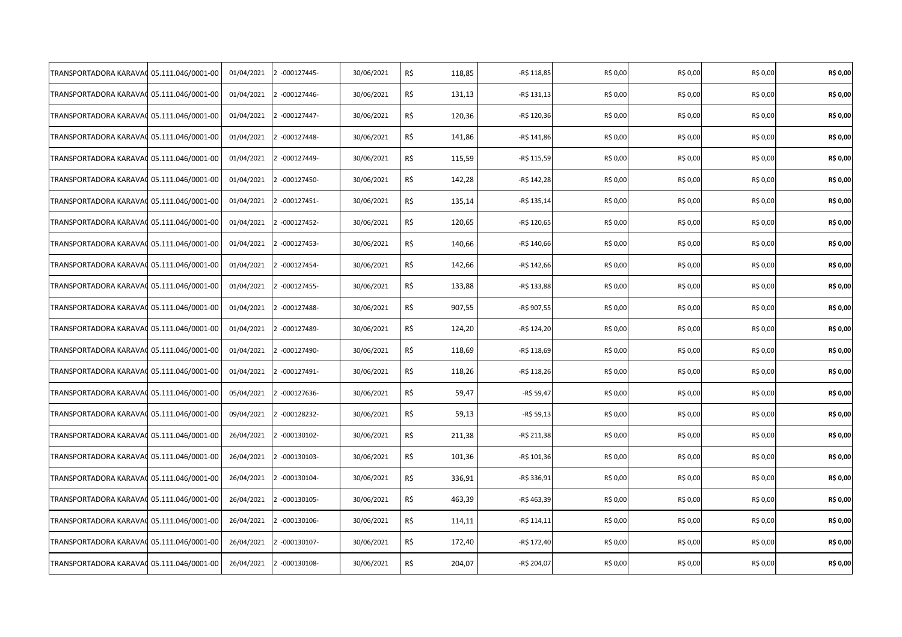| | | | | | | | | | | |
|---|---|---|---|---|---|---|---|---|---|---|
| TRANSPORTADORA KARAVAG | 05.111.046/0001-00 | 01/04/2021 | 2 -000127445- | 30/06/2021 | R$ 118,85 | -R$ 118,85 | R$ 0,00 | R$ 0,00 | R$ 0,00 | **R$ 0,00** |
| TRANSPORTADORA KARAVAG | 05.111.046/0001-00 | 01/04/2021 | 2 -000127446- | 30/06/2021 | R$ 131,13 | -R$ 131,13 | R$ 0,00 | R$ 0,00 | R$ 0,00 | **R$ 0,00** |
| TRANSPORTADORA KARAVAG | 05.111.046/0001-00 | 01/04/2021 | 2 -000127447- | 30/06/2021 | R$ 120,36 | -R$ 120,36 | R$ 0,00 | R$ 0,00 | R$ 0,00 | **R$ 0,00** |
| TRANSPORTADORA KARAVAG | 05.111.046/0001-00 | 01/04/2021 | 2 -000127448- | 30/06/2021 | R$ 141,86 | -R$ 141,86 | R$ 0,00 | R$ 0,00 | R$ 0,00 | **R$ 0,00** |
| TRANSPORTADORA KARAVAG | 05.111.046/0001-00 | 01/04/2021 | 2 -000127449- | 30/06/2021 | R$ 115,59 | -R$ 115,59 | R$ 0,00 | R$ 0,00 | R$ 0,00 | **R$ 0,00** |
| TRANSPORTADORA KARAVAG | 05.111.046/0001-00 | 01/04/2021 | 2 -000127450- | 30/06/2021 | R$ 142,28 | -R$ 142,28 | R$ 0,00 | R$ 0,00 | R$ 0,00 | **R$ 0,00** |
| TRANSPORTADORA KARAVAG | 05.111.046/0001-00 | 01/04/2021 | 2 -000127451- | 30/06/2021 | R$ 135,14 | -R$ 135,14 | R$ 0,00 | R$ 0,00 | R$ 0,00 | **R$ 0,00** |
| TRANSPORTADORA KARAVAG | 05.111.046/0001-00 | 01/04/2021 | 2 -000127452- | 30/06/2021 | R$ 120,65 | -R$ 120,65 | R$ 0,00 | R$ 0,00 | R$ 0,00 | **R$ 0,00** |
| TRANSPORTADORA KARAVAG | 05.111.046/0001-00 | 01/04/2021 | 2 -000127453- | 30/06/2021 | R$ 140,66 | -R$ 140,66 | R$ 0,00 | R$ 0,00 | R$ 0,00 | **R$ 0,00** |
| TRANSPORTADORA KARAVAG | 05.111.046/0001-00 | 01/04/2021 | 2 -000127454- | 30/06/2021 | R$ 142,66 | -R$ 142,66 | R$ 0,00 | R$ 0,00 | R$ 0,00 | **R$ 0,00** |
| TRANSPORTADORA KARAVAG | 05.111.046/0001-00 | 01/04/2021 | 2 -000127455- | 30/06/2021 | R$ 133,88 | -R$ 133,88 | R$ 0,00 | R$ 0,00 | R$ 0,00 | **R$ 0,00** |
| TRANSPORTADORA KARAVAG | 05.111.046/0001-00 | 01/04/2021 | 2 -000127488- | 30/06/2021 | R$ 907,55 | -R$ 907,55 | R$ 0,00 | R$ 0,00 | R$ 0,00 | **R$ 0,00** |
| TRANSPORTADORA KARAVAG | 05.111.046/0001-00 | 01/04/2021 | 2 -000127489- | 30/06/2021 | R$ 124,20 | -R$ 124,20 | R$ 0,00 | R$ 0,00 | R$ 0,00 | **R$ 0,00** |
| TRANSPORTADORA KARAVAG | 05.111.046/0001-00 | 01/04/2021 | 2 -000127490- | 30/06/2021 | R$ 118,69 | -R$ 118,69 | R$ 0,00 | R$ 0,00 | R$ 0,00 | **R$ 0,00** |
| TRANSPORTADORA KARAVAG | 05.111.046/0001-00 | 01/04/2021 | 2 -000127491- | 30/06/2021 | R$ 118,26 | -R$ 118,26 | R$ 0,00 | R$ 0,00 | R$ 0,00 | **R$ 0,00** |
| TRANSPORTADORA KARAVAG | 05.111.046/0001-00 | 05/04/2021 | 2 -000127636- | 30/06/2021 | R$ 59,47 | -R$ 59,47 | R$ 0,00 | R$ 0,00 | R$ 0,00 | **R$ 0,00** |
| TRANSPORTADORA KARAVAG | 05.111.046/0001-00 | 09/04/2021 | 2 -000128232- | 30/06/2021 | R$ 59,13 | -R$ 59,13 | R$ 0,00 | R$ 0,00 | R$ 0,00 | **R$ 0,00** |
| TRANSPORTADORA KARAVAG | 05.111.046/0001-00 | 26/04/2021 | 2 -000130102- | 30/06/2021 | R$ 211,38 | -R$ 211,38 | R$ 0,00 | R$ 0,00 | R$ 0,00 | **R$ 0,00** |
| TRANSPORTADORA KARAVAG | 05.111.046/0001-00 | 26/04/2021 | 2 -000130103- | 30/06/2021 | R$ 101,36 | -R$ 101,36 | R$ 0,00 | R$ 0,00 | R$ 0,00 | **R$ 0,00** |
| TRANSPORTADORA KARAVAG | 05.111.046/0001-00 | 26/04/2021 | 2 -000130104- | 30/06/2021 | R$ 336,91 | -R$ 336,91 | R$ 0,00 | R$ 0,00 | R$ 0,00 | **R$ 0,00** |
| TRANSPORTADORA KARAVAG | 05.111.046/0001-00 | 26/04/2021 | 2 -000130105- | 30/06/2021 | R$ 463,39 | -R$ 463,39 | R$ 0,00 | R$ 0,00 | R$ 0,00 | **R$ 0,00** |
| TRANSPORTADORA KARAVAG | 05.111.046/0001-00 | 26/04/2021 | 2 -000130106- | 30/06/2021 | R$ 114,11 | -R$ 114,11 | R$ 0,00 | R$ 0,00 | R$ 0,00 | **R$ 0,00** |
| TRANSPORTADORA KARAVAG | 05.111.046/0001-00 | 26/04/2021 | 2 -000130107- | 30/06/2021 | R$ 172,40 | -R$ 172,40 | R$ 0,00 | R$ 0,00 | R$ 0,00 | **R$ 0,00** |
| TRANSPORTADORA KARAVAG | 05.111.046/0001-00 | 26/04/2021 | 2 -000130108- | 30/06/2021 | R$ 204,07 | -R$ 204,07 | R$ 0,00 | R$ 0,00 | R$ 0,00 | **R$ 0,00** |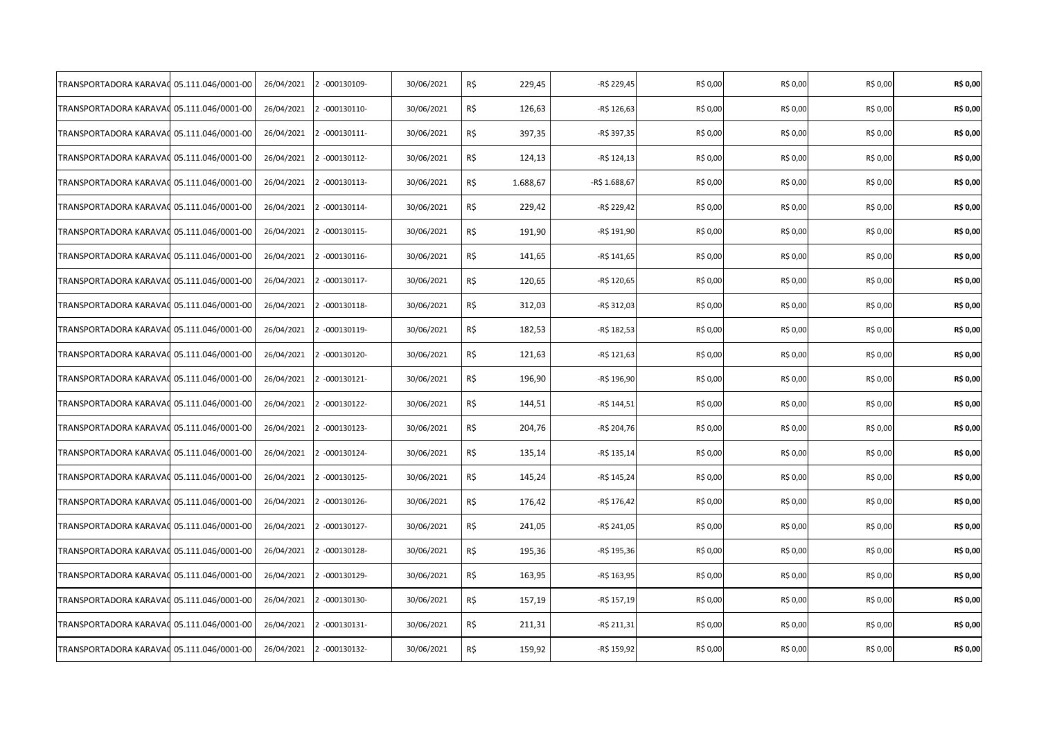| | | | | | | | | | | |
|---|---|---|---|---|---|---|---|---|---|---|
| TRANSPORTADORA KARAVA( | 05.111.046/0001-00 | 26/04/2021 | 2 -000130109- | 30/06/2021 | R$ 229,45 | -R$ 229,45 | R$ 0,00 | R$ 0,00 | R$ 0,00 | **R$ 0,00** |
| TRANSPORTADORA KARAVA( | 05.111.046/0001-00 | 26/04/2021 | 2 -000130110- | 30/06/2021 | R$ 126,63 | -R$ 126,63 | R$ 0,00 | R$ 0,00 | R$ 0,00 | **R$ 0,00** |
| TRANSPORTADORA KARAVA( | 05.111.046/0001-00 | 26/04/2021 | 2 -000130111- | 30/06/2021 | R$ 397,35 | -R$ 397,35 | R$ 0,00 | R$ 0,00 | R$ 0,00 | **R$ 0,00** |
| TRANSPORTADORA KARAVA( | 05.111.046/0001-00 | 26/04/2021 | 2 -000130112- | 30/06/2021 | R$ 124,13 | -R$ 124,13 | R$ 0,00 | R$ 0,00 | R$ 0,00 | **R$ 0,00** |
| TRANSPORTADORA KARAVA( | 05.111.046/0001-00 | 26/04/2021 | 2 -000130113- | 30/06/2021 | R$ 1.688,67 | -R$ 1.688,67 | R$ 0,00 | R$ 0,00 | R$ 0,00 | **R$ 0,00** |
| TRANSPORTADORA KARAVA( | 05.111.046/0001-00 | 26/04/2021 | 2 -000130114- | 30/06/2021 | R$ 229,42 | -R$ 229,42 | R$ 0,00 | R$ 0,00 | R$ 0,00 | **R$ 0,00** |
| TRANSPORTADORA KARAVA( | 05.111.046/0001-00 | 26/04/2021 | 2 -000130115- | 30/06/2021 | R$ 191,90 | -R$ 191,90 | R$ 0,00 | R$ 0,00 | R$ 0,00 | **R$ 0,00** |
| TRANSPORTADORA KARAVA( | 05.111.046/0001-00 | 26/04/2021 | 2 -000130116- | 30/06/2021 | R$ 141,65 | -R$ 141,65 | R$ 0,00 | R$ 0,00 | R$ 0,00 | **R$ 0,00** |
| TRANSPORTADORA KARAVA( | 05.111.046/0001-00 | 26/04/2021 | 2 -000130117- | 30/06/2021 | R$ 120,65 | -R$ 120,65 | R$ 0,00 | R$ 0,00 | R$ 0,00 | **R$ 0,00** |
| TRANSPORTADORA KARAVA( | 05.111.046/0001-00 | 26/04/2021 | 2 -000130118- | 30/06/2021 | R$ 312,03 | -R$ 312,03 | R$ 0,00 | R$ 0,00 | R$ 0,00 | **R$ 0,00** |
| TRANSPORTADORA KARAVA( | 05.111.046/0001-00 | 26/04/2021 | 2 -000130119- | 30/06/2021 | R$ 182,53 | -R$ 182,53 | R$ 0,00 | R$ 0,00 | R$ 0,00 | **R$ 0,00** |
| TRANSPORTADORA KARAVA( | 05.111.046/0001-00 | 26/04/2021 | 2 -000130120- | 30/06/2021 | R$ 121,63 | -R$ 121,63 | R$ 0,00 | R$ 0,00 | R$ 0,00 | **R$ 0,00** |
| TRANSPORTADORA KARAVA( | 05.111.046/0001-00 | 26/04/2021 | 2 -000130121- | 30/06/2021 | R$ 196,90 | -R$ 196,90 | R$ 0,00 | R$ 0,00 | R$ 0,00 | **R$ 0,00** |
| TRANSPORTADORA KARAVA( | 05.111.046/0001-00 | 26/04/2021 | 2 -000130122- | 30/06/2021 | R$ 144,51 | -R$ 144,51 | R$ 0,00 | R$ 0,00 | R$ 0,00 | **R$ 0,00** |
| TRANSPORTADORA KARAVA( | 05.111.046/0001-00 | 26/04/2021 | 2 -000130123- | 30/06/2021 | R$ 204,76 | -R$ 204,76 | R$ 0,00 | R$ 0,00 | R$ 0,00 | **R$ 0,00** |
| TRANSPORTADORA KARAVA( | 05.111.046/0001-00 | 26/04/2021 | 2 -000130124- | 30/06/2021 | R$ 135,14 | -R$ 135,14 | R$ 0,00 | R$ 0,00 | R$ 0,00 | **R$ 0,00** |
| TRANSPORTADORA KARAVA( | 05.111.046/0001-00 | 26/04/2021 | 2 -000130125- | 30/06/2021 | R$ 145,24 | -R$ 145,24 | R$ 0,00 | R$ 0,00 | R$ 0,00 | **R$ 0,00** |
| TRANSPORTADORA KARAVA( | 05.111.046/0001-00 | 26/04/2021 | 2 -000130126- | 30/06/2021 | R$ 176,42 | -R$ 176,42 | R$ 0,00 | R$ 0,00 | R$ 0,00 | **R$ 0,00** |
| TRANSPORTADORA KARAVA( | 05.111.046/0001-00 | 26/04/2021 | 2 -000130127- | 30/06/2021 | R$ 241,05 | -R$ 241,05 | R$ 0,00 | R$ 0,00 | R$ 0,00 | **R$ 0,00** |
| TRANSPORTADORA KARAVA( | 05.111.046/0001-00 | 26/04/2021 | 2 -000130128- | 30/06/2021 | R$ 195,36 | -R$ 195,36 | R$ 0,00 | R$ 0,00 | R$ 0,00 | **R$ 0,00** |
| TRANSPORTADORA KARAVA( | 05.111.046/0001-00 | 26/04/2021 | 2 -000130129- | 30/06/2021 | R$ 163,95 | -R$ 163,95 | R$ 0,00 | R$ 0,00 | R$ 0,00 | **R$ 0,00** |
| TRANSPORTADORA KARAVA( | 05.111.046/0001-00 | 26/04/2021 | 2 -000130130- | 30/06/2021 | R$ 157,19 | -R$ 157,19 | R$ 0,00 | R$ 0,00 | R$ 0,00 | **R$ 0,00** |
| TRANSPORTADORA KARAVA( | 05.111.046/0001-00 | 26/04/2021 | 2 -000130131- | 30/06/2021 | R$ 211,31 | -R$ 211,31 | R$ 0,00 | R$ 0,00 | R$ 0,00 | **R$ 0,00** |
| TRANSPORTADORA KARAVA( | 05.111.046/0001-00 | 26/04/2021 | 2 -000130132- | 30/06/2021 | R$ 159,92 | -R$ 159,92 | R$ 0,00 | R$ 0,00 | R$ 0,00 | **R$ 0,00** |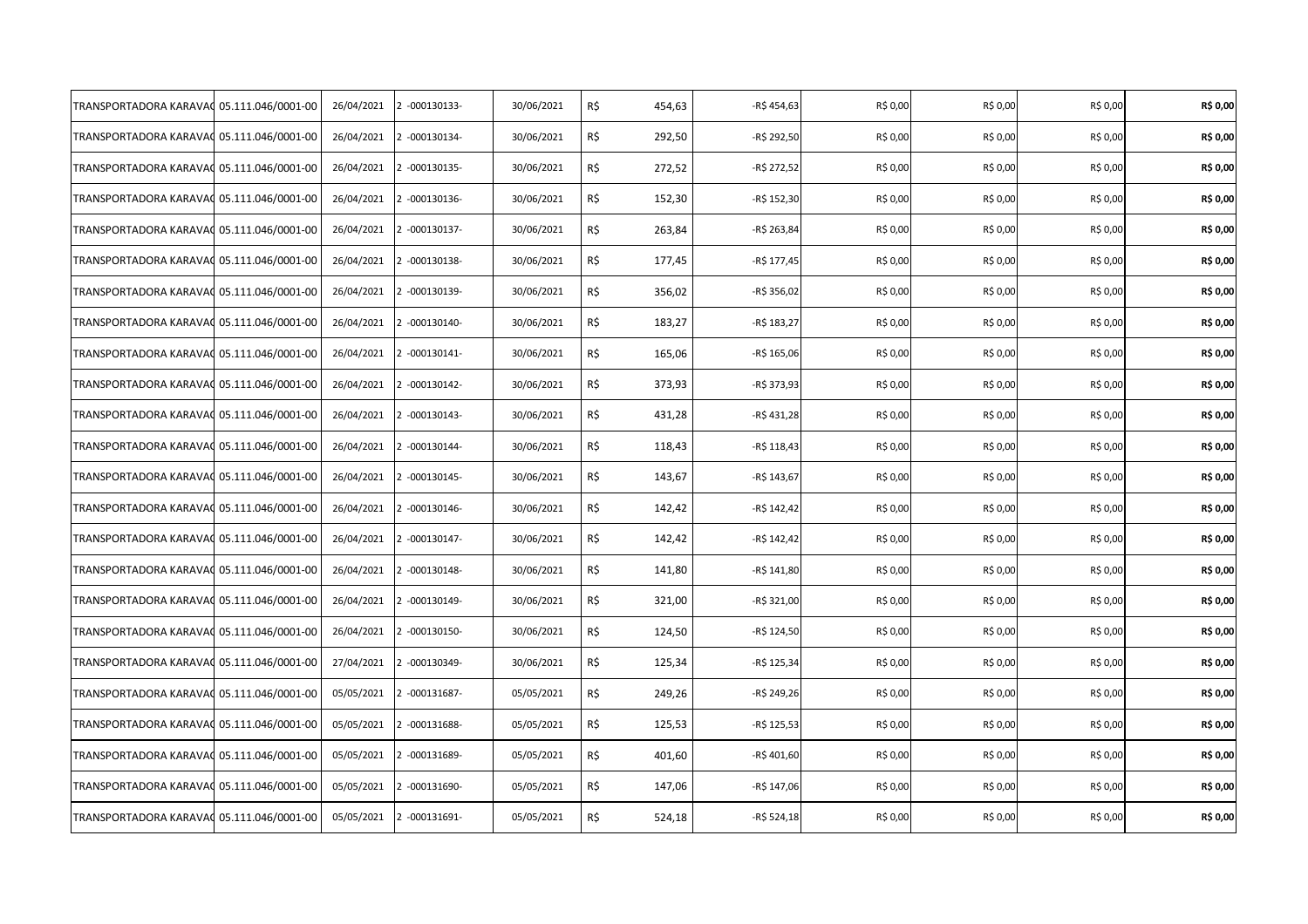| | | | | | | | | | | |
|---|---|---|---|---|---|---|---|---|---|---|
| TRANSPORTADORA KARAVA( | 05.111.046/0001-00 | 26/04/2021 | 2 -000130133- | 30/06/2021 | R$ | 454,63 | -R$ 454,63 | R$ 0,00 | R$ 0,00 | R$ 0,00 | **R$ 0,00** |
| TRANSPORTADORA KARAVA( | 05.111.046/0001-00 | 26/04/2021 | 2 -000130134- | 30/06/2021 | R$ | 292,50 | -R$ 292,50 | R$ 0,00 | R$ 0,00 | R$ 0,00 | **R$ 0,00** |
| TRANSPORTADORA KARAVA( | 05.111.046/0001-00 | 26/04/2021 | 2 -000130135- | 30/06/2021 | R$ | 272,52 | -R$ 272,52 | R$ 0,00 | R$ 0,00 | R$ 0,00 | **R$ 0,00** |
| TRANSPORTADORA KARAVA( | 05.111.046/0001-00 | 26/04/2021 | 2 -000130136- | 30/06/2021 | R$ | 152,30 | -R$ 152,30 | R$ 0,00 | R$ 0,00 | R$ 0,00 | **R$ 0,00** |
| TRANSPORTADORA KARAVA( | 05.111.046/0001-00 | 26/04/2021 | 2 -000130137- | 30/06/2021 | R$ | 263,84 | -R$ 263,84 | R$ 0,00 | R$ 0,00 | R$ 0,00 | **R$ 0,00** |
| TRANSPORTADORA KARAVA( | 05.111.046/0001-00 | 26/04/2021 | 2 -000130138- | 30/06/2021 | R$ | 177,45 | -R$ 177,45 | R$ 0,00 | R$ 0,00 | R$ 0,00 | **R$ 0,00** |
| TRANSPORTADORA KARAVA( | 05.111.046/0001-00 | 26/04/2021 | 2 -000130139- | 30/06/2021 | R$ | 356,02 | -R$ 356,02 | R$ 0,00 | R$ 0,00 | R$ 0,00 | **R$ 0,00** |
| TRANSPORTADORA KARAVA( | 05.111.046/0001-00 | 26/04/2021 | 2 -000130140- | 30/06/2021 | R$ | 183,27 | -R$ 183,27 | R$ 0,00 | R$ 0,00 | R$ 0,00 | **R$ 0,00** |
| TRANSPORTADORA KARAVA( | 05.111.046/0001-00 | 26/04/2021 | 2 -000130141- | 30/06/2021 | R$ | 165,06 | -R$ 165,06 | R$ 0,00 | R$ 0,00 | R$ 0,00 | **R$ 0,00** |
| TRANSPORTADORA KARAVA( | 05.111.046/0001-00 | 26/04/2021 | 2 -000130142- | 30/06/2021 | R$ | 373,93 | -R$ 373,93 | R$ 0,00 | R$ 0,00 | R$ 0,00 | **R$ 0,00** |
| TRANSPORTADORA KARAVA( | 05.111.046/0001-00 | 26/04/2021 | 2 -000130143- | 30/06/2021 | R$ | 431,28 | -R$ 431,28 | R$ 0,00 | R$ 0,00 | R$ 0,00 | **R$ 0,00** |
| TRANSPORTADORA KARAVA( | 05.111.046/0001-00 | 26/04/2021 | 2 -000130144- | 30/06/2021 | R$ | 118,43 | -R$ 118,43 | R$ 0,00 | R$ 0,00 | R$ 0,00 | **R$ 0,00** |
| TRANSPORTADORA KARAVA( | 05.111.046/0001-00 | 26/04/2021 | 2 -000130145- | 30/06/2021 | R$ | 143,67 | -R$ 143,67 | R$ 0,00 | R$ 0,00 | R$ 0,00 | **R$ 0,00** |
| TRANSPORTADORA KARAVA( | 05.111.046/0001-00 | 26/04/2021 | 2 -000130146- | 30/06/2021 | R$ | 142,42 | -R$ 142,42 | R$ 0,00 | R$ 0,00 | R$ 0,00 | **R$ 0,00** |
| TRANSPORTADORA KARAVA( | 05.111.046/0001-00 | 26/04/2021 | 2 -000130147- | 30/06/2021 | R$ | 142,42 | -R$ 142,42 | R$ 0,00 | R$ 0,00 | R$ 0,00 | **R$ 0,00** |
| TRANSPORTADORA KARAVA( | 05.111.046/0001-00 | 26/04/2021 | 2 -000130148- | 30/06/2021 | R$ | 141,80 | -R$ 141,80 | R$ 0,00 | R$ 0,00 | R$ 0,00 | **R$ 0,00** |
| TRANSPORTADORA KARAVA( | 05.111.046/0001-00 | 26/04/2021 | 2 -000130149- | 30/06/2021 | R$ | 321,00 | -R$ 321,00 | R$ 0,00 | R$ 0,00 | R$ 0,00 | **R$ 0,00** |
| TRANSPORTADORA KARAVA( | 05.111.046/0001-00 | 26/04/2021 | 2 -000130150- | 30/06/2021 | R$ | 124,50 | -R$ 124,50 | R$ 0,00 | R$ 0,00 | R$ 0,00 | **R$ 0,00** |
| TRANSPORTADORA KARAVA( | 05.111.046/0001-00 | 27/04/2021 | 2 -000130349- | 30/06/2021 | R$ | 125,34 | -R$ 125,34 | R$ 0,00 | R$ 0,00 | R$ 0,00 | **R$ 0,00** |
| TRANSPORTADORA KARAVA( | 05.111.046/0001-00 | 05/05/2021 | 2 -000131687- | 05/05/2021 | R$ | 249,26 | -R$ 249,26 | R$ 0,00 | R$ 0,00 | R$ 0,00 | **R$ 0,00** |
| TRANSPORTADORA KARAVA( | 05.111.046/0001-00 | 05/05/2021 | 2 -000131688- | 05/05/2021 | R$ | 125,53 | -R$ 125,53 | R$ 0,00 | R$ 0,00 | R$ 0,00 | **R$ 0,00** |
| TRANSPORTADORA KARAVA( | 05.111.046/0001-00 | 05/05/2021 | 2 -000131689- | 05/05/2021 | R$ | 401,60 | -R$ 401,60 | R$ 0,00 | R$ 0,00 | R$ 0,00 | **R$ 0,00** |
| TRANSPORTADORA KARAVA( | 05.111.046/0001-00 | 05/05/2021 | 2 -000131690- | 05/05/2021 | R$ | 147,06 | -R$ 147,06 | R$ 0,00 | R$ 0,00 | R$ 0,00 | **R$ 0,00** |
| TRANSPORTADORA KARAVA( | 05.111.046/0001-00 | 05/05/2021 | 2 -000131691- | 05/05/2021 | R$ | 524,18 | -R$ 524,18 | R$ 0,00 | R$ 0,00 | R$ 0,00 | **R$ 0,00** |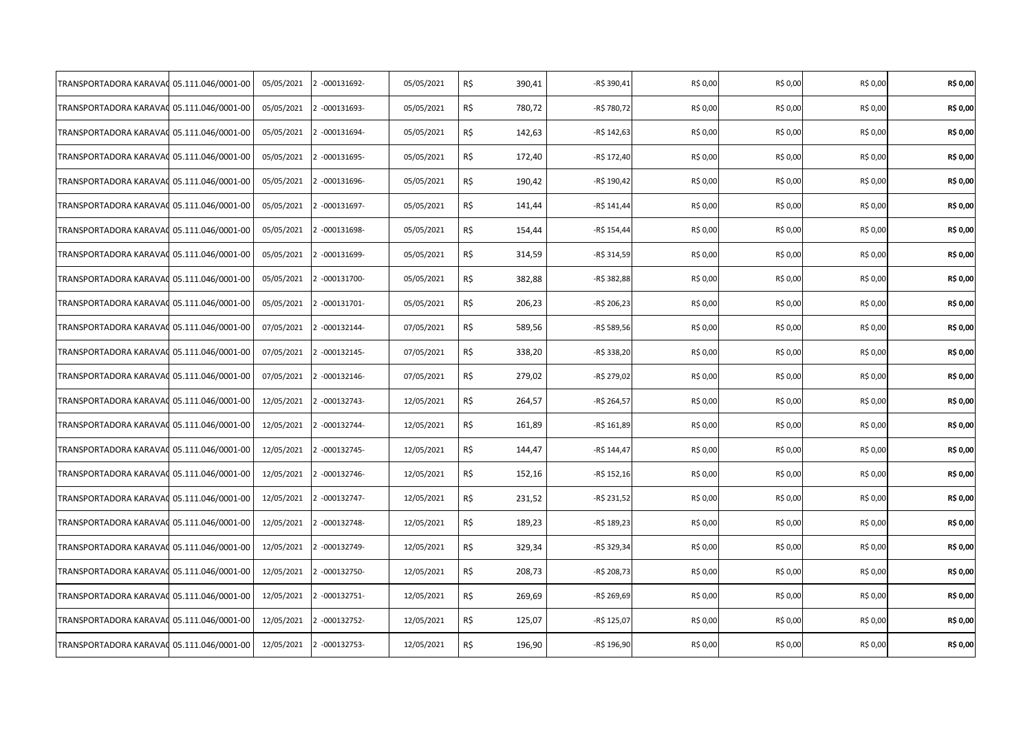| | | | | | | | | | | | |
|---|---|---|---|---|---|---|---|---|---|---|---|
| TRANSPORTADORA KARAVA( | 05.111.046/0001-00 | 05/05/2021 | 2 -000131692- | 05/05/2021 | R$ | 390,41 | -R$ 390,41 | R$ 0,00 | R$ 0,00 | R$ 0,00 | **R$ 0,00** |
| TRANSPORTADORA KARAVA( | 05.111.046/0001-00 | 05/05/2021 | 2 -000131693- | 05/05/2021 | R$ | 780,72 | -R$ 780,72 | R$ 0,00 | R$ 0,00 | R$ 0,00 | **R$ 0,00** |
| TRANSPORTADORA KARAVA( | 05.111.046/0001-00 | 05/05/2021 | 2 -000131694- | 05/05/2021 | R$ | 142,63 | -R$ 142,63 | R$ 0,00 | R$ 0,00 | R$ 0,00 | **R$ 0,00** |
| TRANSPORTADORA KARAVA( | 05.111.046/0001-00 | 05/05/2021 | 2 -000131695- | 05/05/2021 | R$ | 172,40 | -R$ 172,40 | R$ 0,00 | R$ 0,00 | R$ 0,00 | **R$ 0,00** |
| TRANSPORTADORA KARAVA( | 05.111.046/0001-00 | 05/05/2021 | 2 -000131696- | 05/05/2021 | R$ | 190,42 | -R$ 190,42 | R$ 0,00 | R$ 0,00 | R$ 0,00 | **R$ 0,00** |
| TRANSPORTADORA KARAVA( | 05.111.046/0001-00 | 05/05/2021 | 2 -000131697- | 05/05/2021 | R$ | 141,44 | -R$ 141,44 | R$ 0,00 | R$ 0,00 | R$ 0,00 | **R$ 0,00** |
| TRANSPORTADORA KARAVA( | 05.111.046/0001-00 | 05/05/2021 | 2 -000131698- | 05/05/2021 | R$ | 154,44 | -R$ 154,44 | R$ 0,00 | R$ 0,00 | R$ 0,00 | **R$ 0,00** |
| TRANSPORTADORA KARAVA( | 05.111.046/0001-00 | 05/05/2021 | 2 -000131699- | 05/05/2021 | R$ | 314,59 | -R$ 314,59 | R$ 0,00 | R$ 0,00 | R$ 0,00 | **R$ 0,00** |
| TRANSPORTADORA KARAVA( | 05.111.046/0001-00 | 05/05/2021 | 2 -000131700- | 05/05/2021 | R$ | 382,88 | -R$ 382,88 | R$ 0,00 | R$ 0,00 | R$ 0,00 | **R$ 0,00** |
| TRANSPORTADORA KARAVA( | 05.111.046/0001-00 | 05/05/2021 | 2 -000131701- | 05/05/2021 | R$ | 206,23 | -R$ 206,23 | R$ 0,00 | R$ 0,00 | R$ 0,00 | **R$ 0,00** |
| TRANSPORTADORA KARAVA( | 05.111.046/0001-00 | 07/05/2021 | 2 -000132144- | 07/05/2021 | R$ | 589,56 | -R$ 589,56 | R$ 0,00 | R$ 0,00 | R$ 0,00 | **R$ 0,00** |
| TRANSPORTADORA KARAVA( | 05.111.046/0001-00 | 07/05/2021 | 2 -000132145- | 07/05/2021 | R$ | 338,20 | -R$ 338,20 | R$ 0,00 | R$ 0,00 | R$ 0,00 | **R$ 0,00** |
| TRANSPORTADORA KARAVA( | 05.111.046/0001-00 | 07/05/2021 | 2 -000132146- | 07/05/2021 | R$ | 279,02 | -R$ 279,02 | R$ 0,00 | R$ 0,00 | R$ 0,00 | **R$ 0,00** |
| TRANSPORTADORA KARAVA( | 05.111.046/0001-00 | 12/05/2021 | 2 -000132743- | 12/05/2021 | R$ | 264,57 | -R$ 264,57 | R$ 0,00 | R$ 0,00 | R$ 0,00 | **R$ 0,00** |
| TRANSPORTADORA KARAVA( | 05.111.046/0001-00 | 12/05/2021 | 2 -000132744- | 12/05/2021 | R$ | 161,89 | -R$ 161,89 | R$ 0,00 | R$ 0,00 | R$ 0,00 | **R$ 0,00** |
| TRANSPORTADORA KARAVA( | 05.111.046/0001-00 | 12/05/2021 | 2 -000132745- | 12/05/2021 | R$ | 144,47 | -R$ 144,47 | R$ 0,00 | R$ 0,00 | R$ 0,00 | **R$ 0,00** |
| TRANSPORTADORA KARAVA( | 05.111.046/0001-00 | 12/05/2021 | 2 -000132746- | 12/05/2021 | R$ | 152,16 | -R$ 152,16 | R$ 0,00 | R$ 0,00 | R$ 0,00 | **R$ 0,00** |
| TRANSPORTADORA KARAVA( | 05.111.046/0001-00 | 12/05/2021 | 2 -000132747- | 12/05/2021 | R$ | 231,52 | -R$ 231,52 | R$ 0,00 | R$ 0,00 | R$ 0,00 | **R$ 0,00** |
| TRANSPORTADORA KARAVA( | 05.111.046/0001-00 | 12/05/2021 | 2 -000132748- | 12/05/2021 | R$ | 189,23 | -R$ 189,23 | R$ 0,00 | R$ 0,00 | R$ 0,00 | **R$ 0,00** |
| TRANSPORTADORA KARAVA( | 05.111.046/0001-00 | 12/05/2021 | 2 -000132749- | 12/05/2021 | R$ | 329,34 | -R$ 329,34 | R$ 0,00 | R$ 0,00 | R$ 0,00 | **R$ 0,00** |
| TRANSPORTADORA KARAVA( | 05.111.046/0001-00 | 12/05/2021 | 2 -000132750- | 12/05/2021 | R$ | 208,73 | -R$ 208,73 | R$ 0,00 | R$ 0,00 | R$ 0,00 | **R$ 0,00** |
| TRANSPORTADORA KARAVA( | 05.111.046/0001-00 | 12/05/2021 | 2 -000132751- | 12/05/2021 | R$ | 269,69 | -R$ 269,69 | R$ 0,00 | R$ 0,00 | R$ 0,00 | **R$ 0,00** |
| TRANSPORTADORA KARAVA( | 05.111.046/0001-00 | 12/05/2021 | 2 -000132752- | 12/05/2021 | R$ | 125,07 | -R$ 125,07 | R$ 0,00 | R$ 0,00 | R$ 0,00 | **R$ 0,00** |
| TRANSPORTADORA KARAVA( | 05.111.046/0001-00 | 12/05/2021 | 2 -000132753- | 12/05/2021 | R$ | 196,90 | -R$ 196,90 | R$ 0,00 | R$ 0,00 | R$ 0,00 | **R$ 0,00** |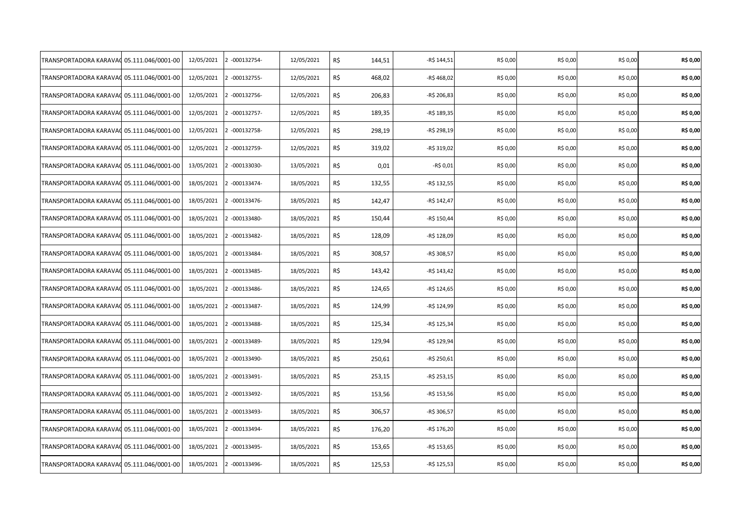| | | | | | | | | | | |
|---|---|---|---|---|---|---|---|---|---|---|
| TRANSPORTADORA KARAVA( | 05.111.046/0001-00 | 12/05/2021 | 2 -000132754- | 12/05/2021 | R$ 144,51 | -R$ 144,51 | R$ 0,00 | R$ 0,00 | R$ 0,00 | **R$ 0,00** |
| TRANSPORTADORA KARAVA( | 05.111.046/0001-00 | 12/05/2021 | 2 -000132755- | 12/05/2021 | R$ 468,02 | -R$ 468,02 | R$ 0,00 | R$ 0,00 | R$ 0,00 | **R$ 0,00** |
| TRANSPORTADORA KARAVA( | 05.111.046/0001-00 | 12/05/2021 | 2 -000132756- | 12/05/2021 | R$ 206,83 | -R$ 206,83 | R$ 0,00 | R$ 0,00 | R$ 0,00 | **R$ 0,00** |
| TRANSPORTADORA KARAVA( | 05.111.046/0001-00 | 12/05/2021 | 2 -000132757- | 12/05/2021 | R$ 189,35 | -R$ 189,35 | R$ 0,00 | R$ 0,00 | R$ 0,00 | **R$ 0,00** |
| TRANSPORTADORA KARAVA( | 05.111.046/0001-00 | 12/05/2021 | 2 -000132758- | 12/05/2021 | R$ 298,19 | -R$ 298,19 | R$ 0,00 | R$ 0,00 | R$ 0,00 | **R$ 0,00** |
| TRANSPORTADORA KARAVA( | 05.111.046/0001-00 | 12/05/2021 | 2 -000132759- | 12/05/2021 | R$ 319,02 | -R$ 319,02 | R$ 0,00 | R$ 0,00 | R$ 0,00 | **R$ 0,00** |
| TRANSPORTADORA KARAVA( | 05.111.046/0001-00 | 13/05/2021 | 2 -000133030- | 13/05/2021 | R$ 0,01 | -R$ 0,01 | R$ 0,00 | R$ 0,00 | R$ 0,00 | **R$ 0,00** |
| TRANSPORTADORA KARAVA( | 05.111.046/0001-00 | 18/05/2021 | 2 -000133474- | 18/05/2021 | R$ 132,55 | -R$ 132,55 | R$ 0,00 | R$ 0,00 | R$ 0,00 | **R$ 0,00** |
| TRANSPORTADORA KARAVA( | 05.111.046/0001-00 | 18/05/2021 | 2 -000133476- | 18/05/2021 | R$ 142,47 | -R$ 142,47 | R$ 0,00 | R$ 0,00 | R$ 0,00 | **R$ 0,00** |
| TRANSPORTADORA KARAVA( | 05.111.046/0001-00 | 18/05/2021 | 2 -000133480- | 18/05/2021 | R$ 150,44 | -R$ 150,44 | R$ 0,00 | R$ 0,00 | R$ 0,00 | **R$ 0,00** |
| TRANSPORTADORA KARAVA( | 05.111.046/0001-00 | 18/05/2021 | 2 -000133482- | 18/05/2021 | R$ 128,09 | -R$ 128,09 | R$ 0,00 | R$ 0,00 | R$ 0,00 | **R$ 0,00** |
| TRANSPORTADORA KARAVA( | 05.111.046/0001-00 | 18/05/2021 | 2 -000133484- | 18/05/2021 | R$ 308,57 | -R$ 308,57 | R$ 0,00 | R$ 0,00 | R$ 0,00 | **R$ 0,00** |
| TRANSPORTADORA KARAVA( | 05.111.046/0001-00 | 18/05/2021 | 2 -000133485- | 18/05/2021 | R$ 143,42 | -R$ 143,42 | R$ 0,00 | R$ 0,00 | R$ 0,00 | **R$ 0,00** |
| TRANSPORTADORA KARAVA( | 05.111.046/0001-00 | 18/05/2021 | 2 -000133486- | 18/05/2021 | R$ 124,65 | -R$ 124,65 | R$ 0,00 | R$ 0,00 | R$ 0,00 | **R$ 0,00** |
| TRANSPORTADORA KARAVA( | 05.111.046/0001-00 | 18/05/2021 | 2 -000133487- | 18/05/2021 | R$ 124,99 | -R$ 124,99 | R$ 0,00 | R$ 0,00 | R$ 0,00 | **R$ 0,00** |
| TRANSPORTADORA KARAVA( | 05.111.046/0001-00 | 18/05/2021 | 2 -000133488- | 18/05/2021 | R$ 125,34 | -R$ 125,34 | R$ 0,00 | R$ 0,00 | R$ 0,00 | **R$ 0,00** |
| TRANSPORTADORA KARAVA( | 05.111.046/0001-00 | 18/05/2021 | 2 -000133489- | 18/05/2021 | R$ 129,94 | -R$ 129,94 | R$ 0,00 | R$ 0,00 | R$ 0,00 | **R$ 0,00** |
| TRANSPORTADORA KARAVA( | 05.111.046/0001-00 | 18/05/2021 | 2 -000133490- | 18/05/2021 | R$ 250,61 | -R$ 250,61 | R$ 0,00 | R$ 0,00 | R$ 0,00 | **R$ 0,00** |
| TRANSPORTADORA KARAVA( | 05.111.046/0001-00 | 18/05/2021 | 2 -000133491- | 18/05/2021 | R$ 253,15 | -R$ 253,15 | R$ 0,00 | R$ 0,00 | R$ 0,00 | **R$ 0,00** |
| TRANSPORTADORA KARAVA( | 05.111.046/0001-00 | 18/05/2021 | 2 -000133492- | 18/05/2021 | R$ 153,56 | -R$ 153,56 | R$ 0,00 | R$ 0,00 | R$ 0,00 | **R$ 0,00** |
| TRANSPORTADORA KARAVA( | 05.111.046/0001-00 | 18/05/2021 | 2 -000133493- | 18/05/2021 | R$ 306,57 | -R$ 306,57 | R$ 0,00 | R$ 0,00 | R$ 0,00 | **R$ 0,00** |
| TRANSPORTADORA KARAVA( | 05.111.046/0001-00 | 18/05/2021 | 2 -000133494- | 18/05/2021 | R$ 176,20 | -R$ 176,20 | R$ 0,00 | R$ 0,00 | R$ 0,00 | **R$ 0,00** |
| TRANSPORTADORA KARAVA( | 05.111.046/0001-00 | 18/05/2021 | 2 -000133495- | 18/05/2021 | R$ 153,65 | -R$ 153,65 | R$ 0,00 | R$ 0,00 | R$ 0,00 | **R$ 0,00** |
| TRANSPORTADORA KARAVA( | 05.111.046/0001-00 | 18/05/2021 | 2 -000133496- | 18/05/2021 | R$ 125,53 | -R$ 125,53 | R$ 0,00 | R$ 0,00 | R$ 0,00 | **R$ 0,00** |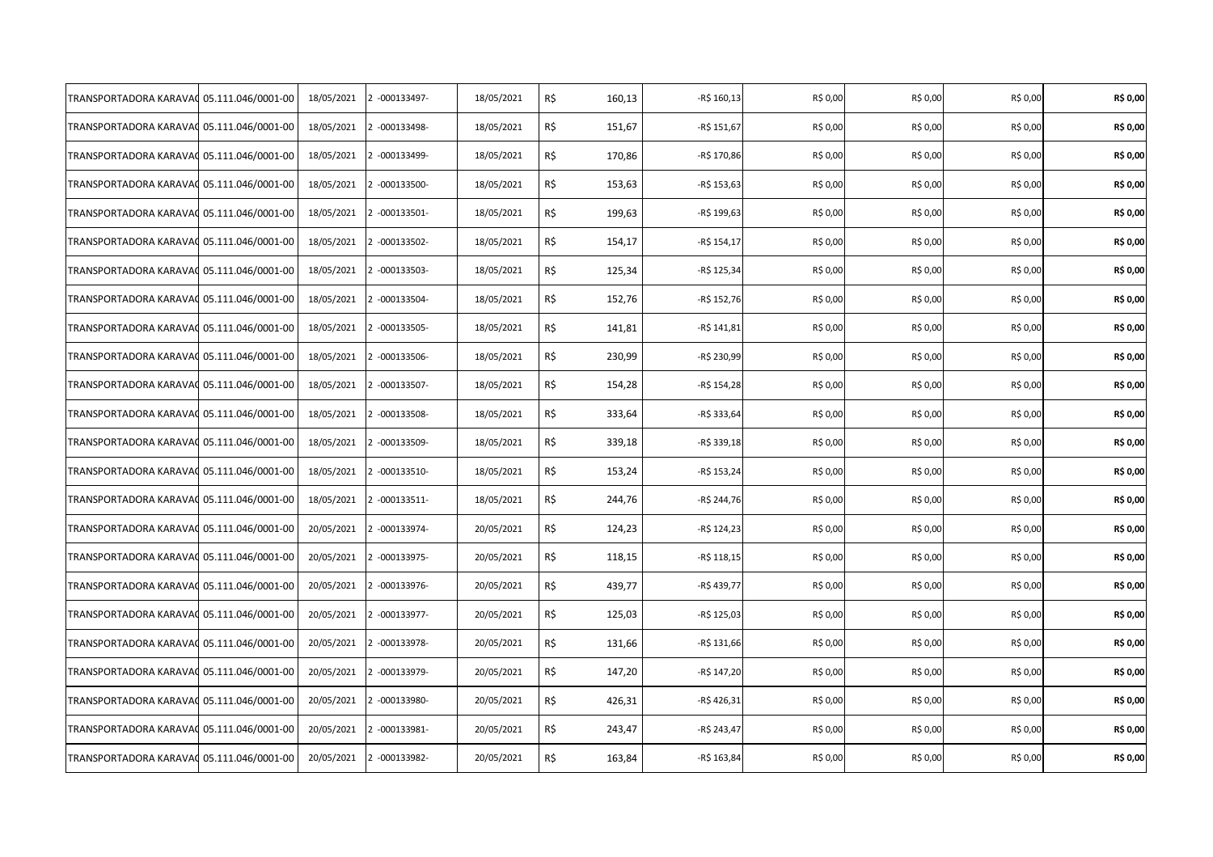| | | | | | | | | | | |
|---|---|---|---|---|---|---|---|---|---|---|
| TRANSPORTADORA KARAVA( | 05.111.046/0001-00 | 18/05/2021 | 2 -000133497- | 18/05/2021 | R$ | 160,13 | -R$ 160,13 | R$ 0,00 | R$ 0,00 | R$ 0,00 | **R$ 0,00** |
| TRANSPORTADORA KARAVA( | 05.111.046/0001-00 | 18/05/2021 | 2 -000133498- | 18/05/2021 | R$ | 151,67 | -R$ 151,67 | R$ 0,00 | R$ 0,00 | R$ 0,00 | **R$ 0,00** |
| TRANSPORTADORA KARAVA( | 05.111.046/0001-00 | 18/05/2021 | 2 -000133499- | 18/05/2021 | R$ | 170,86 | -R$ 170,86 | R$ 0,00 | R$ 0,00 | R$ 0,00 | **R$ 0,00** |
| TRANSPORTADORA KARAVA( | 05.111.046/0001-00 | 18/05/2021 | 2 -000133500- | 18/05/2021 | R$ | 153,63 | -R$ 153,63 | R$ 0,00 | R$ 0,00 | R$ 0,00 | **R$ 0,00** |
| TRANSPORTADORA KARAVA( | 05.111.046/0001-00 | 18/05/2021 | 2 -000133501- | 18/05/2021 | R$ | 199,63 | -R$ 199,63 | R$ 0,00 | R$ 0,00 | R$ 0,00 | **R$ 0,00** |
| TRANSPORTADORA KARAVA( | 05.111.046/0001-00 | 18/05/2021 | 2 -000133502- | 18/05/2021 | R$ | 154,17 | -R$ 154,17 | R$ 0,00 | R$ 0,00 | R$ 0,00 | **R$ 0,00** |
| TRANSPORTADORA KARAVA( | 05.111.046/0001-00 | 18/05/2021 | 2 -000133503- | 18/05/2021 | R$ | 125,34 | -R$ 125,34 | R$ 0,00 | R$ 0,00 | R$ 0,00 | **R$ 0,00** |
| TRANSPORTADORA KARAVA( | 05.111.046/0001-00 | 18/05/2021 | 2 -000133504- | 18/05/2021 | R$ | 152,76 | -R$ 152,76 | R$ 0,00 | R$ 0,00 | R$ 0,00 | **R$ 0,00** |
| TRANSPORTADORA KARAVA( | 05.111.046/0001-00 | 18/05/2021 | 2 -000133505- | 18/05/2021 | R$ | 141,81 | -R$ 141,81 | R$ 0,00 | R$ 0,00 | R$ 0,00 | **R$ 0,00** |
| TRANSPORTADORA KARAVA( | 05.111.046/0001-00 | 18/05/2021 | 2 -000133506- | 18/05/2021 | R$ | 230,99 | -R$ 230,99 | R$ 0,00 | R$ 0,00 | R$ 0,00 | **R$ 0,00** |
| TRANSPORTADORA KARAVA( | 05.111.046/0001-00 | 18/05/2021 | 2 -000133507- | 18/05/2021 | R$ | 154,28 | -R$ 154,28 | R$ 0,00 | R$ 0,00 | R$ 0,00 | **R$ 0,00** |
| TRANSPORTADORA KARAVA( | 05.111.046/0001-00 | 18/05/2021 | 2 -000133508- | 18/05/2021 | R$ | 333,64 | -R$ 333,64 | R$ 0,00 | R$ 0,00 | R$ 0,00 | **R$ 0,00** |
| TRANSPORTADORA KARAVA( | 05.111.046/0001-00 | 18/05/2021 | 2 -000133509- | 18/05/2021 | R$ | 339,18 | -R$ 339,18 | R$ 0,00 | R$ 0,00 | R$ 0,00 | **R$ 0,00** |
| TRANSPORTADORA KARAVA( | 05.111.046/0001-00 | 18/05/2021 | 2 -000133510- | 18/05/2021 | R$ | 153,24 | -R$ 153,24 | R$ 0,00 | R$ 0,00 | R$ 0,00 | **R$ 0,00** |
| TRANSPORTADORA KARAVA( | 05.111.046/0001-00 | 18/05/2021 | 2 -000133511- | 18/05/2021 | R$ | 244,76 | -R$ 244,76 | R$ 0,00 | R$ 0,00 | R$ 0,00 | **R$ 0,00** |
| TRANSPORTADORA KARAVA( | 05.111.046/0001-00 | 20/05/2021 | 2 -000133974- | 20/05/2021 | R$ | 124,23 | -R$ 124,23 | R$ 0,00 | R$ 0,00 | R$ 0,00 | **R$ 0,00** |
| TRANSPORTADORA KARAVA( | 05.111.046/0001-00 | 20/05/2021 | 2 -000133975- | 20/05/2021 | R$ | 118,15 | -R$ 118,15 | R$ 0,00 | R$ 0,00 | R$ 0,00 | **R$ 0,00** |
| TRANSPORTADORA KARAVA( | 05.111.046/0001-00 | 20/05/2021 | 2 -000133976- | 20/05/2021 | R$ | 439,77 | -R$ 439,77 | R$ 0,00 | R$ 0,00 | R$ 0,00 | **R$ 0,00** |
| TRANSPORTADORA KARAVA( | 05.111.046/0001-00 | 20/05/2021 | 2 -000133977- | 20/05/2021 | R$ | 125,03 | -R$ 125,03 | R$ 0,00 | R$ 0,00 | R$ 0,00 | **R$ 0,00** |
| TRANSPORTADORA KARAVA( | 05.111.046/0001-00 | 20/05/2021 | 2 -000133978- | 20/05/2021 | R$ | 131,66 | -R$ 131,66 | R$ 0,00 | R$ 0,00 | R$ 0,00 | **R$ 0,00** |
| TRANSPORTADORA KARAVA( | 05.111.046/0001-00 | 20/05/2021 | 2 -000133979- | 20/05/2021 | R$ | 147,20 | -R$ 147,20 | R$ 0,00 | R$ 0,00 | R$ 0,00 | **R$ 0,00** |
| TRANSPORTADORA KARAVA( | 05.111.046/0001-00 | 20/05/2021 | 2 -000133980- | 20/05/2021 | R$ | 426,31 | -R$ 426,31 | R$ 0,00 | R$ 0,00 | R$ 0,00 | **R$ 0,00** |
| TRANSPORTADORA KARAVA( | 05.111.046/0001-00 | 20/05/2021 | 2 -000133981- | 20/05/2021 | R$ | 243,47 | -R$ 243,47 | R$ 0,00 | R$ 0,00 | R$ 0,00 | **R$ 0,00** |
| TRANSPORTADORA KARAVA( | 05.111.046/0001-00 | 20/05/2021 | 2 -000133982- | 20/05/2021 | R$ | 163,84 | -R$ 163,84 | R$ 0,00 | R$ 0,00 | R$ 0,00 | **R$ 0,00** |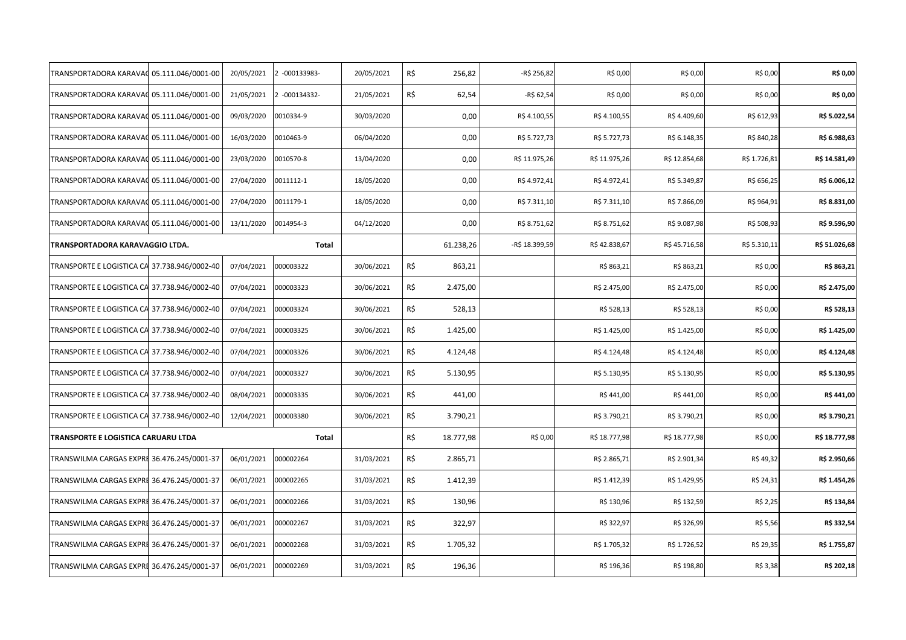| | | | | | | | | | | |
|---|---|---|---|---|---|---|---|---|---|---|
| TRANSPORTADORA KARAVAG | 05.111.046/0001-00 | 20/05/2021 | 2 -000133983- | 20/05/2021 | R$ 256,82 | -R$ 256,82 | R$ 0,00 | R$ 0,00 | R$ 0,00 | **R$ 0,00** |
| TRANSPORTADORA KARAVAG | 05.111.046/0001-00 | 21/05/2021 | 2 -000134332- | 21/05/2021 | R$ 62,54 | -R$ 62,54 | R$ 0,00 | R$ 0,00 | R$ 0,00 | **R$ 0,00** |
| TRANSPORTADORA KARAVAG | 05.111.046/0001-00 | 09/03/2020 | 0010334-9 | 30/03/2020 | 0,00 | R$ 4.100,55 | R$ 4.100,55 | R$ 4.409,60 | R$ 612,93 | **R$ 5.022,54** |
| TRANSPORTADORA KARAVAG | 05.111.046/0001-00 | 16/03/2020 | 0010463-9 | 06/04/2020 | 0,00 | R$ 5.727,73 | R$ 5.727,73 | R$ 6.148,35 | R$ 840,28 | **R$ 6.988,63** |
| TRANSPORTADORA KARAVAG | 05.111.046/0001-00 | 23/03/2020 | 0010570-8 | 13/04/2020 | 0,00 | R$ 11.975,26 | R$ 11.975,26 | R$ 12.854,68 | R$ 1.726,81 | **R$ 14.581,49** |
| TRANSPORTADORA KARAVAG | 05.111.046/0001-00 | 27/04/2020 | 0011112-1 | 18/05/2020 | 0,00 | R$ 4.972,41 | R$ 4.972,41 | R$ 5.349,87 | R$ 656,25 | **R$ 6.006,12** |
| TRANSPORTADORA KARAVAG | 05.111.046/0001-00 | 27/04/2020 | 0011179-1 | 18/05/2020 | 0,00 | R$ 7.311,10 | R$ 7.311,10 | R$ 7.866,09 | R$ 964,91 | **R$ 8.831,00** |
| TRANSPORTADORA KARAVAG | 05.111.046/0001-00 | 13/11/2020 | 0014954-3 | 04/12/2020 | 0,00 | R$ 8.751,62 | R$ 8.751,62 | R$ 9.087,98 | R$ 508,93 | **R$ 9.596,90** |
| **TRANSPORTADORA KARAVAGGIO LTDA.** | | | **Total** | | 61.238,26 | -R$ 18.399,59 | R$ 42.838,67 | R$ 45.716,58 | R$ 5.310,11 | **R$ 51.026,68** |
| TRANSPORTE E LOGISTICA CA | 37.738.946/0002-40 | 07/04/2021 | 000003322 | 30/06/2021 | R$ 863,21 | | R$ 863,21 | R$ 863,21 | R$ 0,00 | **R$ 863,21** |
| TRANSPORTE E LOGISTICA CA | 37.738.946/0002-40 | 07/04/2021 | 000003323 | 30/06/2021 | R$ 2.475,00 | | R$ 2.475,00 | R$ 2.475,00 | R$ 0,00 | **R$ 2.475,00** |
| TRANSPORTE E LOGISTICA CA | 37.738.946/0002-40 | 07/04/2021 | 000003324 | 30/06/2021 | R$ 528,13 | | R$ 528,13 | R$ 528,13 | R$ 0,00 | **R$ 528,13** |
| TRANSPORTE E LOGISTICA CA | 37.738.946/0002-40 | 07/04/2021 | 000003325 | 30/06/2021 | R$ 1.425,00 | | R$ 1.425,00 | R$ 1.425,00 | R$ 0,00 | **R$ 1.425,00** |
| TRANSPORTE E LOGISTICA CA | 37.738.946/0002-40 | 07/04/2021 | 000003326 | 30/06/2021 | R$ 4.124,48 | | R$ 4.124,48 | R$ 4.124,48 | R$ 0,00 | **R$ 4.124,48** |
| TRANSPORTE E LOGISTICA CA | 37.738.946/0002-40 | 07/04/2021 | 000003327 | 30/06/2021 | R$ 5.130,95 | | R$ 5.130,95 | R$ 5.130,95 | R$ 0,00 | **R$ 5.130,95** |
| TRANSPORTE E LOGISTICA CA | 37.738.946/0002-40 | 08/04/2021 | 000003335 | 30/06/2021 | R$ 441,00 | | R$ 441,00 | R$ 441,00 | R$ 0,00 | **R$ 441,00** |
| TRANSPORTE E LOGISTICA CA | 37.738.946/0002-40 | 12/04/2021 | 000003380 | 30/06/2021 | R$ 3.790,21 | | R$ 3.790,21 | R$ 3.790,21 | R$ 0,00 | **R$ 3.790,21** |
| **TRANSPORTE E LOGISTICA CARUARU LTDA** | | | **Total** | | R$ 18.777,98 | R$ 0,00 | R$ 18.777,98 | R$ 18.777,98 | R$ 0,00 | **R$ 18.777,98** |
| TRANSWILMA CARGAS EXPRE | 36.476.245/0001-37 | 06/01/2021 | 000002264 | 31/03/2021 | R$ 2.865,71 | | R$ 2.865,71 | R$ 2.901,34 | R$ 49,32 | **R$ 2.950,66** |
| TRANSWILMA CARGAS EXPRE | 36.476.245/0001-37 | 06/01/2021 | 000002265 | 31/03/2021 | R$ 1.412,39 | | R$ 1.412,39 | R$ 1.429,95 | R$ 24,31 | **R$ 1.454,26** |
| TRANSWILMA CARGAS EXPRE | 36.476.245/0001-37 | 06/01/2021 | 000002266 | 31/03/2021 | R$ 130,96 | | R$ 130,96 | R$ 132,59 | R$ 2,25 | **R$ 134,84** |
| TRANSWILMA CARGAS EXPRE | 36.476.245/0001-37 | 06/01/2021 | 000002267 | 31/03/2021 | R$ 322,97 | | R$ 322,97 | R$ 326,99 | R$ 5,56 | **R$ 332,54** |
| TRANSWILMA CARGAS EXPRE | 36.476.245/0001-37 | 06/01/2021 | 000002268 | 31/03/2021 | R$ 1.705,32 | | R$ 1.705,32 | R$ 1.726,52 | R$ 29,35 | **R$ 1.755,87** |
| TRANSWILMA CARGAS EXPRE | 36.476.245/0001-37 | 06/01/2021 | 000002269 | 31/03/2021 | R$ 196,36 | | R$ 196,36 | R$ 198,80 | R$ 3,38 | **R$ 202,18** |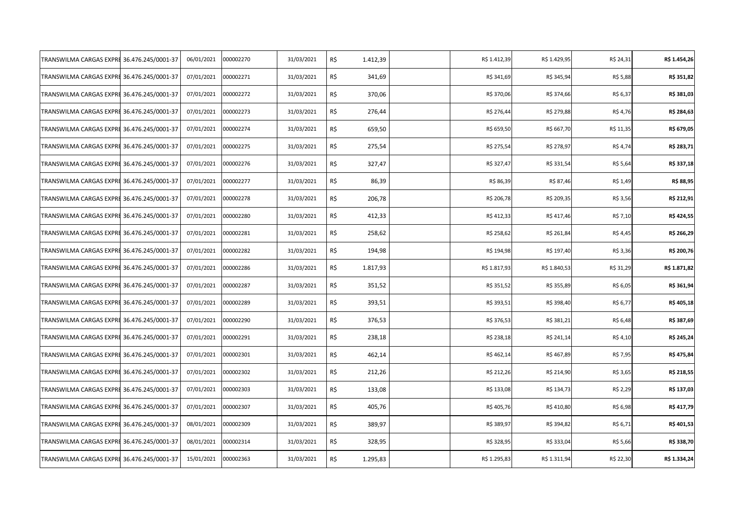| | | | | | | | | | | | |
|---|---|---|---|---|---|---|---|---|---|---|---|
| TRANSWILMA CARGAS EXPRE | 36.476.245/0001-37 | 06/01/2021 | 000002270 | 31/03/2021 | R$ | 1.412,39 | | R$ 1.412,39 | R$ 1.429,95 | R$ 24,31 | **R$ 1.454,26** |
| TRANSWILMA CARGAS EXPRE | 36.476.245/0001-37 | 07/01/2021 | 000002271 | 31/03/2021 | R$ | 341,69 | | R$ 341,69 | R$ 345,94 | R$ 5,88 | **R$ 351,82** |
| TRANSWILMA CARGAS EXPRE | 36.476.245/0001-37 | 07/01/2021 | 000002272 | 31/03/2021 | R$ | 370,06 | | R$ 370,06 | R$ 374,66 | R$ 6,37 | **R$ 381,03** |
| TRANSWILMA CARGAS EXPRE | 36.476.245/0001-37 | 07/01/2021 | 000002273 | 31/03/2021 | R$ | 276,44 | | R$ 276,44 | R$ 279,88 | R$ 4,76 | **R$ 284,63** |
| TRANSWILMA CARGAS EXPRE | 36.476.245/0001-37 | 07/01/2021 | 000002274 | 31/03/2021 | R$ | 659,50 | | R$ 659,50 | R$ 667,70 | R$ 11,35 | **R$ 679,05** |
| TRANSWILMA CARGAS EXPRE | 36.476.245/0001-37 | 07/01/2021 | 000002275 | 31/03/2021 | R$ | 275,54 | | R$ 275,54 | R$ 278,97 | R$ 4,74 | **R$ 283,71** |
| TRANSWILMA CARGAS EXPRE | 36.476.245/0001-37 | 07/01/2021 | 000002276 | 31/03/2021 | R$ | 327,47 | | R$ 327,47 | R$ 331,54 | R$ 5,64 | **R$ 337,18** |
| TRANSWILMA CARGAS EXPRE | 36.476.245/0001-37 | 07/01/2021 | 000002277 | 31/03/2021 | R$ | 86,39 | | R$ 86,39 | R$ 87,46 | R$ 1,49 | **R$ 88,95** |
| TRANSWILMA CARGAS EXPRE | 36.476.245/0001-37 | 07/01/2021 | 000002278 | 31/03/2021 | R$ | 206,78 | | R$ 206,78 | R$ 209,35 | R$ 3,56 | **R$ 212,91** |
| TRANSWILMA CARGAS EXPRE | 36.476.245/0001-37 | 07/01/2021 | 000002280 | 31/03/2021 | R$ | 412,33 | | R$ 412,33 | R$ 417,46 | R$ 7,10 | **R$ 424,55** |
| TRANSWILMA CARGAS EXPRE | 36.476.245/0001-37 | 07/01/2021 | 000002281 | 31/03/2021 | R$ | 258,62 | | R$ 258,62 | R$ 261,84 | R$ 4,45 | **R$ 266,29** |
| TRANSWILMA CARGAS EXPRE | 36.476.245/0001-37 | 07/01/2021 | 000002282 | 31/03/2021 | R$ | 194,98 | | R$ 194,98 | R$ 197,40 | R$ 3,36 | **R$ 200,76** |
| TRANSWILMA CARGAS EXPRE | 36.476.245/0001-37 | 07/01/2021 | 000002286 | 31/03/2021 | R$ | 1.817,93 | | R$ 1.817,93 | R$ 1.840,53 | R$ 31,29 | **R$ 1.871,82** |
| TRANSWILMA CARGAS EXPRE | 36.476.245/0001-37 | 07/01/2021 | 000002287 | 31/03/2021 | R$ | 351,52 | | R$ 351,52 | R$ 355,89 | R$ 6,05 | **R$ 361,94** |
| TRANSWILMA CARGAS EXPRE | 36.476.245/0001-37 | 07/01/2021 | 000002289 | 31/03/2021 | R$ | 393,51 | | R$ 393,51 | R$ 398,40 | R$ 6,77 | **R$ 405,18** |
| TRANSWILMA CARGAS EXPRE | 36.476.245/0001-37 | 07/01/2021 | 000002290 | 31/03/2021 | R$ | 376,53 | | R$ 376,53 | R$ 381,21 | R$ 6,48 | **R$ 387,69** |
| TRANSWILMA CARGAS EXPRE | 36.476.245/0001-37 | 07/01/2021 | 000002291 | 31/03/2021 | R$ | 238,18 | | R$ 238,18 | R$ 241,14 | R$ 4,10 | **R$ 245,24** |
| TRANSWILMA CARGAS EXPRE | 36.476.245/0001-37 | 07/01/2021 | 000002301 | 31/03/2021 | R$ | 462,14 | | R$ 462,14 | R$ 467,89 | R$ 7,95 | **R$ 475,84** |
| TRANSWILMA CARGAS EXPRE | 36.476.245/0001-37 | 07/01/2021 | 000002302 | 31/03/2021 | R$ | 212,26 | | R$ 212,26 | R$ 214,90 | R$ 3,65 | **R$ 218,55** |
| TRANSWILMA CARGAS EXPRE | 36.476.245/0001-37 | 07/01/2021 | 000002303 | 31/03/2021 | R$ | 133,08 | | R$ 133,08 | R$ 134,73 | R$ 2,29 | **R$ 137,03** |
| TRANSWILMA CARGAS EXPRE | 36.476.245/0001-37 | 07/01/2021 | 000002307 | 31/03/2021 | R$ | 405,76 | | R$ 405,76 | R$ 410,80 | R$ 6,98 | **R$ 417,79** |
| TRANSWILMA CARGAS EXPRE | 36.476.245/0001-37 | 08/01/2021 | 000002309 | 31/03/2021 | R$ | 389,97 | | R$ 389,97 | R$ 394,82 | R$ 6,71 | **R$ 401,53** |
| TRANSWILMA CARGAS EXPRE | 36.476.245/0001-37 | 08/01/2021 | 000002314 | 31/03/2021 | R$ | 328,95 | | R$ 328,95 | R$ 333,04 | R$ 5,66 | **R$ 338,70** |
| TRANSWILMA CARGAS EXPRE | 36.476.245/0001-37 | 15/01/2021 | 000002363 | 31/03/2021 | R$ | 1.295,83 | | R$ 1.295,83 | R$ 1.311,94 | R$ 22,30 | **R$ 1.334,24** |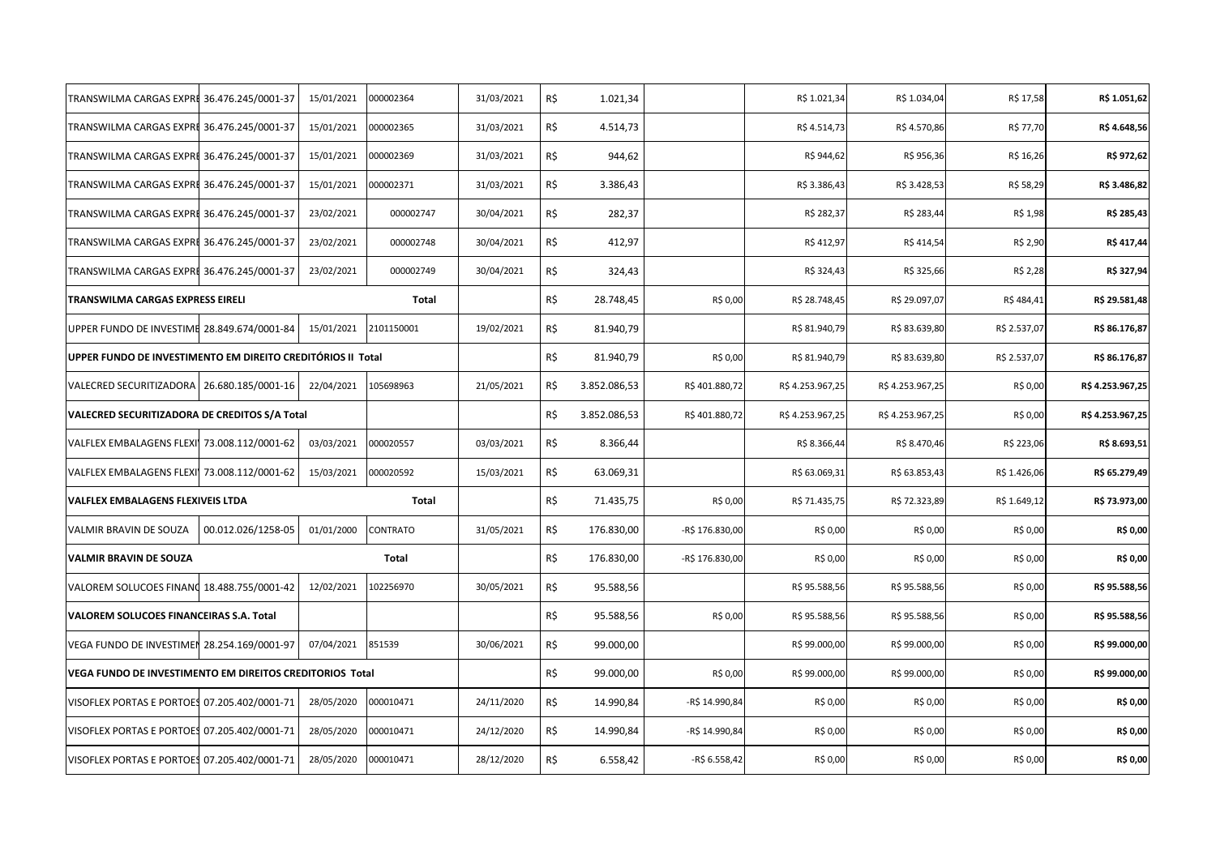| | | | | | | | | | | | |
|---|---|---|---|---|---|---|---|---|---|---|---|
| TRANSWILMA CARGAS EXPRE | 36.476.245/0001-37 | 15/01/2021 | 000002364 | 31/03/2021 | R$ | 1.021,34 | | R$ 1.021,34 | R$ 1.034,04 | R$ 17,58 | R$ 1.051,62 |
| TRANSWILMA CARGAS EXPRE | 36.476.245/0001-37 | 15/01/2021 | 000002365 | 31/03/2021 | R$ | 4.514,73 | | R$ 4.514,73 | R$ 4.570,86 | R$ 77,70 | R$ 4.648,56 |
| TRANSWILMA CARGAS EXPRE | 36.476.245/0001-37 | 15/01/2021 | 000002369 | 31/03/2021 | R$ | 944,62 | | R$ 944,62 | R$ 956,36 | R$ 16,26 | R$ 972,62 |
| TRANSWILMA CARGAS EXPRE | 36.476.245/0001-37 | 15/01/2021 | 000002371 | 31/03/2021 | R$ | 3.386,43 | | R$ 3.386,43 | R$ 3.428,53 | R$ 58,29 | R$ 3.486,82 |
| TRANSWILMA CARGAS EXPRE | 36.476.245/0001-37 | 23/02/2021 | 000002747 | 30/04/2021 | R$ | 282,37 | | R$ 282,37 | R$ 283,44 | R$ 1,98 | R$ 285,43 |
| TRANSWILMA CARGAS EXPRE | 36.476.245/0001-37 | 23/02/2021 | 000002748 | 30/04/2021 | R$ | 412,97 | | R$ 412,97 | R$ 414,54 | R$ 2,90 | R$ 417,44 |
| TRANSWILMA CARGAS EXPRE | 36.476.245/0001-37 | 23/02/2021 | 000002749 | 30/04/2021 | R$ | 324,43 | | R$ 324,43 | R$ 325,66 | R$ 2,28 | R$ 327,94 |
| **TRANSWILMA CARGAS EXPRESS EIRELI** | | | **Total** | | R$ | 28.748,45 | R$ 0,00 | R$ 28.748,45 | R$ 29.097,07 | R$ 484,41 | **R$ 29.581,48** |
| UPPER FUNDO DE INVESTIME | 28.849.674/0001-84 | 15/01/2021 | 2101150001 | 19/02/2021 | R$ | 81.940,79 | | R$ 81.940,79 | R$ 83.639,80 | R$ 2.537,07 | R$ 86.176,87 |
| **UPPER FUNDO DE INVESTIMENTO EM DIREITO CREDITÓRIOS II Total** | | | | | R$ | 81.940,79 | R$ 0,00 | R$ 81.940,79 | R$ 83.639,80 | R$ 2.537,07 | **R$ 86.176,87** |
| VALECRED SECURITIZADORA | 26.680.185/0001-16 | 22/04/2021 | 105698963 | 21/05/2021 | R$ | 3.852.086,53 | R$ 401.880,72 | R$ 4.253.967,25 | R$ 4.253.967,25 | R$ 0,00 | R$ 4.253.967,25 |
| **VALECRED SECURITIZADORA DE CREDITOS S/A Total** | | | | | R$ | 3.852.086,53 | R$ 401.880,72 | R$ 4.253.967,25 | R$ 4.253.967,25 | R$ 0,00 | **R$ 4.253.967,25** |
| VALFLEX EMBALAGENS FLEXI | 73.008.112/0001-62 | 03/03/2021 | 000020557 | 03/03/2021 | R$ | 8.366,44 | | R$ 8.366,44 | R$ 8.470,46 | R$ 223,06 | R$ 8.693,51 |
| VALFLEX EMBALAGENS FLEXI | 73.008.112/0001-62 | 15/03/2021 | 000020592 | 15/03/2021 | R$ | 63.069,31 | | R$ 63.069,31 | R$ 63.853,43 | R$ 1.426,06 | R$ 65.279,49 |
| **VALFLEX EMBALAGENS FLEXIVEIS LTDA** | | | **Total** | | R$ | 71.435,75 | R$ 0,00 | R$ 71.435,75 | R$ 72.323,89 | R$ 1.649,12 | **R$ 73.973,00** |
| VALMIR BRAVIN DE SOUZA | 00.012.026/1258-05 | 01/01/2000 | CONTRATO | 31/05/2021 | R$ | 176.830,00 | -R$ 176.830,00 | R$ 0,00 | R$ 0,00 | R$ 0,00 | R$ 0,00 |
| **VALMIR BRAVIN DE SOUZA** | | | **Total** | | R$ | 176.830,00 | -R$ 176.830,00 | R$ 0,00 | R$ 0,00 | R$ 0,00 | **R$ 0,00** |
| VALOREM SOLUCOES FINANC | 18.488.755/0001-42 | 12/02/2021 | 102256970 | 30/05/2021 | R$ | 95.588,56 | | R$ 95.588,56 | R$ 95.588,56 | R$ 0,00 | R$ 95.588,56 |
| **VALOREM SOLUCOES FINANCEIRAS S.A. Total** | | | | | R$ | 95.588,56 | R$ 0,00 | R$ 95.588,56 | R$ 95.588,56 | R$ 0,00 | **R$ 95.588,56** |
| VEGA FUNDO DE INVESTIMEN | 28.254.169/0001-97 | 07/04/2021 | 851539 | 30/06/2021 | R$ | 99.000,00 | | R$ 99.000,00 | R$ 99.000,00 | R$ 0,00 | R$ 99.000,00 |
| **VEGA FUNDO DE INVESTIMENTO EM DIREITOS CREDITORIOS Total** | | | | | R$ | 99.000,00 | R$ 0,00 | R$ 99.000,00 | R$ 99.000,00 | R$ 0,00 | **R$ 99.000,00** |
| VISOFLEX PORTAS E PORTOES | 07.205.402/0001-71 | 28/05/2020 | 000010471 | 24/11/2020 | R$ | 14.990,84 | -R$ 14.990,84 | R$ 0,00 | R$ 0,00 | R$ 0,00 | R$ 0,00 |
| VISOFLEX PORTAS E PORTOES | 07.205.402/0001-71 | 28/05/2020 | 000010471 | 24/12/2020 | R$ | 14.990,84 | -R$ 14.990,84 | R$ 0,00 | R$ 0,00 | R$ 0,00 | R$ 0,00 |
| VISOFLEX PORTAS E PORTOES | 07.205.402/0001-71 | 28/05/2020 | 000010471 | 28/12/2020 | R$ | 6.558,42 | -R$ 6.558,42 | R$ 0,00 | R$ 0,00 | R$ 0,00 | R$ 0,00 |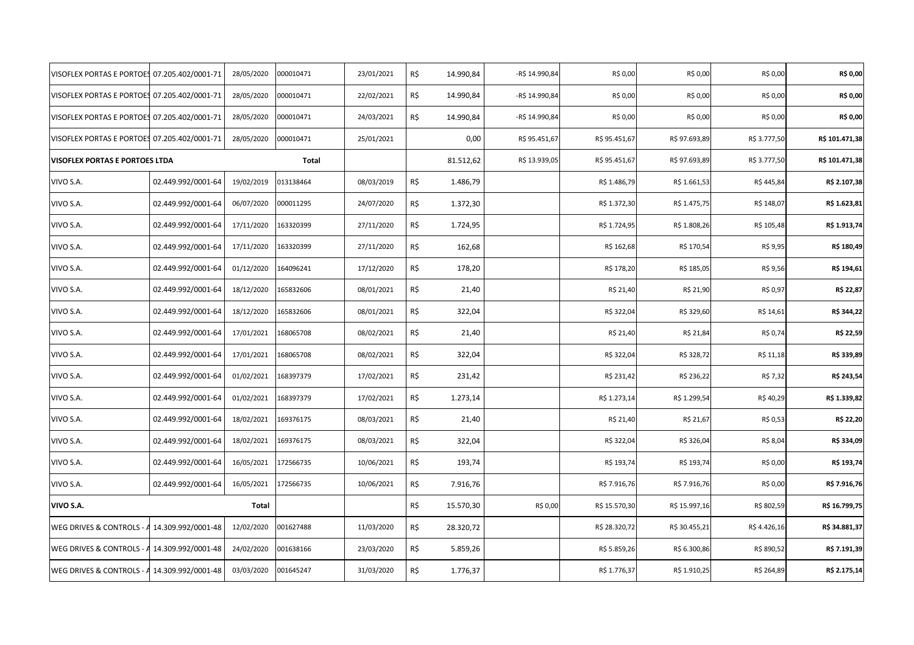| | | | | | | | | | | | |
|---|---|---|---|---|---|---|---|---|---|---|---|
| VISOFLEX PORTAS E PORTOES | 07.205.402/0001-71 | 28/05/2020 | 000010471 | 23/01/2021 | R$ | 14.990,84 | -R$ 14.990,84 | R$ 0,00 | R$ 0,00 | R$ 0,00 | **R$ 0,00** |
| VISOFLEX PORTAS E PORTOES | 07.205.402/0001-71 | 28/05/2020 | 000010471 | 22/02/2021 | R$ | 14.990,84 | -R$ 14.990,84 | R$ 0,00 | R$ 0,00 | R$ 0,00 | **R$ 0,00** |
| VISOFLEX PORTAS E PORTOES | 07.205.402/0001-71 | 28/05/2020 | 000010471 | 24/03/2021 | R$ | 14.990,84 | -R$ 14.990,84 | R$ 0,00 | R$ 0,00 | R$ 0,00 | **R$ 0,00** |
| VISOFLEX PORTAS E PORTOES | 07.205.402/0001-71 | 28/05/2020 | 000010471 | 25/01/2021 | | 0,00 | R$ 95.451,67 | R$ 95.451,67 | R$ 97.693,89 | R$ 3.777,50 | **R$ 101.471,38** |
| **VISOFLEX PORTAS E PORTOES LTDA** | | | **Total** | | | 81.512,62 | R$ 13.939,05 | R$ 95.451,67 | R$ 97.693,89 | R$ 3.777,50 | **R$ 101.471,38** |
| VIVO S.A. | 02.449.992/0001-64 | 19/02/2019 | 013138464 | 08/03/2019 | R$ | 1.486,79 | | R$ 1.486,79 | R$ 1.661,53 | R$ 445,84 | **R$ 2.107,38** |
| VIVO S.A. | 02.449.992/0001-64 | 06/07/2020 | 000011295 | 24/07/2020 | R$ | 1.372,30 | | R$ 1.372,30 | R$ 1.475,75 | R$ 148,07 | **R$ 1.623,81** |
| VIVO S.A. | 02.449.992/0001-64 | 17/11/2020 | 163320399 | 27/11/2020 | R$ | 1.724,95 | | R$ 1.724,95 | R$ 1.808,26 | R$ 105,48 | **R$ 1.913,74** |
| VIVO S.A. | 02.449.992/0001-64 | 17/11/2020 | 163320399 | 27/11/2020 | R$ | 162,68 | | R$ 162,68 | R$ 170,54 | R$ 9,95 | **R$ 180,49** |
| VIVO S.A. | 02.449.992/0001-64 | 01/12/2020 | 164096241 | 17/12/2020 | R$ | 178,20 | | R$ 178,20 | R$ 185,05 | R$ 9,56 | **R$ 194,61** |
| VIVO S.A. | 02.449.992/0001-64 | 18/12/2020 | 165832606 | 08/01/2021 | R$ | 21,40 | | R$ 21,40 | R$ 21,90 | R$ 0,97 | **R$ 22,87** |
| VIVO S.A. | 02.449.992/0001-64 | 18/12/2020 | 165832606 | 08/01/2021 | R$ | 322,04 | | R$ 322,04 | R$ 329,60 | R$ 14,61 | **R$ 344,22** |
| VIVO S.A. | 02.449.992/0001-64 | 17/01/2021 | 168065708 | 08/02/2021 | R$ | 21,40 | | R$ 21,40 | R$ 21,84 | R$ 0,74 | **R$ 22,59** |
| VIVO S.A. | 02.449.992/0001-64 | 17/01/2021 | 168065708 | 08/02/2021 | R$ | 322,04 | | R$ 322,04 | R$ 328,72 | R$ 11,18 | **R$ 339,89** |
| VIVO S.A. | 02.449.992/0001-64 | 01/02/2021 | 168397379 | 17/02/2021 | R$ | 231,42 | | R$ 231,42 | R$ 236,22 | R$ 7,32 | **R$ 243,54** |
| VIVO S.A. | 02.449.992/0001-64 | 01/02/2021 | 168397379 | 17/02/2021 | R$ | 1.273,14 | | R$ 1.273,14 | R$ 1.299,54 | R$ 40,29 | **R$ 1.339,82** |
| VIVO S.A. | 02.449.992/0001-64 | 18/02/2021 | 169376175 | 08/03/2021 | R$ | 21,40 | | R$ 21,40 | R$ 21,67 | R$ 0,53 | **R$ 22,20** |
| VIVO S.A. | 02.449.992/0001-64 | 18/02/2021 | 169376175 | 08/03/2021 | R$ | 322,04 | | R$ 322,04 | R$ 326,04 | R$ 8,04 | **R$ 334,09** |
| VIVO S.A. | 02.449.992/0001-64 | 16/05/2021 | 172566735 | 10/06/2021 | R$ | 193,74 | | R$ 193,74 | R$ 193,74 | R$ 0,00 | **R$ 193,74** |
| VIVO S.A. | 02.449.992/0001-64 | 16/05/2021 | 172566735 | 10/06/2021 | R$ | 7.916,76 | | R$ 7.916,76 | R$ 7.916,76 | R$ 0,00 | **R$ 7.916,76** |
| **VIVO S.A.** | | **Total** | | | R$ | 15.570,30 | R$ 0,00 | R$ 15.570,30 | R$ 15.997,16 | R$ 802,59 | **R$ 16.799,75** |
| WEG DRIVES & CONTROLS - A | 14.309.992/0001-48 | 12/02/2020 | 001627488 | 11/03/2020 | R$ | 28.320,72 | | R$ 28.320,72 | R$ 30.455,21 | R$ 4.426,16 | **R$ 34.881,37** |
| WEG DRIVES & CONTROLS - A | 14.309.992/0001-48 | 24/02/2020 | 001638166 | 23/03/2020 | R$ | 5.859,26 | | R$ 5.859,26 | R$ 6.300,86 | R$ 890,52 | **R$ 7.191,39** |
| WEG DRIVES & CONTROLS - A | 14.309.992/0001-48 | 03/03/2020 | 001645247 | 31/03/2020 | R$ | 1.776,37 | | R$ 1.776,37 | R$ 1.910,25 | R$ 264,89 | **R$ 2.175,14** |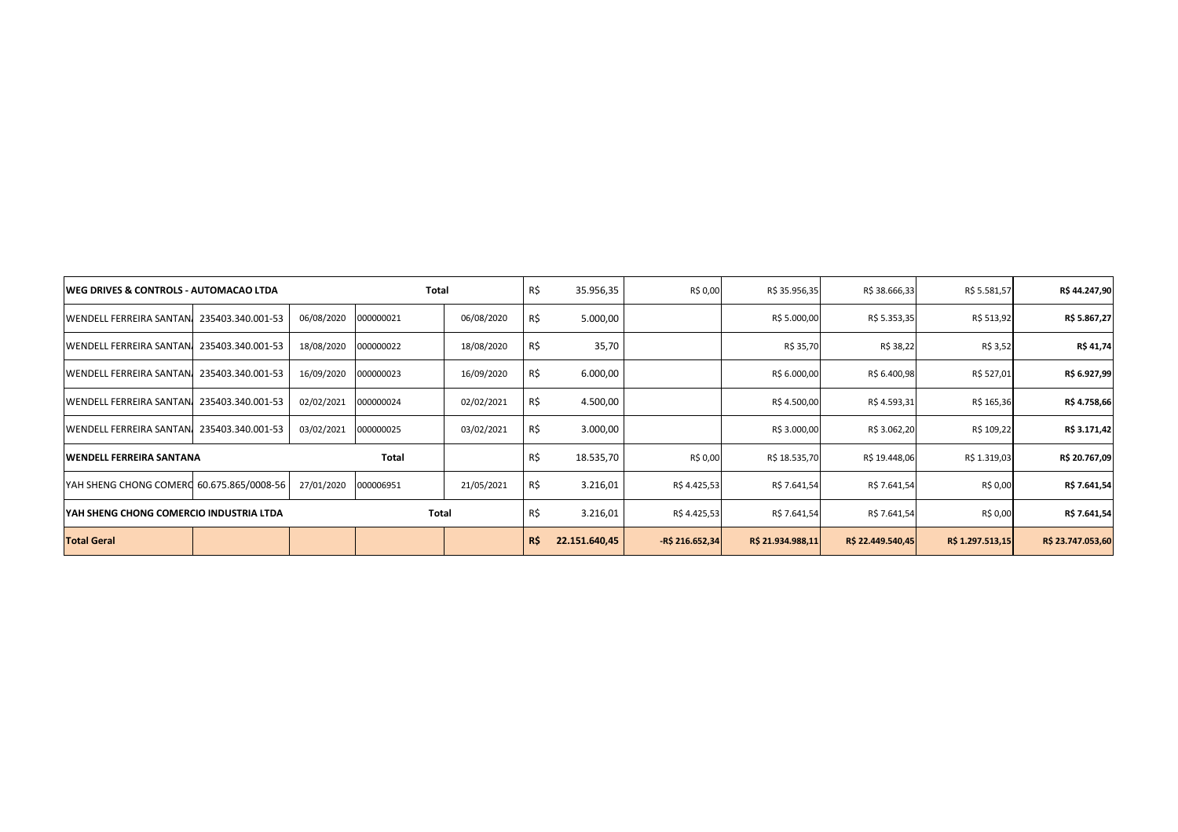| | | | | | | | | | | | |
|---|---|---|---|---|---|---|---|---|---|---|---|
| **WEG DRIVES & CONTROLS - AUTOMACAO LTDA** | | | **Total** | | R$ | 35.956,35 | R$ 0,00 | R$ 35.956,35 | R$ 38.666,33 | R$ 5.581,57 | **R$ 44.247,90** |
| WENDELL FERREIRA SANTANA | 235403.340.001-53 | 06/08/2020 | 000000021 | 06/08/2020 | R$ | 5.000,00 | | R$ 5.000,00 | R$ 5.353,35 | R$ 513,92 | **R$ 5.867,27** |
| WENDELL FERREIRA SANTANA | 235403.340.001-53 | 18/08/2020 | 000000022 | 18/08/2020 | R$ | 35,70 | | R$ 35,70 | R$ 38,22 | R$ 3,52 | **R$ 41,74** |
| WENDELL FERREIRA SANTANA | 235403.340.001-53 | 16/09/2020 | 000000023 | 16/09/2020 | R$ | 6.000,00 | | R$ 6.000,00 | R$ 6.400,98 | R$ 527,01 | **R$ 6.927,99** |
| WENDELL FERREIRA SANTANA | 235403.340.001-53 | 02/02/2021 | 000000024 | 02/02/2021 | R$ | 4.500,00 | | R$ 4.500,00 | R$ 4.593,31 | R$ 165,36 | **R$ 4.758,66** |
| WENDELL FERREIRA SANTANA | 235403.340.001-53 | 03/02/2021 | 000000025 | 03/02/2021 | R$ | 3.000,00 | | R$ 3.000,00 | R$ 3.062,20 | R$ 109,22 | **R$ 3.171,42** |
| **WENDELL FERREIRA SANTANA** | | | **Total** | | R$ | 18.535,70 | R$ 0,00 | R$ 18.535,70 | R$ 19.448,06 | R$ 1.319,03 | **R$ 20.767,09** |
| YAH SHENG CHONG COMERC | 60.675.865/0008-56 | 27/01/2020 | 000006951 | 21/05/2021 | R$ | 3.216,01 | R$ 4.425,53 | R$ 7.641,54 | R$ 7.641,54 | R$ 0,00 | **R$ 7.641,54** |
| **YAH SHENG CHONG COMERCIO INDUSTRIA LTDA** | | | **Total** | | R$ | 3.216,01 | R$ 4.425,53 | R$ 7.641,54 | R$ 7.641,54 | R$ 0,00 | **R$ 7.641,54** |
| **Total Geral** | | | | | **R$** | **22.151.640,45** | **-R$ 216.652,34** | **R$ 21.934.988,11** | **R$ 22.449.540,45** | **R$ 1.297.513,15** | **R$ 23.747.053,60** |